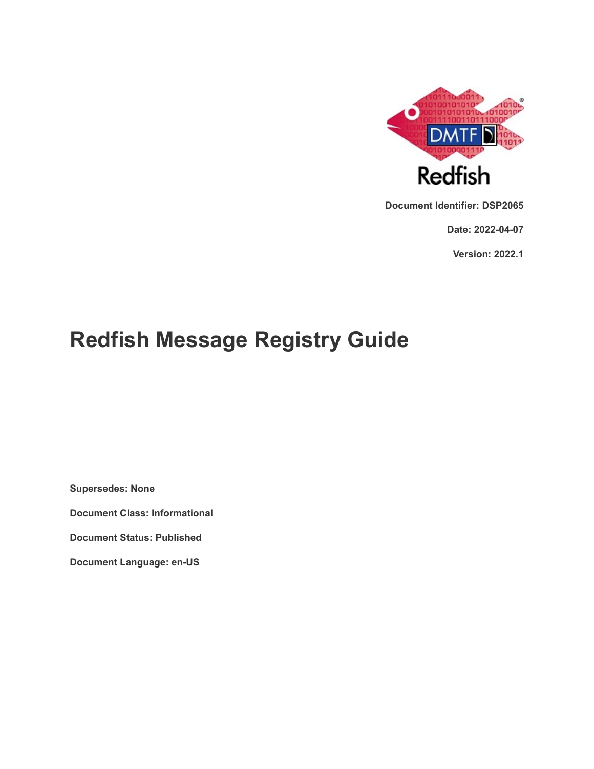Document Identifier: DSP2065

Date: 2022-04-07

Version: 2022.1

# Redfish Message Registry Guide

**Supersedes: None**

**Document Class: Informational**

**Document Status: Published**

**Document Language: en-US**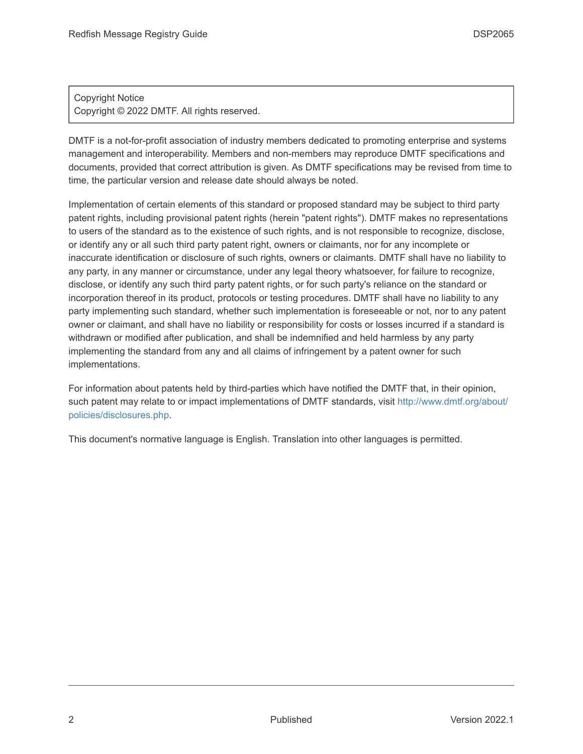Copyright Notice
Copyright © 2022 DMTF. All rights reserved.

DMTF is a not-for-profit association of industry members dedicated to promoting enterprise and systems management and interoperability. Members and non-members may reproduce DMTF specifications and documents, provided that correct attribution is given. As DMTF specifications may be revised from time to time, the particular version and release date should always be noted.

Implementation of certain elements of this standard or proposed standard may be subject to third party patent rights, including provisional patent rights (herein "patent rights"). DMTF makes no representations to users of the standard as to the existence of such rights, and is not responsible to recognize, disclose, or identify any or all such third party patent right, owners or claimants, nor for any incomplete or inaccurate identification or disclosure of such rights, owners or claimants. DMTF shall have no liability to any party, in any manner or circumstance, under any legal theory whatsoever, for failure to recognize, disclose, or identify any such third party patent rights, or for such party's reliance on the standard or incorporation thereof in its product, protocols or testing procedures. DMTF shall have no liability to any party implementing such standard, whether such implementation is foreseeable or not, nor to any patent owner or claimant, and shall have no liability or responsibility for costs or losses incurred if a standard is withdrawn or modified after publication, and shall be indemnified and held harmless by any party implementing the standard from any and all claims of infringement by a patent owner for such implementations.

For information about patents held by third-parties which have notified the DMTF that, in their opinion, such patent may relate to or impact implementations of DMTF standards, visit http://www.dmtf.org/about/policies/disclosures.php.

This document's normative language is English. Translation into other languages is permitted.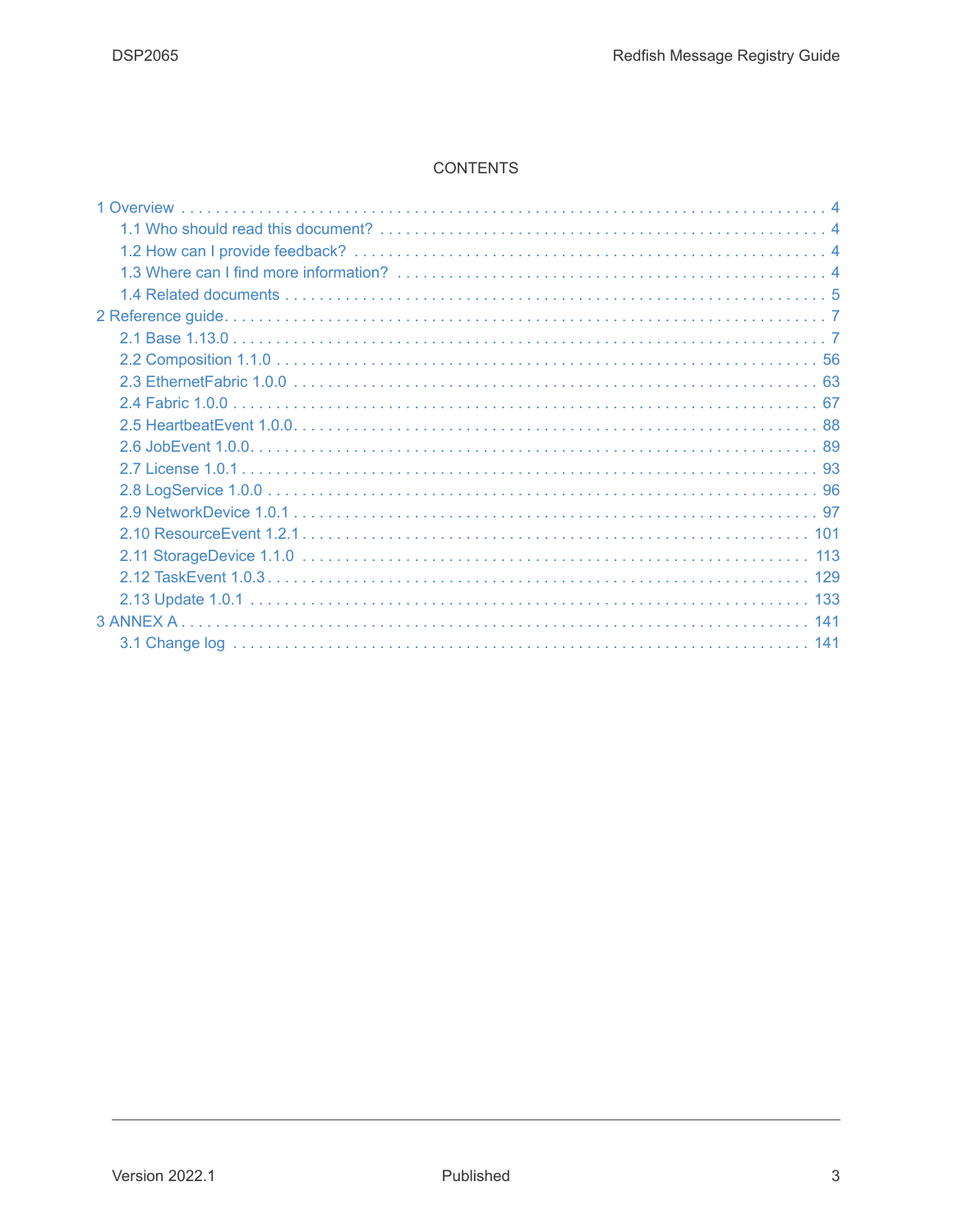# CONTENTS

- 1 Overview ... 4
  - 1.1 Who should read this document? ... 4
  - 1.2 How can I provide feedback? ... 4
  - 1.3 Where can I find more information? ... 4
  - 1.4 Related documents ... 5
- 2 Reference guide ... 7
  - 2.1 Base 1.13.0 ... 7
  - 2.2 Composition 1.1.0 ... 56
  - 2.3 EthernetFabric 1.0.0 ... 63
  - 2.4 Fabric 1.0.0 ... 67
  - 2.5 HeartbeatEvent 1.0.0 ... 88
  - 2.6 JobEvent 1.0.0 ... 89
  - 2.7 License 1.0.1 ... 93
  - 2.8 LogService 1.0.0 ... 96
  - 2.9 NetworkDevice 1.0.1 ... 97
  - 2.10 ResourceEvent 1.2.1 ... 101
  - 2.11 StorageDevice 1.1.0 ... 113
  - 2.12 TaskEvent 1.0.3 ... 129
  - 2.13 Update 1.0.1 ... 133
- 3 ANNEX A ... 141
  - 3.1 Change log ... 141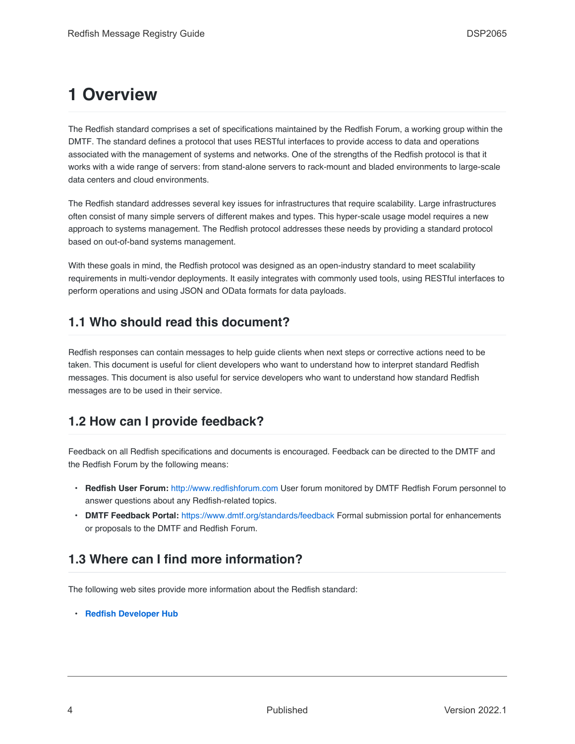# 1 Overview

The Redfish standard comprises a set of specifications maintained by the Redfish Forum, a working group within the DMTF. The standard defines a protocol that uses RESTful interfaces to provide access to data and operations associated with the management of systems and networks. One of the strengths of the Redfish protocol is that it works with a wide range of servers: from stand-alone servers to rack-mount and bladed environments to large-scale data centers and cloud environments.

The Redfish standard addresses several key issues for infrastructures that require scalability. Large infrastructures often consist of many simple servers of different makes and types. This hyper-scale usage model requires a new approach to systems management. The Redfish protocol addresses these needs by providing a standard protocol based on out-of-band systems management.

With these goals in mind, the Redfish protocol was designed as an open-industry standard to meet scalability requirements in multi-vendor deployments. It easily integrates with commonly used tools, using RESTful interfaces to perform operations and using JSON and OData formats for data payloads.

## 1.1 Who should read this document?

Redfish responses can contain messages to help guide clients when next steps or corrective actions need to be taken. This document is useful for client developers who want to understand how to interpret standard Redfish messages. This document is also useful for service developers who want to understand how standard Redfish messages are to be used in their service.

## 1.2 How can I provide feedback?

Feedback on all Redfish specifications and documents is encouraged. Feedback can be directed to the DMTF and the Redfish Forum by the following means:

- **Redfish User Forum:** http://www.redfishforum.com User forum monitored by DMTF Redfish Forum personnel to answer questions about any Redfish-related topics.
- **DMTF Feedback Portal:** https://www.dmtf.org/standards/feedback Formal submission portal for enhancements or proposals to the DMTF and Redfish Forum.

## 1.3 Where can I find more information?

The following web sites provide more information about the Redfish standard:

- **Redfish Developer Hub**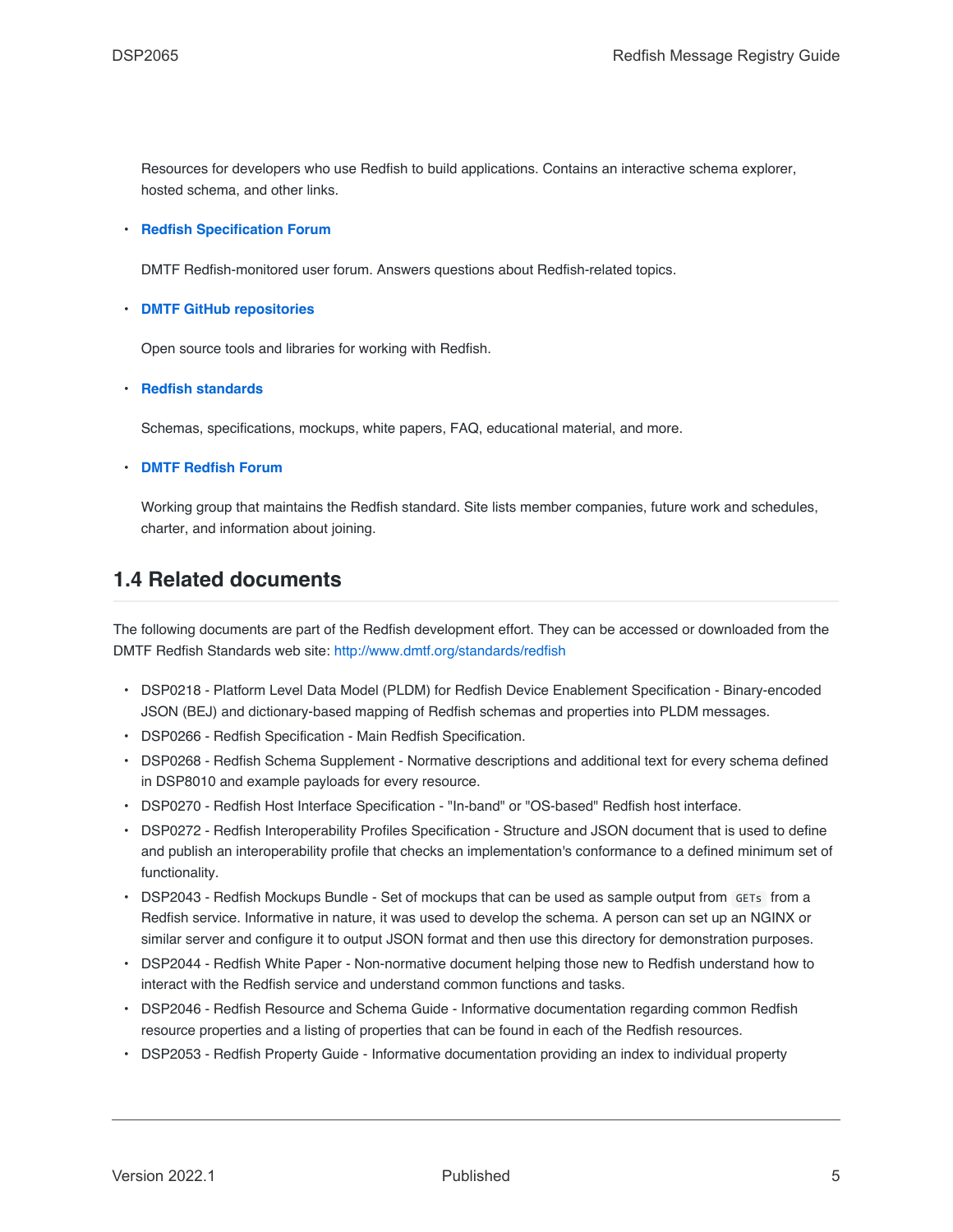Resources for developers who use Redfish to build applications. Contains an interactive schema explorer, hosted schema, and other links.

- **Redfish Specification Forum**

  DMTF Redfish-monitored user forum. Answers questions about Redfish-related topics.

- **DMTF GitHub repositories**

  Open source tools and libraries for working with Redfish.

- **Redfish standards**

  Schemas, specifications, mockups, white papers, FAQ, educational material, and more.

- **DMTF Redfish Forum**

  Working group that maintains the Redfish standard. Site lists member companies, future work and schedules, charter, and information about joining.

## 1.4 Related documents

The following documents are part of the Redfish development effort. They can be accessed or downloaded from the DMTF Redfish Standards web site: http://www.dmtf.org/standards/redfish

- DSP0218 - Platform Level Data Model (PLDM) for Redfish Device Enablement Specification - Binary-encoded JSON (BEJ) and dictionary-based mapping of Redfish schemas and properties into PLDM messages.
- DSP0266 - Redfish Specification - Main Redfish Specification.
- DSP0268 - Redfish Schema Supplement - Normative descriptions and additional text for every schema defined in DSP8010 and example payloads for every resource.
- DSP0270 - Redfish Host Interface Specification - "In-band" or "OS-based" Redfish host interface.
- DSP0272 - Redfish Interoperability Profiles Specification - Structure and JSON document that is used to define and publish an interoperability profile that checks an implementation's conformance to a defined minimum set of functionality.
- DSP2043 - Redfish Mockups Bundle - Set of mockups that can be used as sample output from `GETs` from a Redfish service. Informative in nature, it was used to develop the schema. A person can set up an NGINX or similar server and configure it to output JSON format and then use this directory for demonstration purposes.
- DSP2044 - Redfish White Paper - Non-normative document helping those new to Redfish understand how to interact with the Redfish service and understand common functions and tasks.
- DSP2046 - Redfish Resource and Schema Guide - Informative documentation regarding common Redfish resource properties and a listing of properties that can be found in each of the Redfish resources.
- DSP2053 - Redfish Property Guide - Informative documentation providing an index to individual property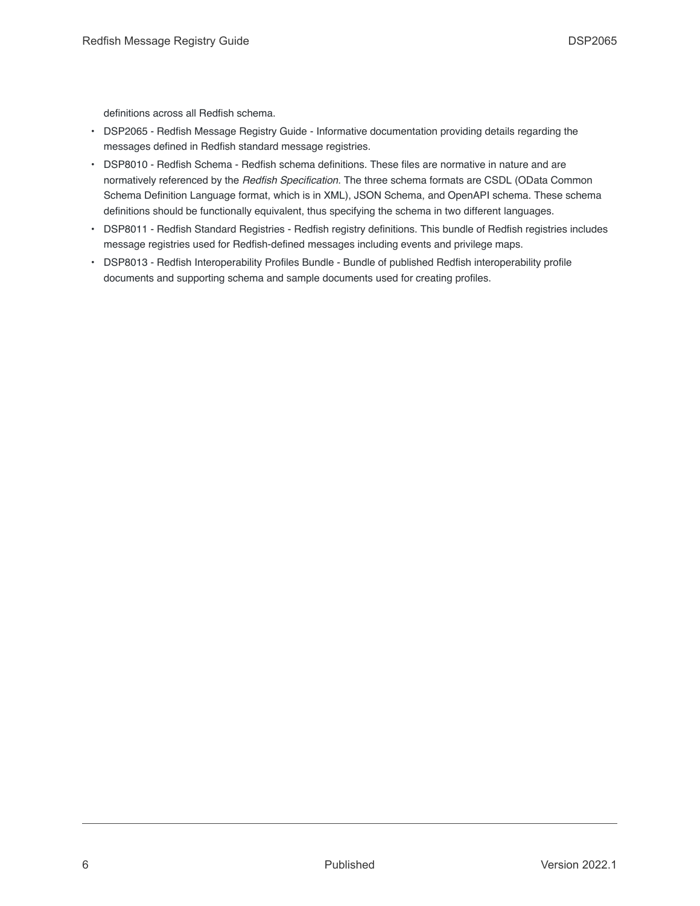definitions across all Redfish schema.

- DSP2065 - Redfish Message Registry Guide - Informative documentation providing details regarding the messages defined in Redfish standard message registries.
- DSP8010 - Redfish Schema - Redfish schema definitions. These files are normative in nature and are normatively referenced by the *Redfish Specification*. The three schema formats are CSDL (OData Common Schema Definition Language format, which is in XML), JSON Schema, and OpenAPI schema. These schema definitions should be functionally equivalent, thus specifying the schema in two different languages.
- DSP8011 - Redfish Standard Registries - Redfish registry definitions. This bundle of Redfish registries includes message registries used for Redfish-defined messages including events and privilege maps.
- DSP8013 - Redfish Interoperability Profiles Bundle - Bundle of published Redfish interoperability profile documents and supporting schema and sample documents used for creating profiles.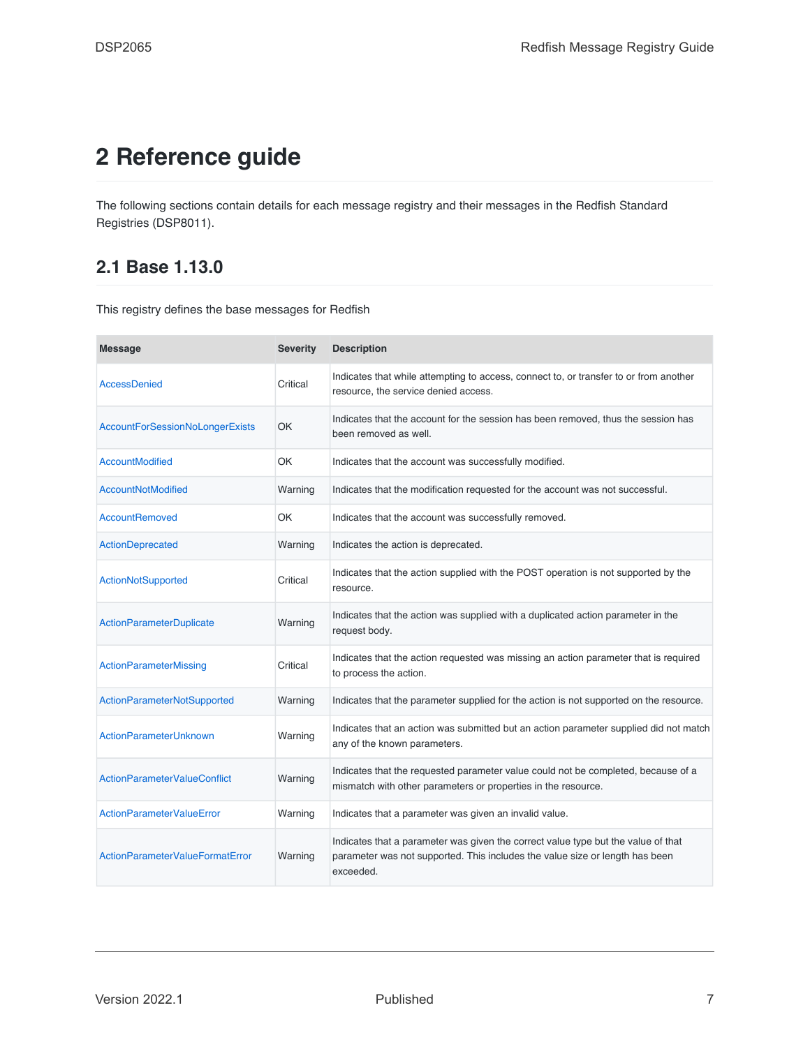# 2 Reference guide

The following sections contain details for each message registry and their messages in the Redfish Standard Registries (DSP8011).

## 2.1 Base 1.13.0

This registry defines the base messages for Redfish

| Message | Severity | Description |
|---|---|---|
| AccessDenied | Critical | Indicates that while attempting to access, connect to, or transfer to or from another resource, the service denied access. |
| AccountForSessionNoLongerExists | OK | Indicates that the account for the session has been removed, thus the session has been removed as well. |
| AccountModified | OK | Indicates that the account was successfully modified. |
| AccountNotModified | Warning | Indicates that the modification requested for the account was not successful. |
| AccountRemoved | OK | Indicates that the account was successfully removed. |
| ActionDeprecated | Warning | Indicates the action is deprecated. |
| ActionNotSupported | Critical | Indicates that the action supplied with the POST operation is not supported by the resource. |
| ActionParameterDuplicate | Warning | Indicates that the action was supplied with a duplicated action parameter in the request body. |
| ActionParameterMissing | Critical | Indicates that the action requested was missing an action parameter that is required to process the action. |
| ActionParameterNotSupported | Warning | Indicates that the parameter supplied for the action is not supported on the resource. |
| ActionParameterUnknown | Warning | Indicates that an action was submitted but an action parameter supplied did not match any of the known parameters. |
| ActionParameterValueConflict | Warning | Indicates that the requested parameter value could not be completed, because of a mismatch with other parameters or properties in the resource. |
| ActionParameterValueError | Warning | Indicates that a parameter was given an invalid value. |
| ActionParameterValueFormatError | Warning | Indicates that a parameter was given the correct value type but the value of that parameter was not supported. This includes the value size or length has been exceeded. |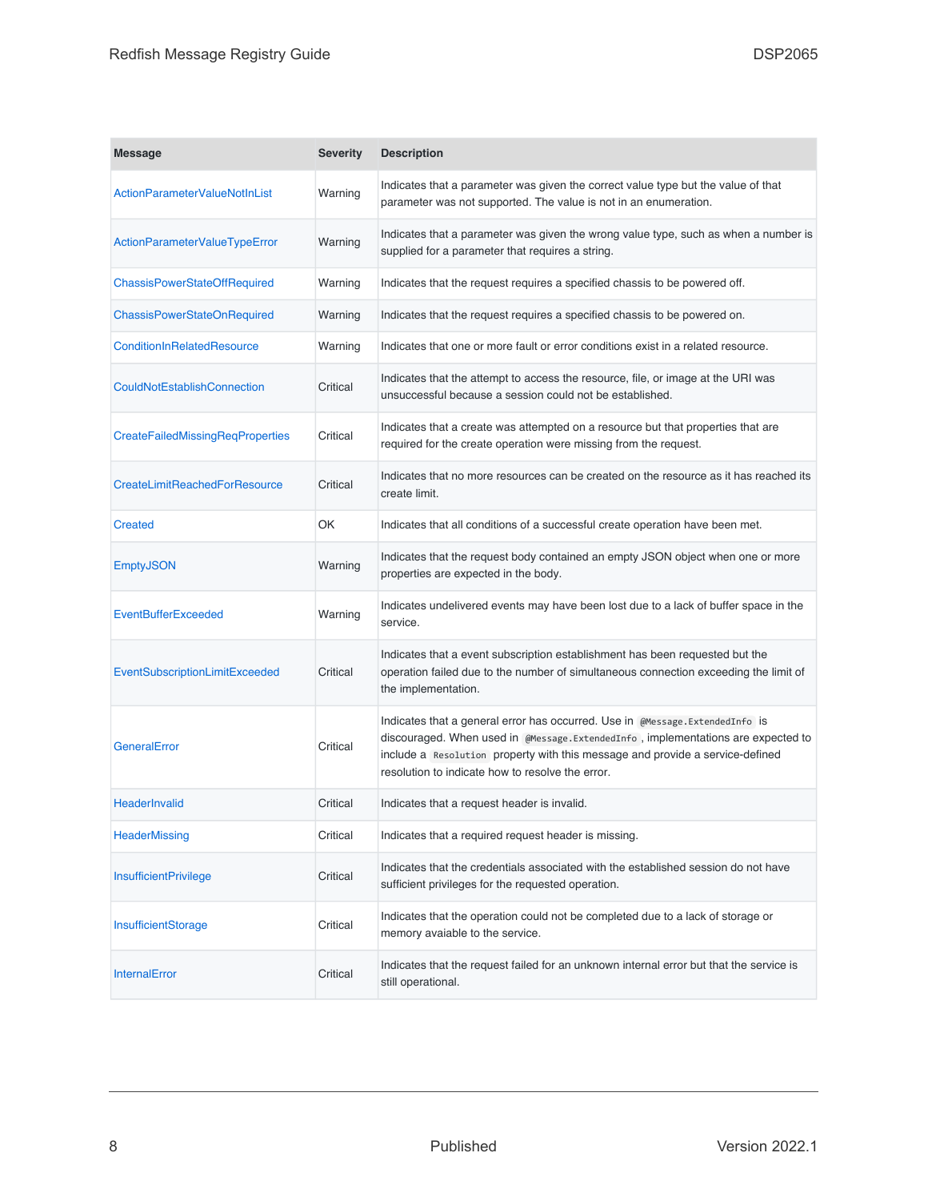| Message | Severity | Description |
|---|---|---|
| ActionParameterValueNotInList | Warning | Indicates that a parameter was given the correct value type but the value of that parameter was not supported. The value is not in an enumeration. |
| ActionParameterValueTypeError | Warning | Indicates that a parameter was given the wrong value type, such as when a number is supplied for a parameter that requires a string. |
| ChassisPowerStateOffRequired | Warning | Indicates that the request requires a specified chassis to be powered off. |
| ChassisPowerStateOnRequired | Warning | Indicates that the request requires a specified chassis to be powered on. |
| ConditionInRelatedResource | Warning | Indicates that one or more fault or error conditions exist in a related resource. |
| CouldNotEstablishConnection | Critical | Indicates that the attempt to access the resource, file, or image at the URI was unsuccessful because a session could not be established. |
| CreateFailedMissingReqProperties | Critical | Indicates that a create was attempted on a resource but that properties that are required for the create operation were missing from the request. |
| CreateLimitReachedForResource | Critical | Indicates that no more resources can be created on the resource as it has reached its create limit. |
| Created | OK | Indicates that all conditions of a successful create operation have been met. |
| EmptyJSON | Warning | Indicates that the request body contained an empty JSON object when one or more properties are expected in the body. |
| EventBufferExceeded | Warning | Indicates undelivered events may have been lost due to a lack of buffer space in the service. |
| EventSubscriptionLimitExceeded | Critical | Indicates that a event subscription establishment has been requested but the operation failed due to the number of simultaneous connection exceeding the limit of the implementation. |
| GeneralError | Critical | Indicates that a general error has occurred. Use in `@Message.ExtendedInfo` is discouraged. When used in `@Message.ExtendedInfo`, implementations are expected to include a `Resolution` property with this message and provide a service-defined resolution to indicate how to resolve the error. |
| HeaderInvalid | Critical | Indicates that a request header is invalid. |
| HeaderMissing | Critical | Indicates that a required request header is missing. |
| InsufficientPrivilege | Critical | Indicates that the credentials associated with the established session do not have sufficient privileges for the requested operation. |
| InsufficientStorage | Critical | Indicates that the operation could not be completed due to a lack of storage or memory avaiable to the service. |
| InternalError | Critical | Indicates that the request failed for an unknown internal error but that the service is still operational. |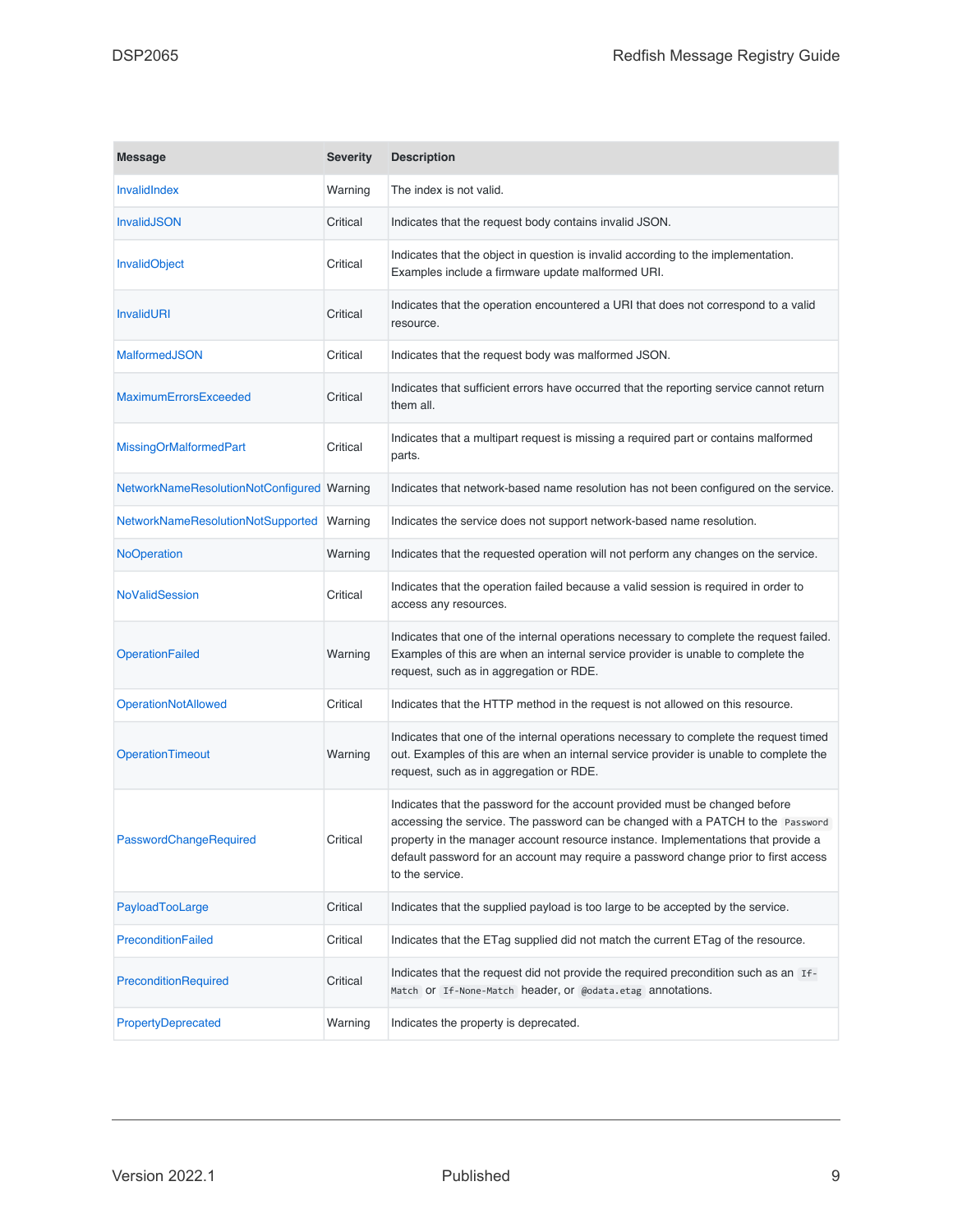| Message | Severity | Description |
| --- | --- | --- |
| InvalidIndex | Warning | The index is not valid. |
| InvalidJSON | Critical | Indicates that the request body contains invalid JSON. |
| InvalidObject | Critical | Indicates that the object in question is invalid according to the implementation. Examples include a firmware update malformed URI. |
| InvalidURI | Critical | Indicates that the operation encountered a URI that does not correspond to a valid resource. |
| MalformedJSON | Critical | Indicates that the request body was malformed JSON. |
| MaximumErrorsExceeded | Critical | Indicates that sufficient errors have occurred that the reporting service cannot return them all. |
| MissingOrMalformedPart | Critical | Indicates that a multipart request is missing a required part or contains malformed parts. |
| NetworkNameResolutionNotConfigured | Warning | Indicates that network-based name resolution has not been configured on the service. |
| NetworkNameResolutionNotSupported | Warning | Indicates the service does not support network-based name resolution. |
| NoOperation | Warning | Indicates that the requested operation will not perform any changes on the service. |
| NoValidSession | Critical | Indicates that the operation failed because a valid session is required in order to access any resources. |
| OperationFailed | Warning | Indicates that one of the internal operations necessary to complete the request failed. Examples of this are when an internal service provider is unable to complete the request, such as in aggregation or RDE. |
| OperationNotAllowed | Critical | Indicates that the HTTP method in the request is not allowed on this resource. |
| OperationTimeout | Warning | Indicates that one of the internal operations necessary to complete the request timed out. Examples of this are when an internal service provider is unable to complete the request, such as in aggregation or RDE. |
| PasswordChangeRequired | Critical | Indicates that the password for the account provided must be changed before accessing the service. The password can be changed with a PATCH to the `Password` property in the manager account resource instance. Implementations that provide a default password for an account may require a password change prior to first access to the service. |
| PayloadTooLarge | Critical | Indicates that the supplied payload is too large to be accepted by the service. |
| PreconditionFailed | Critical | Indicates that the ETag supplied did not match the current ETag of the resource. |
| PreconditionRequired | Critical | Indicates that the request did not provide the required precondition such as an `If-Match` or `If-None-Match` header, or `@odata.etag` annotations. |
| PropertyDeprecated | Warning | Indicates the property is deprecated. |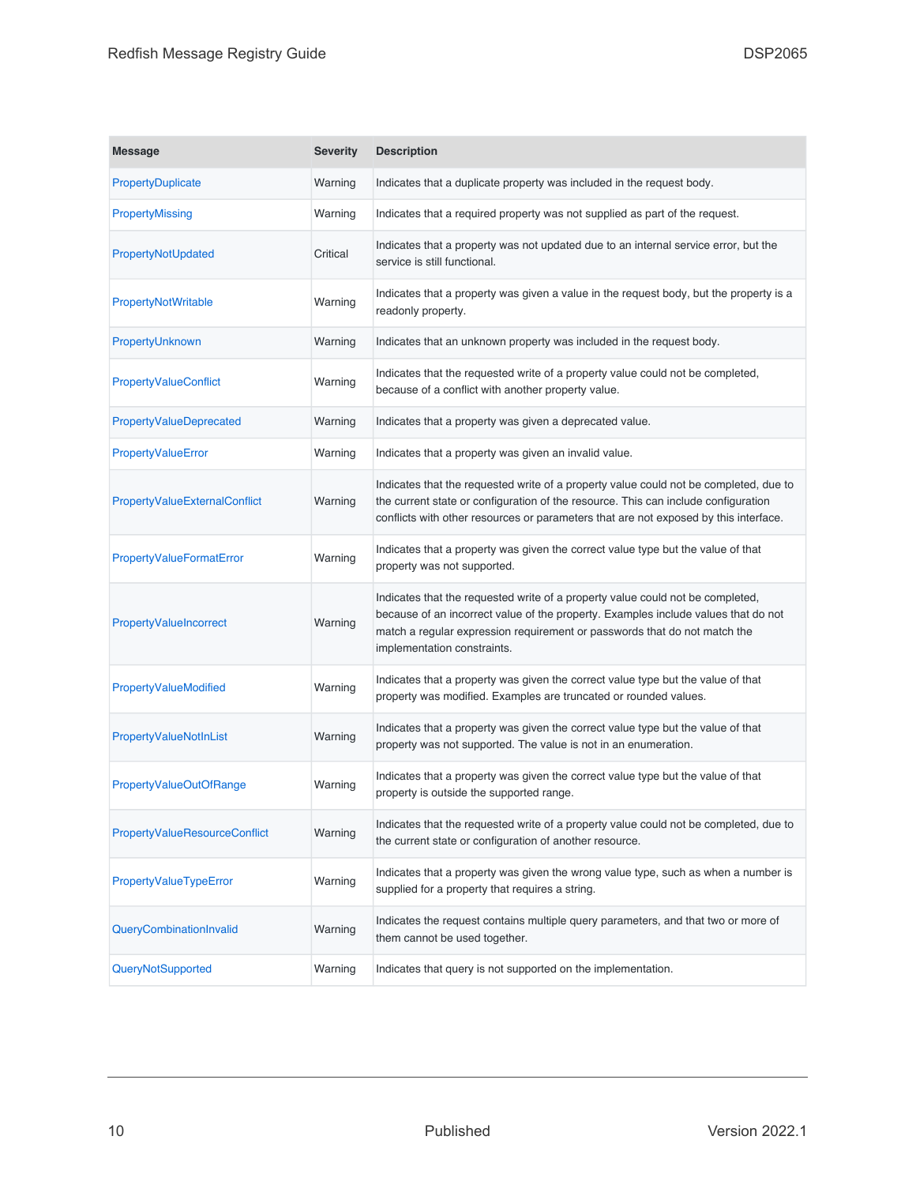| Message | Severity | Description |
| --- | --- | --- |
| PropertyDuplicate | Warning | Indicates that a duplicate property was included in the request body. |
| PropertyMissing | Warning | Indicates that a required property was not supplied as part of the request. |
| PropertyNotUpdated | Critical | Indicates that a property was not updated due to an internal service error, but the service is still functional. |
| PropertyNotWritable | Warning | Indicates that a property was given a value in the request body, but the property is a readonly property. |
| PropertyUnknown | Warning | Indicates that an unknown property was included in the request body. |
| PropertyValueConflict | Warning | Indicates that the requested write of a property value could not be completed, because of a conflict with another property value. |
| PropertyValueDeprecated | Warning | Indicates that a property was given a deprecated value. |
| PropertyValueError | Warning | Indicates that a property was given an invalid value. |
| PropertyValueExternalConflict | Warning | Indicates that the requested write of a property value could not be completed, due to the current state or configuration of the resource. This can include configuration conflicts with other resources or parameters that are not exposed by this interface. |
| PropertyValueFormatError | Warning | Indicates that a property was given the correct value type but the value of that property was not supported. |
| PropertyValueIncorrect | Warning | Indicates that the requested write of a property value could not be completed, because of an incorrect value of the property. Examples include values that do not match a regular expression requirement or passwords that do not match the implementation constraints. |
| PropertyValueModified | Warning | Indicates that a property was given the correct value type but the value of that property was modified. Examples are truncated or rounded values. |
| PropertyValueNotInList | Warning | Indicates that a property was given the correct value type but the value of that property was not supported. The value is not in an enumeration. |
| PropertyValueOutOfRange | Warning | Indicates that a property was given the correct value type but the value of that property is outside the supported range. |
| PropertyValueResourceConflict | Warning | Indicates that the requested write of a property value could not be completed, due to the current state or configuration of another resource. |
| PropertyValueTypeError | Warning | Indicates that a property was given the wrong value type, such as when a number is supplied for a property that requires a string. |
| QueryCombinationInvalid | Warning | Indicates the request contains multiple query parameters, and that two or more of them cannot be used together. |
| QueryNotSupported | Warning | Indicates that query is not supported on the implementation. |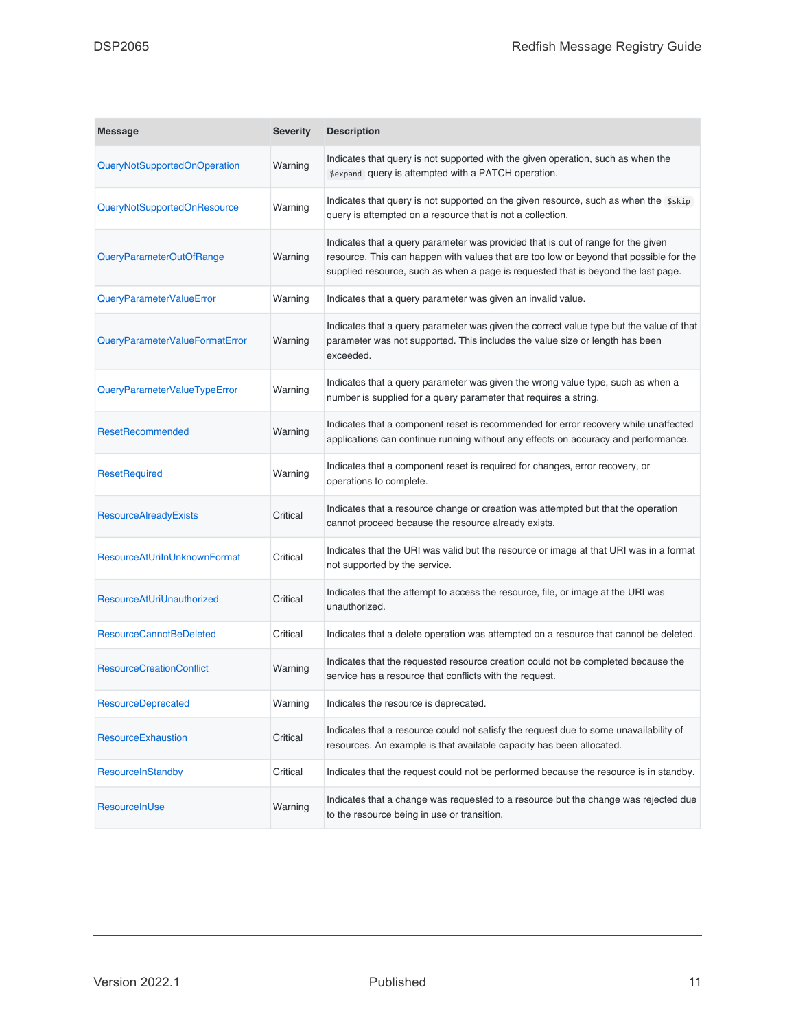| Message | Severity | Description |
|---|---|---|
| QueryNotSupportedOnOperation | Warning | Indicates that query is not supported with the given operation, such as when the `$expand` query is attempted with a PATCH operation. |
| QueryNotSupportedOnResource | Warning | Indicates that query is not supported on the given resource, such as when the `$skip` query is attempted on a resource that is not a collection. |
| QueryParameterOutOfRange | Warning | Indicates that a query parameter was provided that is out of range for the given resource. This can happen with values that are too low or beyond that possible for the supplied resource, such as when a page is requested that is beyond the last page. |
| QueryParameterValueError | Warning | Indicates that a query parameter was given an invalid value. |
| QueryParameterValueFormatError | Warning | Indicates that a query parameter was given the correct value type but the value of that parameter was not supported. This includes the value size or length has been exceeded. |
| QueryParameterValueTypeError | Warning | Indicates that a query parameter was given the wrong value type, such as when a number is supplied for a query parameter that requires a string. |
| ResetRecommended | Warning | Indicates that a component reset is recommended for error recovery while unaffected applications can continue running without any effects on accuracy and performance. |
| ResetRequired | Warning | Indicates that a component reset is required for changes, error recovery, or operations to complete. |
| ResourceAlreadyExists | Critical | Indicates that a resource change or creation was attempted but that the operation cannot proceed because the resource already exists. |
| ResourceAtUriInUnknownFormat | Critical | Indicates that the URI was valid but the resource or image at that URI was in a format not supported by the service. |
| ResourceAtUriUnauthorized | Critical | Indicates that the attempt to access the resource, file, or image at the URI was unauthorized. |
| ResourceCannotBeDeleted | Critical | Indicates that a delete operation was attempted on a resource that cannot be deleted. |
| ResourceCreationConflict | Warning | Indicates that the requested resource creation could not be completed because the service has a resource that conflicts with the request. |
| ResourceDeprecated | Warning | Indicates the resource is deprecated. |
| ResourceExhaustion | Critical | Indicates that a resource could not satisfy the request due to some unavailability of resources. An example is that available capacity has been allocated. |
| ResourceInStandby | Critical | Indicates that the request could not be performed because the resource is in standby. |
| ResourceInUse | Warning | Indicates that a change was requested to a resource but the change was rejected due to the resource being in use or transition. |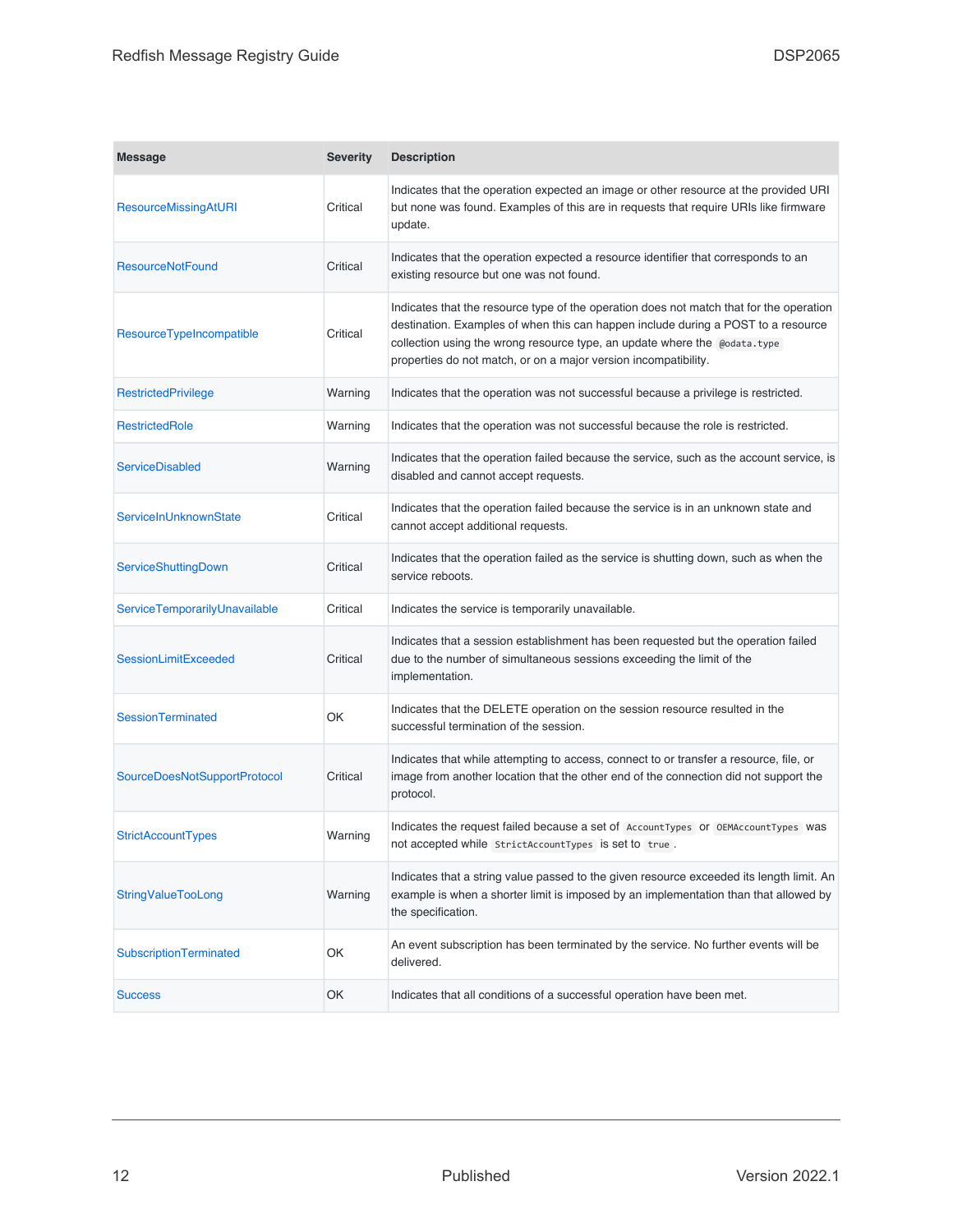| Message | Severity | Description |
| --- | --- | --- |
| ResourceMissingAtURI | Critical | Indicates that the operation expected an image or other resource at the provided URI but none was found. Examples of this are in requests that require URIs like firmware update. |
| ResourceNotFound | Critical | Indicates that the operation expected a resource identifier that corresponds to an existing resource but one was not found. |
| ResourceTypeIncompatible | Critical | Indicates that the resource type of the operation does not match that for the operation destination. Examples of when this can happen include during a POST to a resource collection using the wrong resource type, an update where the `@odata.type` properties do not match, or on a major version incompatibility. |
| RestrictedPrivilege | Warning | Indicates that the operation was not successful because a privilege is restricted. |
| RestrictedRole | Warning | Indicates that the operation was not successful because the role is restricted. |
| ServiceDisabled | Warning | Indicates that the operation failed because the service, such as the account service, is disabled and cannot accept requests. |
| ServiceInUnknownState | Critical | Indicates that the operation failed because the service is in an unknown state and cannot accept additional requests. |
| ServiceShuttingDown | Critical | Indicates that the operation failed as the service is shutting down, such as when the service reboots. |
| ServiceTemporarilyUnavailable | Critical | Indicates the service is temporarily unavailable. |
| SessionLimitExceeded | Critical | Indicates that a session establishment has been requested but the operation failed due to the number of simultaneous sessions exceeding the limit of the implementation. |
| SessionTerminated | OK | Indicates that the DELETE operation on the session resource resulted in the successful termination of the session. |
| SourceDoesNotSupportProtocol | Critical | Indicates that while attempting to access, connect to or transfer a resource, file, or image from another location that the other end of the connection did not support the protocol. |
| StrictAccountTypes | Warning | Indicates the request failed because a set of `AccountTypes` or `OEMAccountTypes` was not accepted while `StrictAccountTypes` is set to `true`. |
| StringValueTooLong | Warning | Indicates that a string value passed to the given resource exceeded its length limit. An example is when a shorter limit is imposed by an implementation than that allowed by the specification. |
| SubscriptionTerminated | OK | An event subscription has been terminated by the service. No further events will be delivered. |
| Success | OK | Indicates that all conditions of a successful operation have been met. |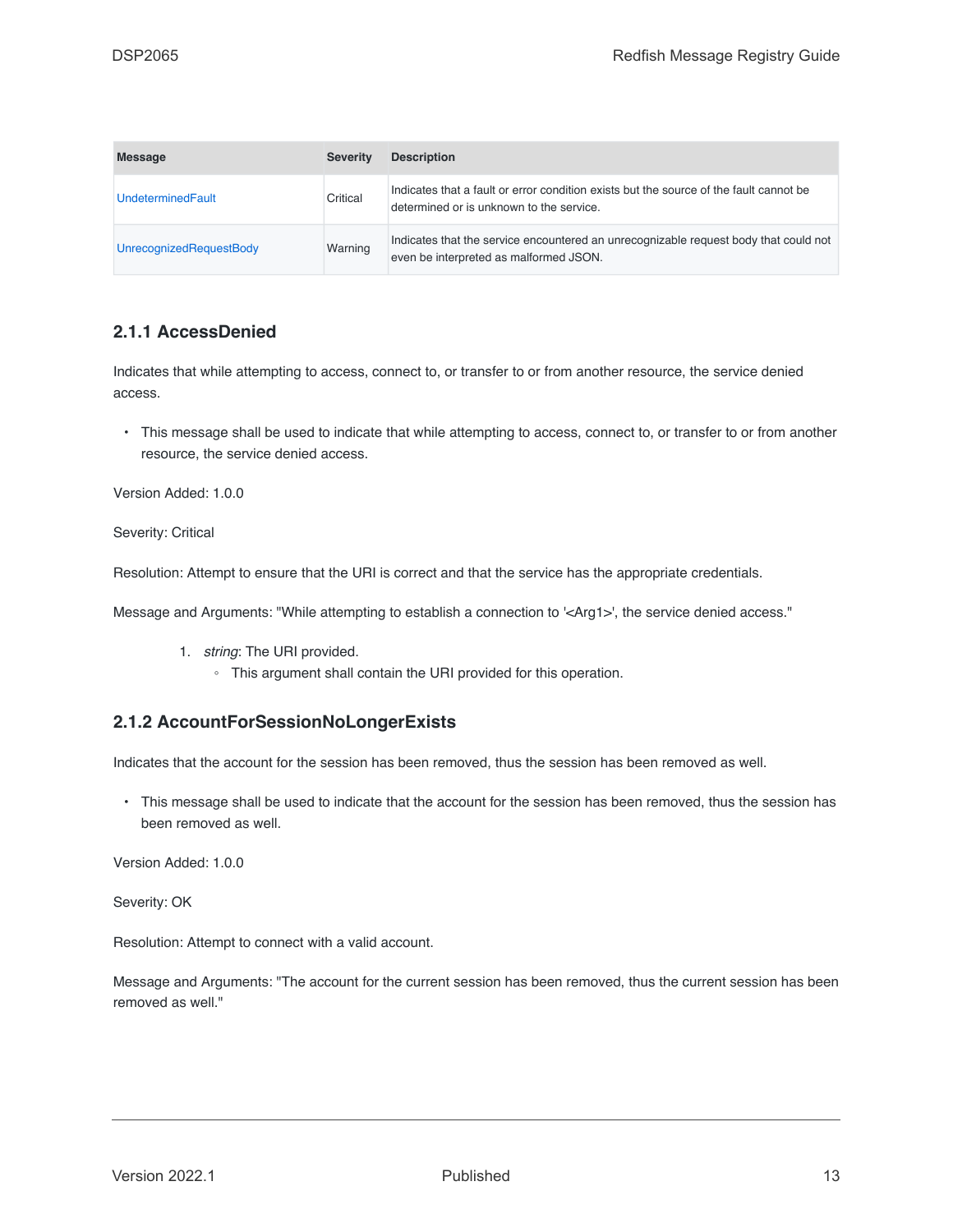| Message | Severity | Description |
| --- | --- | --- |
| UndeterminedFault | Critical | Indicates that a fault or error condition exists but the source of the fault cannot be determined or is unknown to the service. |
| UnrecognizedRequestBody | Warning | Indicates that the service encountered an unrecognizable request body that could not even be interpreted as malformed JSON. |

### 2.1.1 AccessDenied

Indicates that while attempting to access, connect to, or transfer to or from another resource, the service denied access.

- This message shall be used to indicate that while attempting to access, connect to, or transfer to or from another resource, the service denied access.

Version Added: 1.0.0

Severity: Critical

Resolution: Attempt to ensure that the URI is correct and that the service has the appropriate credentials.

Message and Arguments: "While attempting to establish a connection to '<Arg1>', the service denied access."

1. *string*: The URI provided.
   - This argument shall contain the URI provided for this operation.

### 2.1.2 AccountForSessionNoLongerExists

Indicates that the account for the session has been removed, thus the session has been removed as well.

- This message shall be used to indicate that the account for the session has been removed, thus the session has been removed as well.

Version Added: 1.0.0

Severity: OK

Resolution: Attempt to connect with a valid account.

Message and Arguments: "The account for the current session has been removed, thus the current session has been removed as well."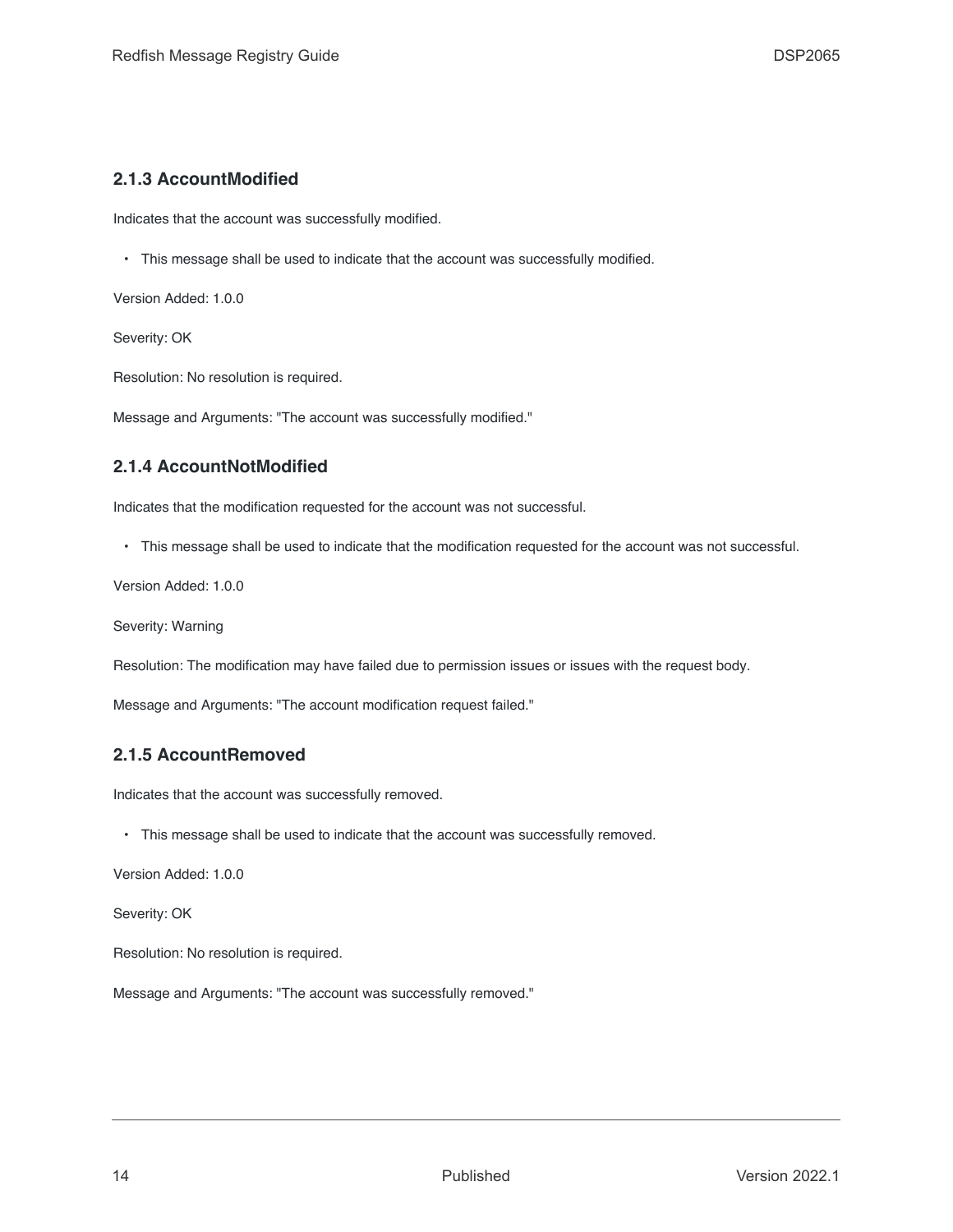### 2.1.3 AccountModified

Indicates that the account was successfully modified.

- This message shall be used to indicate that the account was successfully modified.

Version Added: 1.0.0

Severity: OK

Resolution: No resolution is required.

Message and Arguments: "The account was successfully modified."

### 2.1.4 AccountNotModified

Indicates that the modification requested for the account was not successful.

- This message shall be used to indicate that the modification requested for the account was not successful.

Version Added: 1.0.0

Severity: Warning

Resolution: The modification may have failed due to permission issues or issues with the request body.

Message and Arguments: "The account modification request failed."

### 2.1.5 AccountRemoved

Indicates that the account was successfully removed.

- This message shall be used to indicate that the account was successfully removed.

Version Added: 1.0.0

Severity: OK

Resolution: No resolution is required.

Message and Arguments: "The account was successfully removed."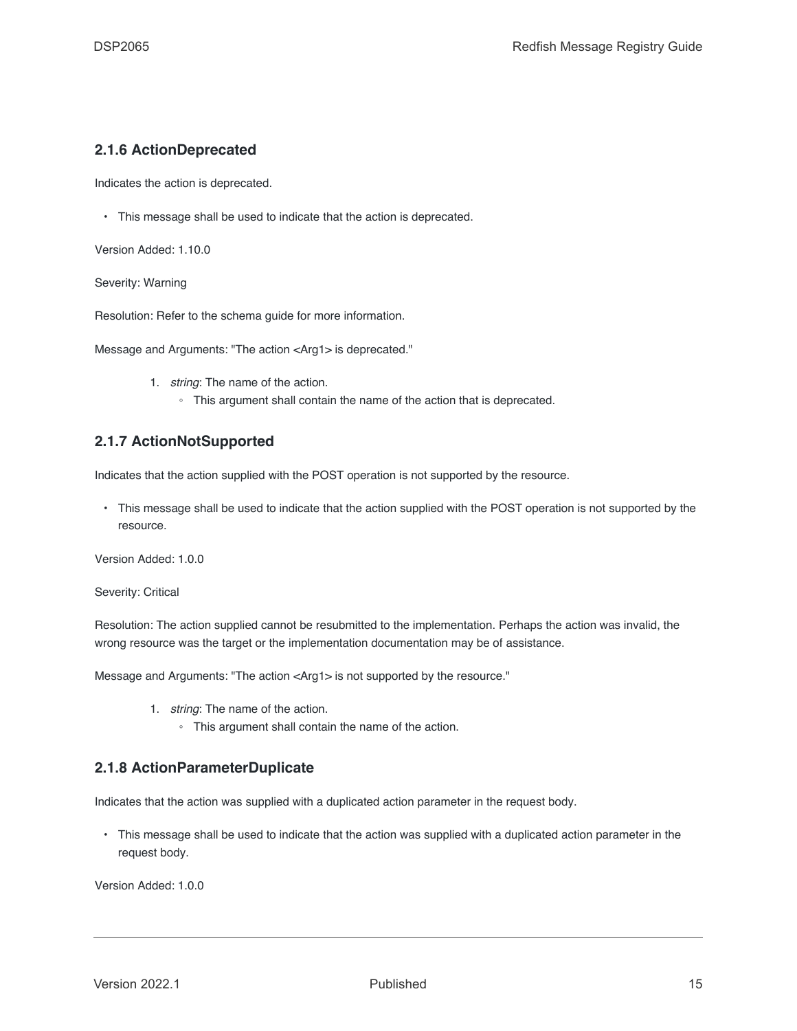### 2.1.6 ActionDeprecated

Indicates the action is deprecated.

- This message shall be used to indicate that the action is deprecated.

Version Added: 1.10.0

Severity: Warning

Resolution: Refer to the schema guide for more information.

Message and Arguments: "The action <Arg1> is deprecated."

1. *string*: The name of the action.
   - This argument shall contain the name of the action that is deprecated.

### 2.1.7 ActionNotSupported

Indicates that the action supplied with the POST operation is not supported by the resource.

- This message shall be used to indicate that the action supplied with the POST operation is not supported by the resource.

Version Added: 1.0.0

Severity: Critical

Resolution: The action supplied cannot be resubmitted to the implementation. Perhaps the action was invalid, the wrong resource was the target or the implementation documentation may be of assistance.

Message and Arguments: "The action <Arg1> is not supported by the resource."

1. *string*: The name of the action.
   - This argument shall contain the name of the action.

### 2.1.8 ActionParameterDuplicate

Indicates that the action was supplied with a duplicated action parameter in the request body.

- This message shall be used to indicate that the action was supplied with a duplicated action parameter in the request body.

Version Added: 1.0.0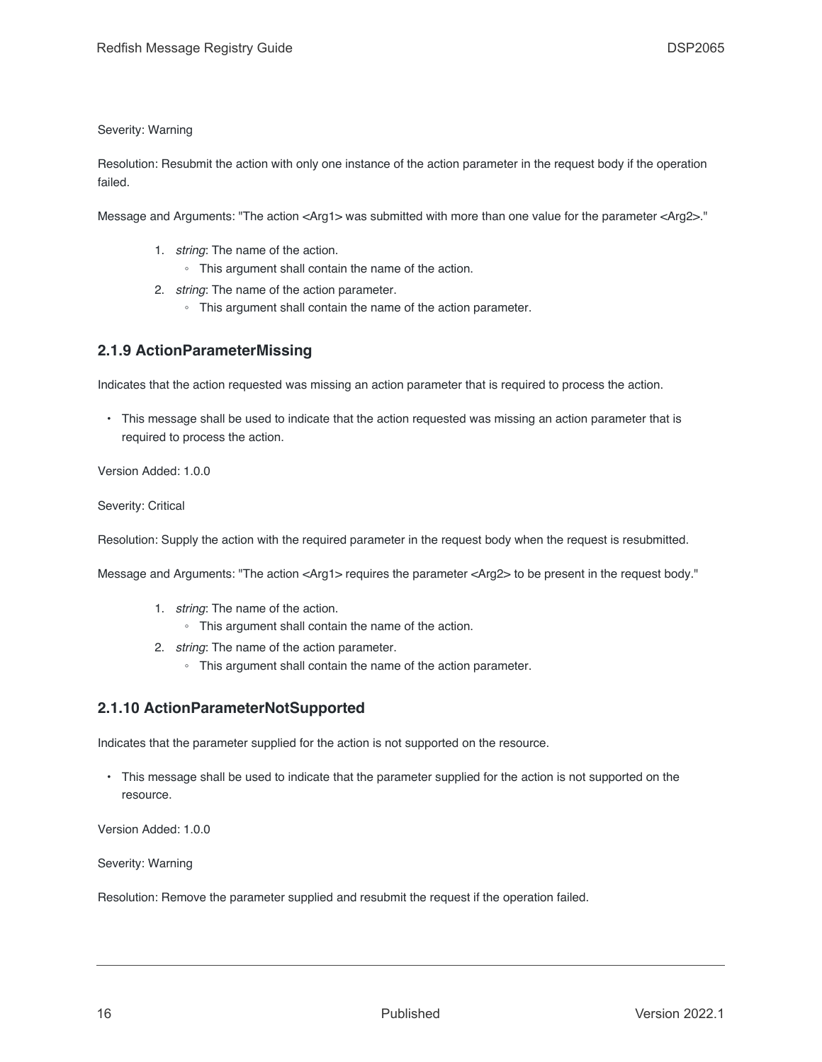Severity: Warning

Resolution: Resubmit the action with only one instance of the action parameter in the request body if the operation failed.

Message and Arguments: "The action <Arg1> was submitted with more than one value for the parameter <Arg2>."

1. *string*: The name of the action.
    - This argument shall contain the name of the action.
2. *string*: The name of the action parameter.
    - This argument shall contain the name of the action parameter.

### 2.1.9 ActionParameterMissing

Indicates that the action requested was missing an action parameter that is required to process the action.

- This message shall be used to indicate that the action requested was missing an action parameter that is required to process the action.

Version Added: 1.0.0

Severity: Critical

Resolution: Supply the action with the required parameter in the request body when the request is resubmitted.

Message and Arguments: "The action <Arg1> requires the parameter <Arg2> to be present in the request body."

1. *string*: The name of the action.
    - This argument shall contain the name of the action.
2. *string*: The name of the action parameter.
    - This argument shall contain the name of the action parameter.

### 2.1.10 ActionParameterNotSupported

Indicates that the parameter supplied for the action is not supported on the resource.

- This message shall be used to indicate that the parameter supplied for the action is not supported on the resource.

Version Added: 1.0.0

Severity: Warning

Resolution: Remove the parameter supplied and resubmit the request if the operation failed.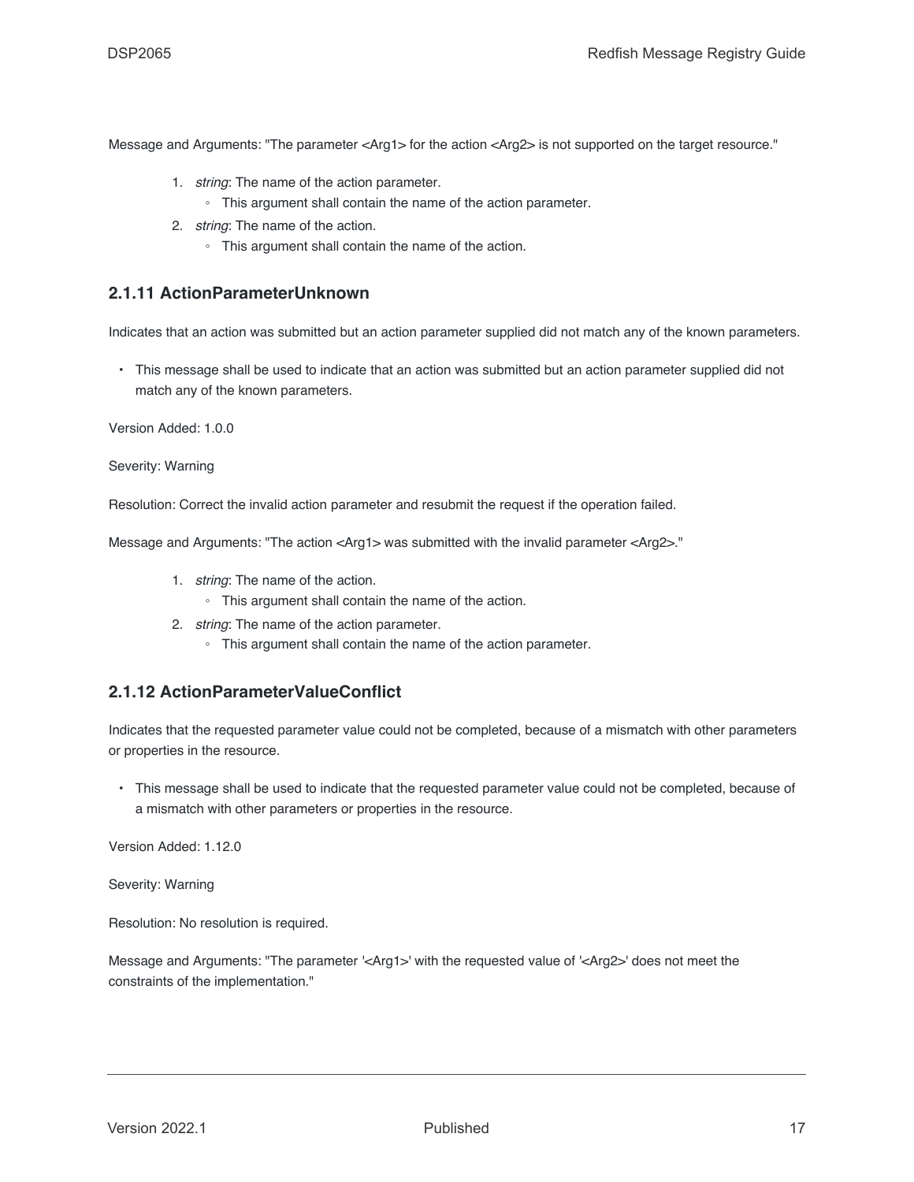Message and Arguments: "The parameter <Arg1> for the action <Arg2> is not supported on the target resource."

1. *string*: The name of the action parameter.
    - This argument shall contain the name of the action parameter.
2. *string*: The name of the action.
    - This argument shall contain the name of the action.

### 2.1.11 ActionParameterUnknown

Indicates that an action was submitted but an action parameter supplied did not match any of the known parameters.

- This message shall be used to indicate that an action was submitted but an action parameter supplied did not match any of the known parameters.

Version Added: 1.0.0

Severity: Warning

Resolution: Correct the invalid action parameter and resubmit the request if the operation failed.

Message and Arguments: "The action <Arg1> was submitted with the invalid parameter <Arg2>."

1. *string*: The name of the action.
    - This argument shall contain the name of the action.
2. *string*: The name of the action parameter.
    - This argument shall contain the name of the action parameter.

### 2.1.12 ActionParameterValueConflict

Indicates that the requested parameter value could not be completed, because of a mismatch with other parameters or properties in the resource.

- This message shall be used to indicate that the requested parameter value could not be completed, because of a mismatch with other parameters or properties in the resource.

Version Added: 1.12.0

Severity: Warning

Resolution: No resolution is required.

Message and Arguments: "The parameter '<Arg1>' with the requested value of '<Arg2>' does not meet the constraints of the implementation."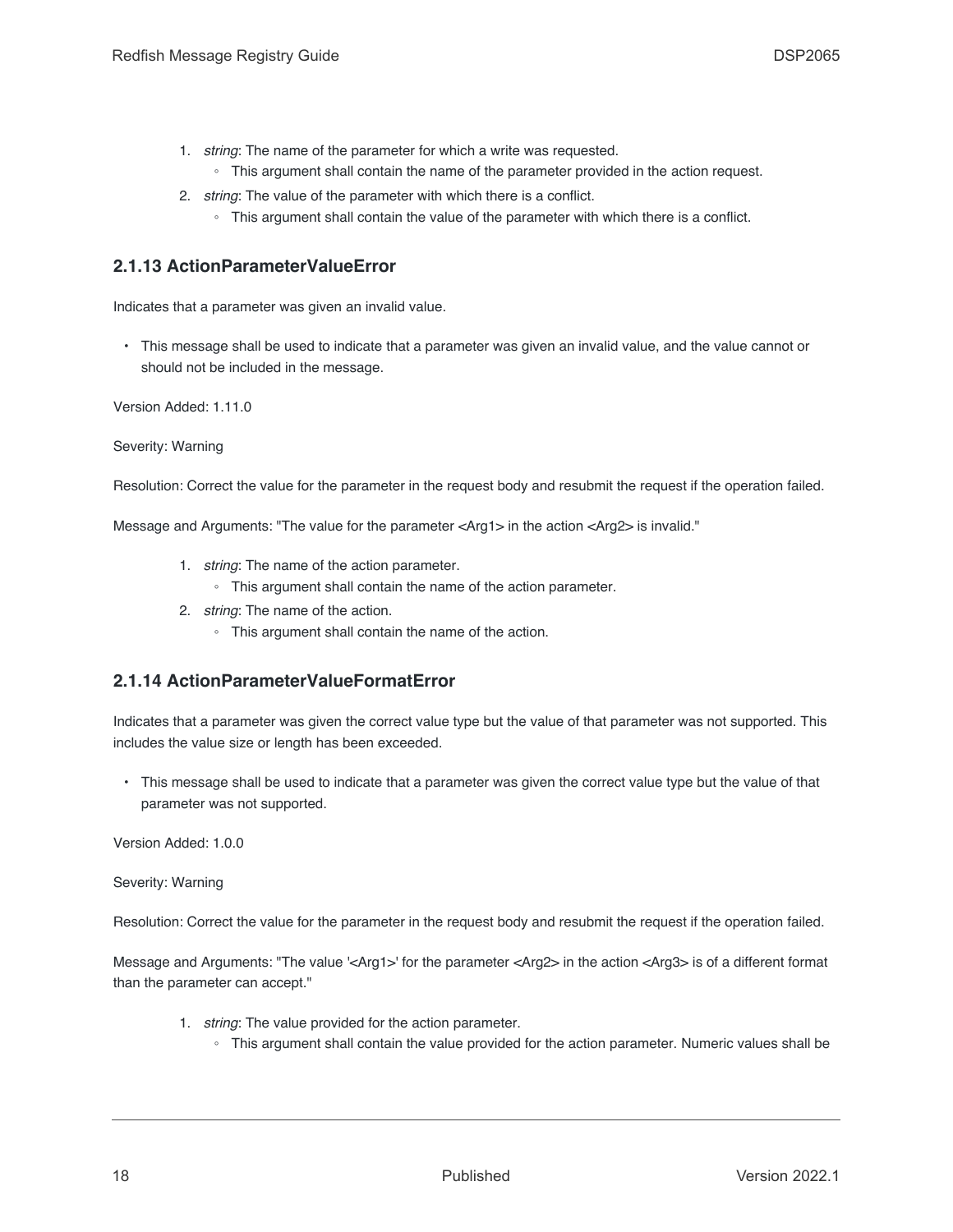1. *string*: The name of the parameter for which a write was requested.
    - This argument shall contain the name of the parameter provided in the action request.
2. *string*: The value of the parameter with which there is a conflict.
    - This argument shall contain the value of the parameter with which there is a conflict.

### 2.1.13 ActionParameterValueError

Indicates that a parameter was given an invalid value.

- This message shall be used to indicate that a parameter was given an invalid value, and the value cannot or should not be included in the message.

Version Added: 1.11.0

Severity: Warning

Resolution: Correct the value for the parameter in the request body and resubmit the request if the operation failed.

Message and Arguments: "The value for the parameter <Arg1> in the action <Arg2> is invalid."

1. *string*: The name of the action parameter.
    - This argument shall contain the name of the action parameter.
2. *string*: The name of the action.
    - This argument shall contain the name of the action.

### 2.1.14 ActionParameterValueFormatError

Indicates that a parameter was given the correct value type but the value of that parameter was not supported. This includes the value size or length has been exceeded.

- This message shall be used to indicate that a parameter was given the correct value type but the value of that parameter was not supported.

Version Added: 1.0.0

Severity: Warning

Resolution: Correct the value for the parameter in the request body and resubmit the request if the operation failed.

Message and Arguments: "The value '<Arg1>' for the parameter <Arg2> in the action <Arg3> is of a different format than the parameter can accept."

1. *string*: The value provided for the action parameter.
    - This argument shall contain the value provided for the action parameter. Numeric values shall be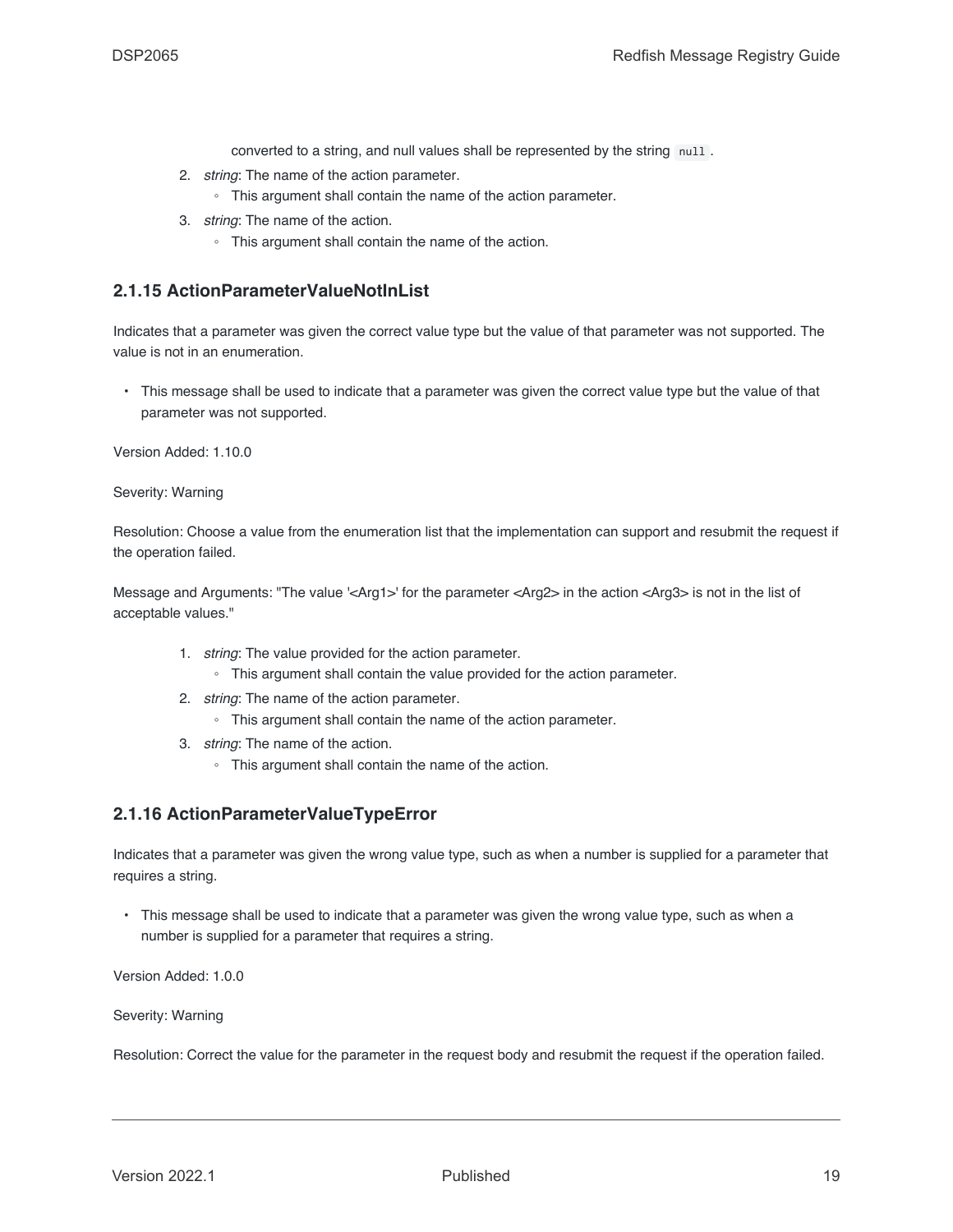converted to a string, and null values shall be represented by the string `null`.

2. *string*: The name of the action parameter.
    - This argument shall contain the name of the action parameter.
3. *string*: The name of the action.
    - This argument shall contain the name of the action.

### 2.1.15 ActionParameterValueNotInList

Indicates that a parameter was given the correct value type but the value of that parameter was not supported. The value is not in an enumeration.

- This message shall be used to indicate that a parameter was given the correct value type but the value of that parameter was not supported.

Version Added: 1.10.0

Severity: Warning

Resolution: Choose a value from the enumeration list that the implementation can support and resubmit the request if the operation failed.

Message and Arguments: "The value '<Arg1>' for the parameter <Arg2> in the action <Arg3> is not in the list of acceptable values."

1. *string*: The value provided for the action parameter.
    - This argument shall contain the value provided for the action parameter.
2. *string*: The name of the action parameter.
    - This argument shall contain the name of the action parameter.
3. *string*: The name of the action.
    - This argument shall contain the name of the action.

### 2.1.16 ActionParameterValueTypeError

Indicates that a parameter was given the wrong value type, such as when a number is supplied for a parameter that requires a string.

- This message shall be used to indicate that a parameter was given the wrong value type, such as when a number is supplied for a parameter that requires a string.

Version Added: 1.0.0

Severity: Warning

Resolution: Correct the value for the parameter in the request body and resubmit the request if the operation failed.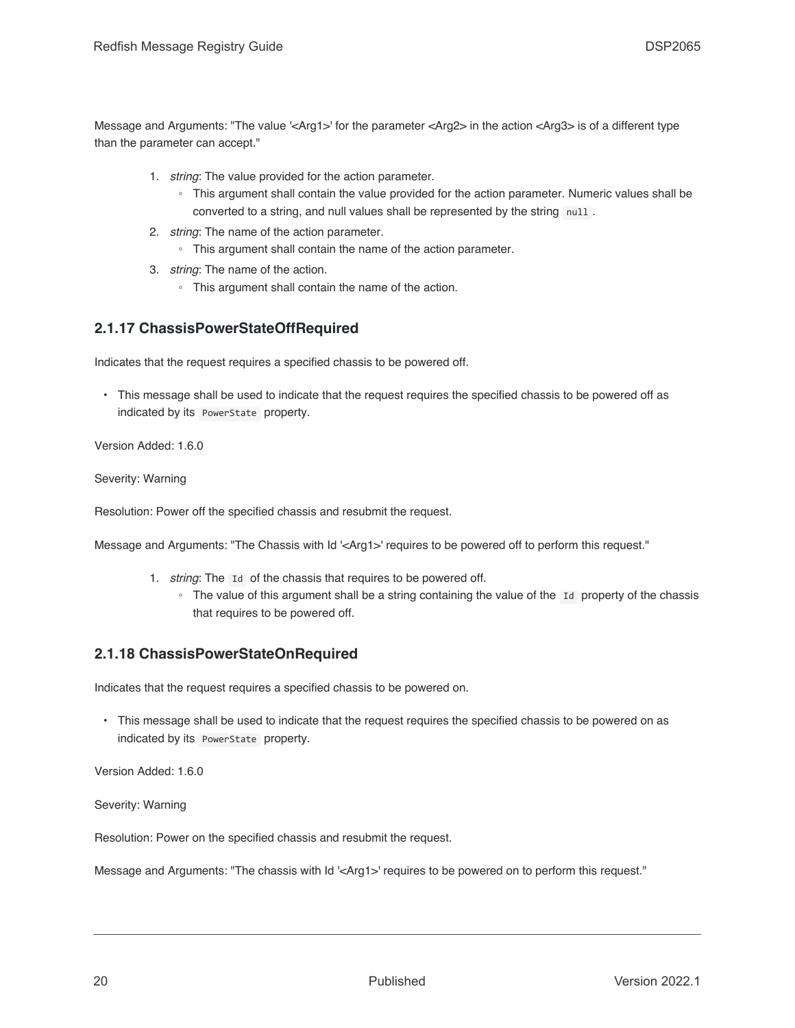Message and Arguments: "The value '<Arg1>' for the parameter <Arg2> in the action <Arg3> is of a different type than the parameter can accept."

1. *string*: The value provided for the action parameter.
    - This argument shall contain the value provided for the action parameter. Numeric values shall be converted to a string, and null values shall be represented by the string `null`.
2. *string*: The name of the action parameter.
    - This argument shall contain the name of the action parameter.
3. *string*: The name of the action.
    - This argument shall contain the name of the action.

### 2.1.17 ChassisPowerStateOffRequired

Indicates that the request requires a specified chassis to be powered off.

- This message shall be used to indicate that the request requires the specified chassis to be powered off as indicated by its `PowerState` property.

Version Added: 1.6.0

Severity: Warning

Resolution: Power off the specified chassis and resubmit the request.

Message and Arguments: "The Chassis with Id '<Arg1>' requires to be powered off to perform this request."

1. *string*: The `Id` of the chassis that requires to be powered off.
    - The value of this argument shall be a string containing the value of the `Id` property of the chassis that requires to be powered off.

### 2.1.18 ChassisPowerStateOnRequired

Indicates that the request requires a specified chassis to be powered on.

- This message shall be used to indicate that the request requires the specified chassis to be powered on as indicated by its `PowerState` property.

Version Added: 1.6.0

Severity: Warning

Resolution: Power on the specified chassis and resubmit the request.

Message and Arguments: "The chassis with Id '<Arg1>' requires to be powered on to perform this request."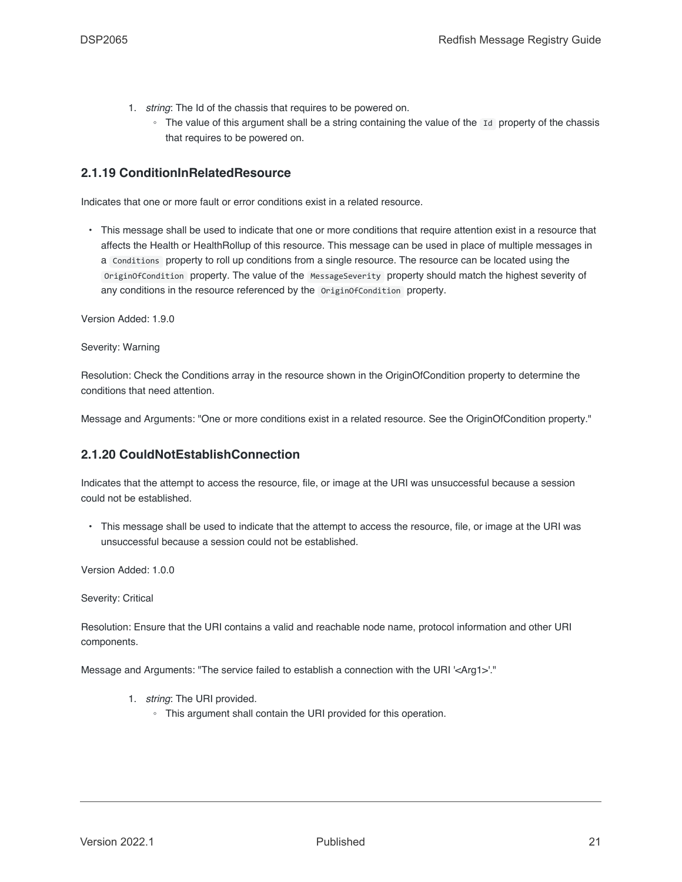1. *string*: The Id of the chassis that requires to be powered on.
    - The value of this argument shall be a string containing the value of the `Id` property of the chassis that requires to be powered on.

### 2.1.19 ConditionInRelatedResource

Indicates that one or more fault or error conditions exist in a related resource.

- This message shall be used to indicate that one or more conditions that require attention exist in a resource that affects the Health or HealthRollup of this resource. This message can be used in place of multiple messages in a `Conditions` property to roll up conditions from a single resource. The resource can be located using the `OriginOfCondition` property. The value of the `MessageSeverity` property should match the highest severity of any conditions in the resource referenced by the `OriginOfCondition` property.

Version Added: 1.9.0

Severity: Warning

Resolution: Check the Conditions array in the resource shown in the OriginOfCondition property to determine the conditions that need attention.

Message and Arguments: "One or more conditions exist in a related resource. See the OriginOfCondition property."

### 2.1.20 CouldNotEstablishConnection

Indicates that the attempt to access the resource, file, or image at the URI was unsuccessful because a session could not be established.

- This message shall be used to indicate that the attempt to access the resource, file, or image at the URI was unsuccessful because a session could not be established.

Version Added: 1.0.0

Severity: Critical

Resolution: Ensure that the URI contains a valid and reachable node name, protocol information and other URI components.

Message and Arguments: "The service failed to establish a connection with the URI '<Arg1>'."

1. *string*: The URI provided.
    - This argument shall contain the URI provided for this operation.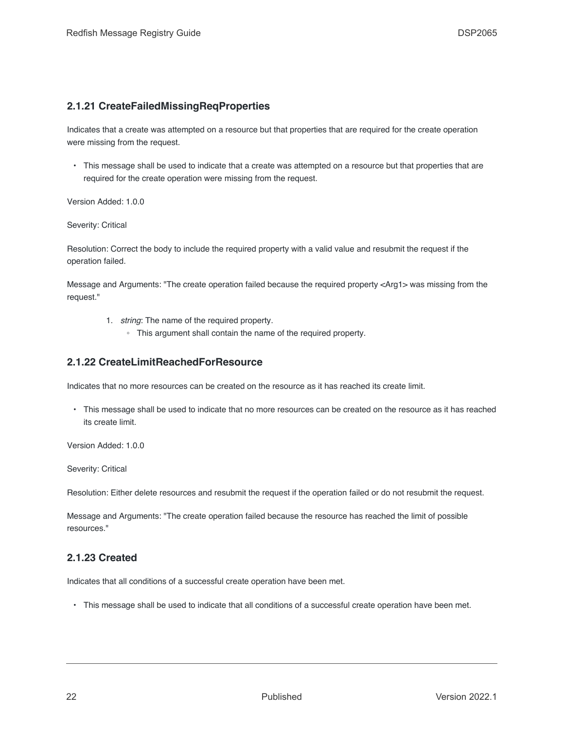### 2.1.21 CreateFailedMissingReqProperties

Indicates that a create was attempted on a resource but that properties that are required for the create operation were missing from the request.

- This message shall be used to indicate that a create was attempted on a resource but that properties that are required for the create operation were missing from the request.

Version Added: 1.0.0

Severity: Critical

Resolution: Correct the body to include the required property with a valid value and resubmit the request if the operation failed.

Message and Arguments: "The create operation failed because the required property <Arg1> was missing from the request."

1. *string*: The name of the required property.
   - This argument shall contain the name of the required property.

### 2.1.22 CreateLimitReachedForResource

Indicates that no more resources can be created on the resource as it has reached its create limit.

- This message shall be used to indicate that no more resources can be created on the resource as it has reached its create limit.

Version Added: 1.0.0

Severity: Critical

Resolution: Either delete resources and resubmit the request if the operation failed or do not resubmit the request.

Message and Arguments: "The create operation failed because the resource has reached the limit of possible resources."

### 2.1.23 Created

Indicates that all conditions of a successful create operation have been met.

- This message shall be used to indicate that all conditions of a successful create operation have been met.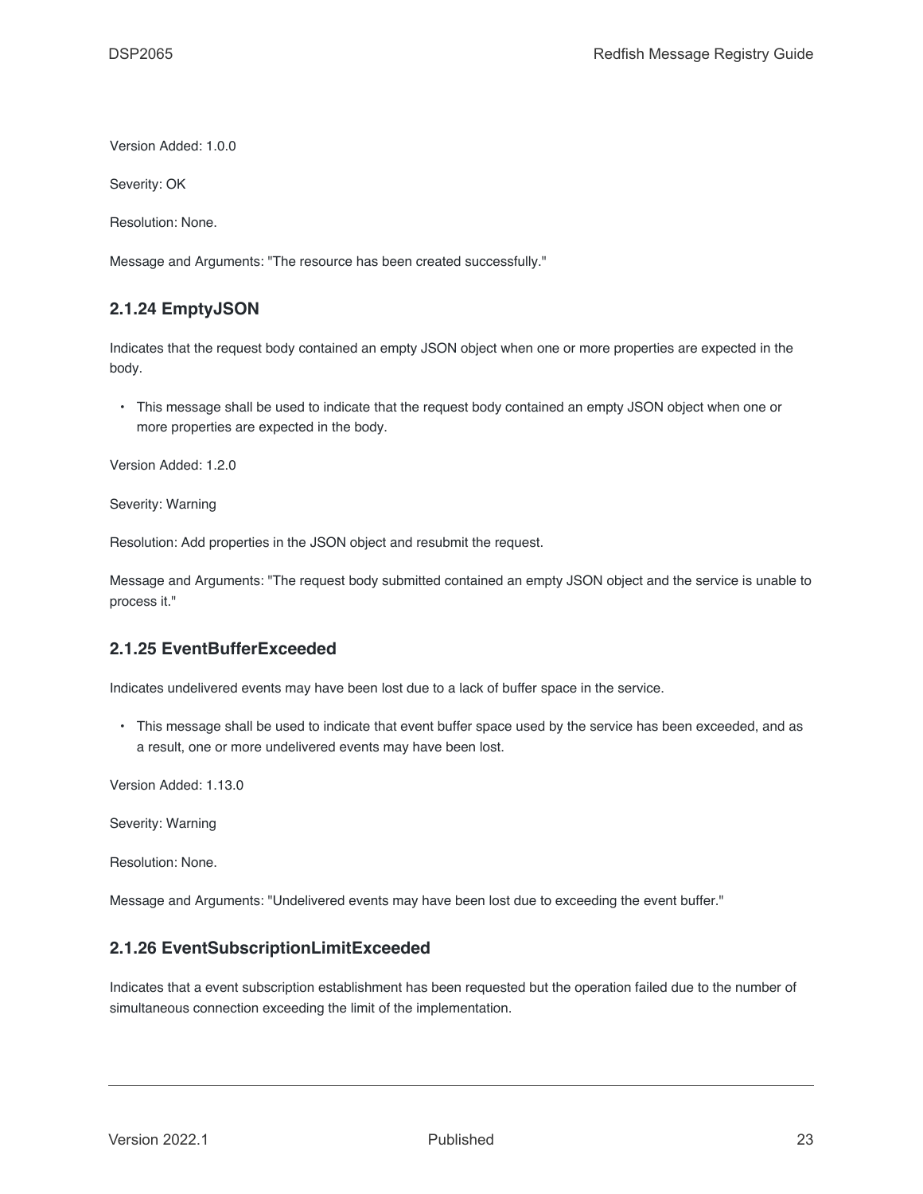Version Added: 1.0.0

Severity: OK

Resolution: None.

Message and Arguments: "The resource has been created successfully."

### 2.1.24 EmptyJSON

Indicates that the request body contained an empty JSON object when one or more properties are expected in the body.

- This message shall be used to indicate that the request body contained an empty JSON object when one or more properties are expected in the body.

Version Added: 1.2.0

Severity: Warning

Resolution: Add properties in the JSON object and resubmit the request.

Message and Arguments: "The request body submitted contained an empty JSON object and the service is unable to process it."

### 2.1.25 EventBufferExceeded

Indicates undelivered events may have been lost due to a lack of buffer space in the service.

- This message shall be used to indicate that event buffer space used by the service has been exceeded, and as a result, one or more undelivered events may have been lost.

Version Added: 1.13.0

Severity: Warning

Resolution: None.

Message and Arguments: "Undelivered events may have been lost due to exceeding the event buffer."

### 2.1.26 EventSubscriptionLimitExceeded

Indicates that a event subscription establishment has been requested but the operation failed due to the number of simultaneous connection exceeding the limit of the implementation.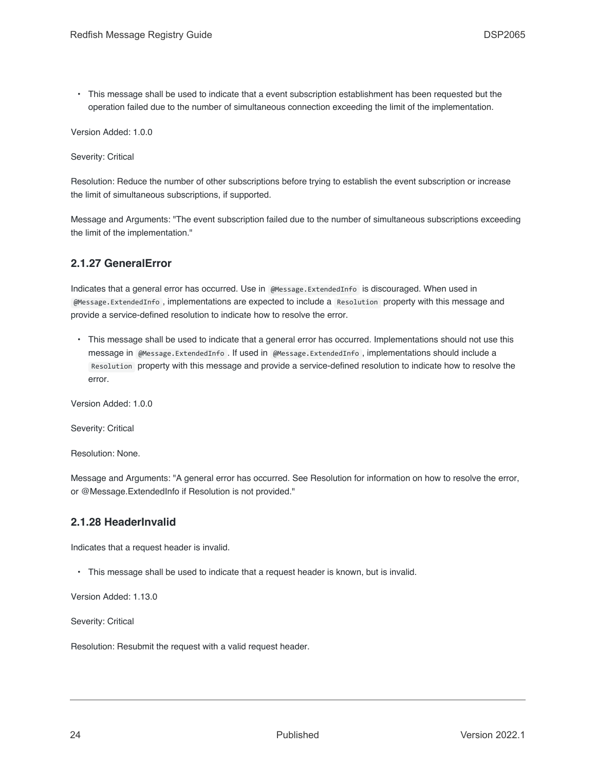- This message shall be used to indicate that a event subscription establishment has been requested but the operation failed due to the number of simultaneous connection exceeding the limit of the implementation.

Version Added: 1.0.0

Severity: Critical

Resolution: Reduce the number of other subscriptions before trying to establish the event subscription or increase the limit of simultaneous subscriptions, if supported.

Message and Arguments: "The event subscription failed due to the number of simultaneous subscriptions exceeding the limit of the implementation."

### 2.1.27 GeneralError

Indicates that a general error has occurred. Use in `@Message.ExtendedInfo` is discouraged. When used in `@Message.ExtendedInfo`, implementations are expected to include a `Resolution` property with this message and provide a service-defined resolution to indicate how to resolve the error.

- This message shall be used to indicate that a general error has occurred. Implementations should not use this message in `@Message.ExtendedInfo`. If used in `@Message.ExtendedInfo`, implementations should include a `Resolution` property with this message and provide a service-defined resolution to indicate how to resolve the error.

Version Added: 1.0.0

Severity: Critical

Resolution: None.

Message and Arguments: "A general error has occurred. See Resolution for information on how to resolve the error, or @Message.ExtendedInfo if Resolution is not provided."

### 2.1.28 HeaderInvalid

Indicates that a request header is invalid.

- This message shall be used to indicate that a request header is known, but is invalid.

Version Added: 1.13.0

Severity: Critical

Resolution: Resubmit the request with a valid request header.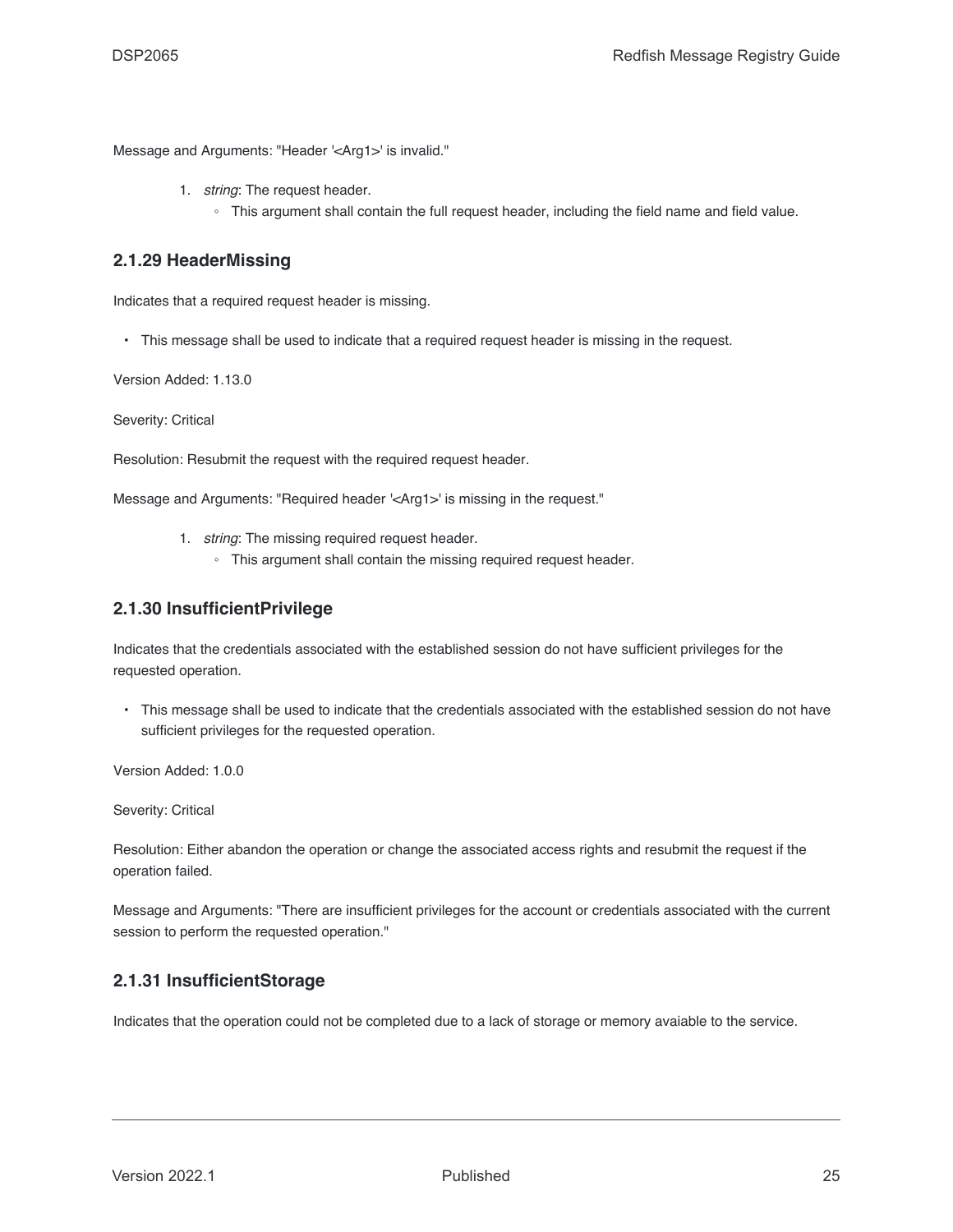Message and Arguments: "Header '<Arg1>' is invalid."

1. *string*: The request header.
    - This argument shall contain the full request header, including the field name and field value.

### 2.1.29 HeaderMissing

Indicates that a required request header is missing.

- This message shall be used to indicate that a required request header is missing in the request.

Version Added: 1.13.0

Severity: Critical

Resolution: Resubmit the request with the required request header.

Message and Arguments: "Required header '<Arg1>' is missing in the request."

1. *string*: The missing required request header.
    - This argument shall contain the missing required request header.

### 2.1.30 InsufficientPrivilege

Indicates that the credentials associated with the established session do not have sufficient privileges for the requested operation.

- This message shall be used to indicate that the credentials associated with the established session do not have sufficient privileges for the requested operation.

Version Added: 1.0.0

Severity: Critical

Resolution: Either abandon the operation or change the associated access rights and resubmit the request if the operation failed.

Message and Arguments: "There are insufficient privileges for the account or credentials associated with the current session to perform the requested operation."

### 2.1.31 InsufficientStorage

Indicates that the operation could not be completed due to a lack of storage or memory avaiable to the service.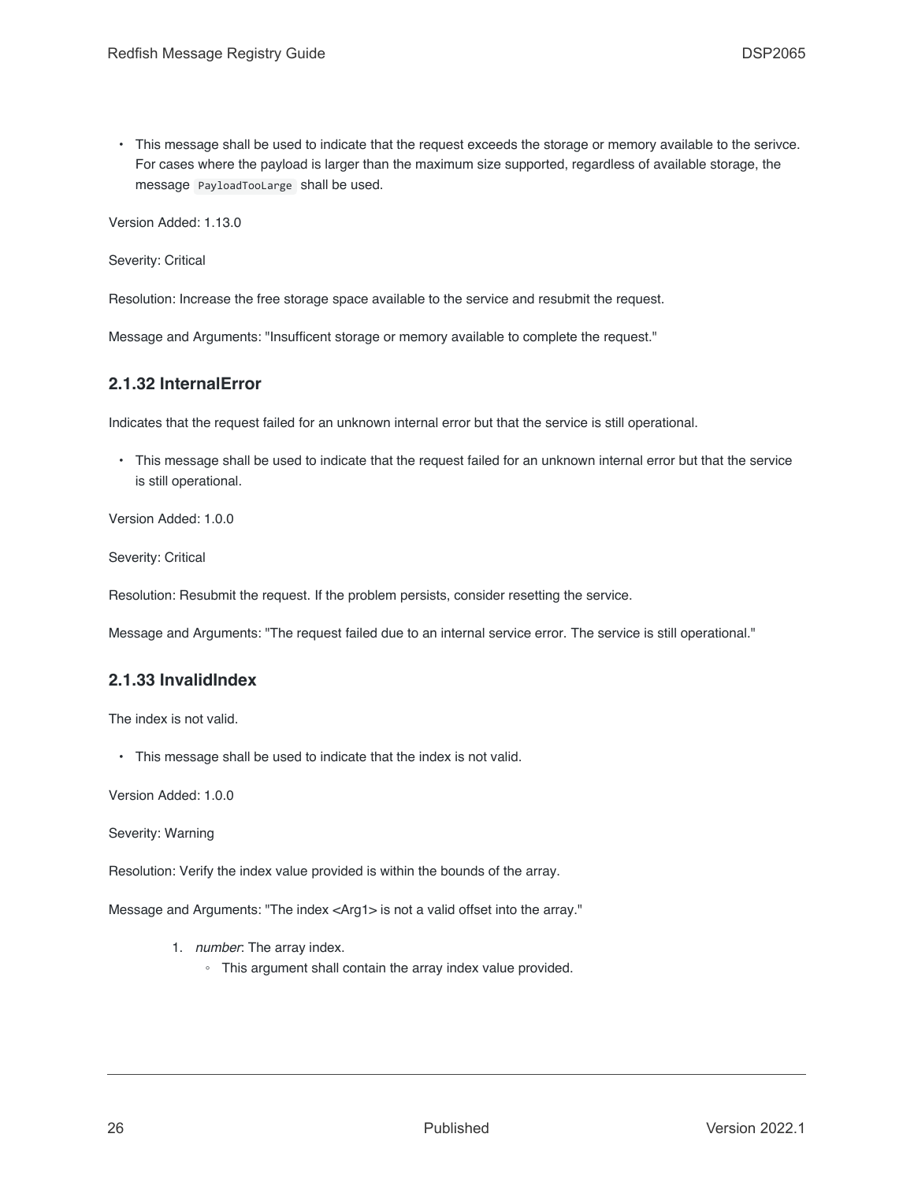- This message shall be used to indicate that the request exceeds the storage or memory available to the serivce. For cases where the payload is larger than the maximum size supported, regardless of available storage, the message `PayloadTooLarge` shall be used.

Version Added: 1.13.0

Severity: Critical

Resolution: Increase the free storage space available to the service and resubmit the request.

Message and Arguments: "Insufficent storage or memory available to complete the request."

### 2.1.32 InternalError

Indicates that the request failed for an unknown internal error but that the service is still operational.

- This message shall be used to indicate that the request failed for an unknown internal error but that the service is still operational.

Version Added: 1.0.0

Severity: Critical

Resolution: Resubmit the request. If the problem persists, consider resetting the service.

Message and Arguments: "The request failed due to an internal service error. The service is still operational."

### 2.1.33 InvalidIndex

The index is not valid.

- This message shall be used to indicate that the index is not valid.

Version Added: 1.0.0

Severity: Warning

Resolution: Verify the index value provided is within the bounds of the array.

Message and Arguments: "The index <Arg1> is not a valid offset into the array."

1. *number*: The array index.
   - This argument shall contain the array index value provided.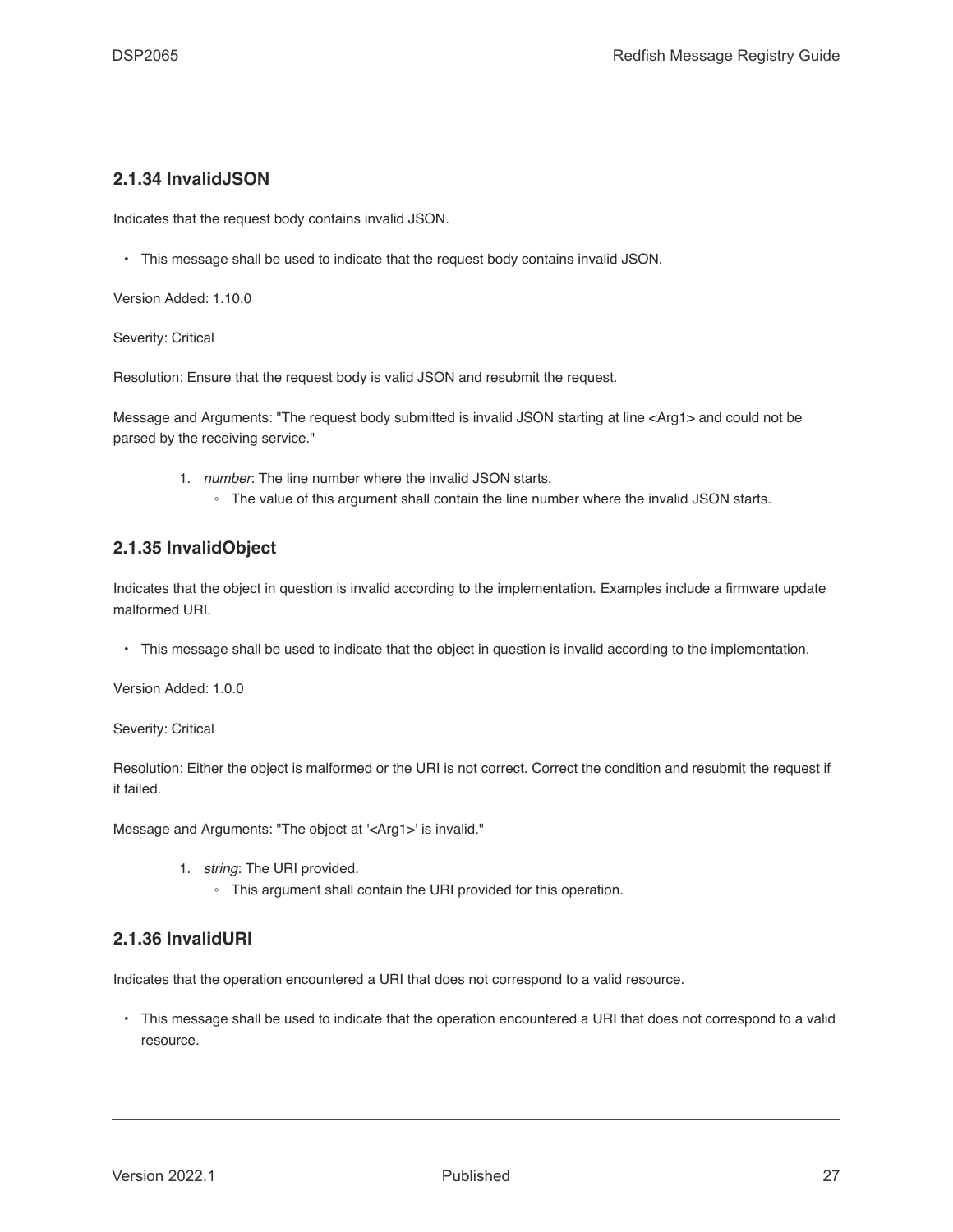### 2.1.34 InvalidJSON

Indicates that the request body contains invalid JSON.

- This message shall be used to indicate that the request body contains invalid JSON.

Version Added: 1.10.0

Severity: Critical

Resolution: Ensure that the request body is valid JSON and resubmit the request.

Message and Arguments: "The request body submitted is invalid JSON starting at line <Arg1> and could not be parsed by the receiving service."

1. *number*: The line number where the invalid JSON starts.
    - The value of this argument shall contain the line number where the invalid JSON starts.

### 2.1.35 InvalidObject

Indicates that the object in question is invalid according to the implementation. Examples include a firmware update malformed URI.

- This message shall be used to indicate that the object in question is invalid according to the implementation.

Version Added: 1.0.0

Severity: Critical

Resolution: Either the object is malformed or the URI is not correct. Correct the condition and resubmit the request if it failed.

Message and Arguments: "The object at '<Arg1>' is invalid."

1. *string*: The URI provided.
    - This argument shall contain the URI provided for this operation.

### 2.1.36 InvalidURI

Indicates that the operation encountered a URI that does not correspond to a valid resource.

- This message shall be used to indicate that the operation encountered a URI that does not correspond to a valid resource.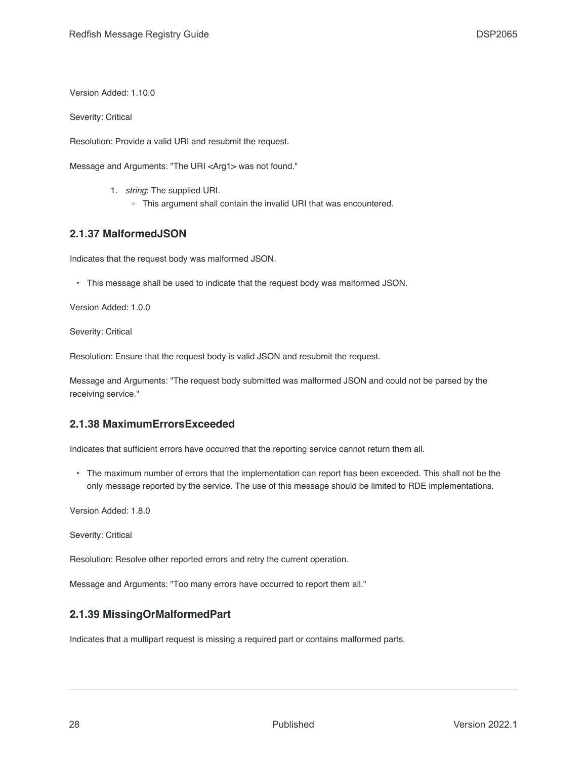Version Added: 1.10.0

Severity: Critical

Resolution: Provide a valid URI and resubmit the request.

Message and Arguments: "The URI <Arg1> was not found."

1. *string*: The supplied URI.
   - This argument shall contain the invalid URI that was encountered.

### 2.1.37 MalformedJSON

Indicates that the request body was malformed JSON.

- This message shall be used to indicate that the request body was malformed JSON.

Version Added: 1.0.0

Severity: Critical

Resolution: Ensure that the request body is valid JSON and resubmit the request.

Message and Arguments: "The request body submitted was malformed JSON and could not be parsed by the receiving service."

### 2.1.38 MaximumErrorsExceeded

Indicates that sufficient errors have occurred that the reporting service cannot return them all.

- The maximum number of errors that the implementation can report has been exceeded. This shall not be the only message reported by the service. The use of this message should be limited to RDE implementations.

Version Added: 1.8.0

Severity: Critical

Resolution: Resolve other reported errors and retry the current operation.

Message and Arguments: "Too many errors have occurred to report them all."

### 2.1.39 MissingOrMalformedPart

Indicates that a multipart request is missing a required part or contains malformed parts.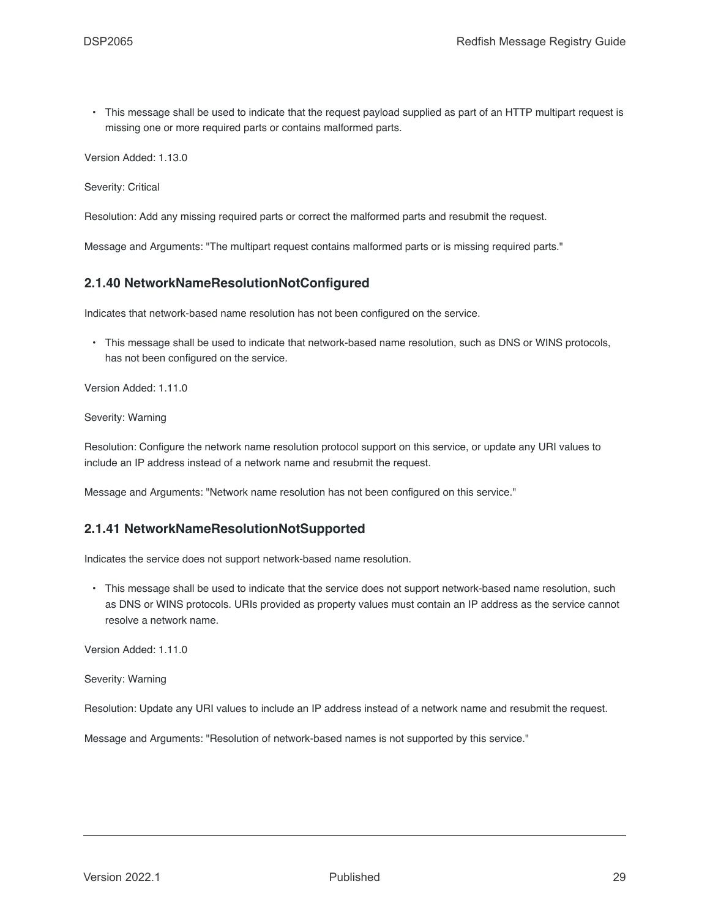- This message shall be used to indicate that the request payload supplied as part of an HTTP multipart request is missing one or more required parts or contains malformed parts.

Version Added: 1.13.0

Severity: Critical

Resolution: Add any missing required parts or correct the malformed parts and resubmit the request.

Message and Arguments: "The multipart request contains malformed parts or is missing required parts."

### 2.1.40 NetworkNameResolutionNotConfigured

Indicates that network-based name resolution has not been configured on the service.

- This message shall be used to indicate that network-based name resolution, such as DNS or WINS protocols, has not been configured on the service.

Version Added: 1.11.0

Severity: Warning

Resolution: Configure the network name resolution protocol support on this service, or update any URI values to include an IP address instead of a network name and resubmit the request.

Message and Arguments: "Network name resolution has not been configured on this service."

### 2.1.41 NetworkNameResolutionNotSupported

Indicates the service does not support network-based name resolution.

- This message shall be used to indicate that the service does not support network-based name resolution, such as DNS or WINS protocols. URIs provided as property values must contain an IP address as the service cannot resolve a network name.

Version Added: 1.11.0

Severity: Warning

Resolution: Update any URI values to include an IP address instead of a network name and resubmit the request.

Message and Arguments: "Resolution of network-based names is not supported by this service."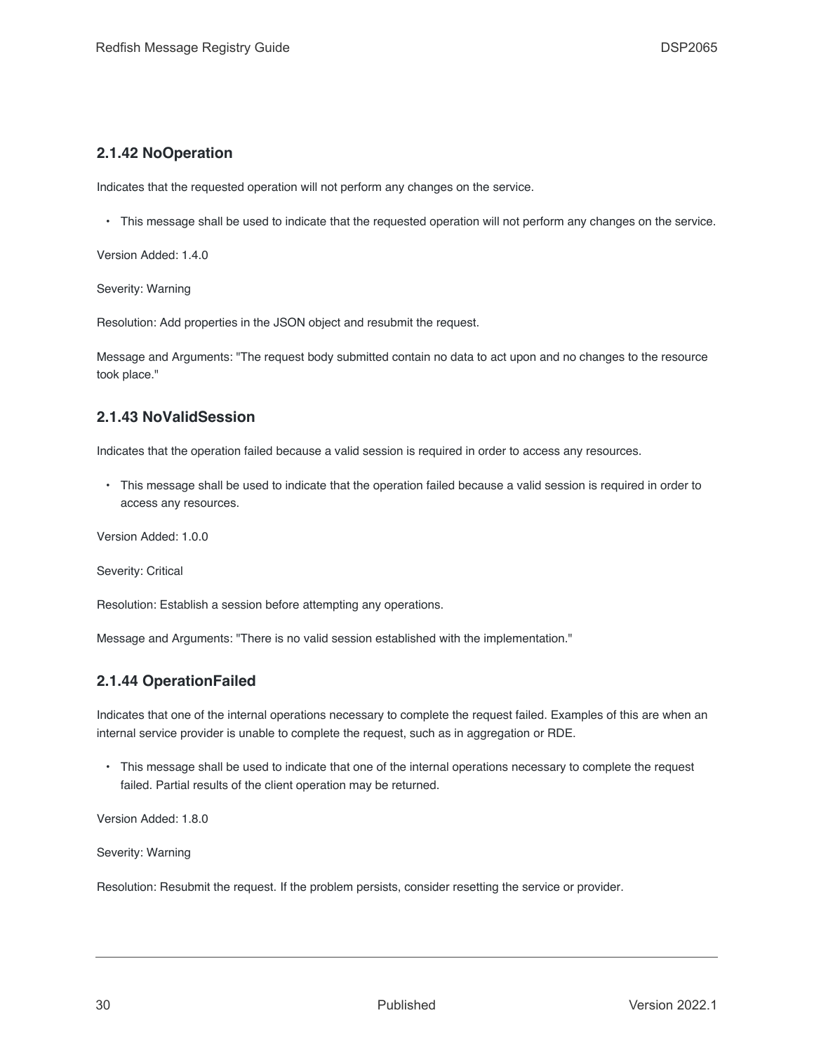### 2.1.42 NoOperation

Indicates that the requested operation will not perform any changes on the service.

- This message shall be used to indicate that the requested operation will not perform any changes on the service.

Version Added: 1.4.0

Severity: Warning

Resolution: Add properties in the JSON object and resubmit the request.

Message and Arguments: "The request body submitted contain no data to act upon and no changes to the resource took place."

### 2.1.43 NoValidSession

Indicates that the operation failed because a valid session is required in order to access any resources.

- This message shall be used to indicate that the operation failed because a valid session is required in order to access any resources.

Version Added: 1.0.0

Severity: Critical

Resolution: Establish a session before attempting any operations.

Message and Arguments: "There is no valid session established with the implementation."

### 2.1.44 OperationFailed

Indicates that one of the internal operations necessary to complete the request failed. Examples of this are when an internal service provider is unable to complete the request, such as in aggregation or RDE.

- This message shall be used to indicate that one of the internal operations necessary to complete the request failed. Partial results of the client operation may be returned.

Version Added: 1.8.0

Severity: Warning

Resolution: Resubmit the request. If the problem persists, consider resetting the service or provider.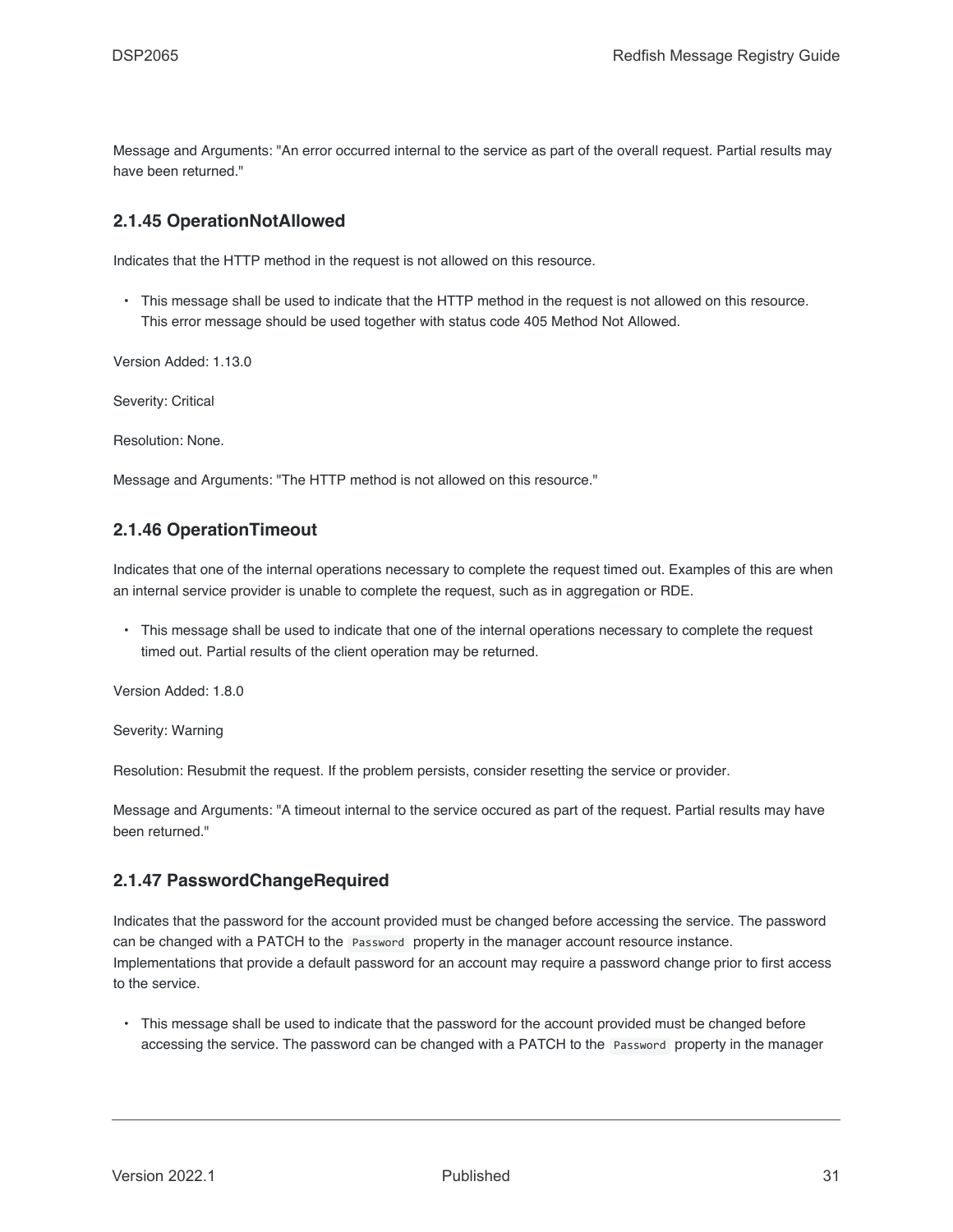Message and Arguments: "An error occurred internal to the service as part of the overall request. Partial results may have been returned."

### 2.1.45 OperationNotAllowed

Indicates that the HTTP method in the request is not allowed on this resource.

- This message shall be used to indicate that the HTTP method in the request is not allowed on this resource. This error message should be used together with status code 405 Method Not Allowed.

Version Added: 1.13.0

Severity: Critical

Resolution: None.

Message and Arguments: "The HTTP method is not allowed on this resource."

### 2.1.46 OperationTimeout

Indicates that one of the internal operations necessary to complete the request timed out. Examples of this are when an internal service provider is unable to complete the request, such as in aggregation or RDE.

- This message shall be used to indicate that one of the internal operations necessary to complete the request timed out. Partial results of the client operation may be returned.

Version Added: 1.8.0

Severity: Warning

Resolution: Resubmit the request. If the problem persists, consider resetting the service or provider.

Message and Arguments: "A timeout internal to the service occured as part of the request. Partial results may have been returned."

### 2.1.47 PasswordChangeRequired

Indicates that the password for the account provided must be changed before accessing the service. The password can be changed with a PATCH to the `Password` property in the manager account resource instance. Implementations that provide a default password for an account may require a password change prior to first access to the service.

- This message shall be used to indicate that the password for the account provided must be changed before accessing the service. The password can be changed with a PATCH to the `Password` property in the manager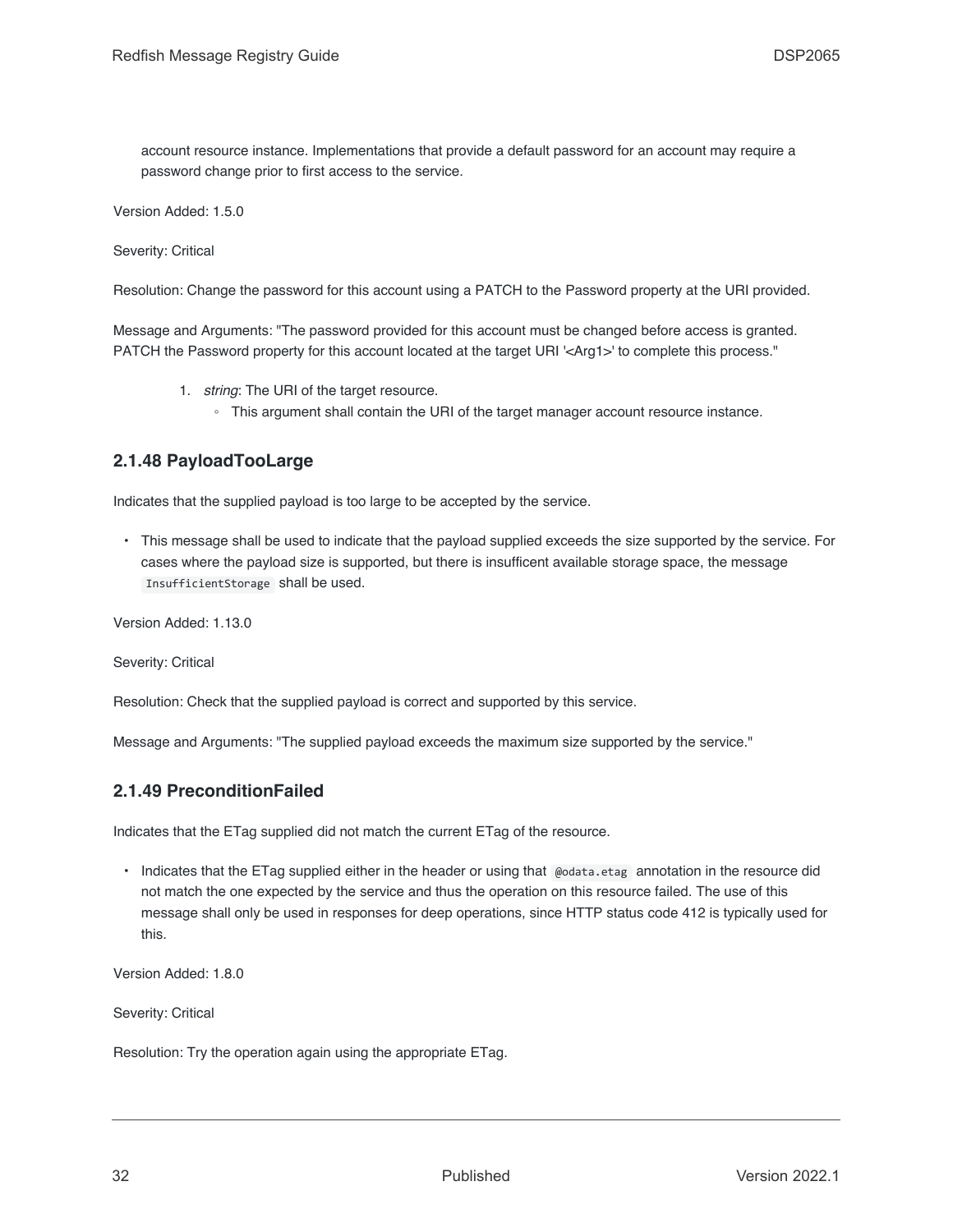account resource instance. Implementations that provide a default password for an account may require a password change prior to first access to the service.

Version Added: 1.5.0

Severity: Critical

Resolution: Change the password for this account using a PATCH to the Password property at the URI provided.

Message and Arguments: "The password provided for this account must be changed before access is granted. PATCH the Password property for this account located at the target URI '<Arg1>' to complete this process."

1. *string*: The URI of the target resource.
    - This argument shall contain the URI of the target manager account resource instance.

### 2.1.48 PayloadTooLarge

Indicates that the supplied payload is too large to be accepted by the service.

- This message shall be used to indicate that the payload supplied exceeds the size supported by the service. For cases where the payload size is supported, but there is insufficent available storage space, the message `InsufficientStorage` shall be used.

Version Added: 1.13.0

Severity: Critical

Resolution: Check that the supplied payload is correct and supported by this service.

Message and Arguments: "The supplied payload exceeds the maximum size supported by the service."

### 2.1.49 PreconditionFailed

Indicates that the ETag supplied did not match the current ETag of the resource.

- Indicates that the ETag supplied either in the header or using that `@odata.etag` annotation in the resource did not match the one expected by the service and thus the operation on this resource failed. The use of this message shall only be used in responses for deep operations, since HTTP status code 412 is typically used for this.

Version Added: 1.8.0

Severity: Critical

Resolution: Try the operation again using the appropriate ETag.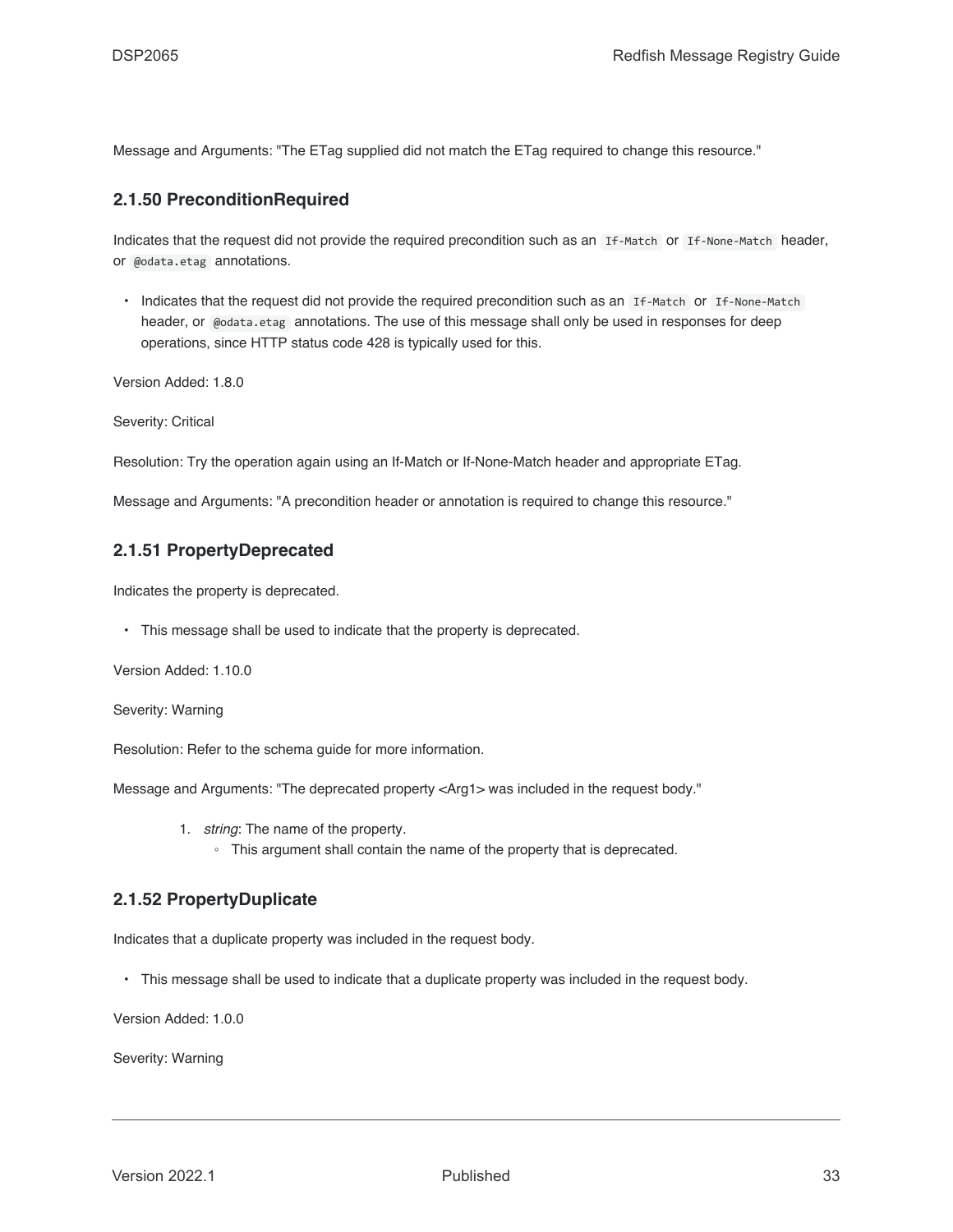Message and Arguments: "The ETag supplied did not match the ETag required to change this resource."

### 2.1.50 PreconditionRequired

Indicates that the request did not provide the required precondition such as an `If-Match` or `If-None-Match` header, or `@odata.etag` annotations.

- Indicates that the request did not provide the required precondition such as an `If-Match` or `If-None-Match` header, or `@odata.etag` annotations. The use of this message shall only be used in responses for deep operations, since HTTP status code 428 is typically used for this.

Version Added: 1.8.0

Severity: Critical

Resolution: Try the operation again using an If-Match or If-None-Match header and appropriate ETag.

Message and Arguments: "A precondition header or annotation is required to change this resource."

### 2.1.51 PropertyDeprecated

Indicates the property is deprecated.

- This message shall be used to indicate that the property is deprecated.

Version Added: 1.10.0

Severity: Warning

Resolution: Refer to the schema guide for more information.

Message and Arguments: "The deprecated property <Arg1> was included in the request body."

1. *string*: The name of the property.
    - This argument shall contain the name of the property that is deprecated.

### 2.1.52 PropertyDuplicate

Indicates that a duplicate property was included in the request body.

- This message shall be used to indicate that a duplicate property was included in the request body.

Version Added: 1.0.0

Severity: Warning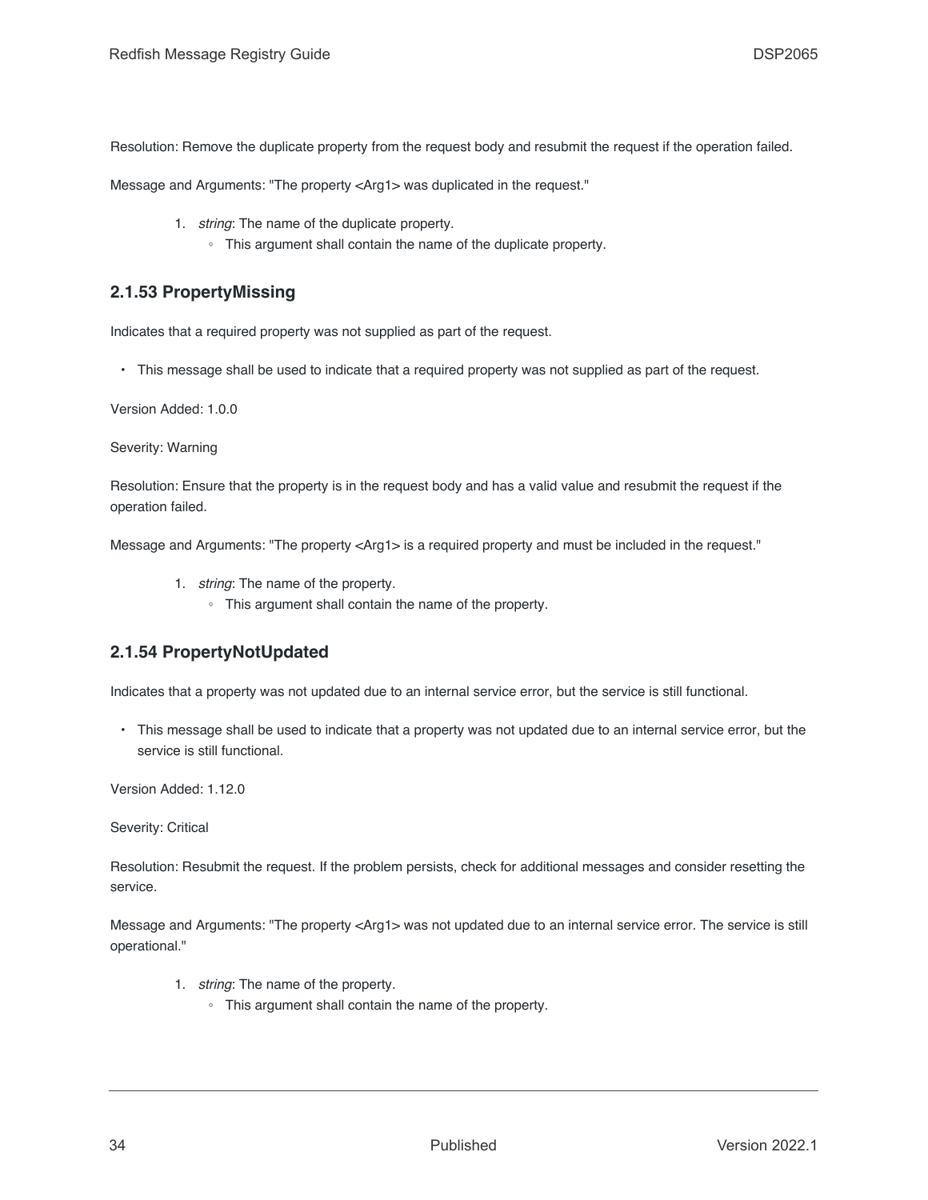Resolution: Remove the duplicate property from the request body and resubmit the request if the operation failed.

Message and Arguments: "The property <Arg1> was duplicated in the request."

1. *string*: The name of the duplicate property.
    - This argument shall contain the name of the duplicate property.

### 2.1.53 PropertyMissing

Indicates that a required property was not supplied as part of the request.

- This message shall be used to indicate that a required property was not supplied as part of the request.

Version Added: 1.0.0

Severity: Warning

Resolution: Ensure that the property is in the request body and has a valid value and resubmit the request if the operation failed.

Message and Arguments: "The property <Arg1> is a required property and must be included in the request."

1. *string*: The name of the property.
    - This argument shall contain the name of the property.

### 2.1.54 PropertyNotUpdated

Indicates that a property was not updated due to an internal service error, but the service is still functional.

- This message shall be used to indicate that a property was not updated due to an internal service error, but the service is still functional.

Version Added: 1.12.0

Severity: Critical

Resolution: Resubmit the request. If the problem persists, check for additional messages and consider resetting the service.

Message and Arguments: "The property <Arg1> was not updated due to an internal service error. The service is still operational."

1. *string*: The name of the property.
    - This argument shall contain the name of the property.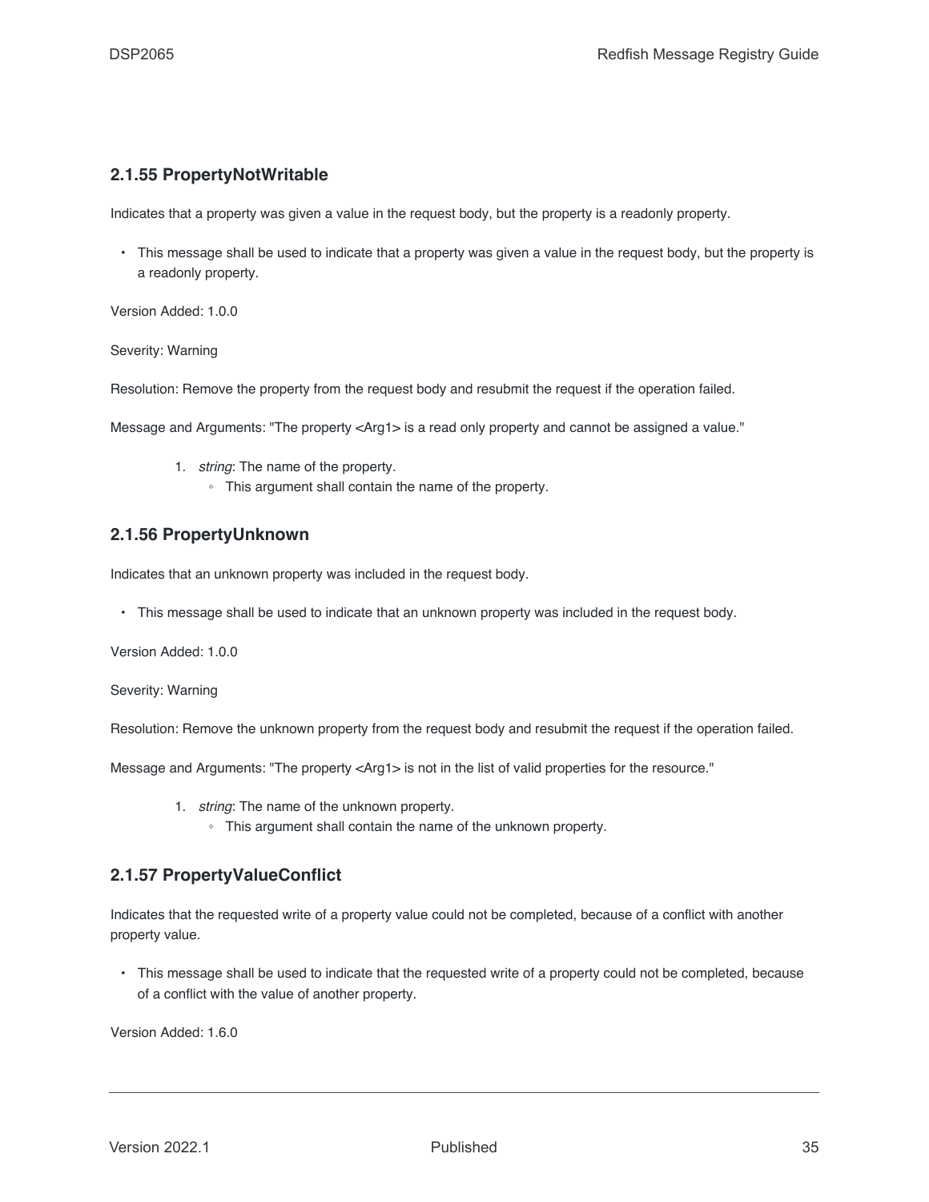### 2.1.55 PropertyNotWritable

Indicates that a property was given a value in the request body, but the property is a readonly property.

- This message shall be used to indicate that a property was given a value in the request body, but the property is a readonly property.

Version Added: 1.0.0

Severity: Warning

Resolution: Remove the property from the request body and resubmit the request if the operation failed.

Message and Arguments: "The property <Arg1> is a read only property and cannot be assigned a value."

1. *string*: The name of the property.
    - This argument shall contain the name of the property.

### 2.1.56 PropertyUnknown

Indicates that an unknown property was included in the request body.

- This message shall be used to indicate that an unknown property was included in the request body.

Version Added: 1.0.0

Severity: Warning

Resolution: Remove the unknown property from the request body and resubmit the request if the operation failed.

Message and Arguments: "The property <Arg1> is not in the list of valid properties for the resource."

1. *string*: The name of the unknown property.
    - This argument shall contain the name of the unknown property.

### 2.1.57 PropertyValueConflict

Indicates that the requested write of a property value could not be completed, because of a conflict with another property value.

- This message shall be used to indicate that the requested write of a property could not be completed, because of a conflict with the value of another property.

Version Added: 1.6.0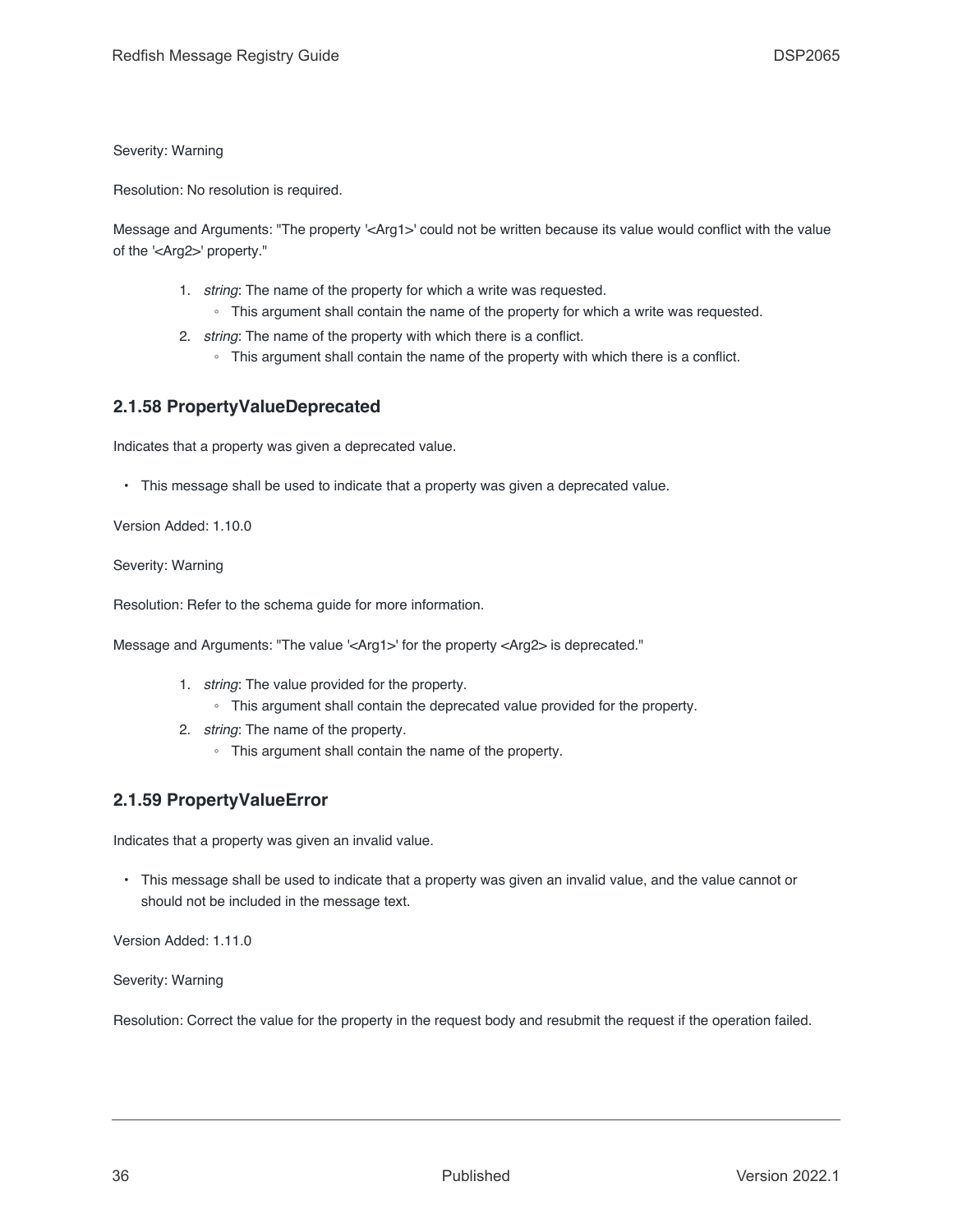Severity: Warning

Resolution: No resolution is required.

Message and Arguments: "The property '<Arg1>' could not be written because its value would conflict with the value of the '<Arg2>' property."

1. *string*: The name of the property for which a write was requested.
   - This argument shall contain the name of the property for which a write was requested.
2. *string*: The name of the property with which there is a conflict.
   - This argument shall contain the name of the property with which there is a conflict.

### 2.1.58 PropertyValueDeprecated

Indicates that a property was given a deprecated value.

- This message shall be used to indicate that a property was given a deprecated value.

Version Added: 1.10.0

Severity: Warning

Resolution: Refer to the schema guide for more information.

Message and Arguments: "The value '<Arg1>' for the property <Arg2> is deprecated."

1. *string*: The value provided for the property.
   - This argument shall contain the deprecated value provided for the property.
2. *string*: The name of the property.
   - This argument shall contain the name of the property.

### 2.1.59 PropertyValueError

Indicates that a property was given an invalid value.

- This message shall be used to indicate that a property was given an invalid value, and the value cannot or should not be included in the message text.

Version Added: 1.11.0

Severity: Warning

Resolution: Correct the value for the property in the request body and resubmit the request if the operation failed.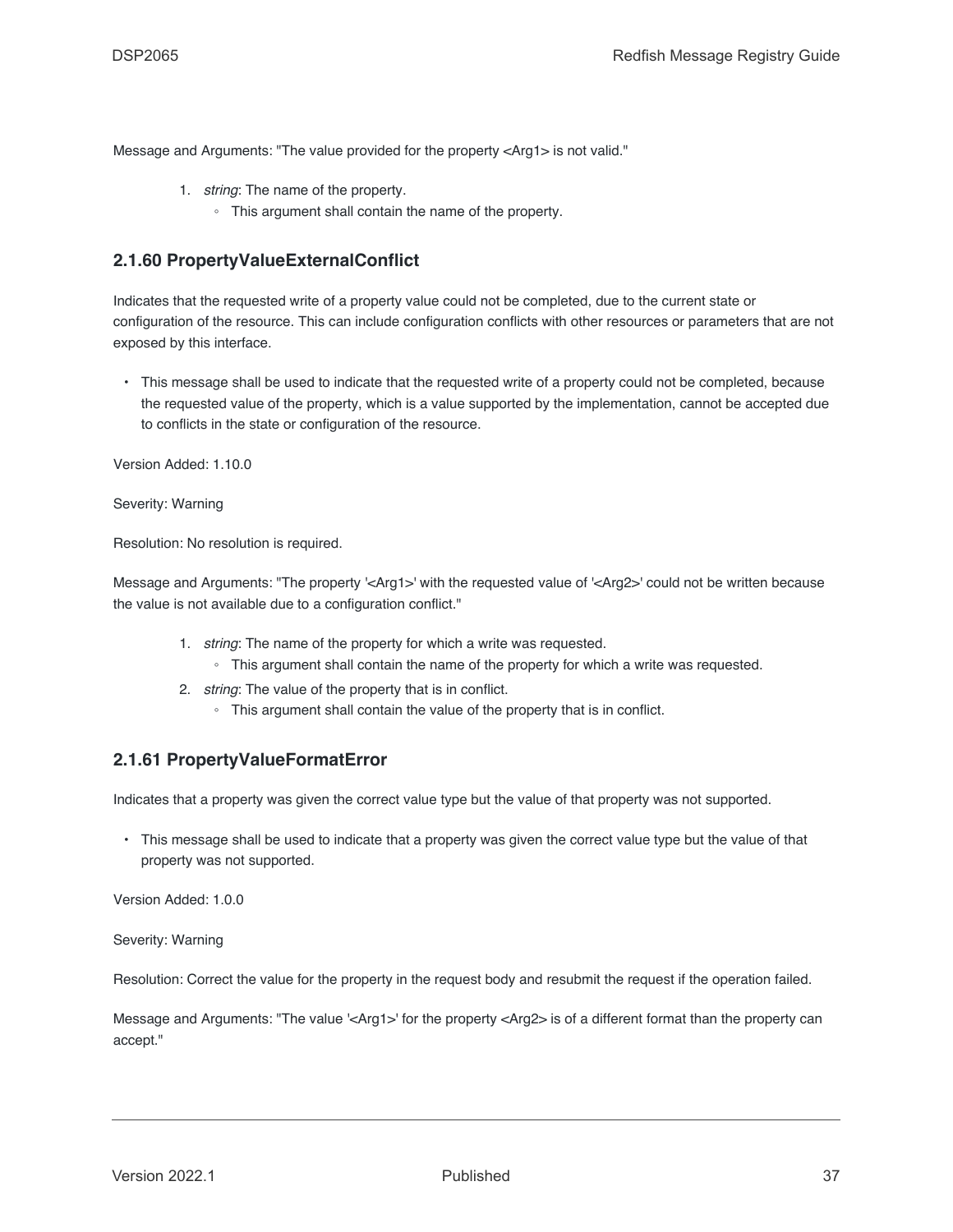Message and Arguments: "The value provided for the property <Arg1> is not valid."

1. *string*: The name of the property.
   - This argument shall contain the name of the property.

### 2.1.60 PropertyValueExternalConflict

Indicates that the requested write of a property value could not be completed, due to the current state or configuration of the resource. This can include configuration conflicts with other resources or parameters that are not exposed by this interface.

- This message shall be used to indicate that the requested write of a property could not be completed, because the requested value of the property, which is a value supported by the implementation, cannot be accepted due to conflicts in the state or configuration of the resource.

Version Added: 1.10.0

Severity: Warning

Resolution: No resolution is required.

Message and Arguments: "The property '<Arg1>' with the requested value of '<Arg2>' could not be written because the value is not available due to a configuration conflict."

1. *string*: The name of the property for which a write was requested.
   - This argument shall contain the name of the property for which a write was requested.
2. *string*: The value of the property that is in conflict.
   - This argument shall contain the value of the property that is in conflict.

### 2.1.61 PropertyValueFormatError

Indicates that a property was given the correct value type but the value of that property was not supported.

- This message shall be used to indicate that a property was given the correct value type but the value of that property was not supported.

Version Added: 1.0.0

Severity: Warning

Resolution: Correct the value for the property in the request body and resubmit the request if the operation failed.

Message and Arguments: "The value '<Arg1>' for the property <Arg2> is of a different format than the property can accept."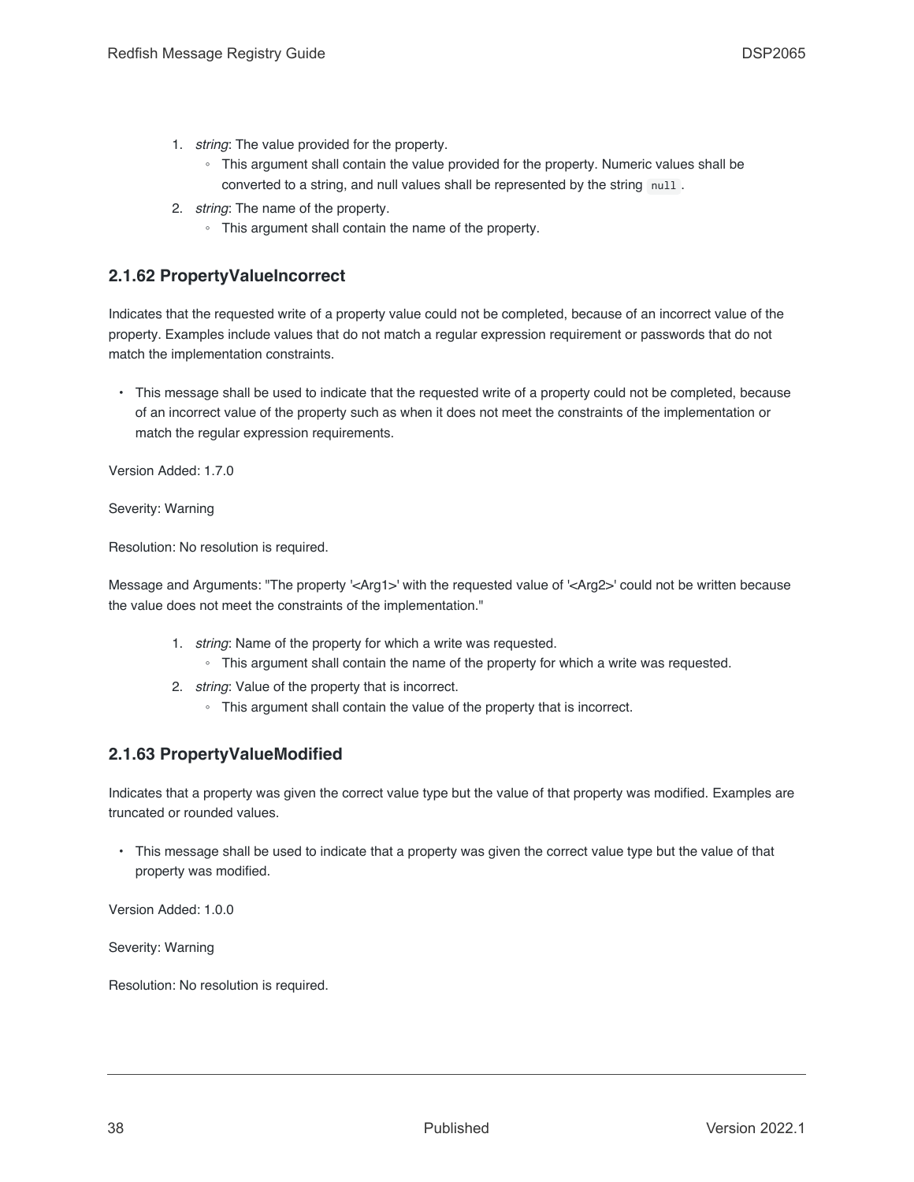1. *string*: The value provided for the property.
    - This argument shall contain the value provided for the property. Numeric values shall be converted to a string, and null values shall be represented by the string `null`.
2. *string*: The name of the property.
    - This argument shall contain the name of the property.

### 2.1.62 PropertyValueIncorrect

Indicates that the requested write of a property value could not be completed, because of an incorrect value of the property. Examples include values that do not match a regular expression requirement or passwords that do not match the implementation constraints.

- This message shall be used to indicate that the requested write of a property could not be completed, because of an incorrect value of the property such as when it does not meet the constraints of the implementation or match the regular expression requirements.

Version Added: 1.7.0

Severity: Warning

Resolution: No resolution is required.

Message and Arguments: "The property '<Arg1>' with the requested value of '<Arg2>' could not be written because the value does not meet the constraints of the implementation."

1. *string*: Name of the property for which a write was requested.
    - This argument shall contain the name of the property for which a write was requested.
2. *string*: Value of the property that is incorrect.
    - This argument shall contain the value of the property that is incorrect.

### 2.1.63 PropertyValueModified

Indicates that a property was given the correct value type but the value of that property was modified. Examples are truncated or rounded values.

- This message shall be used to indicate that a property was given the correct value type but the value of that property was modified.

Version Added: 1.0.0

Severity: Warning

Resolution: No resolution is required.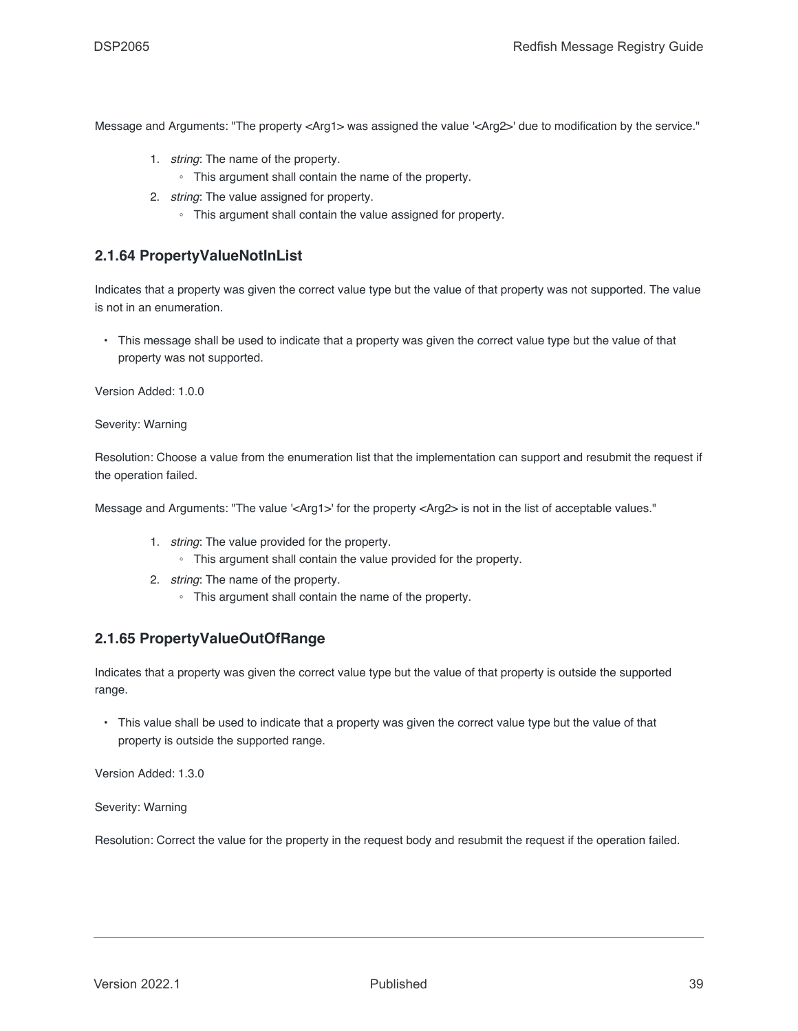Message and Arguments: "The property <Arg1> was assigned the value '<Arg2>' due to modification by the service."

1. *string*: The name of the property.
   - This argument shall contain the name of the property.
2. *string*: The value assigned for property.
   - This argument shall contain the value assigned for property.

### 2.1.64 PropertyValueNotInList

Indicates that a property was given the correct value type but the value of that property was not supported. The value is not in an enumeration.

- This message shall be used to indicate that a property was given the correct value type but the value of that property was not supported.

Version Added: 1.0.0

Severity: Warning

Resolution: Choose a value from the enumeration list that the implementation can support and resubmit the request if the operation failed.

Message and Arguments: "The value '<Arg1>' for the property <Arg2> is not in the list of acceptable values."

1. *string*: The value provided for the property.
   - This argument shall contain the value provided for the property.
2. *string*: The name of the property.
   - This argument shall contain the name of the property.

### 2.1.65 PropertyValueOutOfRange

Indicates that a property was given the correct value type but the value of that property is outside the supported range.

- This value shall be used to indicate that a property was given the correct value type but the value of that property is outside the supported range.

Version Added: 1.3.0

Severity: Warning

Resolution: Correct the value for the property in the request body and resubmit the request if the operation failed.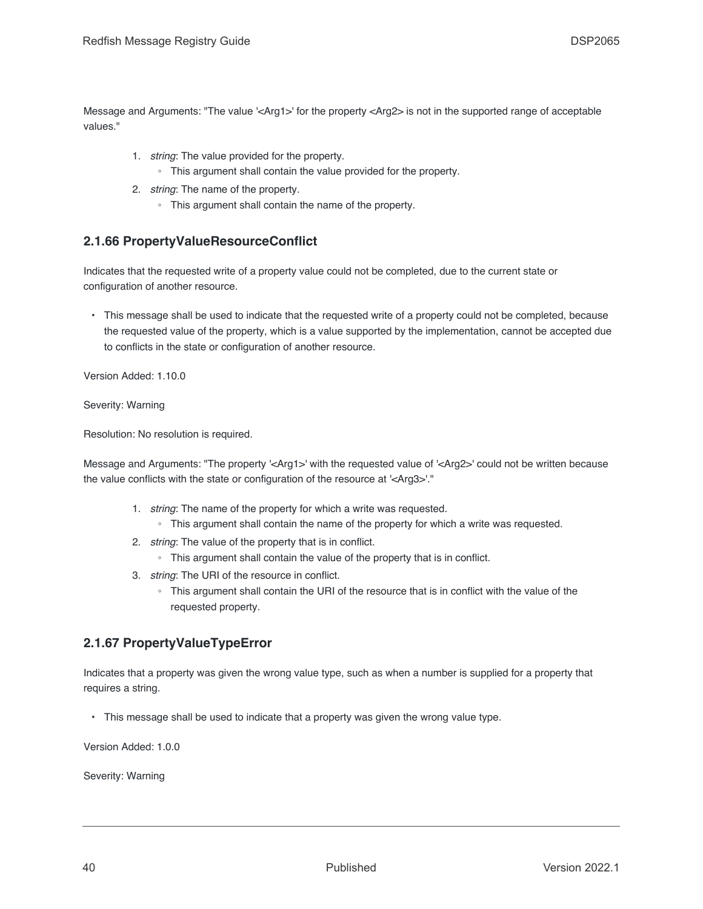Message and Arguments: "The value '<Arg1>' for the property <Arg2> is not in the supported range of acceptable values."

1. *string*: The value provided for the property.
   - This argument shall contain the value provided for the property.
2. *string*: The name of the property.
   - This argument shall contain the name of the property.

### 2.1.66 PropertyValueResourceConflict

Indicates that the requested write of a property value could not be completed, due to the current state or configuration of another resource.

- This message shall be used to indicate that the requested write of a property could not be completed, because the requested value of the property, which is a value supported by the implementation, cannot be accepted due to conflicts in the state or configuration of another resource.

Version Added: 1.10.0

Severity: Warning

Resolution: No resolution is required.

Message and Arguments: "The property '<Arg1>' with the requested value of '<Arg2>' could not be written because the value conflicts with the state or configuration of the resource at '<Arg3>'."

1. *string*: The name of the property for which a write was requested.
   - This argument shall contain the name of the property for which a write was requested.
2. *string*: The value of the property that is in conflict.
   - This argument shall contain the value of the property that is in conflict.
3. *string*: The URI of the resource in conflict.
   - This argument shall contain the URI of the resource that is in conflict with the value of the requested property.

### 2.1.67 PropertyValueTypeError

Indicates that a property was given the wrong value type, such as when a number is supplied for a property that requires a string.

- This message shall be used to indicate that a property was given the wrong value type.

Version Added: 1.0.0

Severity: Warning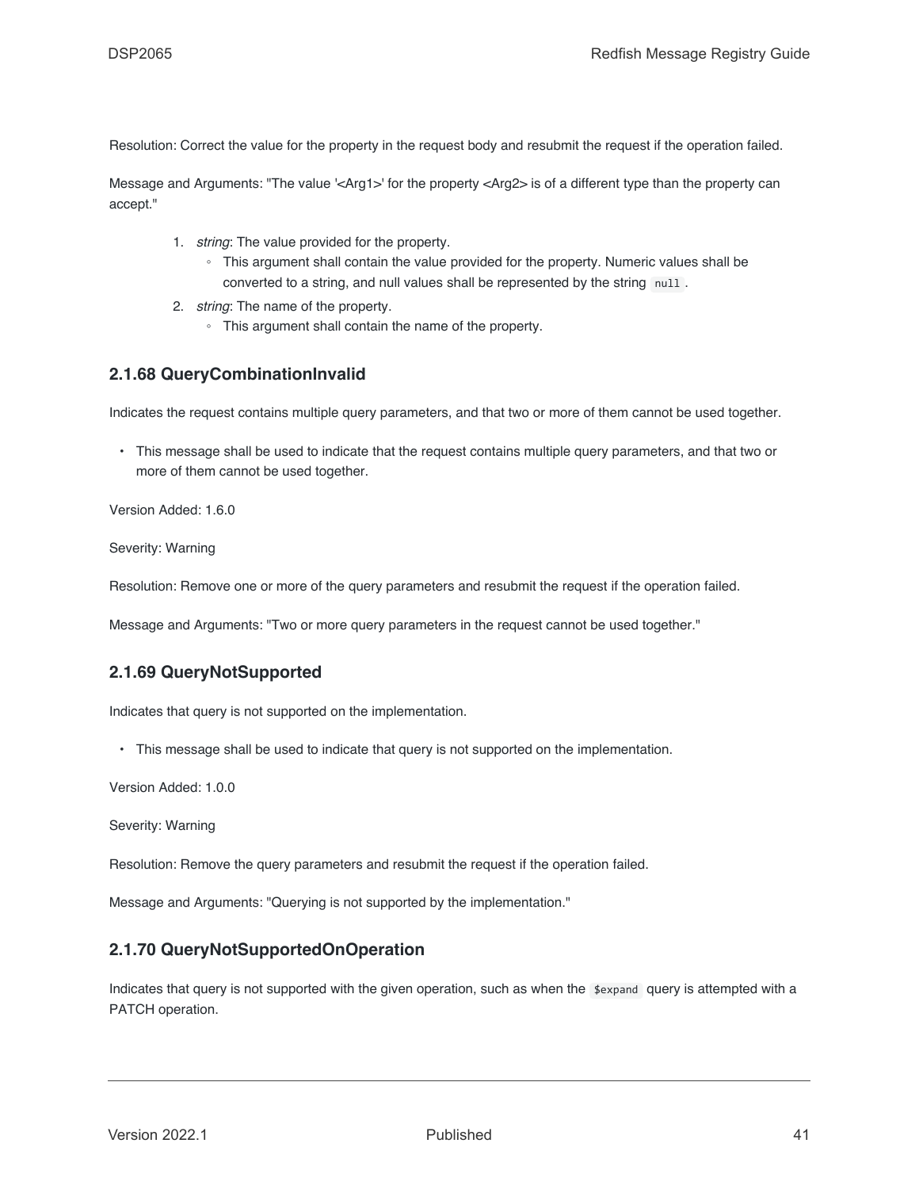Resolution: Correct the value for the property in the request body and resubmit the request if the operation failed.

Message and Arguments: "The value '<Arg1>' for the property <Arg2> is of a different type than the property can accept."

1. *string*: The value provided for the property.
   - This argument shall contain the value provided for the property. Numeric values shall be converted to a string, and null values shall be represented by the string `null`.
2. *string*: The name of the property.
   - This argument shall contain the name of the property.

### 2.1.68 QueryCombinationInvalid

Indicates the request contains multiple query parameters, and that two or more of them cannot be used together.

- This message shall be used to indicate that the request contains multiple query parameters, and that two or more of them cannot be used together.

Version Added: 1.6.0

Severity: Warning

Resolution: Remove one or more of the query parameters and resubmit the request if the operation failed.

Message and Arguments: "Two or more query parameters in the request cannot be used together."

### 2.1.69 QueryNotSupported

Indicates that query is not supported on the implementation.

- This message shall be used to indicate that query is not supported on the implementation.

Version Added: 1.0.0

Severity: Warning

Resolution: Remove the query parameters and resubmit the request if the operation failed.

Message and Arguments: "Querying is not supported by the implementation."

### 2.1.70 QueryNotSupportedOnOperation

Indicates that query is not supported with the given operation, such as when the `$expand` query is attempted with a PATCH operation.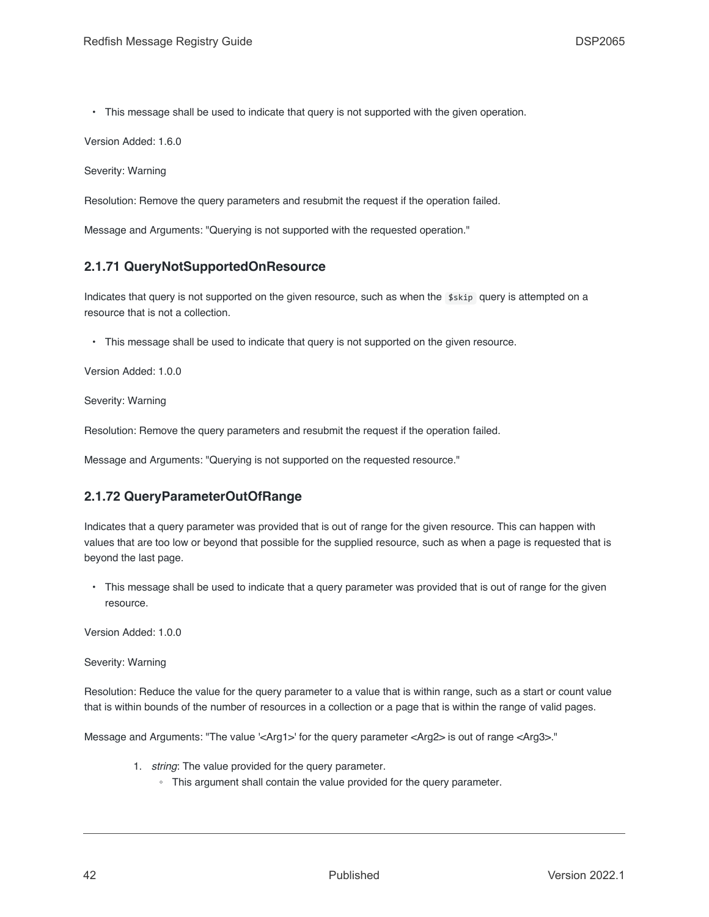- This message shall be used to indicate that query is not supported with the given operation.

Version Added: 1.6.0

Severity: Warning

Resolution: Remove the query parameters and resubmit the request if the operation failed.

Message and Arguments: "Querying is not supported with the requested operation."

### 2.1.71 QueryNotSupportedOnResource

Indicates that query is not supported on the given resource, such as when the `$skip` query is attempted on a resource that is not a collection.

- This message shall be used to indicate that query is not supported on the given resource.

Version Added: 1.0.0

Severity: Warning

Resolution: Remove the query parameters and resubmit the request if the operation failed.

Message and Arguments: "Querying is not supported on the requested resource."

### 2.1.72 QueryParameterOutOfRange

Indicates that a query parameter was provided that is out of range for the given resource. This can happen with values that are too low or beyond that possible for the supplied resource, such as when a page is requested that is beyond the last page.

- This message shall be used to indicate that a query parameter was provided that is out of range for the given resource.

Version Added: 1.0.0

Severity: Warning

Resolution: Reduce the value for the query parameter to a value that is within range, such as a start or count value that is within bounds of the number of resources in a collection or a page that is within the range of valid pages.

Message and Arguments: "The value '<Arg1>' for the query parameter <Arg2> is out of range <Arg3>."

1. *string*: The value provided for the query parameter.
   - This argument shall contain the value provided for the query parameter.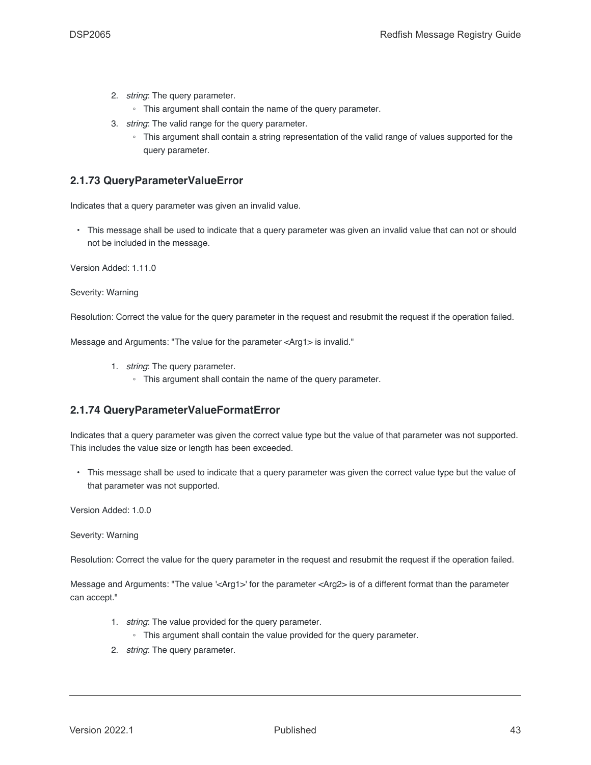2. *string*: The query parameter.
    - This argument shall contain the name of the query parameter.
3. *string*: The valid range for the query parameter.
    - This argument shall contain a string representation of the valid range of values supported for the query parameter.

### 2.1.73 QueryParameterValueError

Indicates that a query parameter was given an invalid value.

- This message shall be used to indicate that a query parameter was given an invalid value that can not or should not be included in the message.

Version Added: 1.11.0

Severity: Warning

Resolution: Correct the value for the query parameter in the request and resubmit the request if the operation failed.

Message and Arguments: "The value for the parameter <Arg1> is invalid."

1. *string*: The query parameter.
    - This argument shall contain the name of the query parameter.

### 2.1.74 QueryParameterValueFormatError

Indicates that a query parameter was given the correct value type but the value of that parameter was not supported. This includes the value size or length has been exceeded.

- This message shall be used to indicate that a query parameter was given the correct value type but the value of that parameter was not supported.

Version Added: 1.0.0

Severity: Warning

Resolution: Correct the value for the query parameter in the request and resubmit the request if the operation failed.

Message and Arguments: "The value '<Arg1>' for the parameter <Arg2> is of a different format than the parameter can accept."

1. *string*: The value provided for the query parameter.
    - This argument shall contain the value provided for the query parameter.
2. *string*: The query parameter.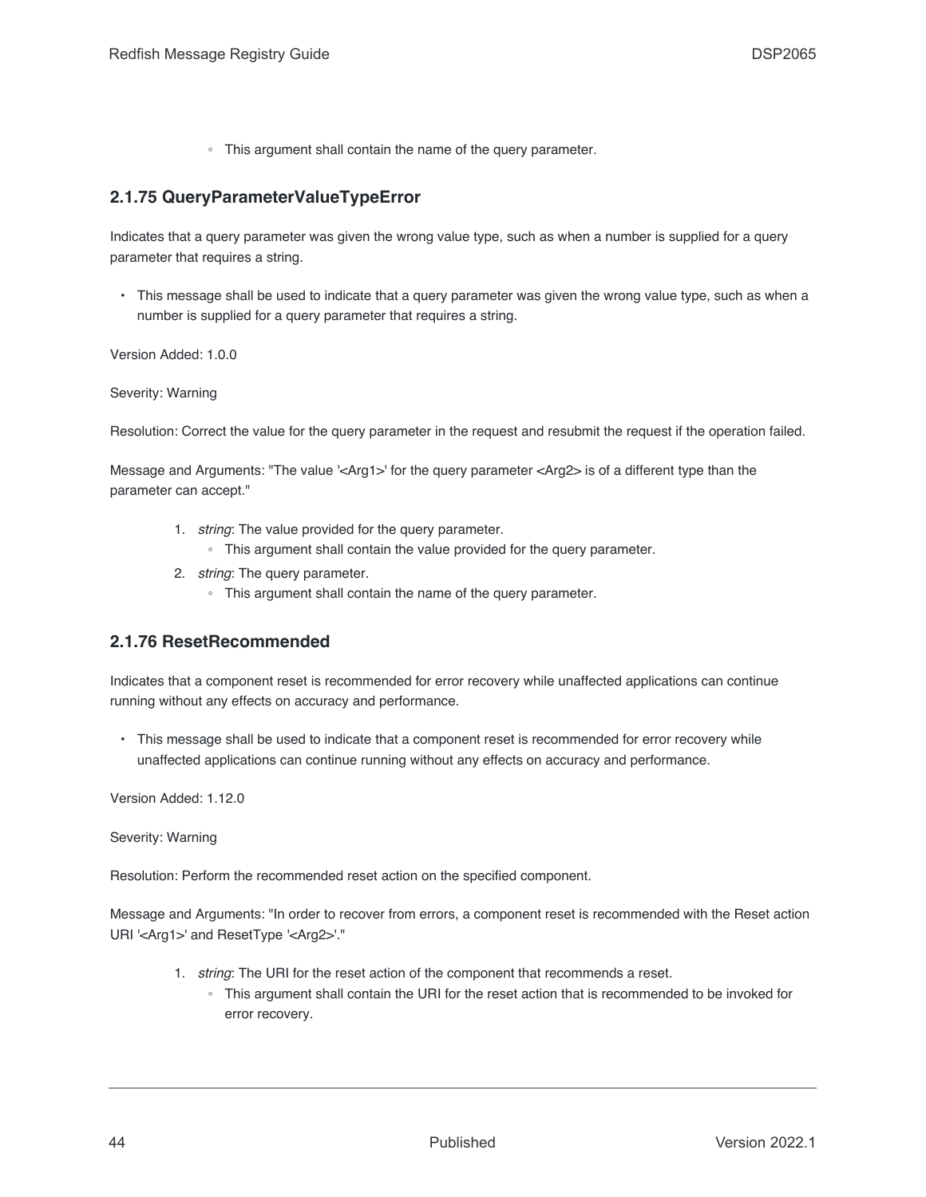- This argument shall contain the name of the query parameter.

### 2.1.75 QueryParameterValueTypeError

Indicates that a query parameter was given the wrong value type, such as when a number is supplied for a query parameter that requires a string.

- This message shall be used to indicate that a query parameter was given the wrong value type, such as when a number is supplied for a query parameter that requires a string.

Version Added: 1.0.0

Severity: Warning

Resolution: Correct the value for the query parameter in the request and resubmit the request if the operation failed.

Message and Arguments: "The value '<Arg1>' for the query parameter <Arg2> is of a different type than the parameter can accept."

1. *string*: The value provided for the query parameter.
   - This argument shall contain the value provided for the query parameter.
2. *string*: The query parameter.
   - This argument shall contain the name of the query parameter.

### 2.1.76 ResetRecommended

Indicates that a component reset is recommended for error recovery while unaffected applications can continue running without any effects on accuracy and performance.

- This message shall be used to indicate that a component reset is recommended for error recovery while unaffected applications can continue running without any effects on accuracy and performance.

Version Added: 1.12.0

Severity: Warning

Resolution: Perform the recommended reset action on the specified component.

Message and Arguments: "In order to recover from errors, a component reset is recommended with the Reset action URI '<Arg1>' and ResetType '<Arg2>'."

1. *string*: The URI for the reset action of the component that recommends a reset.
   - This argument shall contain the URI for the reset action that is recommended to be invoked for error recovery.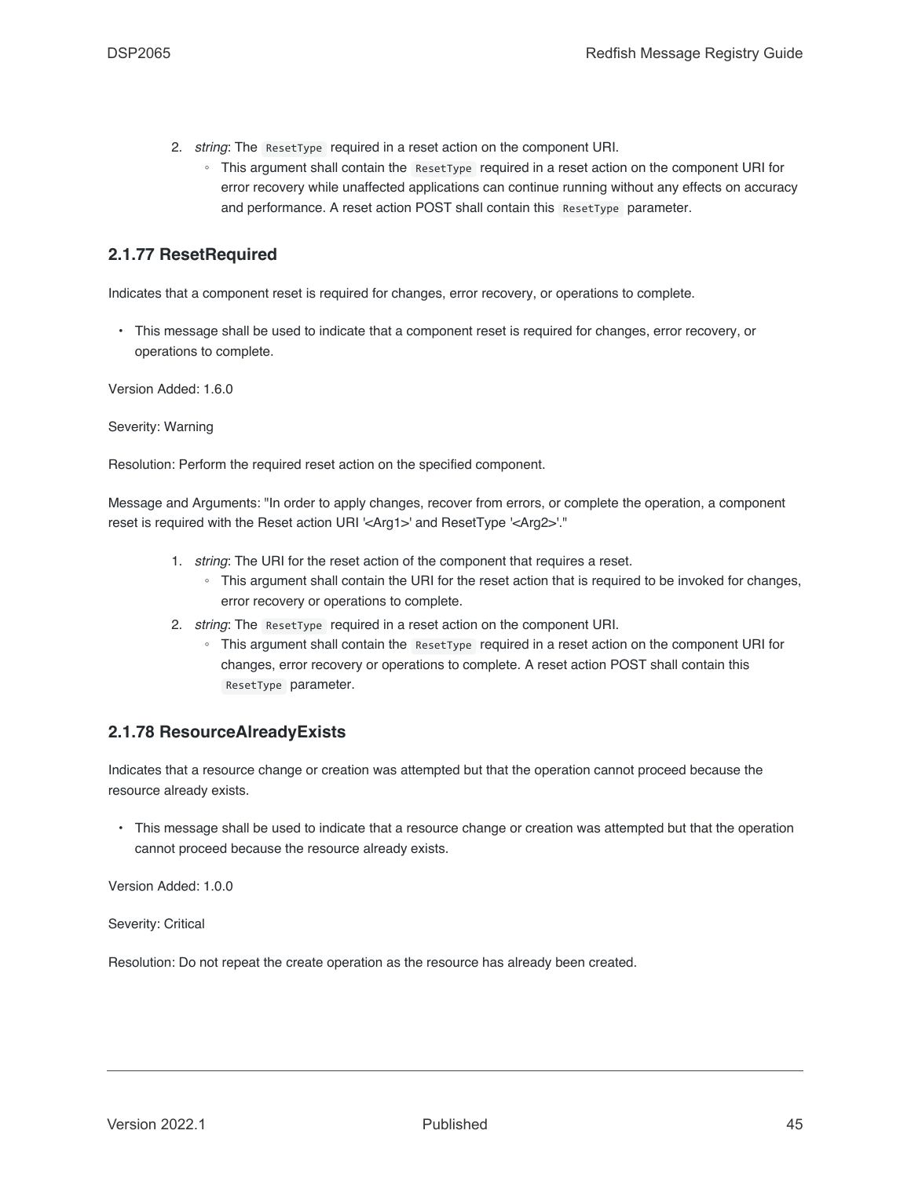2. *string*: The `ResetType` required in a reset action on the component URI.
    - This argument shall contain the `ResetType` required in a reset action on the component URI for error recovery while unaffected applications can continue running without any effects on accuracy and performance. A reset action POST shall contain this `ResetType` parameter.

### 2.1.77 ResetRequired

Indicates that a component reset is required for changes, error recovery, or operations to complete.

- This message shall be used to indicate that a component reset is required for changes, error recovery, or operations to complete.

Version Added: 1.6.0

Severity: Warning

Resolution: Perform the required reset action on the specified component.

Message and Arguments: "In order to apply changes, recover from errors, or complete the operation, a component reset is required with the Reset action URI '<Arg1>' and ResetType '<Arg2>'."

1. *string*: The URI for the reset action of the component that requires a reset.
    - This argument shall contain the URI for the reset action that is required to be invoked for changes, error recovery or operations to complete.
2. *string*: The `ResetType` required in a reset action on the component URI.
    - This argument shall contain the `ResetType` required in a reset action on the component URI for changes, error recovery or operations to complete. A reset action POST shall contain this `ResetType` parameter.

### 2.1.78 ResourceAlreadyExists

Indicates that a resource change or creation was attempted but that the operation cannot proceed because the resource already exists.

- This message shall be used to indicate that a resource change or creation was attempted but that the operation cannot proceed because the resource already exists.

Version Added: 1.0.0

Severity: Critical

Resolution: Do not repeat the create operation as the resource has already been created.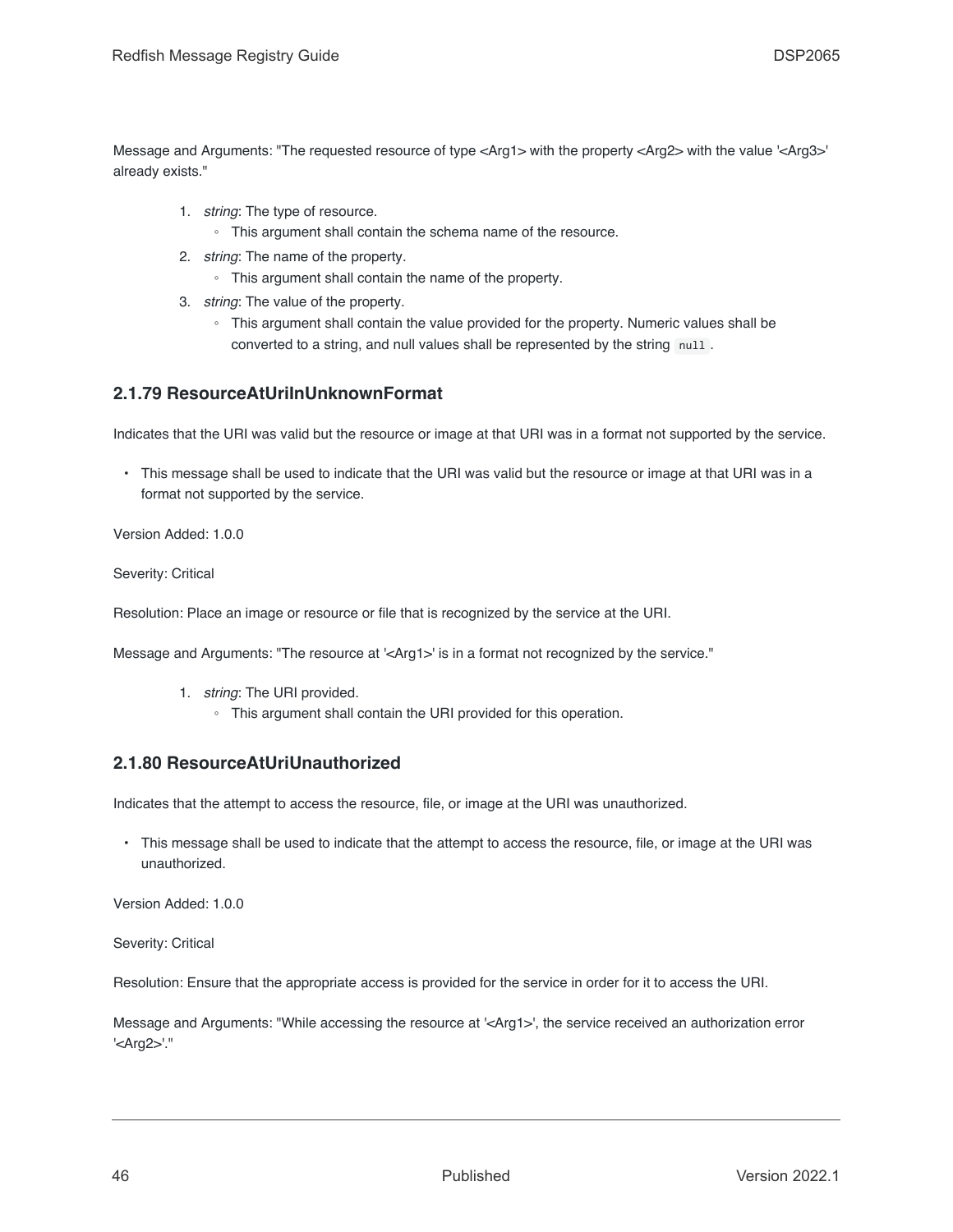Message and Arguments: "The requested resource of type <Arg1> with the property <Arg2> with the value '<Arg3>' already exists."

1. *string*: The type of resource.
   - This argument shall contain the schema name of the resource.
2. *string*: The name of the property.
   - This argument shall contain the name of the property.
3. *string*: The value of the property.
   - This argument shall contain the value provided for the property. Numeric values shall be converted to a string, and null values shall be represented by the string `null`.

### 2.1.79 ResourceAtUriInUnknownFormat

Indicates that the URI was valid but the resource or image at that URI was in a format not supported by the service.

- This message shall be used to indicate that the URI was valid but the resource or image at that URI was in a format not supported by the service.

Version Added: 1.0.0

Severity: Critical

Resolution: Place an image or resource or file that is recognized by the service at the URI.

Message and Arguments: "The resource at '<Arg1>' is in a format not recognized by the service."

1. *string*: The URI provided.
   - This argument shall contain the URI provided for this operation.

### 2.1.80 ResourceAtUriUnauthorized

Indicates that the attempt to access the resource, file, or image at the URI was unauthorized.

- This message shall be used to indicate that the attempt to access the resource, file, or image at the URI was unauthorized.

Version Added: 1.0.0

Severity: Critical

Resolution: Ensure that the appropriate access is provided for the service in order for it to access the URI.

Message and Arguments: "While accessing the resource at '<Arg1>', the service received an authorization error '<Arg2>'."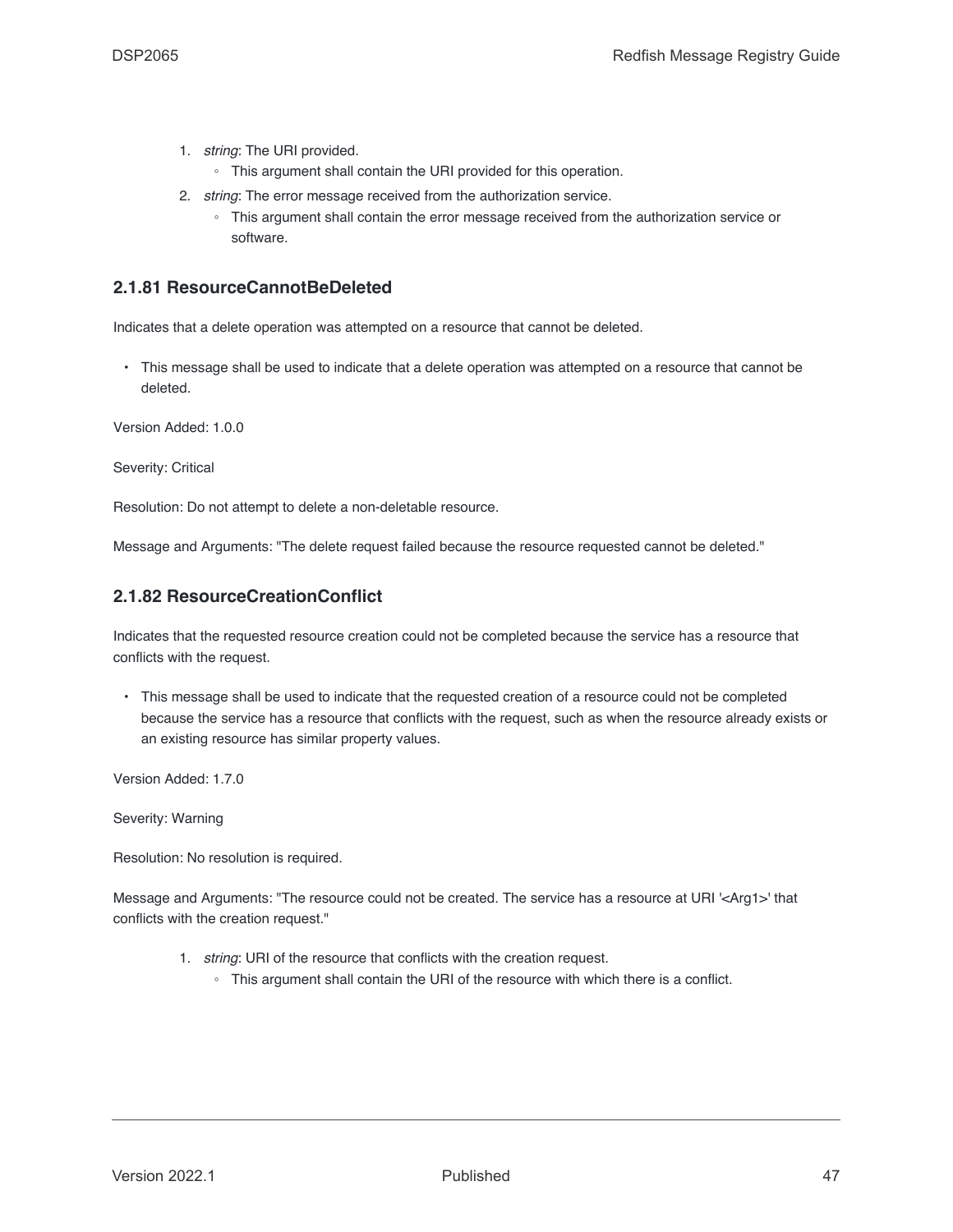1. *string*: The URI provided.
   - This argument shall contain the URI provided for this operation.
2. *string*: The error message received from the authorization service.
   - This argument shall contain the error message received from the authorization service or software.

### 2.1.81 ResourceCannotBeDeleted

Indicates that a delete operation was attempted on a resource that cannot be deleted.

- This message shall be used to indicate that a delete operation was attempted on a resource that cannot be deleted.

Version Added: 1.0.0

Severity: Critical

Resolution: Do not attempt to delete a non-deletable resource.

Message and Arguments: "The delete request failed because the resource requested cannot be deleted."

### 2.1.82 ResourceCreationConflict

Indicates that the requested resource creation could not be completed because the service has a resource that conflicts with the request.

- This message shall be used to indicate that the requested creation of a resource could not be completed because the service has a resource that conflicts with the request, such as when the resource already exists or an existing resource has similar property values.

Version Added: 1.7.0

Severity: Warning

Resolution: No resolution is required.

Message and Arguments: "The resource could not be created. The service has a resource at URI '<Arg1>' that conflicts with the creation request."

1. *string*: URI of the resource that conflicts with the creation request.
   - This argument shall contain the URI of the resource with which there is a conflict.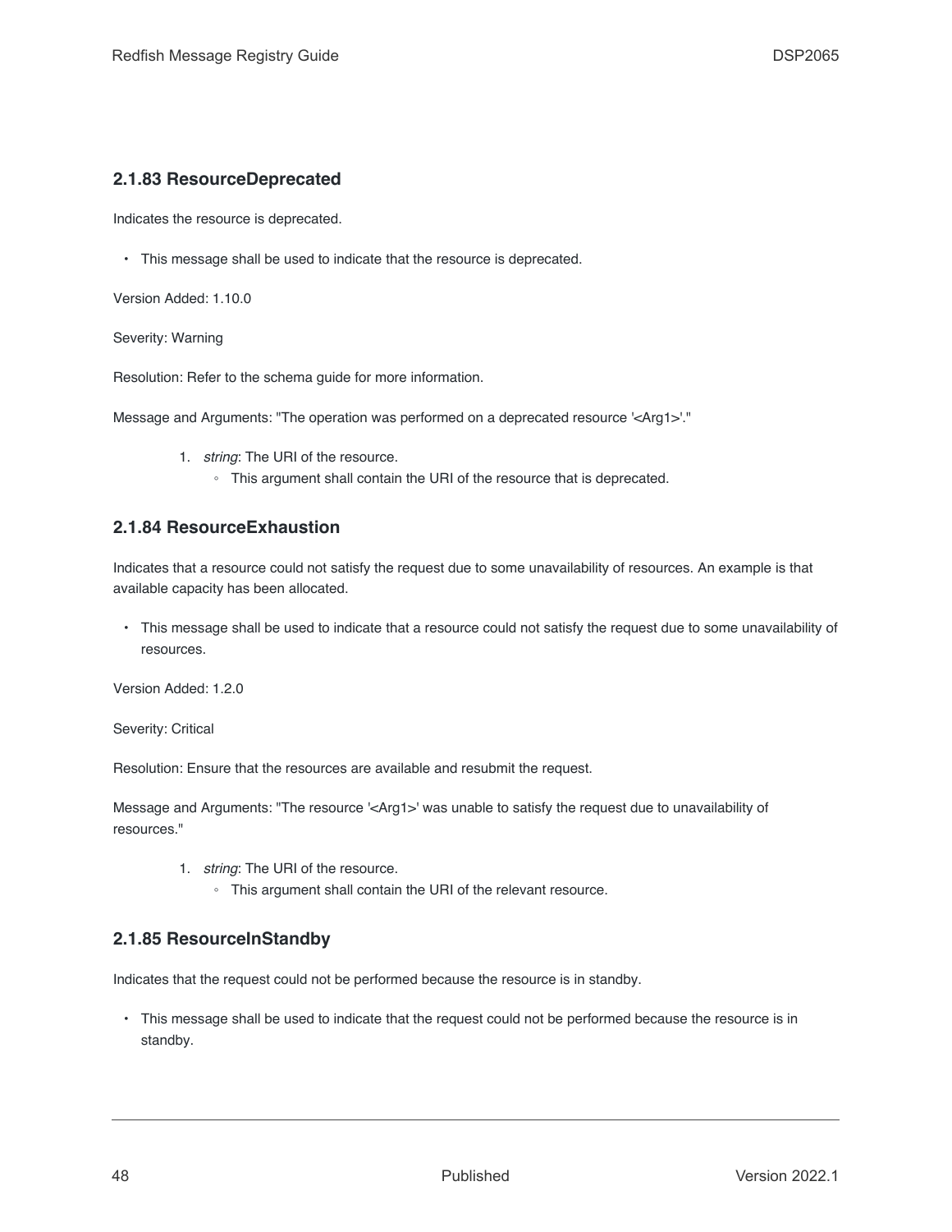### 2.1.83 ResourceDeprecated

Indicates the resource is deprecated.

- This message shall be used to indicate that the resource is deprecated.

Version Added: 1.10.0

Severity: Warning

Resolution: Refer to the schema guide for more information.

Message and Arguments: "The operation was performed on a deprecated resource '<Arg1>'."

1. *string*: The URI of the resource.
    - This argument shall contain the URI of the resource that is deprecated.

### 2.1.84 ResourceExhaustion

Indicates that a resource could not satisfy the request due to some unavailability of resources. An example is that available capacity has been allocated.

- This message shall be used to indicate that a resource could not satisfy the request due to some unavailability of resources.

Version Added: 1.2.0

Severity: Critical

Resolution: Ensure that the resources are available and resubmit the request.

Message and Arguments: "The resource '<Arg1>' was unable to satisfy the request due to unavailability of resources."

1. *string*: The URI of the resource.
    - This argument shall contain the URI of the relevant resource.

### 2.1.85 ResourceInStandby

Indicates that the request could not be performed because the resource is in standby.

- This message shall be used to indicate that the request could not be performed because the resource is in standby.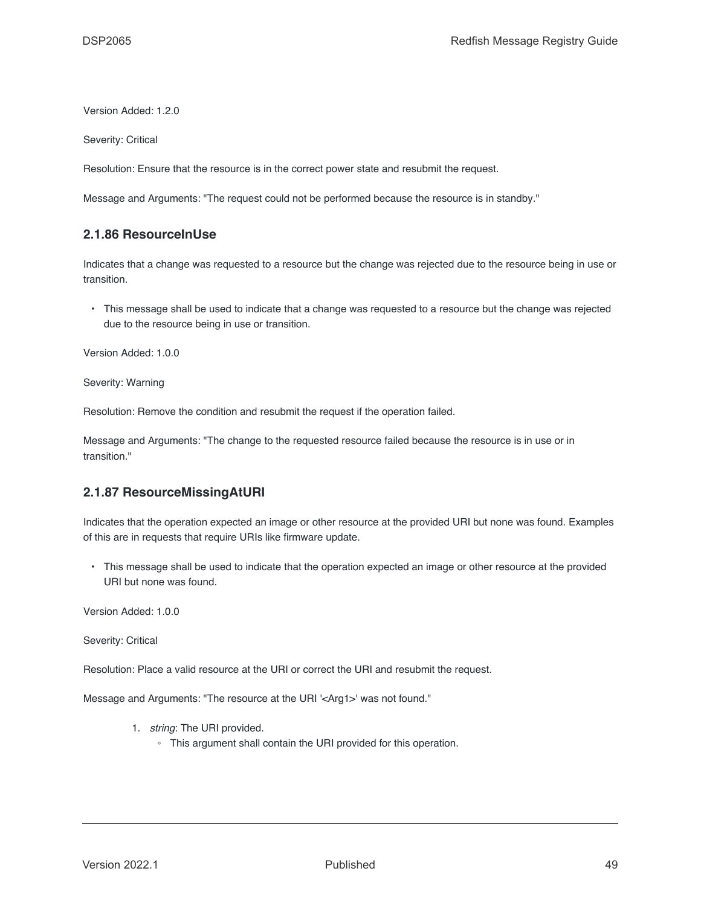Version Added: 1.2.0

Severity: Critical

Resolution: Ensure that the resource is in the correct power state and resubmit the request.

Message and Arguments: "The request could not be performed because the resource is in standby."

### 2.1.86 ResourceInUse

Indicates that a change was requested to a resource but the change was rejected due to the resource being in use or transition.

- This message shall be used to indicate that a change was requested to a resource but the change was rejected due to the resource being in use or transition.

Version Added: 1.0.0

Severity: Warning

Resolution: Remove the condition and resubmit the request if the operation failed.

Message and Arguments: "The change to the requested resource failed because the resource is in use or in transition."

### 2.1.87 ResourceMissingAtURI

Indicates that the operation expected an image or other resource at the provided URI but none was found. Examples of this are in requests that require URIs like firmware update.

- This message shall be used to indicate that the operation expected an image or other resource at the provided URI but none was found.

Version Added: 1.0.0

Severity: Critical

Resolution: Place a valid resource at the URI or correct the URI and resubmit the request.

Message and Arguments: "The resource at the URI '<Arg1>' was not found."

1. *string*: The URI provided.
    - This argument shall contain the URI provided for this operation.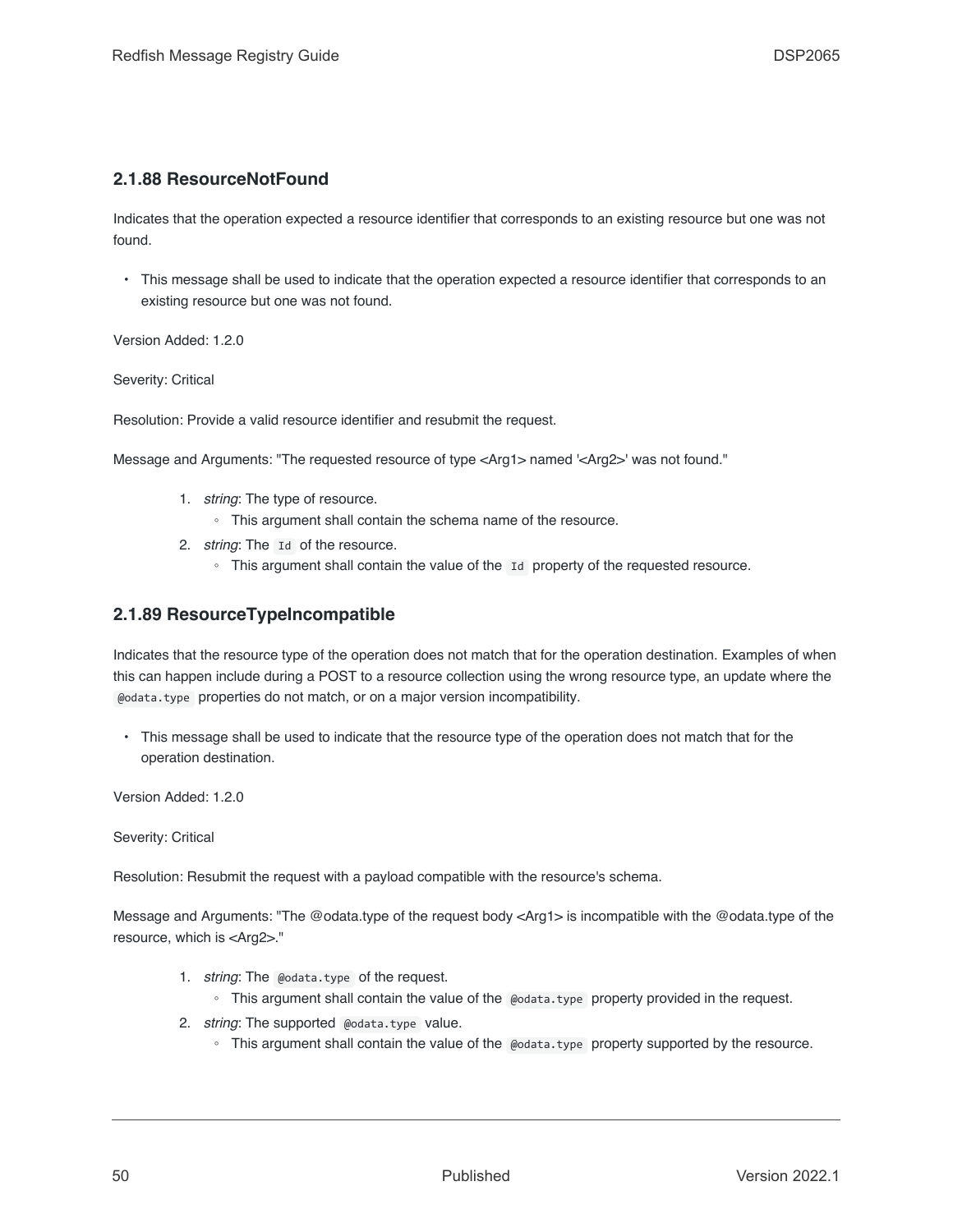### 2.1.88 ResourceNotFound

Indicates that the operation expected a resource identifier that corresponds to an existing resource but one was not found.

- This message shall be used to indicate that the operation expected a resource identifier that corresponds to an existing resource but one was not found.

Version Added: 1.2.0

Severity: Critical

Resolution: Provide a valid resource identifier and resubmit the request.

Message and Arguments: "The requested resource of type <Arg1> named '<Arg2>' was not found."

1. *string*: The type of resource.
    - This argument shall contain the schema name of the resource.
2. *string*: The `Id` of the resource.
    - This argument shall contain the value of the `Id` property of the requested resource.

### 2.1.89 ResourceTypeIncompatible

Indicates that the resource type of the operation does not match that for the operation destination. Examples of when this can happen include during a POST to a resource collection using the wrong resource type, an update where the `@odata.type` properties do not match, or on a major version incompatibility.

- This message shall be used to indicate that the resource type of the operation does not match that for the operation destination.

Version Added: 1.2.0

Severity: Critical

Resolution: Resubmit the request with a payload compatible with the resource's schema.

Message and Arguments: "The @odata.type of the request body <Arg1> is incompatible with the @odata.type of the resource, which is <Arg2>."

1. *string*: The `@odata.type` of the request.
    - This argument shall contain the value of the `@odata.type` property provided in the request.
2. *string*: The supported `@odata.type` value.
    - This argument shall contain the value of the `@odata.type` property supported by the resource.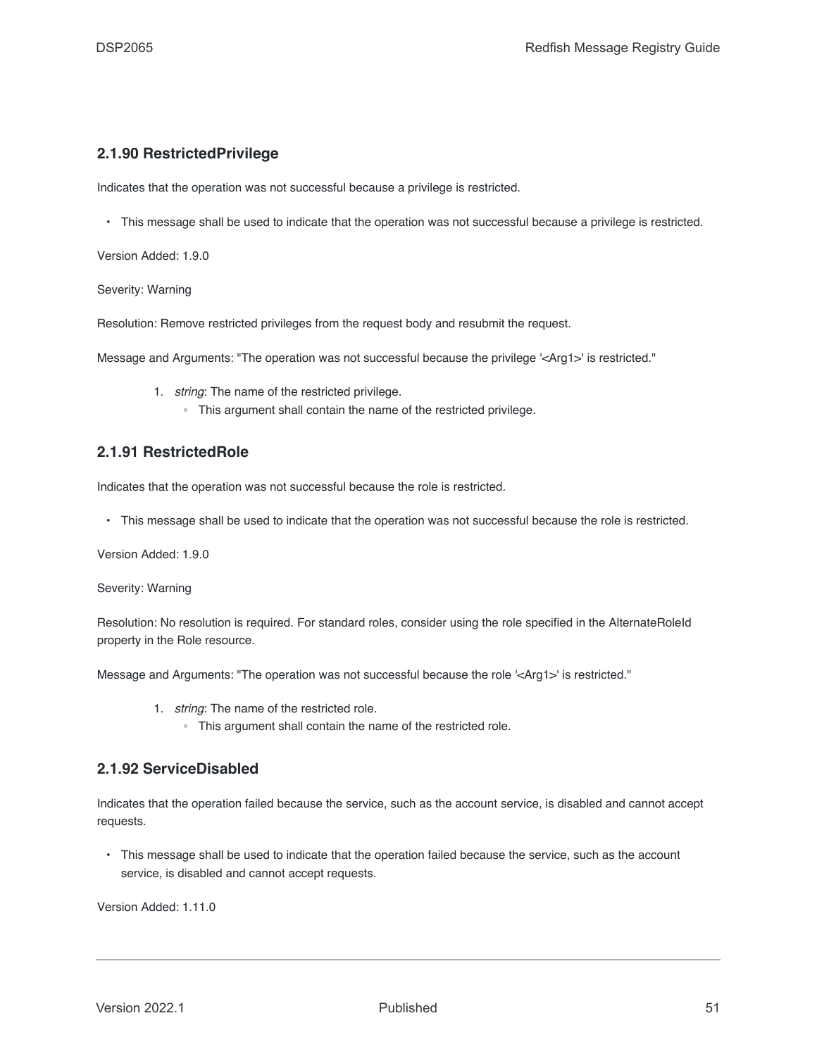### 2.1.90 RestrictedPrivilege

Indicates that the operation was not successful because a privilege is restricted.

- This message shall be used to indicate that the operation was not successful because a privilege is restricted.

Version Added: 1.9.0

Severity: Warning

Resolution: Remove restricted privileges from the request body and resubmit the request.

Message and Arguments: "The operation was not successful because the privilege '<Arg1>' is restricted."

1. *string*: The name of the restricted privilege.
    - This argument shall contain the name of the restricted privilege.

### 2.1.91 RestrictedRole

Indicates that the operation was not successful because the role is restricted.

- This message shall be used to indicate that the operation was not successful because the role is restricted.

Version Added: 1.9.0

Severity: Warning

Resolution: No resolution is required. For standard roles, consider using the role specified in the AlternateRoleId property in the Role resource.

Message and Arguments: "The operation was not successful because the role '<Arg1>' is restricted."

1. *string*: The name of the restricted role.
    - This argument shall contain the name of the restricted role.

### 2.1.92 ServiceDisabled

Indicates that the operation failed because the service, such as the account service, is disabled and cannot accept requests.

- This message shall be used to indicate that the operation failed because the service, such as the account service, is disabled and cannot accept requests.

Version Added: 1.11.0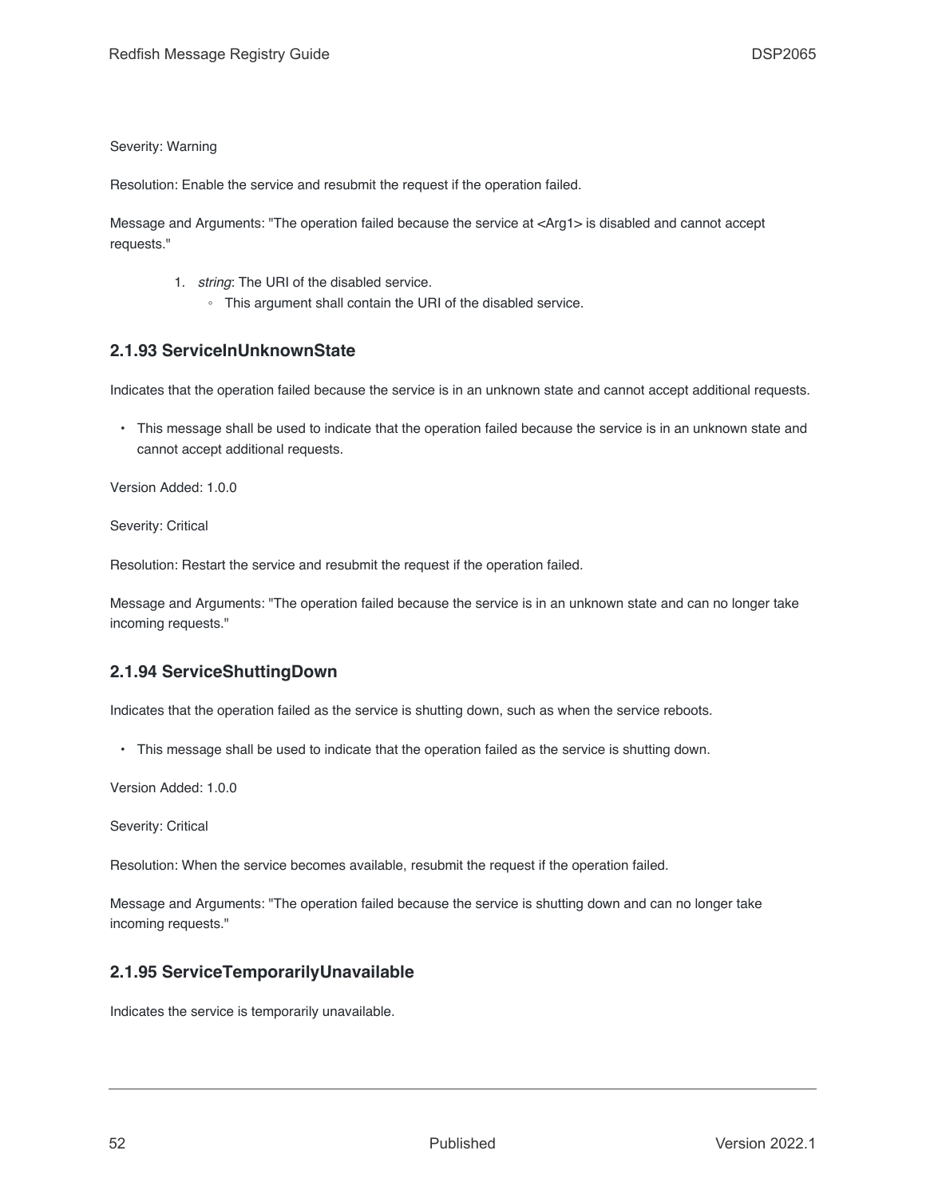Severity: Warning

Resolution: Enable the service and resubmit the request if the operation failed.

Message and Arguments: "The operation failed because the service at <Arg1> is disabled and cannot accept requests."

1. *string*: The URI of the disabled service.
    - This argument shall contain the URI of the disabled service.

### 2.1.93 ServiceInUnknownState

Indicates that the operation failed because the service is in an unknown state and cannot accept additional requests.

- This message shall be used to indicate that the operation failed because the service is in an unknown state and cannot accept additional requests.

Version Added: 1.0.0

Severity: Critical

Resolution: Restart the service and resubmit the request if the operation failed.

Message and Arguments: "The operation failed because the service is in an unknown state and can no longer take incoming requests."

### 2.1.94 ServiceShuttingDown

Indicates that the operation failed as the service is shutting down, such as when the service reboots.

- This message shall be used to indicate that the operation failed as the service is shutting down.

Version Added: 1.0.0

Severity: Critical

Resolution: When the service becomes available, resubmit the request if the operation failed.

Message and Arguments: "The operation failed because the service is shutting down and can no longer take incoming requests."

### 2.1.95 ServiceTemporarilyUnavailable

Indicates the service is temporarily unavailable.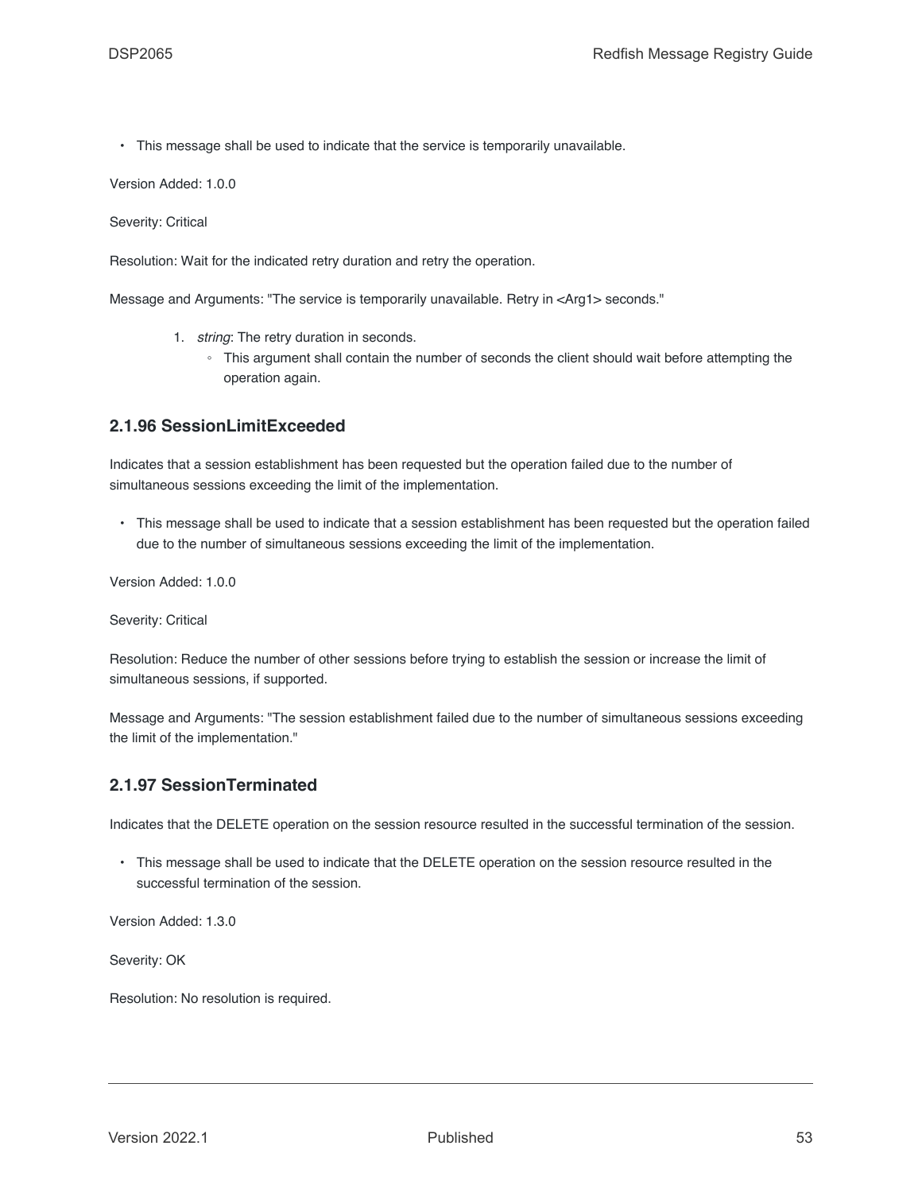- This message shall be used to indicate that the service is temporarily unavailable.

Version Added: 1.0.0

Severity: Critical

Resolution: Wait for the indicated retry duration and retry the operation.

Message and Arguments: "The service is temporarily unavailable. Retry in <Arg1> seconds."

1. *string*: The retry duration in seconds.
    - This argument shall contain the number of seconds the client should wait before attempting the operation again.

### 2.1.96 SessionLimitExceeded

Indicates that a session establishment has been requested but the operation failed due to the number of simultaneous sessions exceeding the limit of the implementation.

- This message shall be used to indicate that a session establishment has been requested but the operation failed due to the number of simultaneous sessions exceeding the limit of the implementation.

Version Added: 1.0.0

Severity: Critical

Resolution: Reduce the number of other sessions before trying to establish the session or increase the limit of simultaneous sessions, if supported.

Message and Arguments: "The session establishment failed due to the number of simultaneous sessions exceeding the limit of the implementation."

### 2.1.97 SessionTerminated

Indicates that the DELETE operation on the session resource resulted in the successful termination of the session.

- This message shall be used to indicate that the DELETE operation on the session resource resulted in the successful termination of the session.

Version Added: 1.3.0

Severity: OK

Resolution: No resolution is required.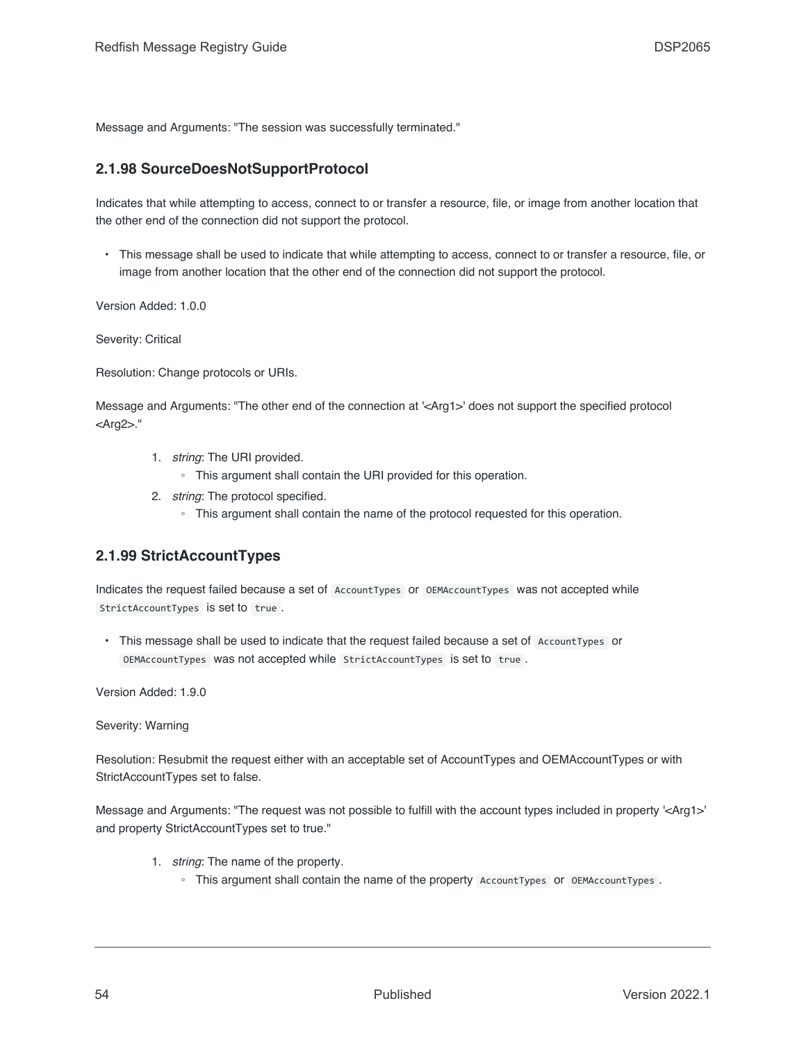Message and Arguments: "The session was successfully terminated."

### 2.1.98 SourceDoesNotSupportProtocol

Indicates that while attempting to access, connect to or transfer a resource, file, or image from another location that the other end of the connection did not support the protocol.

- This message shall be used to indicate that while attempting to access, connect to or transfer a resource, file, or image from another location that the other end of the connection did not support the protocol.

Version Added: 1.0.0

Severity: Critical

Resolution: Change protocols or URIs.

Message and Arguments: "The other end of the connection at '<Arg1>' does not support the specified protocol <Arg2>."

1. *string*: The URI provided.
   - This argument shall contain the URI provided for this operation.
2. *string*: The protocol specified.
   - This argument shall contain the name of the protocol requested for this operation.

### 2.1.99 StrictAccountTypes

Indicates the request failed because a set of `AccountTypes` or `OEMAccountTypes` was not accepted while `StrictAccountTypes` is set to `true`.

- This message shall be used to indicate that the request failed because a set of `AccountTypes` or `OEMAccountTypes` was not accepted while `StrictAccountTypes` is set to `true`.

Version Added: 1.9.0

Severity: Warning

Resolution: Resubmit the request either with an acceptable set of AccountTypes and OEMAccountTypes or with StrictAccountTypes set to false.

Message and Arguments: "The request was not possible to fulfill with the account types included in property '<Arg1>' and property StrictAccountTypes set to true."

1. *string*: The name of the property.
   - This argument shall contain the name of the property `AccountTypes` or `OEMAccountTypes`.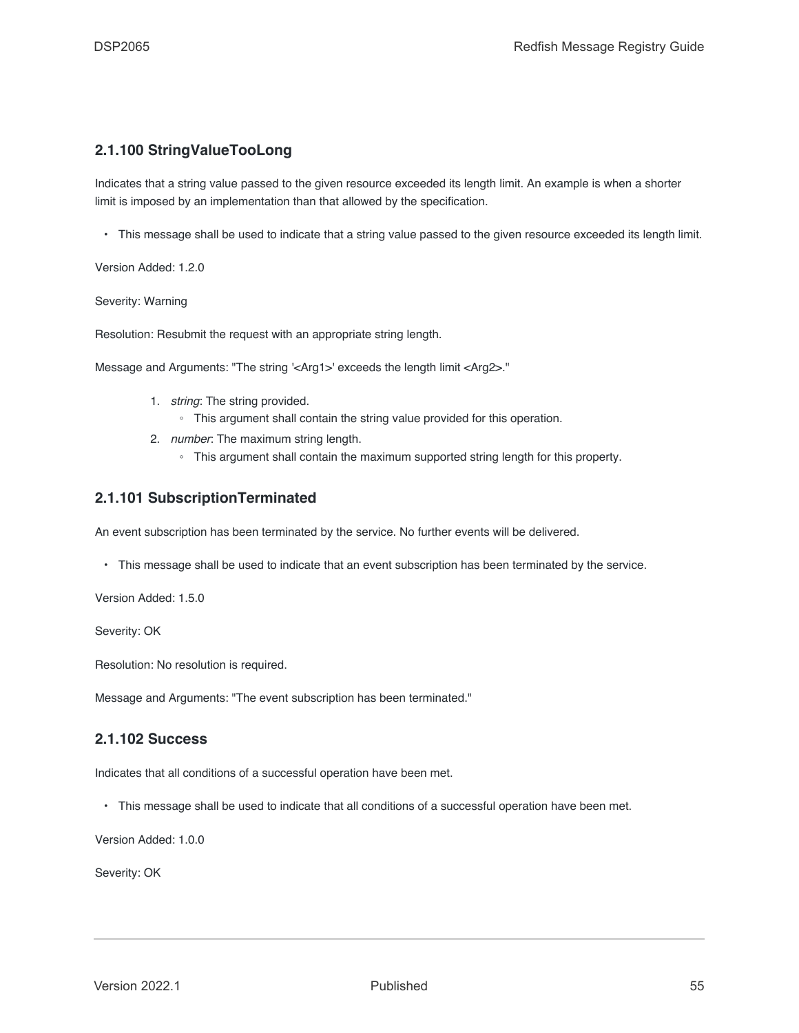### 2.1.100 StringValueTooLong

Indicates that a string value passed to the given resource exceeded its length limit. An example is when a shorter limit is imposed by an implementation than that allowed by the specification.

- This message shall be used to indicate that a string value passed to the given resource exceeded its length limit.

Version Added: 1.2.0

Severity: Warning

Resolution: Resubmit the request with an appropriate string length.

Message and Arguments: "The string '<Arg1>' exceeds the length limit <Arg2>."

1. *string*: The string provided.
   - This argument shall contain the string value provided for this operation.
2. *number*: The maximum string length.
   - This argument shall contain the maximum supported string length for this property.

### 2.1.101 SubscriptionTerminated

An event subscription has been terminated by the service. No further events will be delivered.

- This message shall be used to indicate that an event subscription has been terminated by the service.

Version Added: 1.5.0

Severity: OK

Resolution: No resolution is required.

Message and Arguments: "The event subscription has been terminated."

### 2.1.102 Success

Indicates that all conditions of a successful operation have been met.

- This message shall be used to indicate that all conditions of a successful operation have been met.

Version Added: 1.0.0

Severity: OK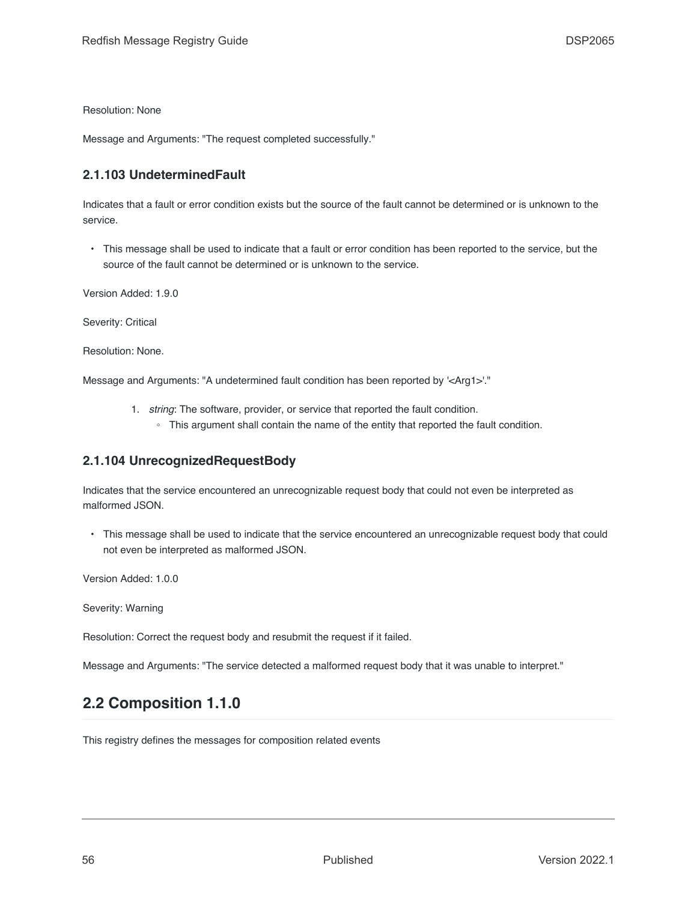Resolution: None

Message and Arguments: "The request completed successfully."

### 2.1.103 UndeterminedFault

Indicates that a fault or error condition exists but the source of the fault cannot be determined or is unknown to the service.

- This message shall be used to indicate that a fault or error condition has been reported to the service, but the source of the fault cannot be determined or is unknown to the service.

Version Added: 1.9.0

Severity: Critical

Resolution: None.

Message and Arguments: "A undetermined fault condition has been reported by '<Arg1>'."

1. *string*: The software, provider, or service that reported the fault condition.
    - This argument shall contain the name of the entity that reported the fault condition.

### 2.1.104 UnrecognizedRequestBody

Indicates that the service encountered an unrecognizable request body that could not even be interpreted as malformed JSON.

- This message shall be used to indicate that the service encountered an unrecognizable request body that could not even be interpreted as malformed JSON.

Version Added: 1.0.0

Severity: Warning

Resolution: Correct the request body and resubmit the request if it failed.

Message and Arguments: "The service detected a malformed request body that it was unable to interpret."

## 2.2 Composition 1.1.0

This registry defines the messages for composition related events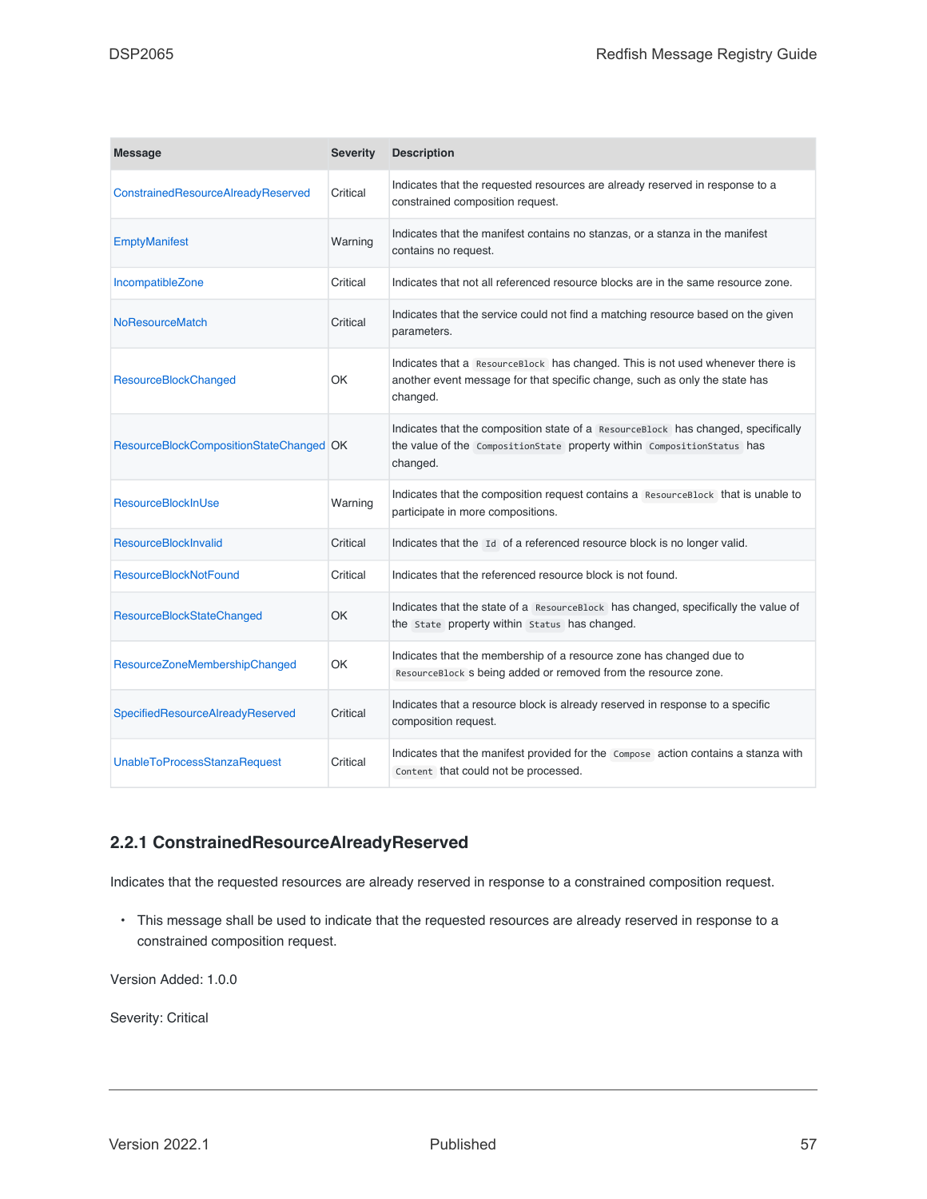| Message | Severity | Description |
| --- | --- | --- |
| ConstrainedResourceAlreadyReserved | Critical | Indicates that the requested resources are already reserved in response to a constrained composition request. |
| EmptyManifest | Warning | Indicates that the manifest contains no stanzas, or a stanza in the manifest contains no request. |
| IncompatibleZone | Critical | Indicates that not all referenced resource blocks are in the same resource zone. |
| NoResourceMatch | Critical | Indicates that the service could not find a matching resource based on the given parameters. |
| ResourceBlockChanged | OK | Indicates that a `ResourceBlock` has changed. This is not used whenever there is another event message for that specific change, such as only the state has changed. |
| ResourceBlockCompositionStateChanged | OK | Indicates that the composition state of a `ResourceBlock` has changed, specifically the value of the `CompositionState` property within `CompositionStatus` has changed. |
| ResourceBlockInUse | Warning | Indicates that the composition request contains a `ResourceBlock` that is unable to participate in more compositions. |
| ResourceBlockInvalid | Critical | Indicates that the `Id` of a referenced resource block is no longer valid. |
| ResourceBlockNotFound | Critical | Indicates that the referenced resource block is not found. |
| ResourceBlockStateChanged | OK | Indicates that the state of a `ResourceBlock` has changed, specifically the value of the `State` property within `Status` has changed. |
| ResourceZoneMembershipChanged | OK | Indicates that the membership of a resource zone has changed due to `ResourceBlock` s being added or removed from the resource zone. |
| SpecifiedResourceAlreadyReserved | Critical | Indicates that a resource block is already reserved in response to a specific composition request. |
| UnableToProcessStanzaRequest | Critical | Indicates that the manifest provided for the `Compose` action contains a stanza with `Content` that could not be processed. |

### 2.2.1 ConstrainedResourceAlreadyReserved

Indicates that the requested resources are already reserved in response to a constrained composition request.

- This message shall be used to indicate that the requested resources are already reserved in response to a constrained composition request.

Version Added: 1.0.0

Severity: Critical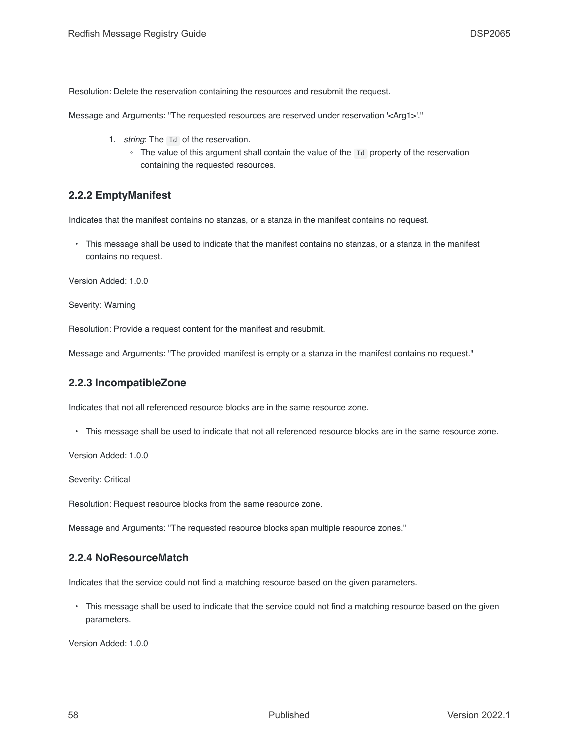Resolution: Delete the reservation containing the resources and resubmit the request.

Message and Arguments: "The requested resources are reserved under reservation '<Arg1>'."

1. *string*: The `Id` of the reservation.
   - The value of this argument shall contain the value of the `Id` property of the reservation containing the requested resources.

### 2.2.2 EmptyManifest

Indicates that the manifest contains no stanzas, or a stanza in the manifest contains no request.

- This message shall be used to indicate that the manifest contains no stanzas, or a stanza in the manifest contains no request.

Version Added: 1.0.0

Severity: Warning

Resolution: Provide a request content for the manifest and resubmit.

Message and Arguments: "The provided manifest is empty or a stanza in the manifest contains no request."

### 2.2.3 IncompatibleZone

Indicates that not all referenced resource blocks are in the same resource zone.

- This message shall be used to indicate that not all referenced resource blocks are in the same resource zone.

Version Added: 1.0.0

Severity: Critical

Resolution: Request resource blocks from the same resource zone.

Message and Arguments: "The requested resource blocks span multiple resource zones."

### 2.2.4 NoResourceMatch

Indicates that the service could not find a matching resource based on the given parameters.

- This message shall be used to indicate that the service could not find a matching resource based on the given parameters.

Version Added: 1.0.0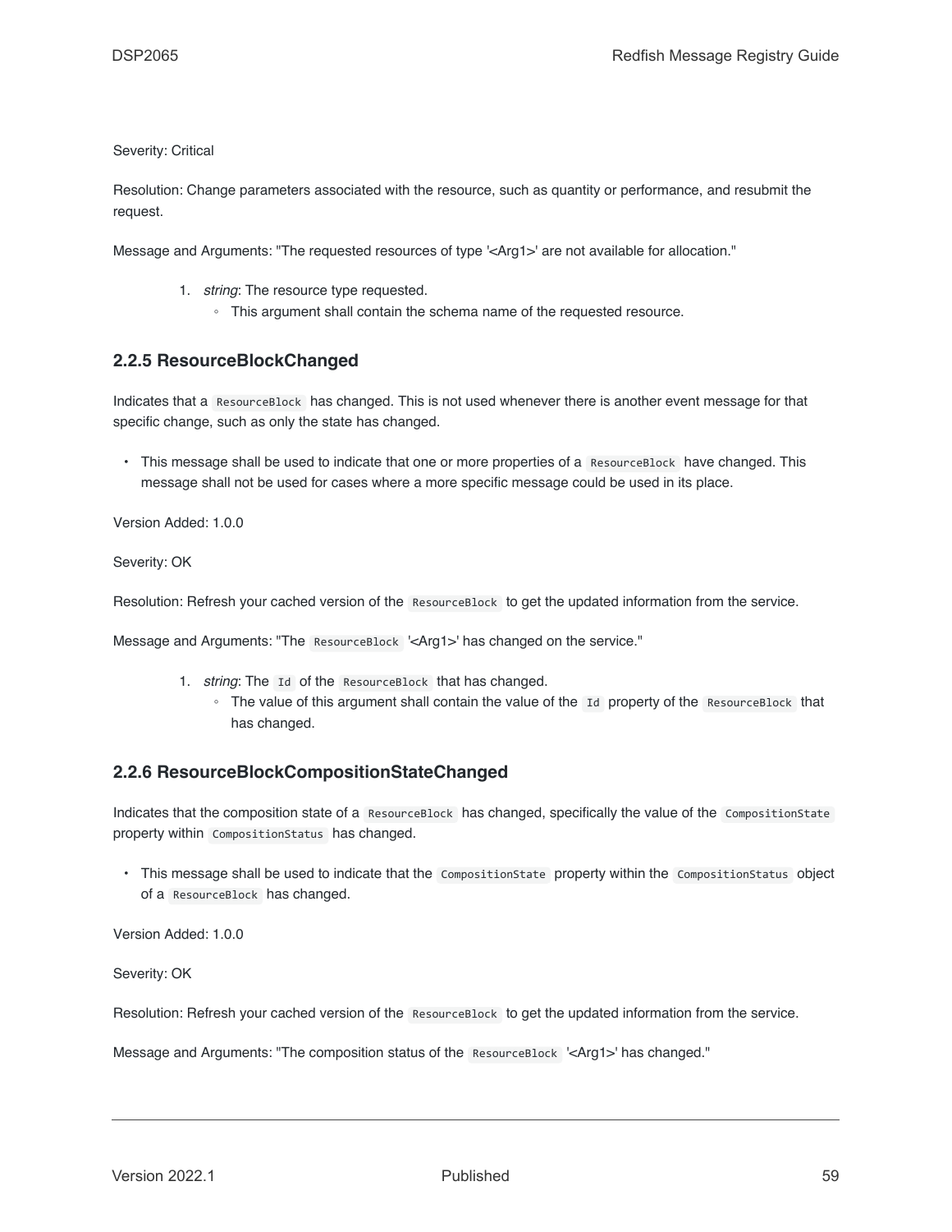Severity: Critical

Resolution: Change parameters associated with the resource, such as quantity or performance, and resubmit the request.

Message and Arguments: "The requested resources of type '<Arg1>' are not available for allocation."

1. *string*: The resource type requested.
   - This argument shall contain the schema name of the requested resource.

### 2.2.5 ResourceBlockChanged

Indicates that a `ResourceBlock` has changed. This is not used whenever there is another event message for that specific change, such as only the state has changed.

- This message shall be used to indicate that one or more properties of a `ResourceBlock` have changed. This message shall not be used for cases where a more specific message could be used in its place.

Version Added: 1.0.0

Severity: OK

Resolution: Refresh your cached version of the `ResourceBlock` to get the updated information from the service.

Message and Arguments: "The `ResourceBlock` '<Arg1>' has changed on the service."

1. *string*: The `Id` of the `ResourceBlock` that has changed.
   - The value of this argument shall contain the value of the `Id` property of the `ResourceBlock` that has changed.

### 2.2.6 ResourceBlockCompositionStateChanged

Indicates that the composition state of a `ResourceBlock` has changed, specifically the value of the `CompositionState` property within `CompositionStatus` has changed.

- This message shall be used to indicate that the `CompositionState` property within the `CompositionStatus` object of a `ResourceBlock` has changed.

Version Added: 1.0.0

Severity: OK

Resolution: Refresh your cached version of the `ResourceBlock` to get the updated information from the service.

Message and Arguments: "The composition status of the `ResourceBlock` '<Arg1>' has changed."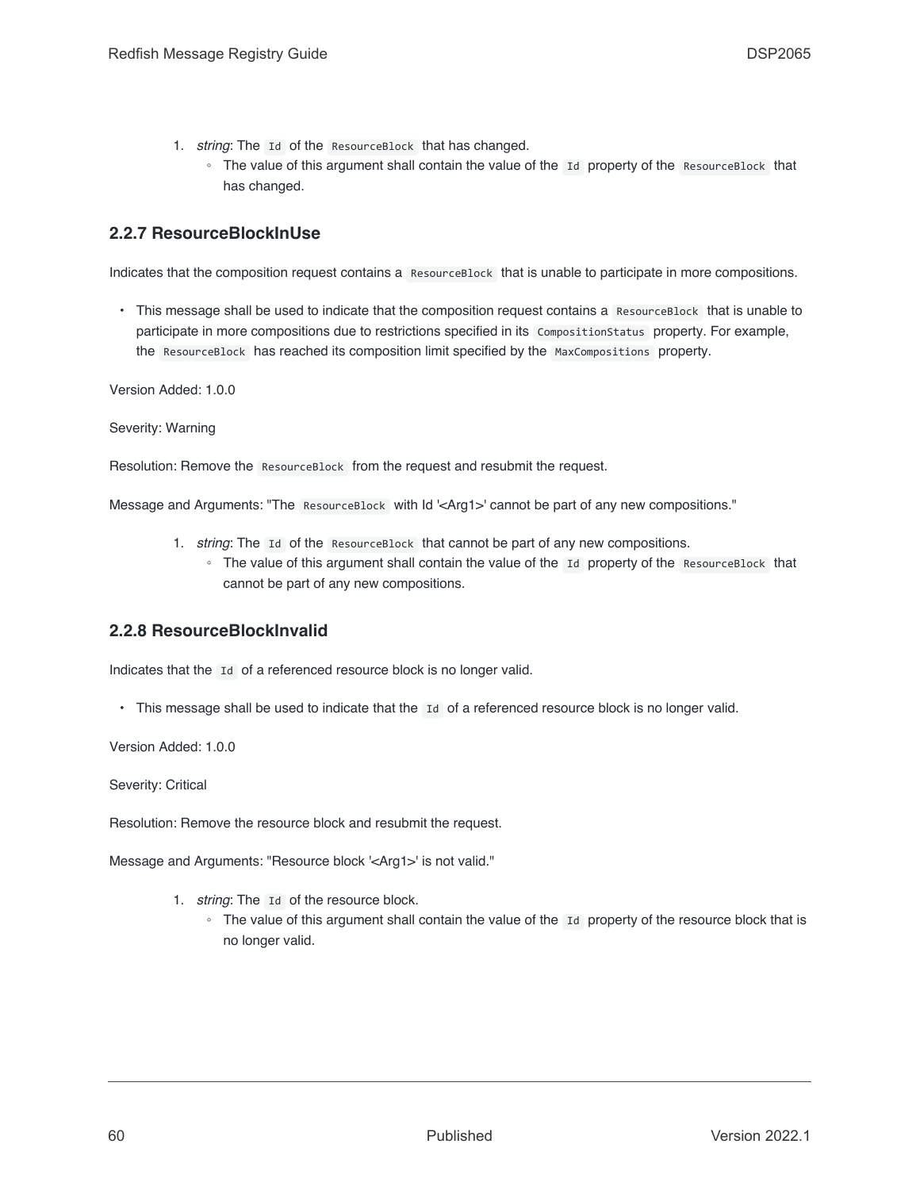1. *string*: The `Id` of the `ResourceBlock` that has changed.
    - The value of this argument shall contain the value of the `Id` property of the `ResourceBlock` that has changed.

### 2.2.7 ResourceBlockInUse

Indicates that the composition request contains a `ResourceBlock` that is unable to participate in more compositions.

- This message shall be used to indicate that the composition request contains a `ResourceBlock` that is unable to participate in more compositions due to restrictions specified in its `CompositionStatus` property. For example, the `ResourceBlock` has reached its composition limit specified by the `MaxCompositions` property.

Version Added: 1.0.0

Severity: Warning

Resolution: Remove the `ResourceBlock` from the request and resubmit the request.

Message and Arguments: "The `ResourceBlock` with Id '<Arg1>' cannot be part of any new compositions."

1. *string*: The `Id` of the `ResourceBlock` that cannot be part of any new compositions.
    - The value of this argument shall contain the value of the `Id` property of the `ResourceBlock` that cannot be part of any new compositions.

### 2.2.8 ResourceBlockInvalid

Indicates that the `Id` of a referenced resource block is no longer valid.

- This message shall be used to indicate that the `Id` of a referenced resource block is no longer valid.

Version Added: 1.0.0

Severity: Critical

Resolution: Remove the resource block and resubmit the request.

Message and Arguments: "Resource block '<Arg1>' is not valid."

1. *string*: The `Id` of the resource block.
    - The value of this argument shall contain the value of the `Id` property of the resource block that is no longer valid.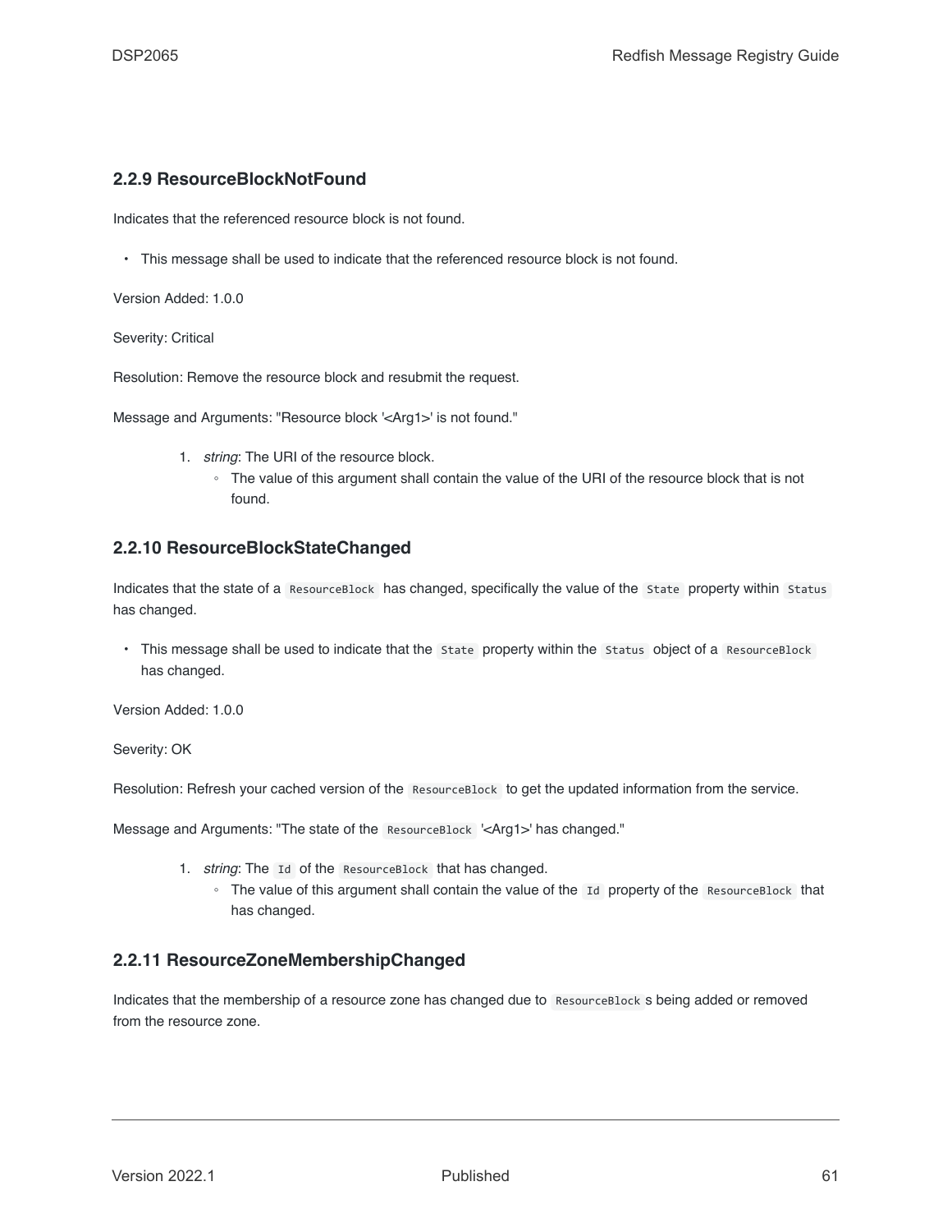### 2.2.9 ResourceBlockNotFound

Indicates that the referenced resource block is not found.

- This message shall be used to indicate that the referenced resource block is not found.

Version Added: 1.0.0

Severity: Critical

Resolution: Remove the resource block and resubmit the request.

Message and Arguments: "Resource block '<Arg1>' is not found."

1. *string*: The URI of the resource block.
   - The value of this argument shall contain the value of the URI of the resource block that is not found.

### 2.2.10 ResourceBlockStateChanged

Indicates that the state of a `ResourceBlock` has changed, specifically the value of the `State` property within `Status` has changed.

- This message shall be used to indicate that the `State` property within the `Status` object of a `ResourceBlock` has changed.

Version Added: 1.0.0

Severity: OK

Resolution: Refresh your cached version of the `ResourceBlock` to get the updated information from the service.

Message and Arguments: "The state of the `ResourceBlock` '<Arg1>' has changed."

1. *string*: The `Id` of the `ResourceBlock` that has changed.
   - The value of this argument shall contain the value of the `Id` property of the `ResourceBlock` that has changed.

### 2.2.11 ResourceZoneMembershipChanged

Indicates that the membership of a resource zone has changed due to `ResourceBlock`s being added or removed from the resource zone.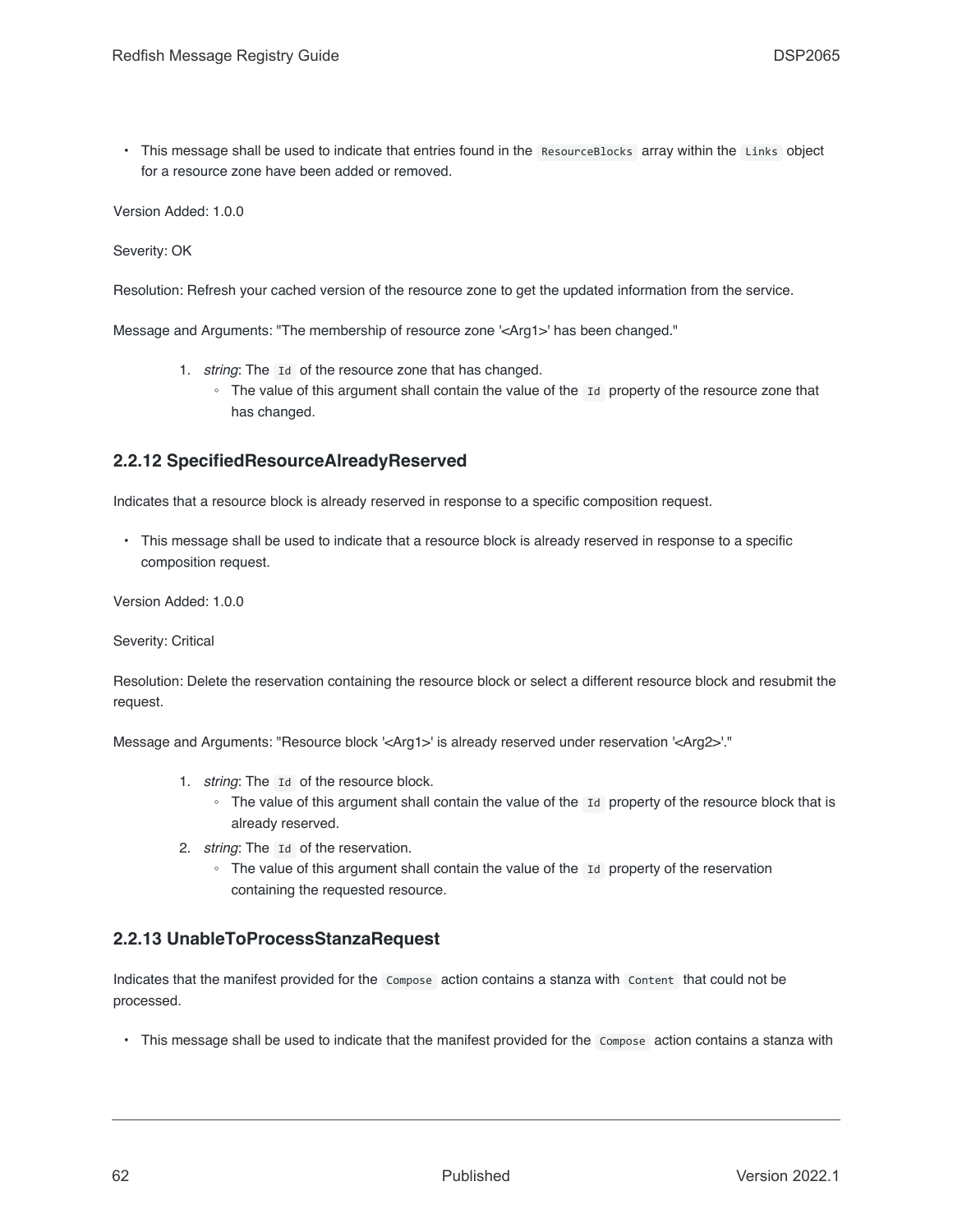- This message shall be used to indicate that entries found in the `ResourceBlocks` array within the `Links` object for a resource zone have been added or removed.

Version Added: 1.0.0

Severity: OK

Resolution: Refresh your cached version of the resource zone to get the updated information from the service.

Message and Arguments: "The membership of resource zone '<Arg1>' has been changed."

1. *string*: The `Id` of the resource zone that has changed.
   - The value of this argument shall contain the value of the `Id` property of the resource zone that has changed.

### 2.2.12 SpecifiedResourceAlreadyReserved

Indicates that a resource block is already reserved in response to a specific composition request.

- This message shall be used to indicate that a resource block is already reserved in response to a specific composition request.

Version Added: 1.0.0

Severity: Critical

Resolution: Delete the reservation containing the resource block or select a different resource block and resubmit the request.

Message and Arguments: "Resource block '<Arg1>' is already reserved under reservation '<Arg2>'."

1. *string*: The `Id` of the resource block.
   - The value of this argument shall contain the value of the `Id` property of the resource block that is already reserved.
2. *string*: The `Id` of the reservation.
   - The value of this argument shall contain the value of the `Id` property of the reservation containing the requested resource.

### 2.2.13 UnableToProcessStanzaRequest

Indicates that the manifest provided for the `Compose` action contains a stanza with `Content` that could not be processed.

- This message shall be used to indicate that the manifest provided for the `Compose` action contains a stanza with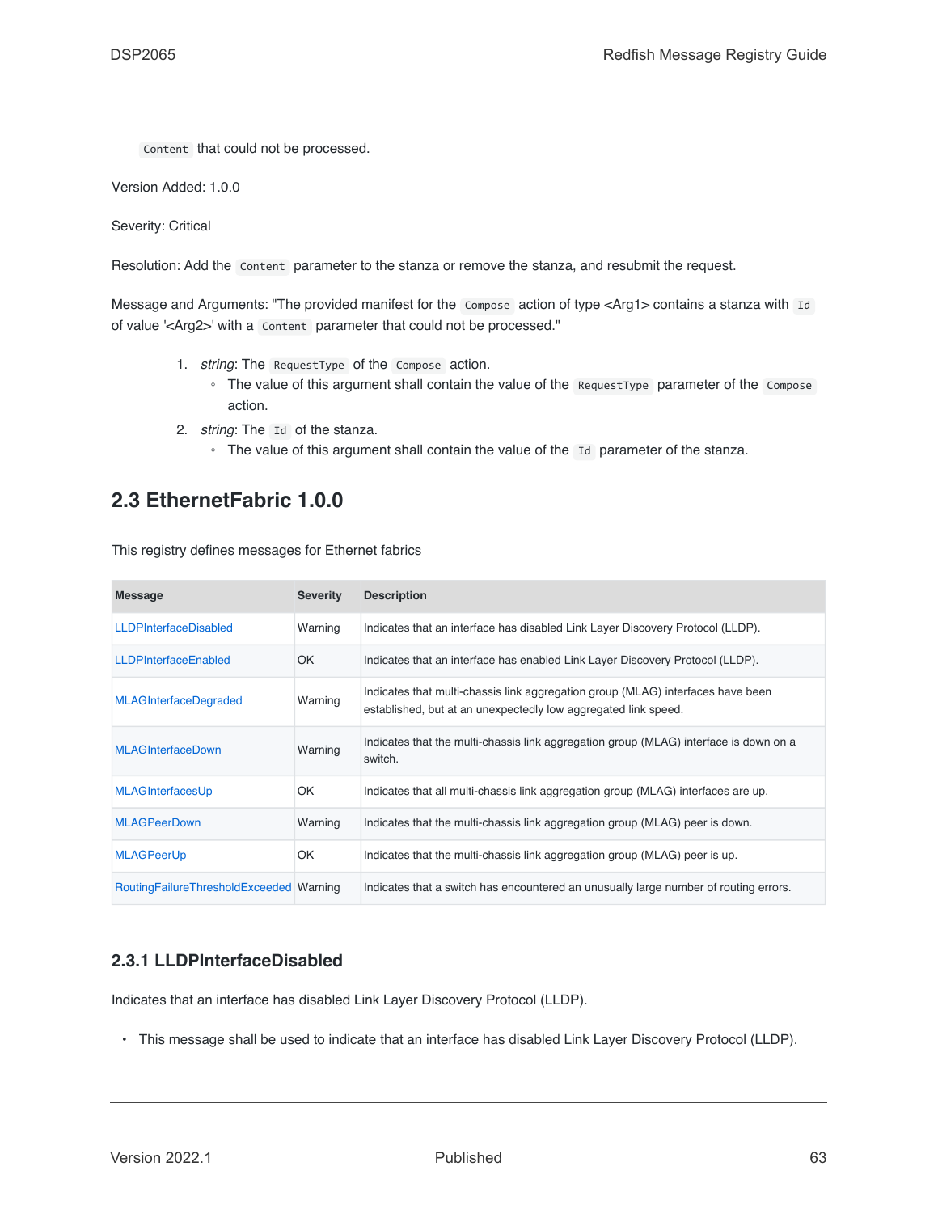`Content` that could not be processed.

Version Added: 1.0.0

Severity: Critical

Resolution: Add the `Content` parameter to the stanza or remove the stanza, and resubmit the request.

Message and Arguments: "The provided manifest for the `Compose` action of type <Arg1> contains a stanza with `Id` of value '<Arg2>' with a `Content` parameter that could not be processed."

1. *string*: The `RequestType` of the `Compose` action.
   - The value of this argument shall contain the value of the `RequestType` parameter of the `Compose` action.
2. *string*: The `Id` of the stanza.
   - The value of this argument shall contain the value of the `Id` parameter of the stanza.

## 2.3 EthernetFabric 1.0.0

This registry defines messages for Ethernet fabrics

| Message | Severity | Description |
|---|---|---|
| LLDPInterfaceDisabled | Warning | Indicates that an interface has disabled Link Layer Discovery Protocol (LLDP). |
| LLDPInterfaceEnabled | OK | Indicates that an interface has enabled Link Layer Discovery Protocol (LLDP). |
| MLAGInterfaceDegraded | Warning | Indicates that multi-chassis link aggregation group (MLAG) interfaces have been established, but at an unexpectedly low aggregated link speed. |
| MLAGInterfaceDown | Warning | Indicates that the multi-chassis link aggregation group (MLAG) interface is down on a switch. |
| MLAGInterfacesUp | OK | Indicates that all multi-chassis link aggregation group (MLAG) interfaces are up. |
| MLAGPeerDown | Warning | Indicates that the multi-chassis link aggregation group (MLAG) peer is down. |
| MLAGPeerUp | OK | Indicates that the multi-chassis link aggregation group (MLAG) peer is up. |
| RoutingFailureThresholdExceeded | Warning | Indicates that a switch has encountered an unusually large number of routing errors. |

### 2.3.1 LLDPInterfaceDisabled

Indicates that an interface has disabled Link Layer Discovery Protocol (LLDP).

- This message shall be used to indicate that an interface has disabled Link Layer Discovery Protocol (LLDP).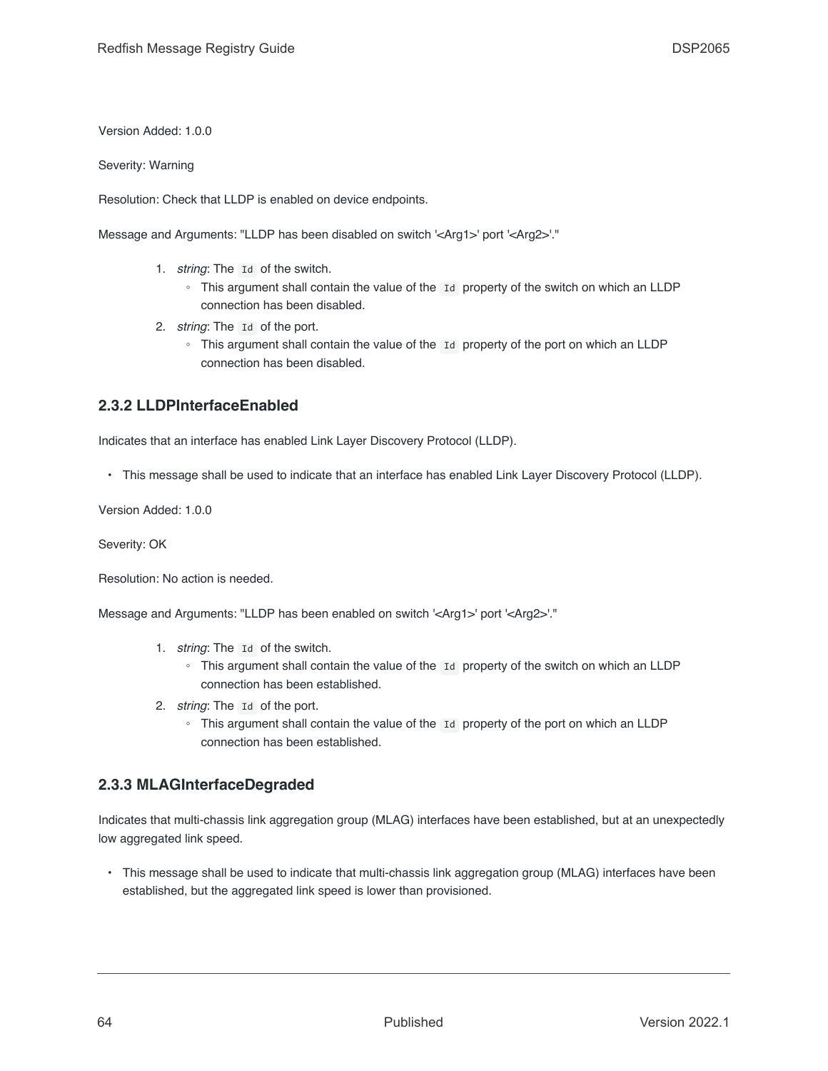Version Added: 1.0.0

Severity: Warning

Resolution: Check that LLDP is enabled on device endpoints.

Message and Arguments: "LLDP has been disabled on switch '<Arg1>' port '<Arg2>'."

1. *string*: The `Id` of the switch.
   - This argument shall contain the value of the `Id` property of the switch on which an LLDP connection has been disabled.
2. *string*: The `Id` of the port.
   - This argument shall contain the value of the `Id` property of the port on which an LLDP connection has been disabled.

### 2.3.2 LLDPInterfaceEnabled

Indicates that an interface has enabled Link Layer Discovery Protocol (LLDP).

- This message shall be used to indicate that an interface has enabled Link Layer Discovery Protocol (LLDP).

Version Added: 1.0.0

Severity: OK

Resolution: No action is needed.

Message and Arguments: "LLDP has been enabled on switch '<Arg1>' port '<Arg2>'."

1. *string*: The `Id` of the switch.
   - This argument shall contain the value of the `Id` property of the switch on which an LLDP connection has been established.
2. *string*: The `Id` of the port.
   - This argument shall contain the value of the `Id` property of the port on which an LLDP connection has been established.

### 2.3.3 MLAGInterfaceDegraded

Indicates that multi-chassis link aggregation group (MLAG) interfaces have been established, but at an unexpectedly low aggregated link speed.

- This message shall be used to indicate that multi-chassis link aggregation group (MLAG) interfaces have been established, but the aggregated link speed is lower than provisioned.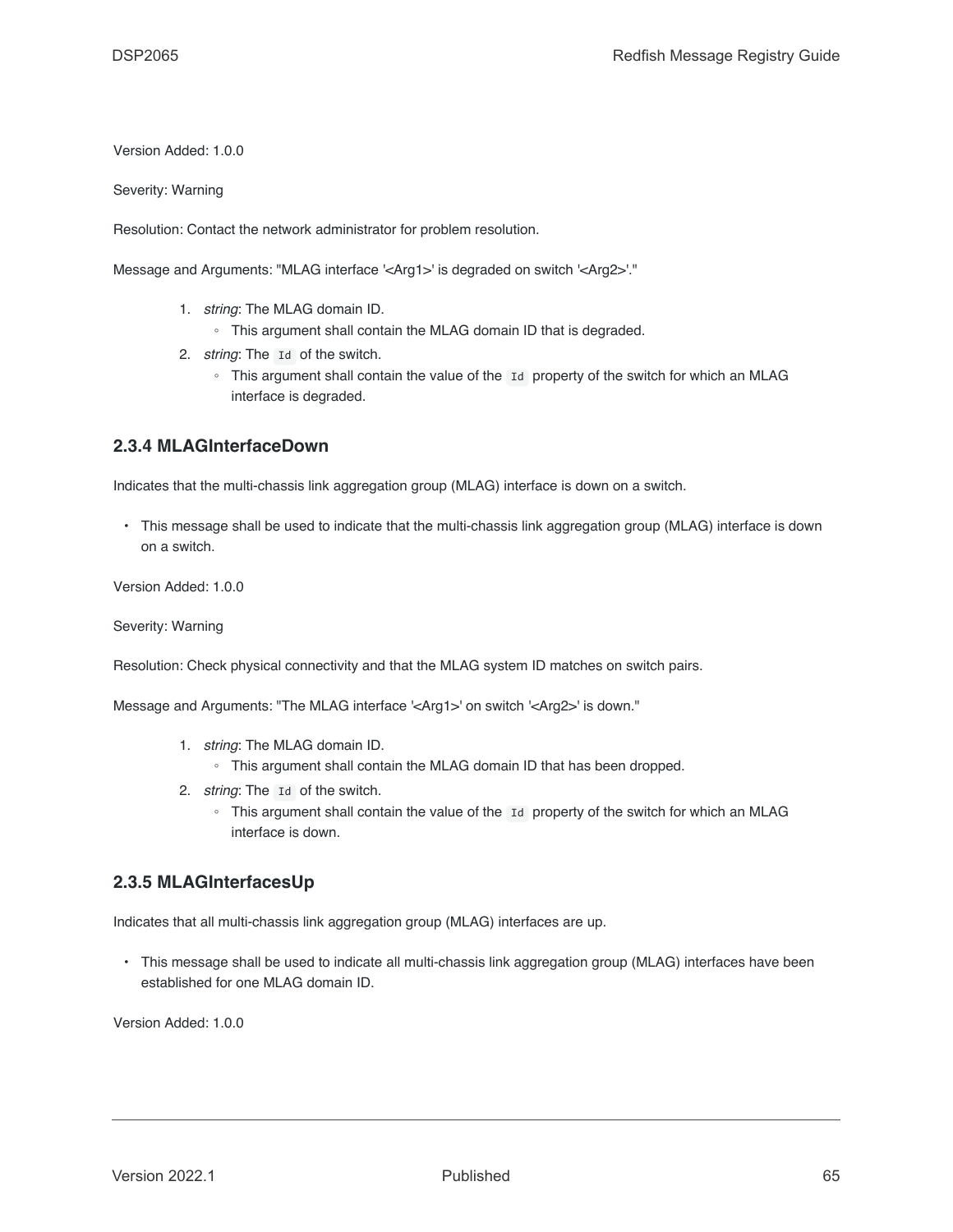Version Added: 1.0.0

Severity: Warning

Resolution: Contact the network administrator for problem resolution.

Message and Arguments: "MLAG interface '<Arg1>' is degraded on switch '<Arg2>'."

1. *string*: The MLAG domain ID.
    - This argument shall contain the MLAG domain ID that is degraded.
2. *string*: The `Id` of the switch.
    - This argument shall contain the value of the `Id` property of the switch for which an MLAG interface is degraded.

### 2.3.4 MLAGInterfaceDown

Indicates that the multi-chassis link aggregation group (MLAG) interface is down on a switch.

- This message shall be used to indicate that the multi-chassis link aggregation group (MLAG) interface is down on a switch.

Version Added: 1.0.0

Severity: Warning

Resolution: Check physical connectivity and that the MLAG system ID matches on switch pairs.

Message and Arguments: "The MLAG interface '<Arg1>' on switch '<Arg2>' is down."

1. *string*: The MLAG domain ID.
    - This argument shall contain the MLAG domain ID that has been dropped.
2. *string*: The `Id` of the switch.
    - This argument shall contain the value of the `Id` property of the switch for which an MLAG interface is down.

### 2.3.5 MLAGInterfacesUp

Indicates that all multi-chassis link aggregation group (MLAG) interfaces are up.

- This message shall be used to indicate all multi-chassis link aggregation group (MLAG) interfaces have been established for one MLAG domain ID.

Version Added: 1.0.0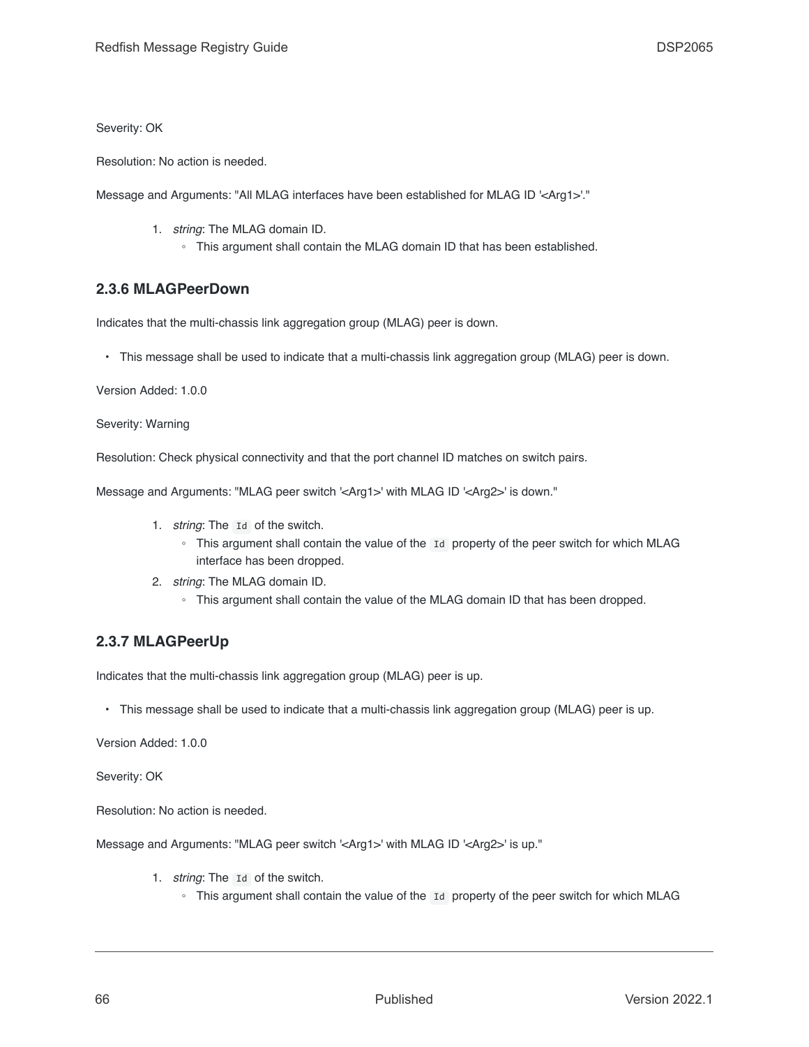Severity: OK

Resolution: No action is needed.

Message and Arguments: "All MLAG interfaces have been established for MLAG ID '<Arg1>'."

1. *string*: The MLAG domain ID.
   - This argument shall contain the MLAG domain ID that has been established.

### 2.3.6 MLAGPeerDown

Indicates that the multi-chassis link aggregation group (MLAG) peer is down.

- This message shall be used to indicate that a multi-chassis link aggregation group (MLAG) peer is down.

Version Added: 1.0.0

Severity: Warning

Resolution: Check physical connectivity and that the port channel ID matches on switch pairs.

Message and Arguments: "MLAG peer switch '<Arg1>' with MLAG ID '<Arg2>' is down."

1. *string*: The `Id` of the switch.
   - This argument shall contain the value of the `Id` property of the peer switch for which MLAG interface has been dropped.
2. *string*: The MLAG domain ID.
   - This argument shall contain the value of the MLAG domain ID that has been dropped.

### 2.3.7 MLAGPeerUp

Indicates that the multi-chassis link aggregation group (MLAG) peer is up.

- This message shall be used to indicate that a multi-chassis link aggregation group (MLAG) peer is up.

Version Added: 1.0.0

Severity: OK

Resolution: No action is needed.

Message and Arguments: "MLAG peer switch '<Arg1>' with MLAG ID '<Arg2>' is up."

1. *string*: The `Id` of the switch.
   - This argument shall contain the value of the `Id` property of the peer switch for which MLAG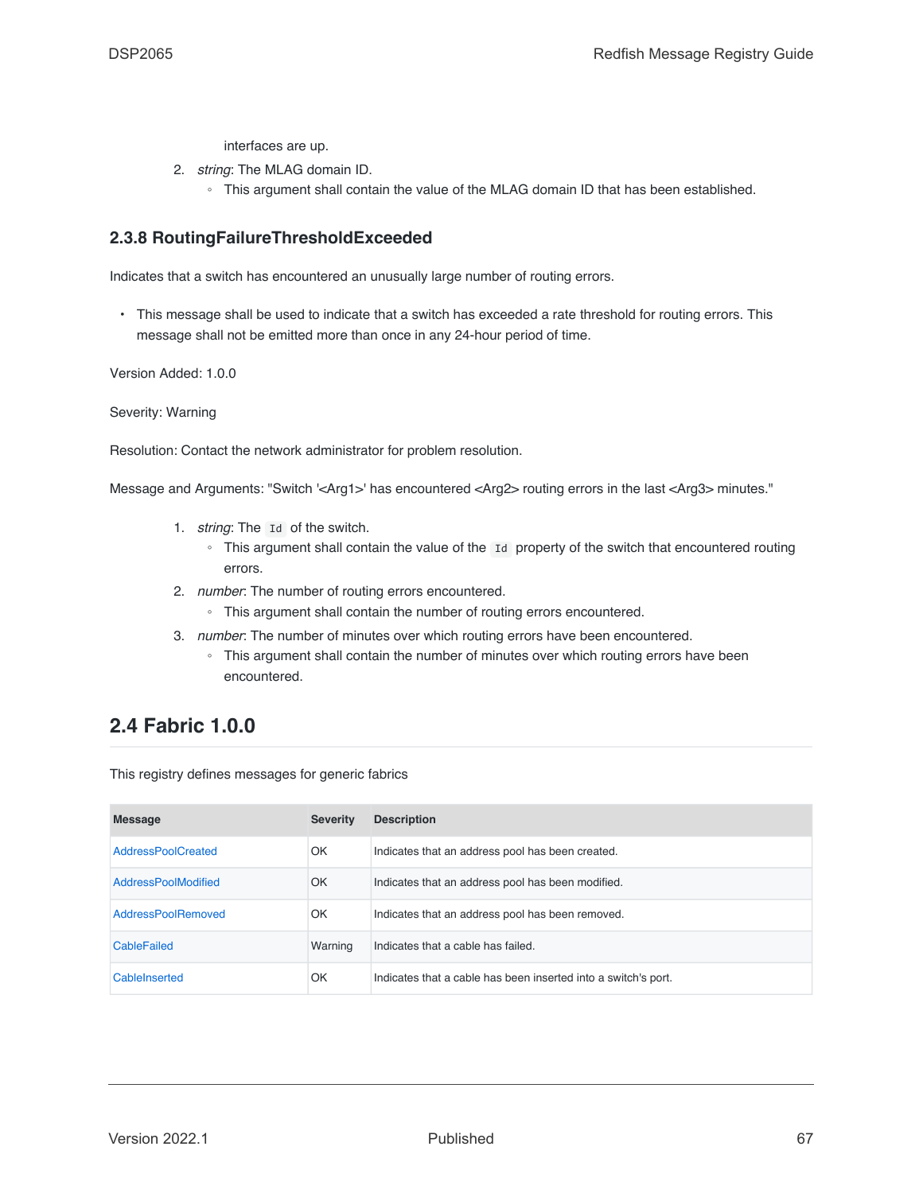interfaces are up.

2. *string*: The MLAG domain ID.
   - This argument shall contain the value of the MLAG domain ID that has been established.

### 2.3.8 RoutingFailureThresholdExceeded

Indicates that a switch has encountered an unusually large number of routing errors.

- This message shall be used to indicate that a switch has exceeded a rate threshold for routing errors. This message shall not be emitted more than once in any 24-hour period of time.

Version Added: 1.0.0

Severity: Warning

Resolution: Contact the network administrator for problem resolution.

Message and Arguments: "Switch '<Arg1>' has encountered <Arg2> routing errors in the last <Arg3> minutes."

1. *string*: The `Id` of the switch.
   - This argument shall contain the value of the `Id` property of the switch that encountered routing errors.
2. *number*: The number of routing errors encountered.
   - This argument shall contain the number of routing errors encountered.
3. *number*: The number of minutes over which routing errors have been encountered.
   - This argument shall contain the number of minutes over which routing errors have been encountered.

## 2.4 Fabric 1.0.0

This registry defines messages for generic fabrics

| Message | Severity | Description |
|---|---|---|
| AddressPoolCreated | OK | Indicates that an address pool has been created. |
| AddressPoolModified | OK | Indicates that an address pool has been modified. |
| AddressPoolRemoved | OK | Indicates that an address pool has been removed. |
| CableFailed | Warning | Indicates that a cable has failed. |
| CableInserted | OK | Indicates that a cable has been inserted into a switch's port. |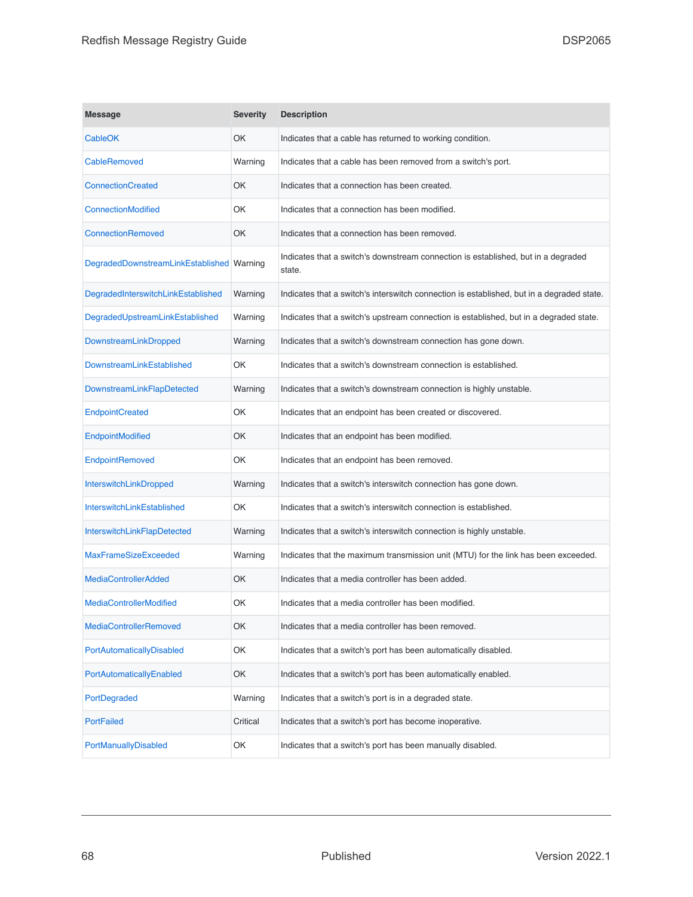| Message | Severity | Description |
| --- | --- | --- |
| CableOK | OK | Indicates that a cable has returned to working condition. |
| CableRemoved | Warning | Indicates that a cable has been removed from a switch's port. |
| ConnectionCreated | OK | Indicates that a connection has been created. |
| ConnectionModified | OK | Indicates that a connection has been modified. |
| ConnectionRemoved | OK | Indicates that a connection has been removed. |
| DegradedDownstreamLinkEstablished | Warning | Indicates that a switch's downstream connection is established, but in a degraded state. |
| DegradedInterswitchLinkEstablished | Warning | Indicates that a switch's interswitch connection is established, but in a degraded state. |
| DegradedUpstreamLinkEstablished | Warning | Indicates that a switch's upstream connection is established, but in a degraded state. |
| DownstreamLinkDropped | Warning | Indicates that a switch's downstream connection has gone down. |
| DownstreamLinkEstablished | OK | Indicates that a switch's downstream connection is established. |
| DownstreamLinkFlapDetected | Warning | Indicates that a switch's downstream connection is highly unstable. |
| EndpointCreated | OK | Indicates that an endpoint has been created or discovered. |
| EndpointModified | OK | Indicates that an endpoint has been modified. |
| EndpointRemoved | OK | Indicates that an endpoint has been removed. |
| InterswitchLinkDropped | Warning | Indicates that a switch's interswitch connection has gone down. |
| InterswitchLinkEstablished | OK | Indicates that a switch's interswitch connection is established. |
| InterswitchLinkFlapDetected | Warning | Indicates that a switch's interswitch connection is highly unstable. |
| MaxFrameSizeExceeded | Warning | Indicates that the maximum transmission unit (MTU) for the link has been exceeded. |
| MediaControllerAdded | OK | Indicates that a media controller has been added. |
| MediaControllerModified | OK | Indicates that a media controller has been modified. |
| MediaControllerRemoved | OK | Indicates that a media controller has been removed. |
| PortAutomaticallyDisabled | OK | Indicates that a switch's port has been automatically disabled. |
| PortAutomaticallyEnabled | OK | Indicates that a switch's port has been automatically enabled. |
| PortDegraded | Warning | Indicates that a switch's port is in a degraded state. |
| PortFailed | Critical | Indicates that a switch's port has become inoperative. |
| PortManuallyDisabled | OK | Indicates that a switch's port has been manually disabled. |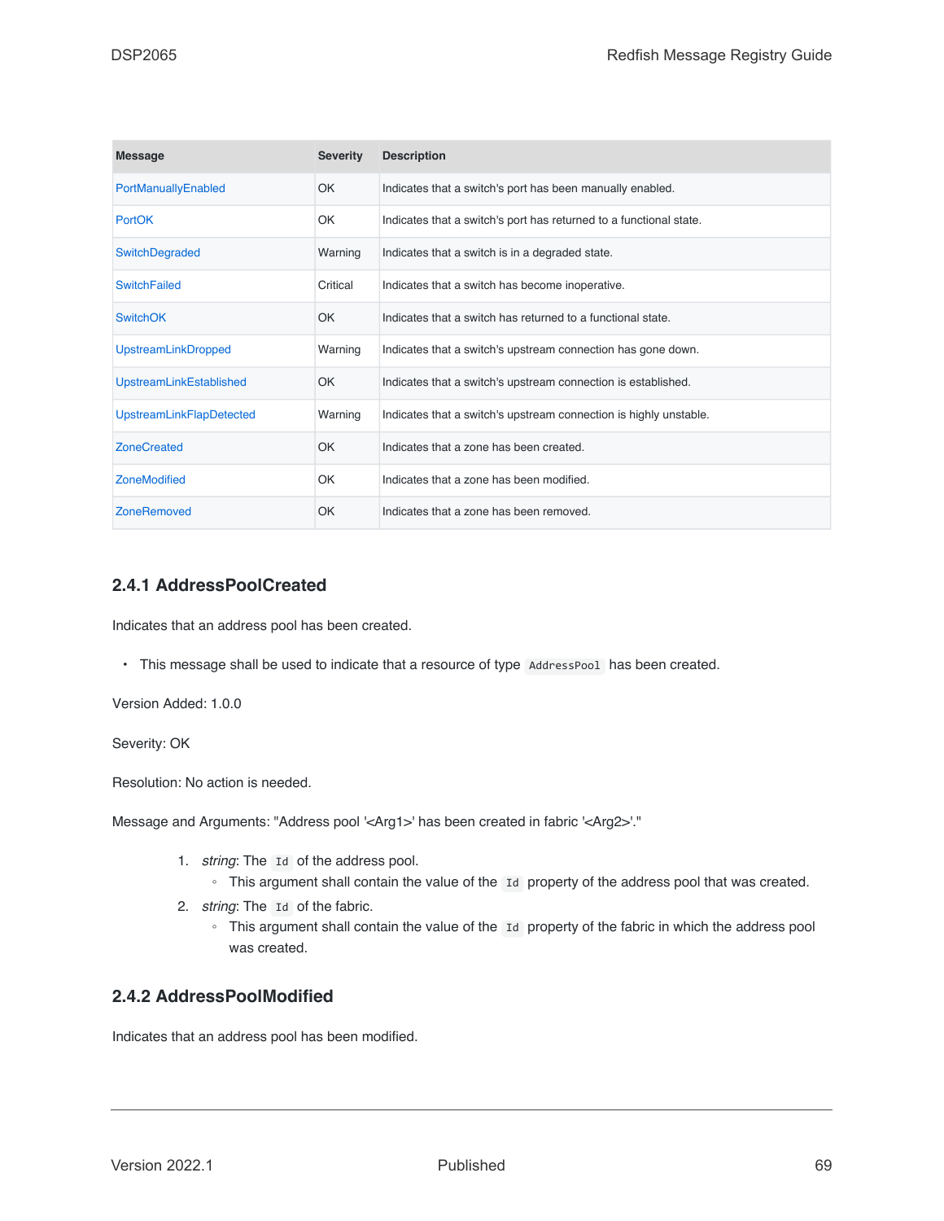| Message | Severity | Description |
| --- | --- | --- |
| PortManuallyEnabled | OK | Indicates that a switch's port has been manually enabled. |
| PortOK | OK | Indicates that a switch's port has returned to a functional state. |
| SwitchDegraded | Warning | Indicates that a switch is in a degraded state. |
| SwitchFailed | Critical | Indicates that a switch has become inoperative. |
| SwitchOK | OK | Indicates that a switch has returned to a functional state. |
| UpstreamLinkDropped | Warning | Indicates that a switch's upstream connection has gone down. |
| UpstreamLinkEstablished | OK | Indicates that a switch's upstream connection is established. |
| UpstreamLinkFlapDetected | Warning | Indicates that a switch's upstream connection is highly unstable. |
| ZoneCreated | OK | Indicates that a zone has been created. |
| ZoneModified | OK | Indicates that a zone has been modified. |
| ZoneRemoved | OK | Indicates that a zone has been removed. |

### 2.4.1 AddressPoolCreated

Indicates that an address pool has been created.

- This message shall be used to indicate that a resource of type `AddressPool` has been created.

Version Added: 1.0.0

Severity: OK

Resolution: No action is needed.

Message and Arguments: "Address pool '<Arg1>' has been created in fabric '<Arg2>'."

1. *string*: The `Id` of the address pool.
   - This argument shall contain the value of the `Id` property of the address pool that was created.
2. *string*: The `Id` of the fabric.
   - This argument shall contain the value of the `Id` property of the fabric in which the address pool was created.

### 2.4.2 AddressPoolModified

Indicates that an address pool has been modified.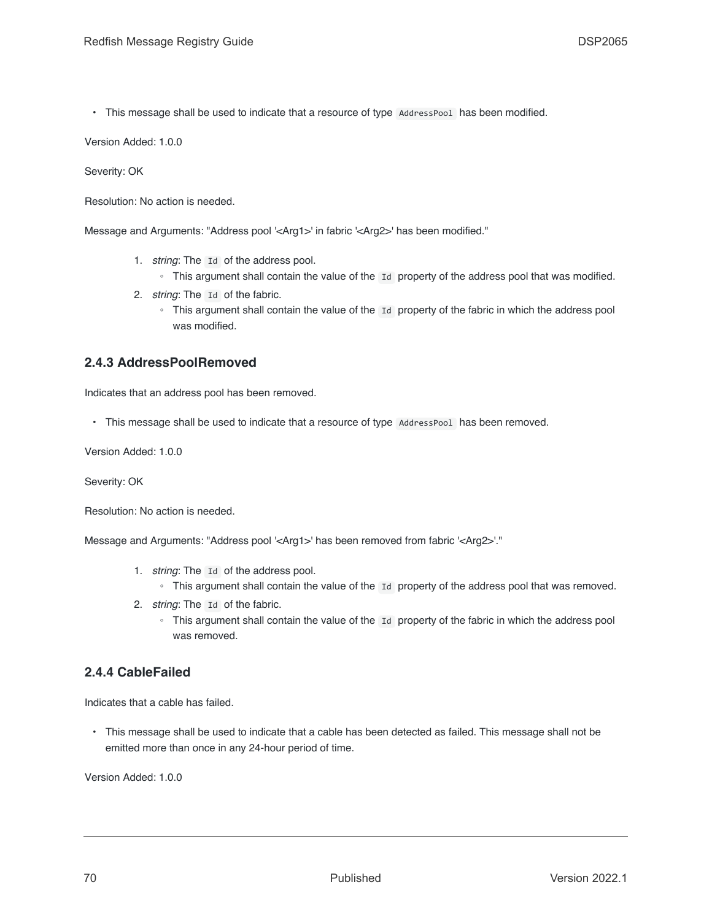- This message shall be used to indicate that a resource of type `AddressPool` has been modified.

Version Added: 1.0.0

Severity: OK

Resolution: No action is needed.

Message and Arguments: "Address pool '<Arg1>' in fabric '<Arg2>' has been modified."

1. *string*: The `Id` of the address pool.
   - This argument shall contain the value of the `Id` property of the address pool that was modified.
2. *string*: The `Id` of the fabric.
   - This argument shall contain the value of the `Id` property of the fabric in which the address pool was modified.

### 2.4.3 AddressPoolRemoved

Indicates that an address pool has been removed.

- This message shall be used to indicate that a resource of type `AddressPool` has been removed.

Version Added: 1.0.0

Severity: OK

Resolution: No action is needed.

Message and Arguments: "Address pool '<Arg1>' has been removed from fabric '<Arg2>'."

1. *string*: The `Id` of the address pool.
   - This argument shall contain the value of the `Id` property of the address pool that was removed.
2. *string*: The `Id` of the fabric.
   - This argument shall contain the value of the `Id` property of the fabric in which the address pool was removed.

### 2.4.4 CableFailed

Indicates that a cable has failed.

- This message shall be used to indicate that a cable has been detected as failed. This message shall not be emitted more than once in any 24-hour period of time.

Version Added: 1.0.0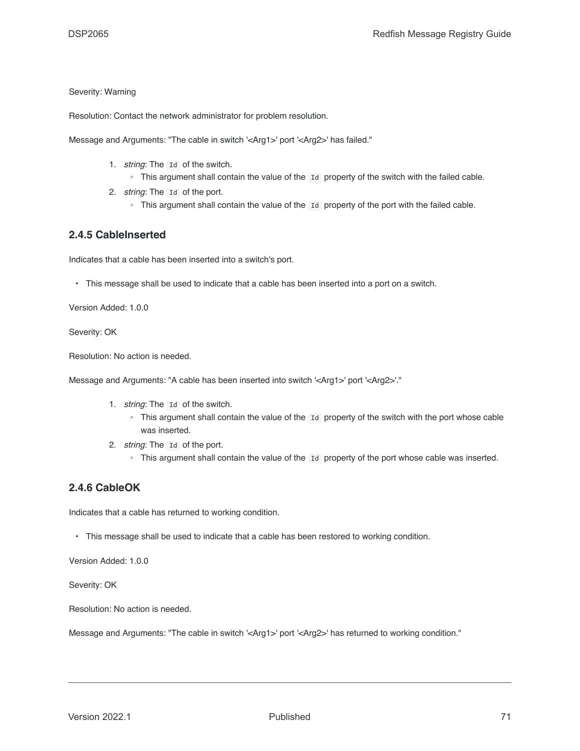Severity: Warning

Resolution: Contact the network administrator for problem resolution.

Message and Arguments: "The cable in switch '<Arg1>' port '<Arg2>' has failed."

1. *string*: The `Id` of the switch.
   - This argument shall contain the value of the `Id` property of the switch with the failed cable.
2. *string*: The `Id` of the port.
   - This argument shall contain the value of the `Id` property of the port with the failed cable.

### 2.4.5 CableInserted

Indicates that a cable has been inserted into a switch's port.

- This message shall be used to indicate that a cable has been inserted into a port on a switch.

Version Added: 1.0.0

Severity: OK

Resolution: No action is needed.

Message and Arguments: "A cable has been inserted into switch '<Arg1>' port '<Arg2>'."

1. *string*: The `Id` of the switch.
   - This argument shall contain the value of the `Id` property of the switch with the port whose cable was inserted.
2. *string*: The `Id` of the port.
   - This argument shall contain the value of the `Id` property of the port whose cable was inserted.

### 2.4.6 CableOK

Indicates that a cable has returned to working condition.

- This message shall be used to indicate that a cable has been restored to working condition.

Version Added: 1.0.0

Severity: OK

Resolution: No action is needed.

Message and Arguments: "The cable in switch '<Arg1>' port '<Arg2>' has returned to working condition."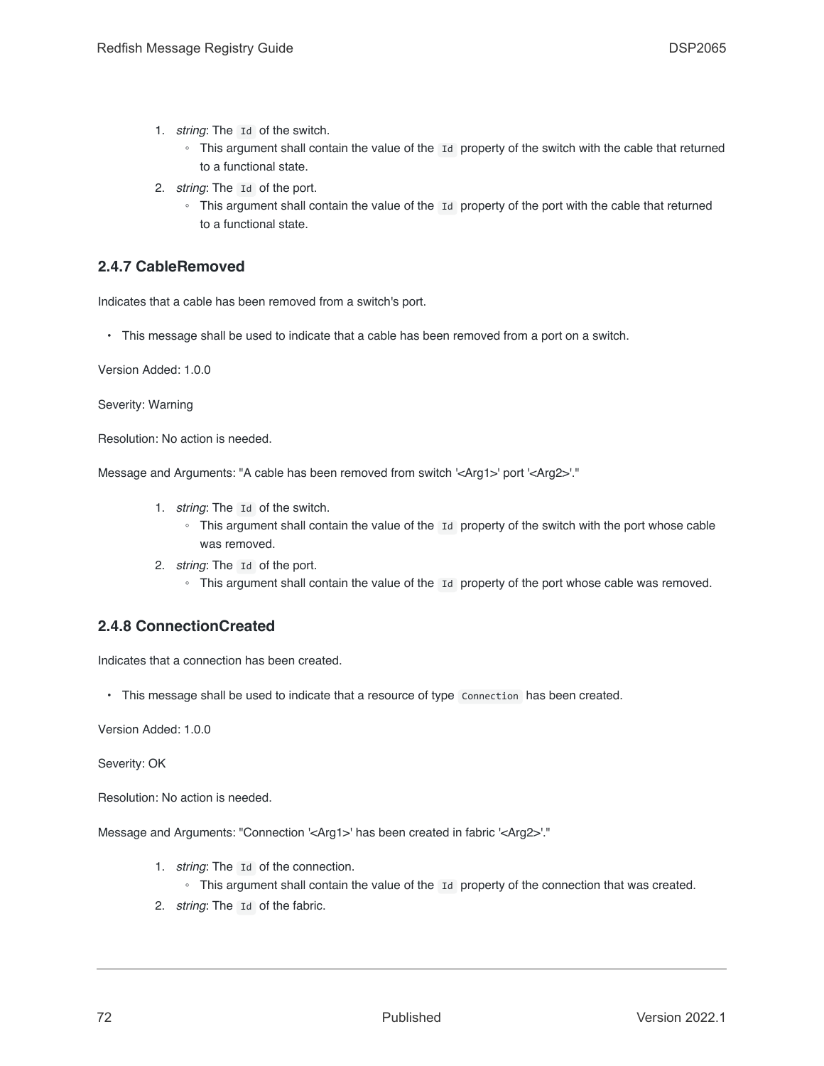1. *string*: The `Id` of the switch.
    - This argument shall contain the value of the `Id` property of the switch with the cable that returned to a functional state.
2. *string*: The `Id` of the port.
    - This argument shall contain the value of the `Id` property of the port with the cable that returned to a functional state.

### 2.4.7 CableRemoved

Indicates that a cable has been removed from a switch's port.

- This message shall be used to indicate that a cable has been removed from a port on a switch.

Version Added: 1.0.0

Severity: Warning

Resolution: No action is needed.

Message and Arguments: "A cable has been removed from switch '<Arg1>' port '<Arg2>'."

1. *string*: The `Id` of the switch.
    - This argument shall contain the value of the `Id` property of the switch with the port whose cable was removed.
2. *string*: The `Id` of the port.
    - This argument shall contain the value of the `Id` property of the port whose cable was removed.

### 2.4.8 ConnectionCreated

Indicates that a connection has been created.

- This message shall be used to indicate that a resource of type `Connection` has been created.

Version Added: 1.0.0

Severity: OK

Resolution: No action is needed.

Message and Arguments: "Connection '<Arg1>' has been created in fabric '<Arg2>'."

1. *string*: The `Id` of the connection.
    - This argument shall contain the value of the `Id` property of the connection that was created.
2. *string*: The `Id` of the fabric.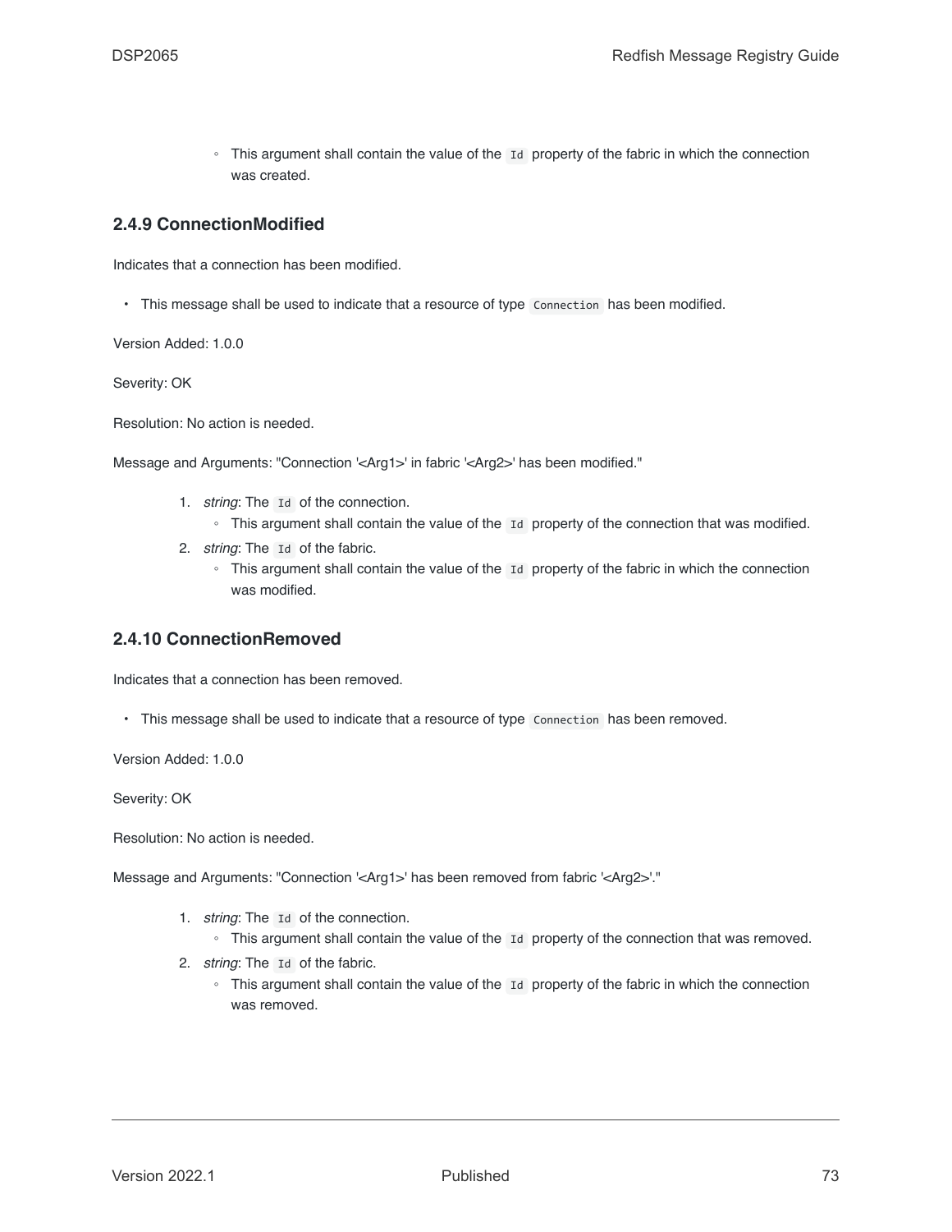- This argument shall contain the value of the `Id` property of the fabric in which the connection was created.

### 2.4.9 ConnectionModified

Indicates that a connection has been modified.

- This message shall be used to indicate that a resource of type `Connection` has been modified.

Version Added: 1.0.0

Severity: OK

Resolution: No action is needed.

Message and Arguments: "Connection '<Arg1>' in fabric '<Arg2>' has been modified."

1. *string*: The `Id` of the connection.
   - This argument shall contain the value of the `Id` property of the connection that was modified.
2. *string*: The `Id` of the fabric.
   - This argument shall contain the value of the `Id` property of the fabric in which the connection was modified.

### 2.4.10 ConnectionRemoved

Indicates that a connection has been removed.

- This message shall be used to indicate that a resource of type `Connection` has been removed.

Version Added: 1.0.0

Severity: OK

Resolution: No action is needed.

Message and Arguments: "Connection '<Arg1>' has been removed from fabric '<Arg2>'."

1. *string*: The `Id` of the connection.
   - This argument shall contain the value of the `Id` property of the connection that was removed.
2. *string*: The `Id` of the fabric.
   - This argument shall contain the value of the `Id` property of the fabric in which the connection was removed.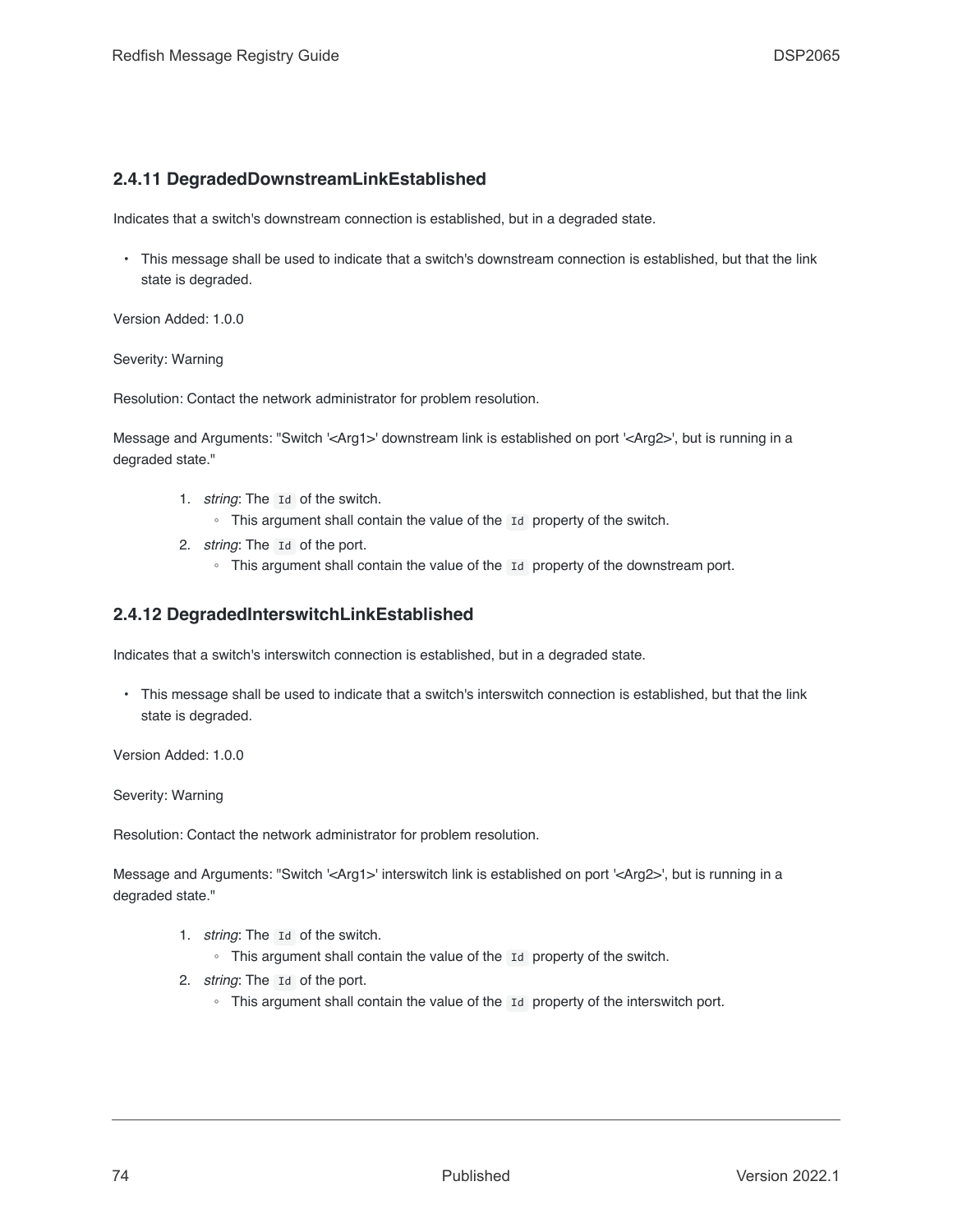### 2.4.11 DegradedDownstreamLinkEstablished

Indicates that a switch's downstream connection is established, but in a degraded state.

- This message shall be used to indicate that a switch's downstream connection is established, but that the link state is degraded.

Version Added: 1.0.0

Severity: Warning

Resolution: Contact the network administrator for problem resolution.

Message and Arguments: "Switch '<Arg1>' downstream link is established on port '<Arg2>', but is running in a degraded state."

1. *string*: The `Id` of the switch.
   - This argument shall contain the value of the `Id` property of the switch.
2. *string*: The `Id` of the port.
   - This argument shall contain the value of the `Id` property of the downstream port.

### 2.4.12 DegradedInterswitchLinkEstablished

Indicates that a switch's interswitch connection is established, but in a degraded state.

- This message shall be used to indicate that a switch's interswitch connection is established, but that the link state is degraded.

Version Added: 1.0.0

Severity: Warning

Resolution: Contact the network administrator for problem resolution.

Message and Arguments: "Switch '<Arg1>' interswitch link is established on port '<Arg2>', but is running in a degraded state."

1. *string*: The `Id` of the switch.
   - This argument shall contain the value of the `Id` property of the switch.
2. *string*: The `Id` of the port.
   - This argument shall contain the value of the `Id` property of the interswitch port.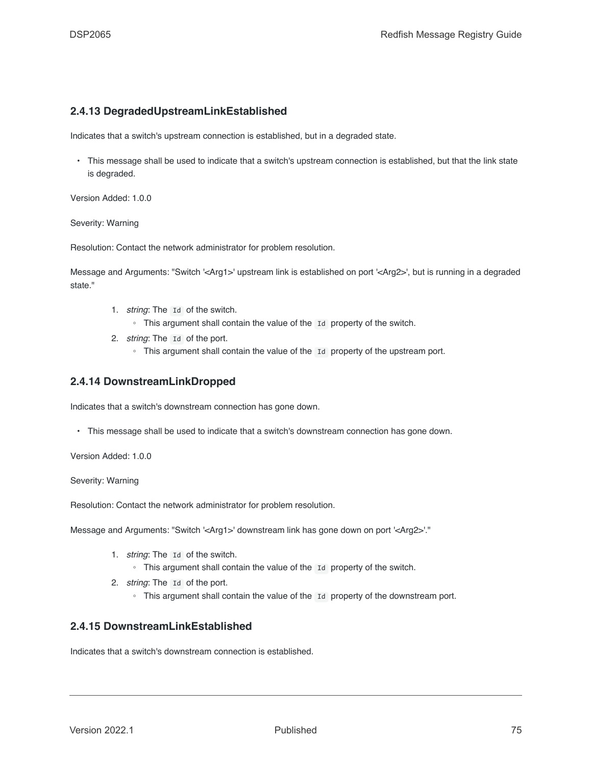### 2.4.13 DegradedUpstreamLinkEstablished

Indicates that a switch's upstream connection is established, but in a degraded state.

- This message shall be used to indicate that a switch's upstream connection is established, but that the link state is degraded.

Version Added: 1.0.0

Severity: Warning

Resolution: Contact the network administrator for problem resolution.

Message and Arguments: "Switch '<Arg1>' upstream link is established on port '<Arg2>', but is running in a degraded state."

1. *string*: The `Id` of the switch.
   - This argument shall contain the value of the `Id` property of the switch.
2. *string*: The `Id` of the port.
   - This argument shall contain the value of the `Id` property of the upstream port.

### 2.4.14 DownstreamLinkDropped

Indicates that a switch's downstream connection has gone down.

- This message shall be used to indicate that a switch's downstream connection has gone down.

Version Added: 1.0.0

Severity: Warning

Resolution: Contact the network administrator for problem resolution.

Message and Arguments: "Switch '<Arg1>' downstream link has gone down on port '<Arg2>'."

1. *string*: The `Id` of the switch.
   - This argument shall contain the value of the `Id` property of the switch.
2. *string*: The `Id` of the port.
   - This argument shall contain the value of the `Id` property of the downstream port.

### 2.4.15 DownstreamLinkEstablished

Indicates that a switch's downstream connection is established.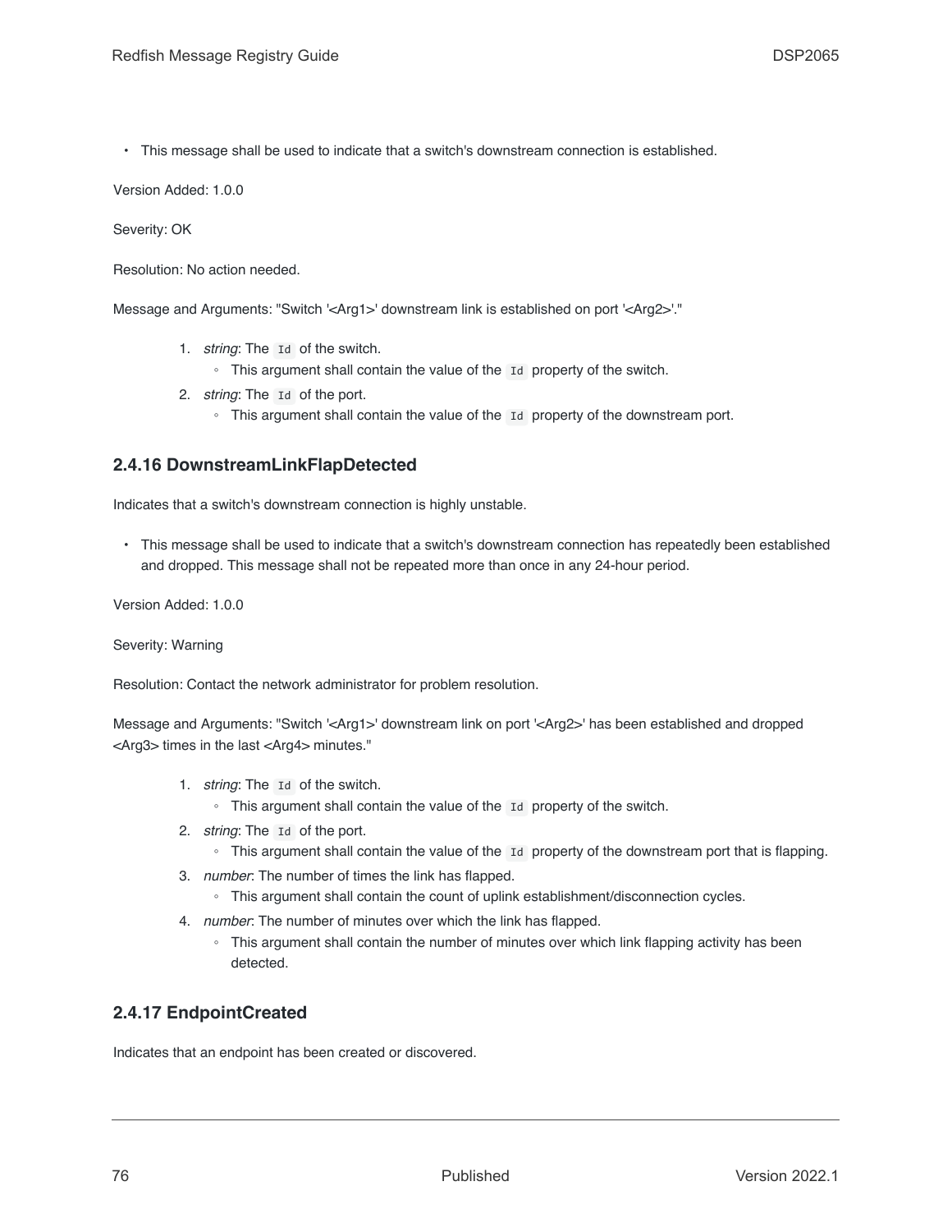- This message shall be used to indicate that a switch's downstream connection is established.

Version Added: 1.0.0

Severity: OK

Resolution: No action needed.

Message and Arguments: "Switch '<Arg1>' downstream link is established on port '<Arg2>'."

1. *string*: The `Id` of the switch.
   - This argument shall contain the value of the `Id` property of the switch.
2. *string*: The `Id` of the port.
   - This argument shall contain the value of the `Id` property of the downstream port.

### 2.4.16 DownstreamLinkFlapDetected

Indicates that a switch's downstream connection is highly unstable.

- This message shall be used to indicate that a switch's downstream connection has repeatedly been established and dropped. This message shall not be repeated more than once in any 24-hour period.

Version Added: 1.0.0

Severity: Warning

Resolution: Contact the network administrator for problem resolution.

Message and Arguments: "Switch '<Arg1>' downstream link on port '<Arg2>' has been established and dropped <Arg3> times in the last <Arg4> minutes."

1. *string*: The `Id` of the switch.
   - This argument shall contain the value of the `Id` property of the switch.
2. *string*: The `Id` of the port.
   - This argument shall contain the value of the `Id` property of the downstream port that is flapping.
3. *number*: The number of times the link has flapped.
   - This argument shall contain the count of uplink establishment/disconnection cycles.
4. *number*: The number of minutes over which the link has flapped.
   - This argument shall contain the number of minutes over which link flapping activity has been detected.

### 2.4.17 EndpointCreated

Indicates that an endpoint has been created or discovered.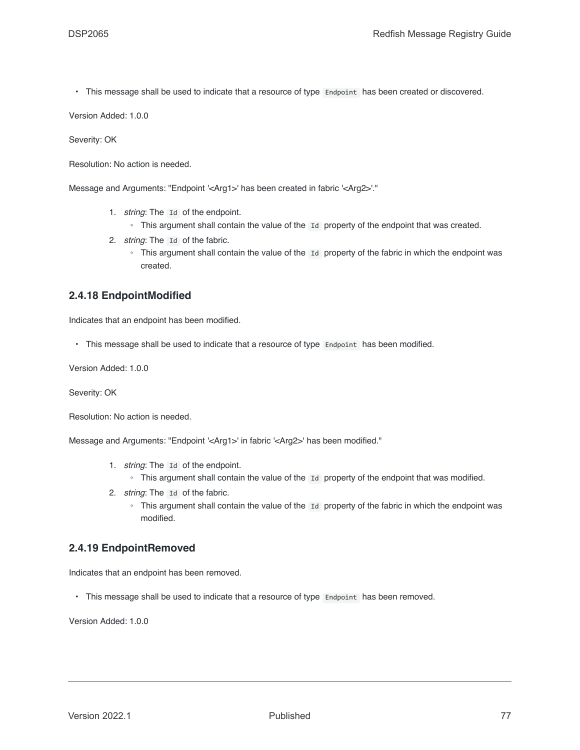- This message shall be used to indicate that a resource of type `Endpoint` has been created or discovered.

Version Added: 1.0.0

Severity: OK

Resolution: No action is needed.

Message and Arguments: "Endpoint '<Arg1>' has been created in fabric '<Arg2>'."

1. *string*: The `Id` of the endpoint.
   - This argument shall contain the value of the `Id` property of the endpoint that was created.
2. *string*: The `Id` of the fabric.
   - This argument shall contain the value of the `Id` property of the fabric in which the endpoint was created.

### 2.4.18 EndpointModified

Indicates that an endpoint has been modified.

- This message shall be used to indicate that a resource of type `Endpoint` has been modified.

Version Added: 1.0.0

Severity: OK

Resolution: No action is needed.

Message and Arguments: "Endpoint '<Arg1>' in fabric '<Arg2>' has been modified."

1. *string*: The `Id` of the endpoint.
   - This argument shall contain the value of the `Id` property of the endpoint that was modified.
2. *string*: The `Id` of the fabric.
   - This argument shall contain the value of the `Id` property of the fabric in which the endpoint was modified.

### 2.4.19 EndpointRemoved

Indicates that an endpoint has been removed.

- This message shall be used to indicate that a resource of type `Endpoint` has been removed.

Version Added: 1.0.0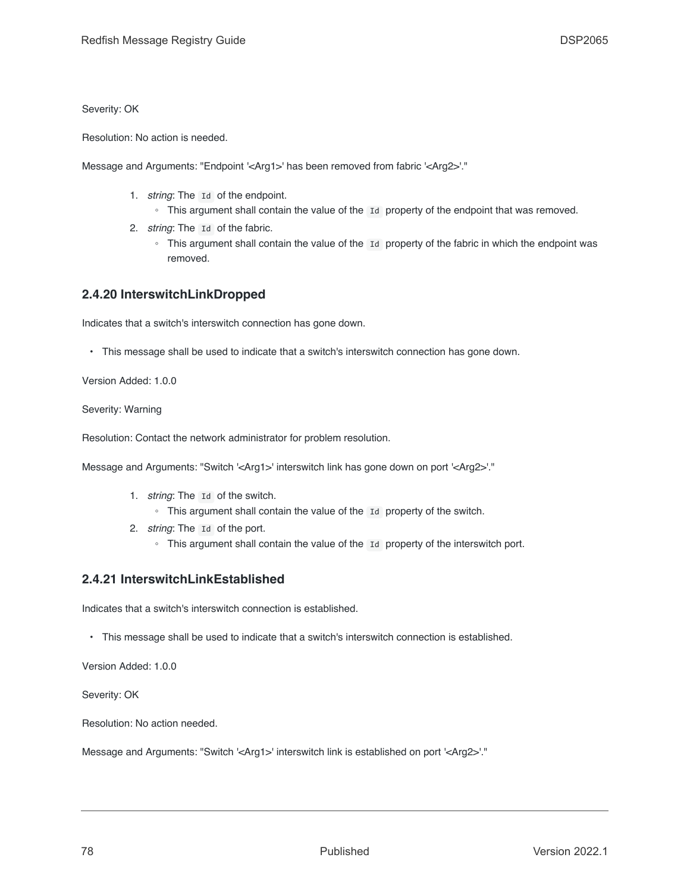Severity: OK

Resolution: No action is needed.

Message and Arguments: "Endpoint '<Arg1>' has been removed from fabric '<Arg2>'."

1. *string*: The `Id` of the endpoint.
   - This argument shall contain the value of the `Id` property of the endpoint that was removed.
2. *string*: The `Id` of the fabric.
   - This argument shall contain the value of the `Id` property of the fabric in which the endpoint was removed.

### 2.4.20 InterswitchLinkDropped

Indicates that a switch's interswitch connection has gone down.

- This message shall be used to indicate that a switch's interswitch connection has gone down.

Version Added: 1.0.0

Severity: Warning

Resolution: Contact the network administrator for problem resolution.

Message and Arguments: "Switch '<Arg1>' interswitch link has gone down on port '<Arg2>'."

1. *string*: The `Id` of the switch.
   - This argument shall contain the value of the `Id` property of the switch.
2. *string*: The `Id` of the port.
   - This argument shall contain the value of the `Id` property of the interswitch port.

### 2.4.21 InterswitchLinkEstablished

Indicates that a switch's interswitch connection is established.

- This message shall be used to indicate that a switch's interswitch connection is established.

Version Added: 1.0.0

Severity: OK

Resolution: No action needed.

Message and Arguments: "Switch '<Arg1>' interswitch link is established on port '<Arg2>'."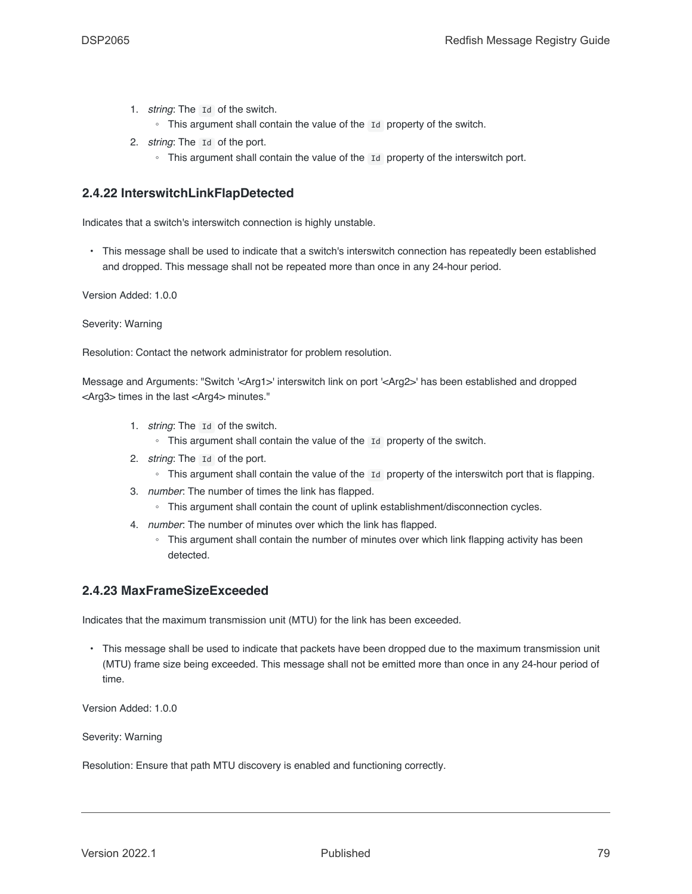1. *string*: The `Id` of the switch.
    - This argument shall contain the value of the `Id` property of the switch.
2. *string*: The `Id` of the port.
    - This argument shall contain the value of the `Id` property of the interswitch port.

### 2.4.22 InterswitchLinkFlapDetected

Indicates that a switch's interswitch connection is highly unstable.

- This message shall be used to indicate that a switch's interswitch connection has repeatedly been established and dropped. This message shall not be repeated more than once in any 24-hour period.

Version Added: 1.0.0

Severity: Warning

Resolution: Contact the network administrator for problem resolution.

Message and Arguments: "Switch '<Arg1>' interswitch link on port '<Arg2>' has been established and dropped <Arg3> times in the last <Arg4> minutes."

1. *string*: The `Id` of the switch.
    - This argument shall contain the value of the `Id` property of the switch.
2. *string*: The `Id` of the port.
    - This argument shall contain the value of the `Id` property of the interswitch port that is flapping.
3. *number*: The number of times the link has flapped.
    - This argument shall contain the count of uplink establishment/disconnection cycles.
4. *number*: The number of minutes over which the link has flapped.
    - This argument shall contain the number of minutes over which link flapping activity has been detected.

### 2.4.23 MaxFrameSizeExceeded

Indicates that the maximum transmission unit (MTU) for the link has been exceeded.

- This message shall be used to indicate that packets have been dropped due to the maximum transmission unit (MTU) frame size being exceeded. This message shall not be emitted more than once in any 24-hour period of time.

Version Added: 1.0.0

Severity: Warning

Resolution: Ensure that path MTU discovery is enabled and functioning correctly.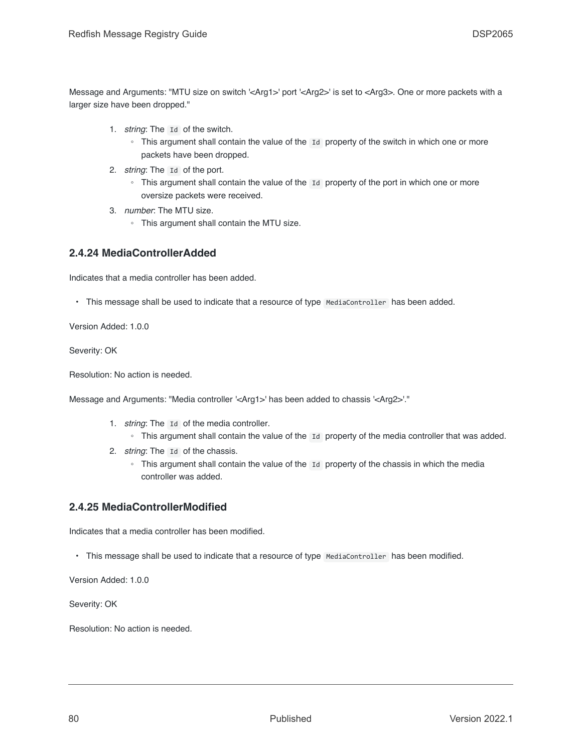Message and Arguments: "MTU size on switch '<Arg1>' port '<Arg2>' is set to <Arg3>. One or more packets with a larger size have been dropped."

1. *string*: The `Id` of the switch.
   - This argument shall contain the value of the `Id` property of the switch in which one or more packets have been dropped.
2. *string*: The `Id` of the port.
   - This argument shall contain the value of the `Id` property of the port in which one or more oversize packets were received.
3. *number*: The MTU size.
   - This argument shall contain the MTU size.

### 2.4.24 MediaControllerAdded

Indicates that a media controller has been added.

- This message shall be used to indicate that a resource of type `MediaController` has been added.

Version Added: 1.0.0

Severity: OK

Resolution: No action is needed.

Message and Arguments: "Media controller '<Arg1>' has been added to chassis '<Arg2>'."

1. *string*: The `Id` of the media controller.
   - This argument shall contain the value of the `Id` property of the media controller that was added.
2. *string*: The `Id` of the chassis.
   - This argument shall contain the value of the `Id` property of the chassis in which the media controller was added.

### 2.4.25 MediaControllerModified

Indicates that a media controller has been modified.

- This message shall be used to indicate that a resource of type `MediaController` has been modified.

Version Added: 1.0.0

Severity: OK

Resolution: No action is needed.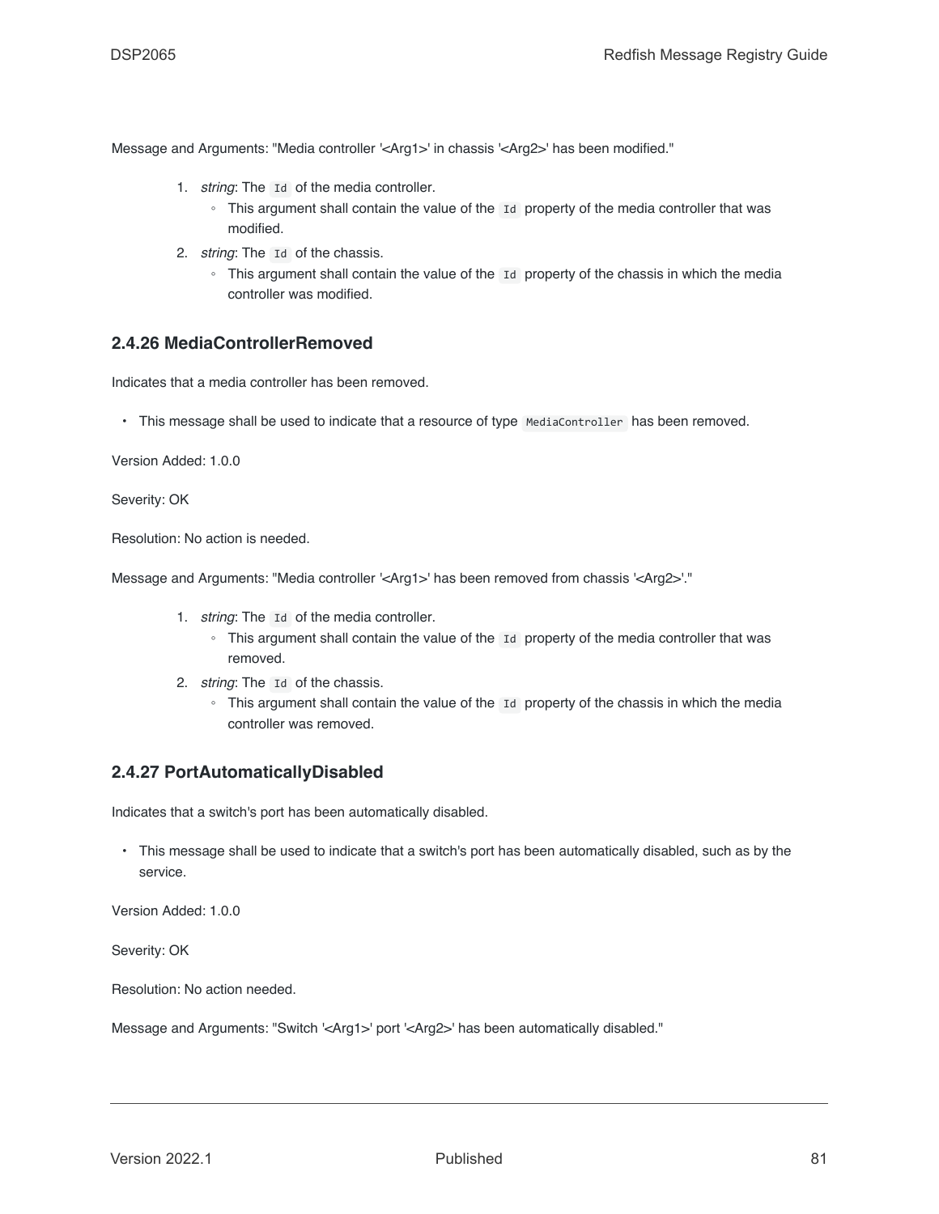Message and Arguments: "Media controller '<Arg1>' in chassis '<Arg2>' has been modified."

1. *string*: The `Id` of the media controller.
   - This argument shall contain the value of the `Id` property of the media controller that was modified.
2. *string*: The `Id` of the chassis.
   - This argument shall contain the value of the `Id` property of the chassis in which the media controller was modified.

### 2.4.26 MediaControllerRemoved

Indicates that a media controller has been removed.

- This message shall be used to indicate that a resource of type `MediaController` has been removed.

Version Added: 1.0.0

Severity: OK

Resolution: No action is needed.

Message and Arguments: "Media controller '<Arg1>' has been removed from chassis '<Arg2>'."

1. *string*: The `Id` of the media controller.
   - This argument shall contain the value of the `Id` property of the media controller that was removed.
2. *string*: The `Id` of the chassis.
   - This argument shall contain the value of the `Id` property of the chassis in which the media controller was removed.

### 2.4.27 PortAutomaticallyDisabled

Indicates that a switch's port has been automatically disabled.

- This message shall be used to indicate that a switch's port has been automatically disabled, such as by the service.

Version Added: 1.0.0

Severity: OK

Resolution: No action needed.

Message and Arguments: "Switch '<Arg1>' port '<Arg2>' has been automatically disabled."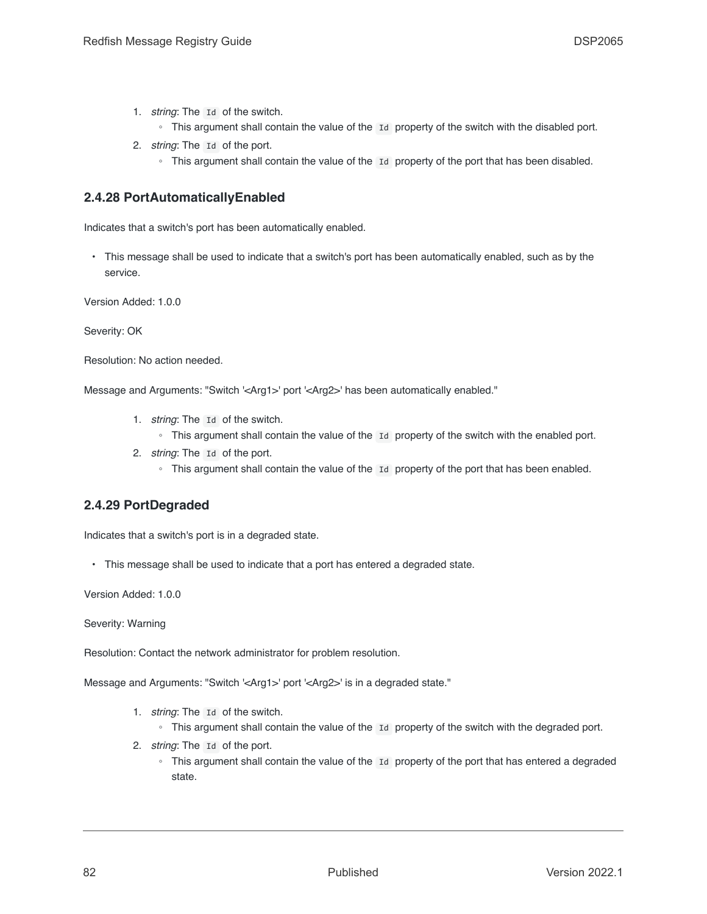1. *string*: The `Id` of the switch.
    - This argument shall contain the value of the `Id` property of the switch with the disabled port.
2. *string*: The `Id` of the port.
    - This argument shall contain the value of the `Id` property of the port that has been disabled.

### 2.4.28 PortAutomaticallyEnabled

Indicates that a switch's port has been automatically enabled.

- This message shall be used to indicate that a switch's port has been automatically enabled, such as by the service.

Version Added: 1.0.0

Severity: OK

Resolution: No action needed.

Message and Arguments: "Switch '<Arg1>' port '<Arg2>' has been automatically enabled."

1. *string*: The `Id` of the switch.
    - This argument shall contain the value of the `Id` property of the switch with the enabled port.
2. *string*: The `Id` of the port.
    - This argument shall contain the value of the `Id` property of the port that has been enabled.

### 2.4.29 PortDegraded

Indicates that a switch's port is in a degraded state.

- This message shall be used to indicate that a port has entered a degraded state.

Version Added: 1.0.0

Severity: Warning

Resolution: Contact the network administrator for problem resolution.

Message and Arguments: "Switch '<Arg1>' port '<Arg2>' is in a degraded state."

1. *string*: The `Id` of the switch.
    - This argument shall contain the value of the `Id` property of the switch with the degraded port.
2. *string*: The `Id` of the port.
    - This argument shall contain the value of the `Id` property of the port that has entered a degraded state.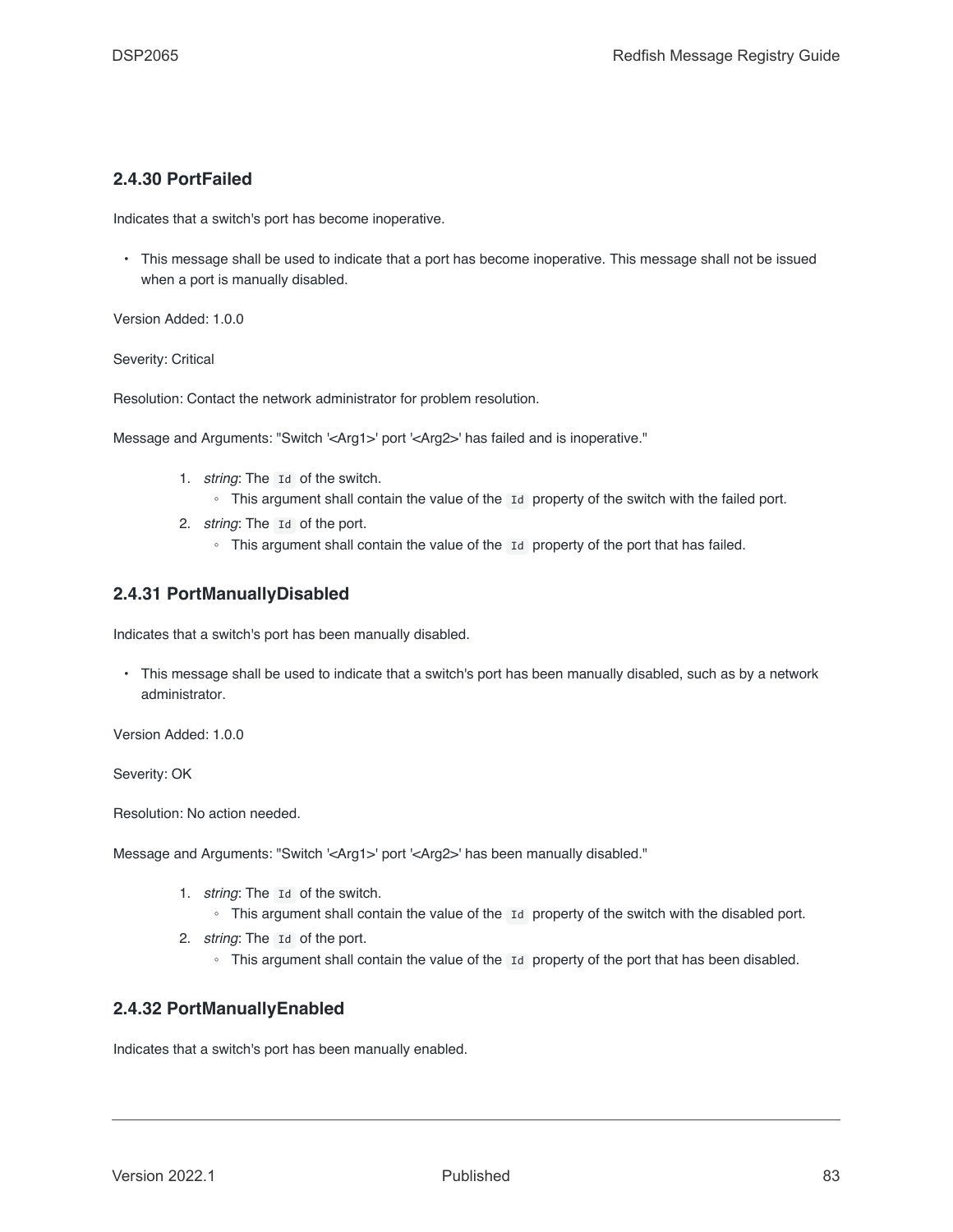### 2.4.30 PortFailed

Indicates that a switch's port has become inoperative.

- This message shall be used to indicate that a port has become inoperative. This message shall not be issued when a port is manually disabled.

Version Added: 1.0.0

Severity: Critical

Resolution: Contact the network administrator for problem resolution.

Message and Arguments: "Switch '<Arg1>' port '<Arg2>' has failed and is inoperative."

1. *string*: The `Id` of the switch.
    - This argument shall contain the value of the `Id` property of the switch with the failed port.
2. *string*: The `Id` of the port.
    - This argument shall contain the value of the `Id` property of the port that has failed.

### 2.4.31 PortManuallyDisabled

Indicates that a switch's port has been manually disabled.

- This message shall be used to indicate that a switch's port has been manually disabled, such as by a network administrator.

Version Added: 1.0.0

Severity: OK

Resolution: No action needed.

Message and Arguments: "Switch '<Arg1>' port '<Arg2>' has been manually disabled."

1. *string*: The `Id` of the switch.
    - This argument shall contain the value of the `Id` property of the switch with the disabled port.
2. *string*: The `Id` of the port.
    - This argument shall contain the value of the `Id` property of the port that has been disabled.

### 2.4.32 PortManuallyEnabled

Indicates that a switch's port has been manually enabled.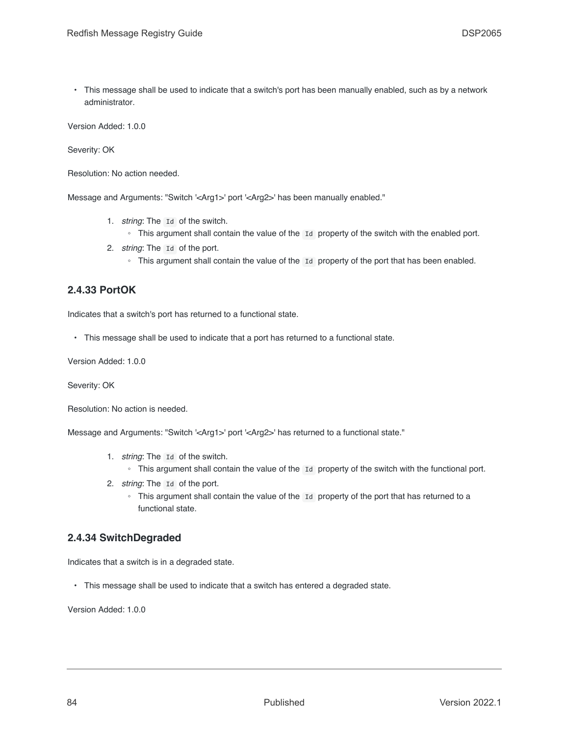- This message shall be used to indicate that a switch's port has been manually enabled, such as by a network administrator.

Version Added: 1.0.0

Severity: OK

Resolution: No action needed.

Message and Arguments: "Switch '<Arg1>' port '<Arg2>' has been manually enabled."

1. *string*: The `Id` of the switch.
    - This argument shall contain the value of the `Id` property of the switch with the enabled port.
2. *string*: The `Id` of the port.
    - This argument shall contain the value of the `Id` property of the port that has been enabled.

### 2.4.33 PortOK

Indicates that a switch's port has returned to a functional state.

- This message shall be used to indicate that a port has returned to a functional state.

Version Added: 1.0.0

Severity: OK

Resolution: No action is needed.

Message and Arguments: "Switch '<Arg1>' port '<Arg2>' has returned to a functional state."

1. *string*: The `Id` of the switch.
    - This argument shall contain the value of the `Id` property of the switch with the functional port.
2. *string*: The `Id` of the port.
    - This argument shall contain the value of the `Id` property of the port that has returned to a functional state.

### 2.4.34 SwitchDegraded

Indicates that a switch is in a degraded state.

- This message shall be used to indicate that a switch has entered a degraded state.

Version Added: 1.0.0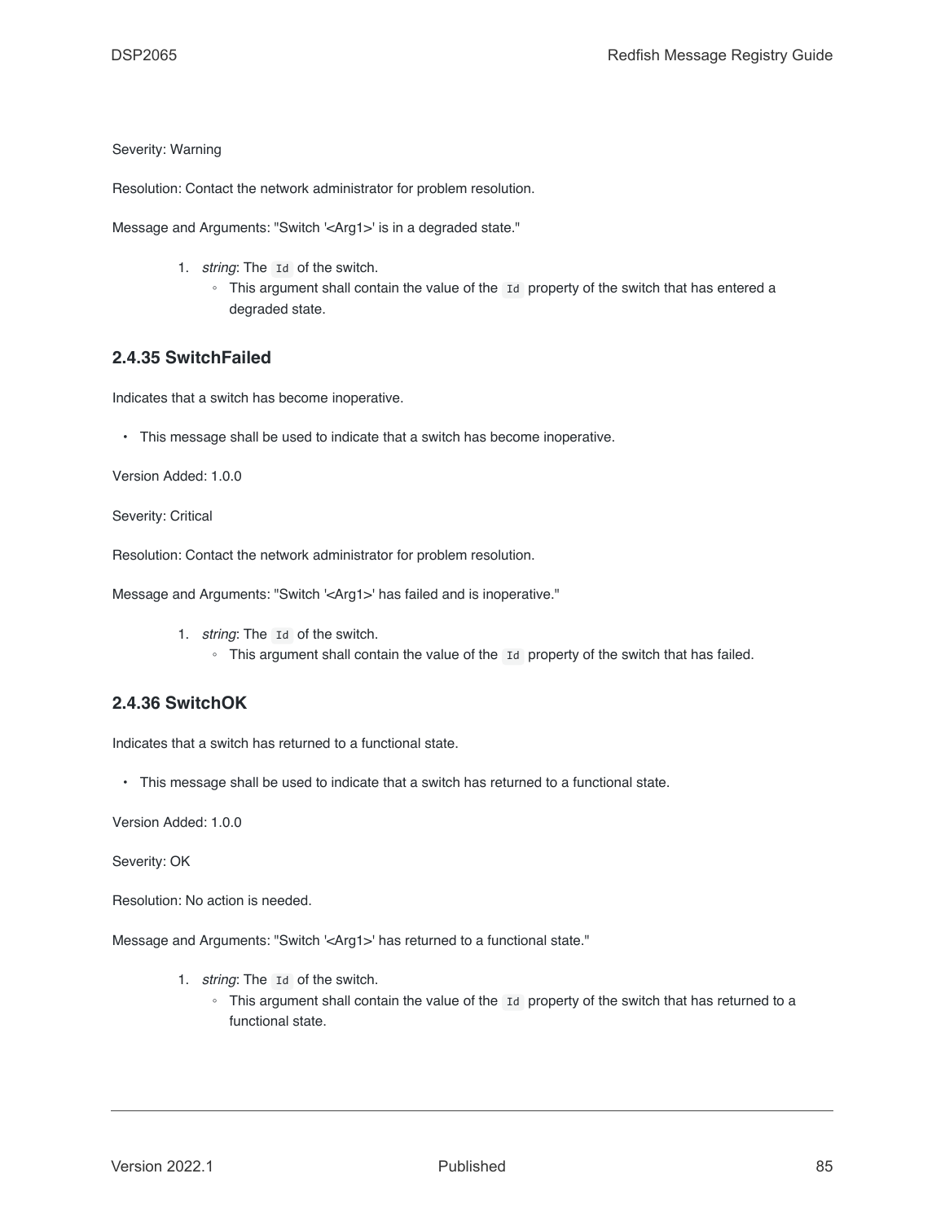Severity: Warning

Resolution: Contact the network administrator for problem resolution.

Message and Arguments: "Switch '<Arg1>' is in a degraded state."

1. *string*: The `Id` of the switch.
   - This argument shall contain the value of the `Id` property of the switch that has entered a degraded state.

### 2.4.35 SwitchFailed

Indicates that a switch has become inoperative.

- This message shall be used to indicate that a switch has become inoperative.

Version Added: 1.0.0

Severity: Critical

Resolution: Contact the network administrator for problem resolution.

Message and Arguments: "Switch '<Arg1>' has failed and is inoperative."

1. *string*: The `Id` of the switch.
   - This argument shall contain the value of the `Id` property of the switch that has failed.

### 2.4.36 SwitchOK

Indicates that a switch has returned to a functional state.

- This message shall be used to indicate that a switch has returned to a functional state.

Version Added: 1.0.0

Severity: OK

Resolution: No action is needed.

Message and Arguments: "Switch '<Arg1>' has returned to a functional state."

1. *string*: The `Id` of the switch.
   - This argument shall contain the value of the `Id` property of the switch that has returned to a functional state.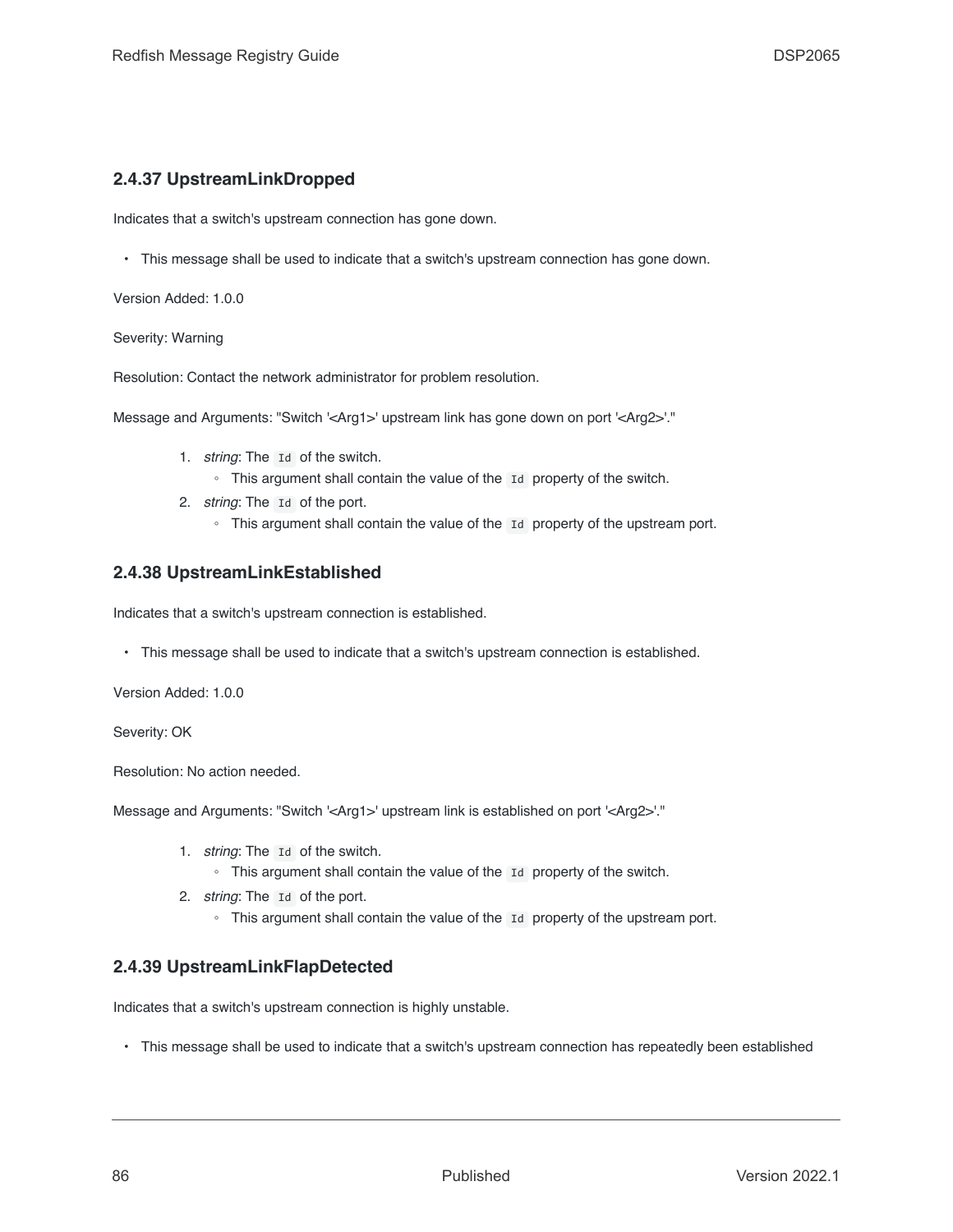### 2.4.37 UpstreamLinkDropped

Indicates that a switch's upstream connection has gone down.

- This message shall be used to indicate that a switch's upstream connection has gone down.

Version Added: 1.0.0

Severity: Warning

Resolution: Contact the network administrator for problem resolution.

Message and Arguments: "Switch '<Arg1>' upstream link has gone down on port '<Arg2>'."

1. *string*: The `Id` of the switch.
   - This argument shall contain the value of the `Id` property of the switch.
2. *string*: The `Id` of the port.
   - This argument shall contain the value of the `Id` property of the upstream port.

### 2.4.38 UpstreamLinkEstablished

Indicates that a switch's upstream connection is established.

- This message shall be used to indicate that a switch's upstream connection is established.

Version Added: 1.0.0

Severity: OK

Resolution: No action needed.

Message and Arguments: "Switch '<Arg1>' upstream link is established on port '<Arg2>'."

1. *string*: The `Id` of the switch.
   - This argument shall contain the value of the `Id` property of the switch.
2. *string*: The `Id` of the port.
   - This argument shall contain the value of the `Id` property of the upstream port.

### 2.4.39 UpstreamLinkFlapDetected

Indicates that a switch's upstream connection is highly unstable.

- This message shall be used to indicate that a switch's upstream connection has repeatedly been established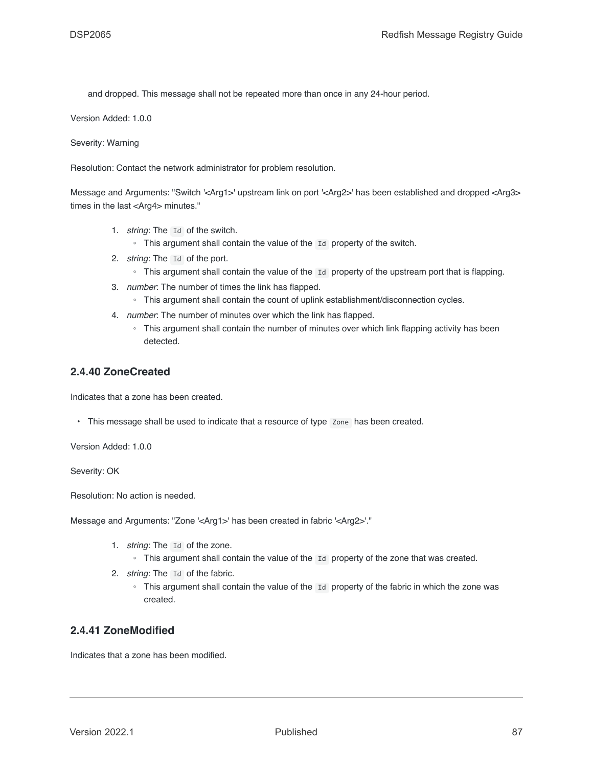and dropped. This message shall not be repeated more than once in any 24-hour period.

Version Added: 1.0.0

Severity: Warning

Resolution: Contact the network administrator for problem resolution.

Message and Arguments: "Switch '<Arg1>' upstream link on port '<Arg2>' has been established and dropped <Arg3> times in the last <Arg4> minutes."

1. *string*: The `Id` of the switch.
    - This argument shall contain the value of the `Id` property of the switch.
2. *string*: The `Id` of the port.
    - This argument shall contain the value of the `Id` property of the upstream port that is flapping.
3. *number*: The number of times the link has flapped.
    - This argument shall contain the count of uplink establishment/disconnection cycles.
4. *number*: The number of minutes over which the link has flapped.
    - This argument shall contain the number of minutes over which link flapping activity has been detected.

### 2.4.40 ZoneCreated

Indicates that a zone has been created.

- This message shall be used to indicate that a resource of type `Zone` has been created.

Version Added: 1.0.0

Severity: OK

Resolution: No action is needed.

Message and Arguments: "Zone '<Arg1>' has been created in fabric '<Arg2>'."

1. *string*: The `Id` of the zone.
    - This argument shall contain the value of the `Id` property of the zone that was created.
2. *string*: The `Id` of the fabric.
    - This argument shall contain the value of the `Id` property of the fabric in which the zone was created.

### 2.4.41 ZoneModified

Indicates that a zone has been modified.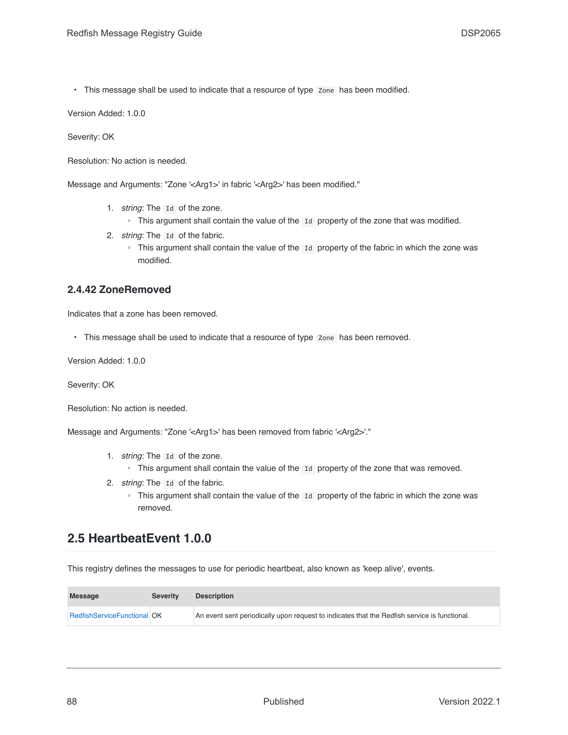- This message shall be used to indicate that a resource of type `Zone` has been modified.

Version Added: 1.0.0

Severity: OK

Resolution: No action is needed.

Message and Arguments: "Zone '<Arg1>' in fabric '<Arg2>' has been modified."

1. *string*: The `Id` of the zone.
    - This argument shall contain the value of the `Id` property of the zone that was modified.
2. *string*: The `Id` of the fabric.
    - This argument shall contain the value of the `Id` property of the fabric in which the zone was modified.

### 2.4.42 ZoneRemoved

Indicates that a zone has been removed.

- This message shall be used to indicate that a resource of type `Zone` has been removed.

Version Added: 1.0.0

Severity: OK

Resolution: No action is needed.

Message and Arguments: "Zone '<Arg1>' has been removed from fabric '<Arg2>'."

1. *string*: The `Id` of the zone.
    - This argument shall contain the value of the `Id` property of the zone that was removed.
2. *string*: The `Id` of the fabric.
    - This argument shall contain the value of the `Id` property of the fabric in which the zone was removed.

## 2.5 HeartbeatEvent 1.0.0

This registry defines the messages to use for periodic heartbeat, also known as 'keep alive', events.

| Message | Severity | Description |
| --- | --- | --- |
| RedfishServiceFunctional | OK | An event sent periodically upon request to indicates that the Redfish service is functional. |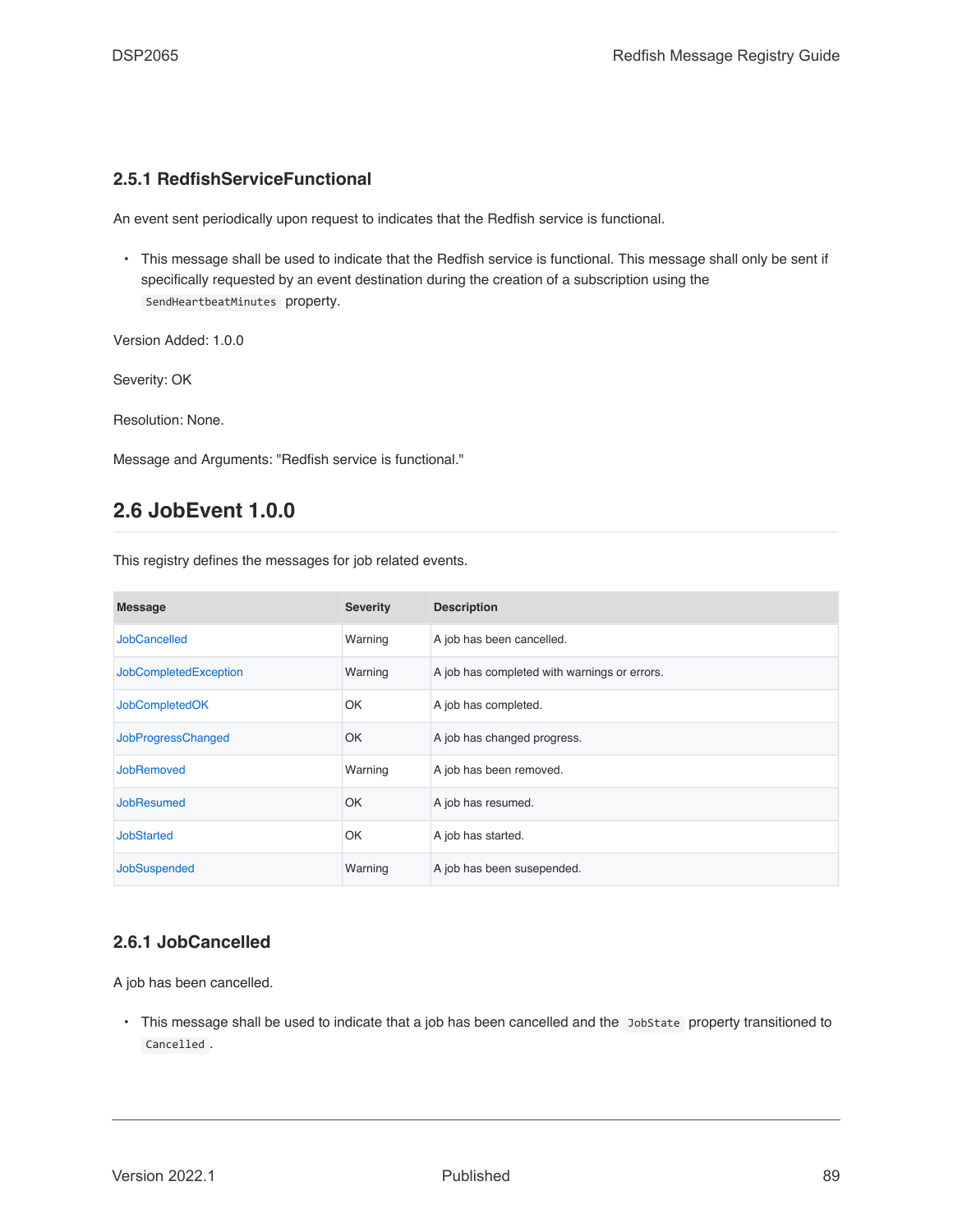### 2.5.1 RedfishServiceFunctional

An event sent periodically upon request to indicates that the Redfish service is functional.

- This message shall be used to indicate that the Redfish service is functional. This message shall only be sent if specifically requested by an event destination during the creation of a subscription using the `SendHeartbeatMinutes` property.

Version Added: 1.0.0

Severity: OK

Resolution: None.

Message and Arguments: "Redfish service is functional."

## 2.6 JobEvent 1.0.0

This registry defines the messages for job related events.

| Message | Severity | Description |
| --- | --- | --- |
| JobCancelled | Warning | A job has been cancelled. |
| JobCompletedException | Warning | A job has completed with warnings or errors. |
| JobCompletedOK | OK | A job has completed. |
| JobProgressChanged | OK | A job has changed progress. |
| JobRemoved | Warning | A job has been removed. |
| JobResumed | OK | A job has resumed. |
| JobStarted | OK | A job has started. |
| JobSuspended | Warning | A job has been susepended. |

### 2.6.1 JobCancelled

A job has been cancelled.

- This message shall be used to indicate that a job has been cancelled and the `JobState` property transitioned to `Cancelled`.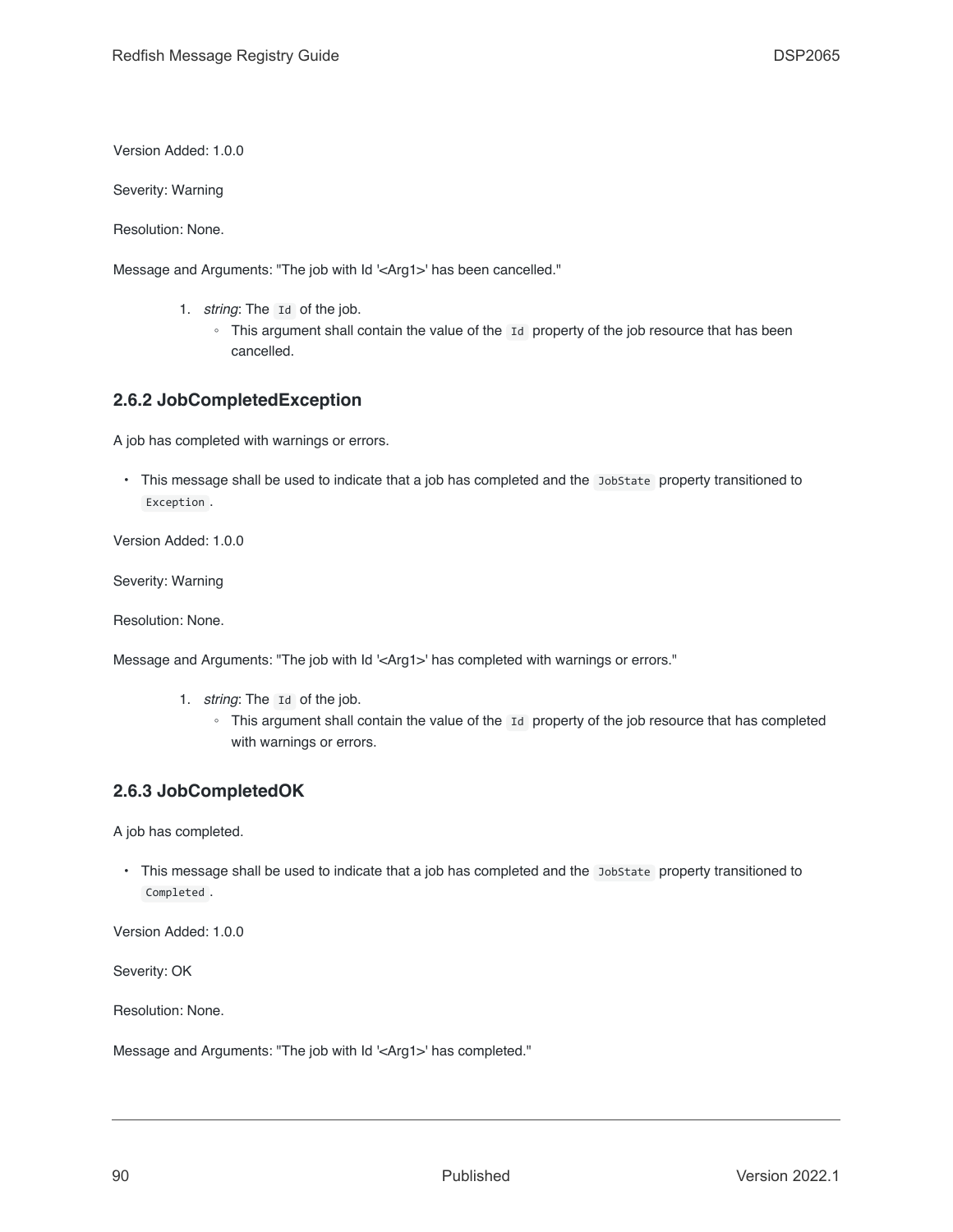Version Added: 1.0.0

Severity: Warning

Resolution: None.

Message and Arguments: "The job with Id '<Arg1>' has been cancelled."

1. *string*: The `Id` of the job.
   - This argument shall contain the value of the `Id` property of the job resource that has been cancelled.

### 2.6.2 JobCompletedException

A job has completed with warnings or errors.

- This message shall be used to indicate that a job has completed and the `JobState` property transitioned to `Exception`.

Version Added: 1.0.0

Severity: Warning

Resolution: None.

Message and Arguments: "The job with Id '<Arg1>' has completed with warnings or errors."

1. *string*: The `Id` of the job.
   - This argument shall contain the value of the `Id` property of the job resource that has completed with warnings or errors.

### 2.6.3 JobCompletedOK

A job has completed.

- This message shall be used to indicate that a job has completed and the `JobState` property transitioned to `Completed`.

Version Added: 1.0.0

Severity: OK

Resolution: None.

Message and Arguments: "The job with Id '<Arg1>' has completed."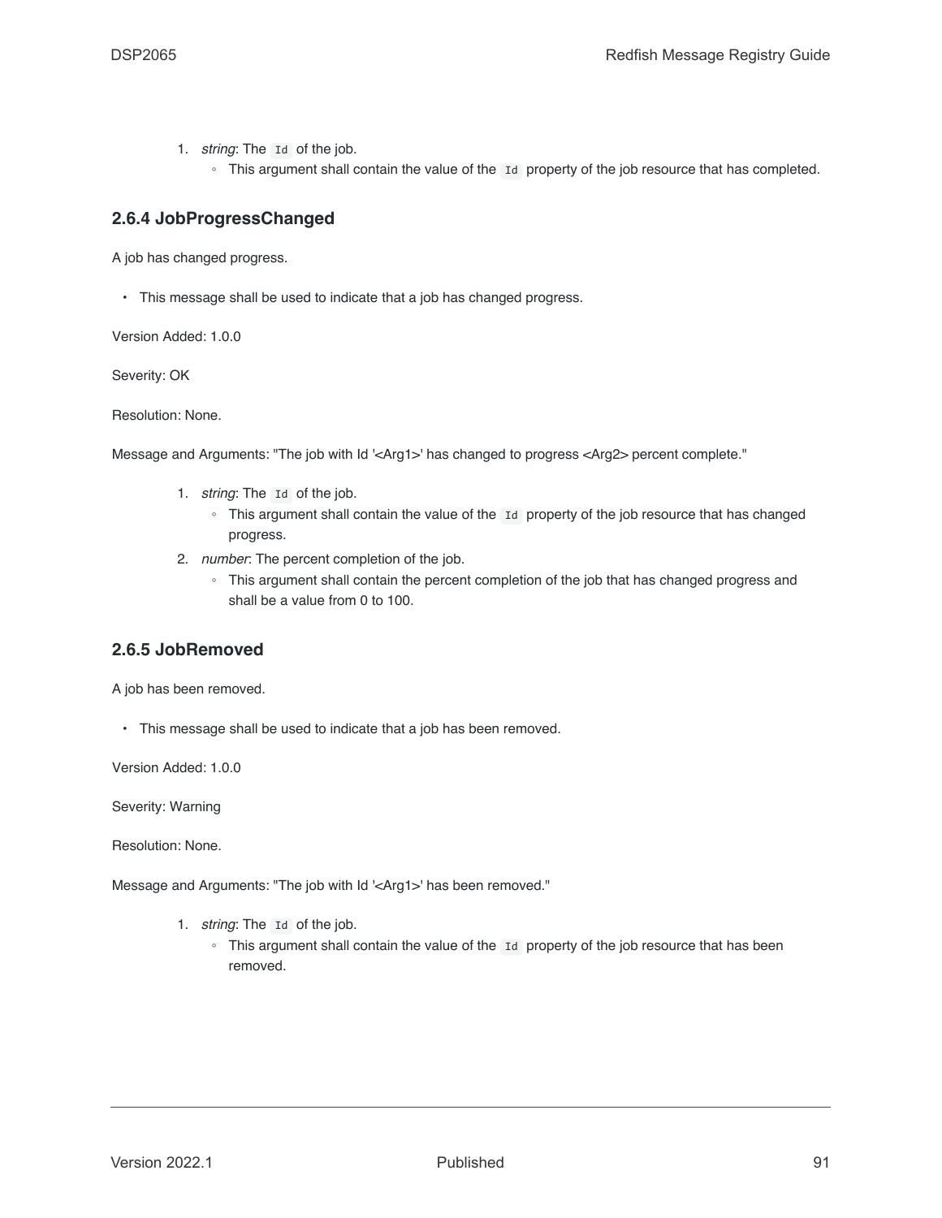1. *string*: The `Id` of the job.
    - This argument shall contain the value of the `Id` property of the job resource that has completed.

### 2.6.4 JobProgressChanged

A job has changed progress.

- This message shall be used to indicate that a job has changed progress.

Version Added: 1.0.0

Severity: OK

Resolution: None.

Message and Arguments: "The job with Id '<Arg1>' has changed to progress <Arg2> percent complete."

1. *string*: The `Id` of the job.
    - This argument shall contain the value of the `Id` property of the job resource that has changed progress.
2. *number*: The percent completion of the job.
    - This argument shall contain the percent completion of the job that has changed progress and shall be a value from 0 to 100.

### 2.6.5 JobRemoved

A job has been removed.

- This message shall be used to indicate that a job has been removed.

Version Added: 1.0.0

Severity: Warning

Resolution: None.

Message and Arguments: "The job with Id '<Arg1>' has been removed."

1. *string*: The `Id` of the job.
    - This argument shall contain the value of the `Id` property of the job resource that has been removed.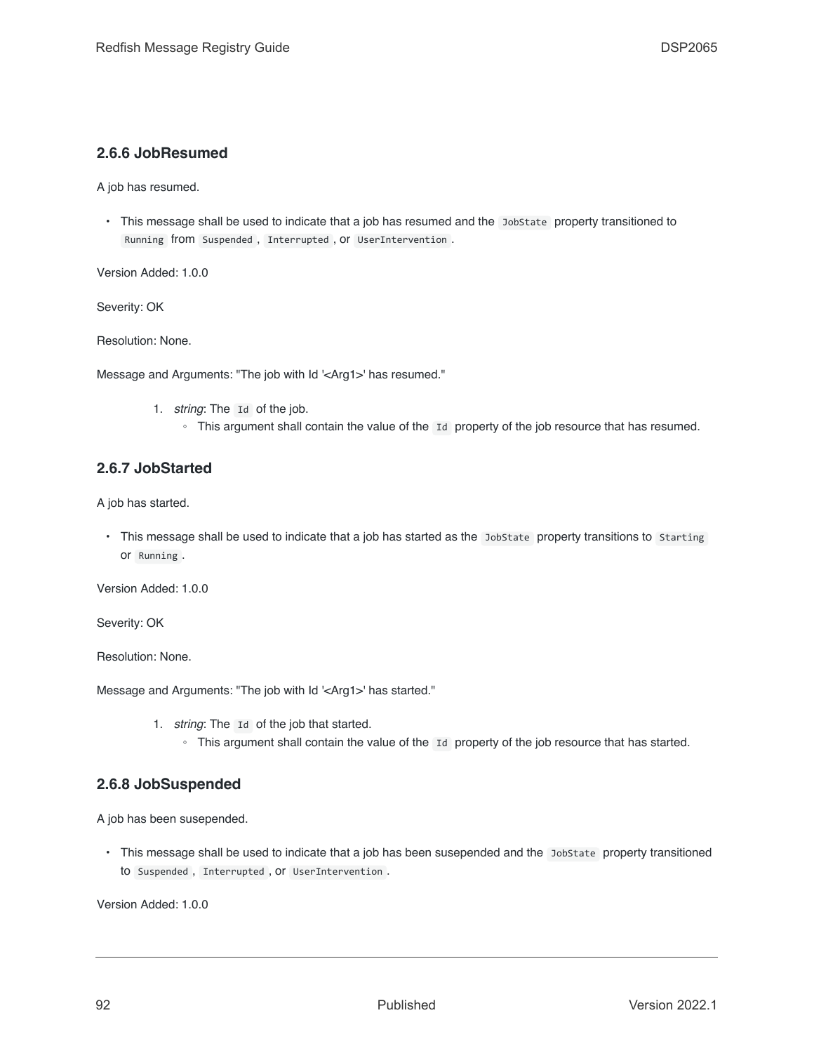### 2.6.6 JobResumed

A job has resumed.

- This message shall be used to indicate that a job has resumed and the `JobState` property transitioned to `Running` from `Suspended`, `Interrupted`, or `UserIntervention`.

Version Added: 1.0.0

Severity: OK

Resolution: None.

Message and Arguments: "The job with Id '<Arg1>' has resumed."

1. *string*: The `Id` of the job.
   - This argument shall contain the value of the `Id` property of the job resource that has resumed.

### 2.6.7 JobStarted

A job has started.

- This message shall be used to indicate that a job has started as the `JobState` property transitions to `Starting` or `Running`.

Version Added: 1.0.0

Severity: OK

Resolution: None.

Message and Arguments: "The job with Id '<Arg1>' has started."

1. *string*: The `Id` of the job that started.
   - This argument shall contain the value of the `Id` property of the job resource that has started.

### 2.6.8 JobSuspended

A job has been susepended.

- This message shall be used to indicate that a job has been susepended and the `JobState` property transitioned to `Suspended`, `Interrupted`, or `UserIntervention`.

Version Added: 1.0.0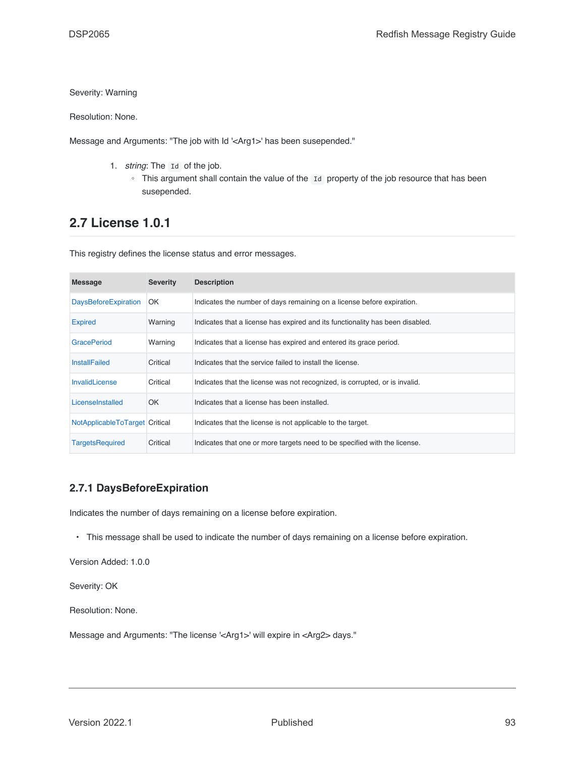Severity: Warning

Resolution: None.

Message and Arguments: "The job with Id '<Arg1>' has been susepended."

1. *string*: The `Id` of the job.
   - This argument shall contain the value of the `Id` property of the job resource that has been susepended.

## 2.7 License 1.0.1

This registry defines the license status and error messages.

| Message | Severity | Description |
| --- | --- | --- |
| DaysBeforeExpiration | OK | Indicates the number of days remaining on a license before expiration. |
| Expired | Warning | Indicates that a license has expired and its functionality has been disabled. |
| GracePeriod | Warning | Indicates that a license has expired and entered its grace period. |
| InstallFailed | Critical | Indicates that the service failed to install the license. |
| InvalidLicense | Critical | Indicates that the license was not recognized, is corrupted, or is invalid. |
| LicenseInstalled | OK | Indicates that a license has been installed. |
| NotApplicableToTarget | Critical | Indicates that the license is not applicable to the target. |
| TargetsRequired | Critical | Indicates that one or more targets need to be specified with the license. |

### 2.7.1 DaysBeforeExpiration

Indicates the number of days remaining on a license before expiration.

- This message shall be used to indicate the number of days remaining on a license before expiration.

Version Added: 1.0.0

Severity: OK

Resolution: None.

Message and Arguments: "The license '<Arg1>' will expire in <Arg2> days."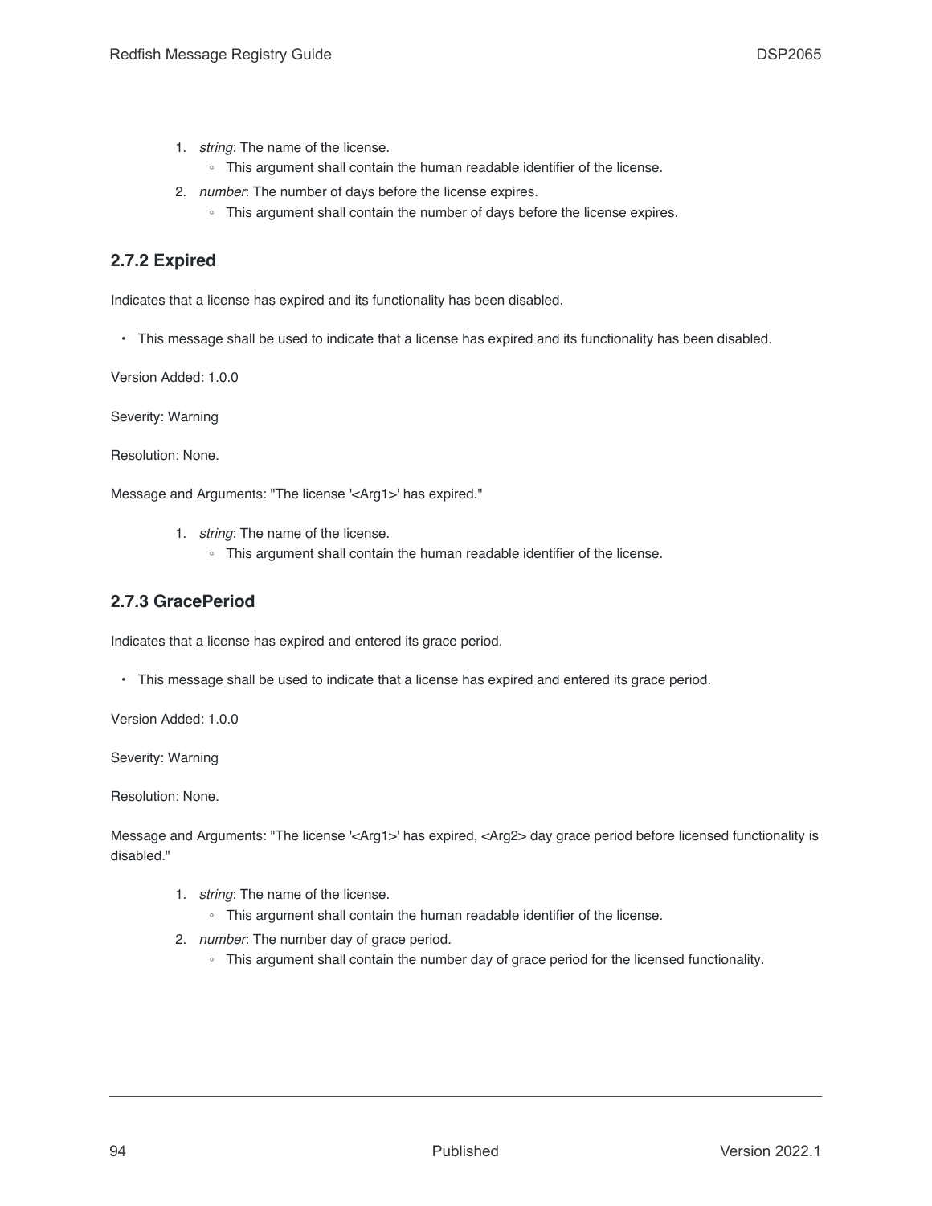1. *string*: The name of the license.
   - This argument shall contain the human readable identifier of the license.
2. *number*: The number of days before the license expires.
   - This argument shall contain the number of days before the license expires.

### 2.7.2 Expired

Indicates that a license has expired and its functionality has been disabled.

- This message shall be used to indicate that a license has expired and its functionality has been disabled.

Version Added: 1.0.0

Severity: Warning

Resolution: None.

Message and Arguments: "The license '<Arg1>' has expired."

1. *string*: The name of the license.
   - This argument shall contain the human readable identifier of the license.

### 2.7.3 GracePeriod

Indicates that a license has expired and entered its grace period.

- This message shall be used to indicate that a license has expired and entered its grace period.

Version Added: 1.0.0

Severity: Warning

Resolution: None.

Message and Arguments: "The license '<Arg1>' has expired, <Arg2> day grace period before licensed functionality is disabled."

1. *string*: The name of the license.
   - This argument shall contain the human readable identifier of the license.
2. *number*: The number day of grace period.
   - This argument shall contain the number day of grace period for the licensed functionality.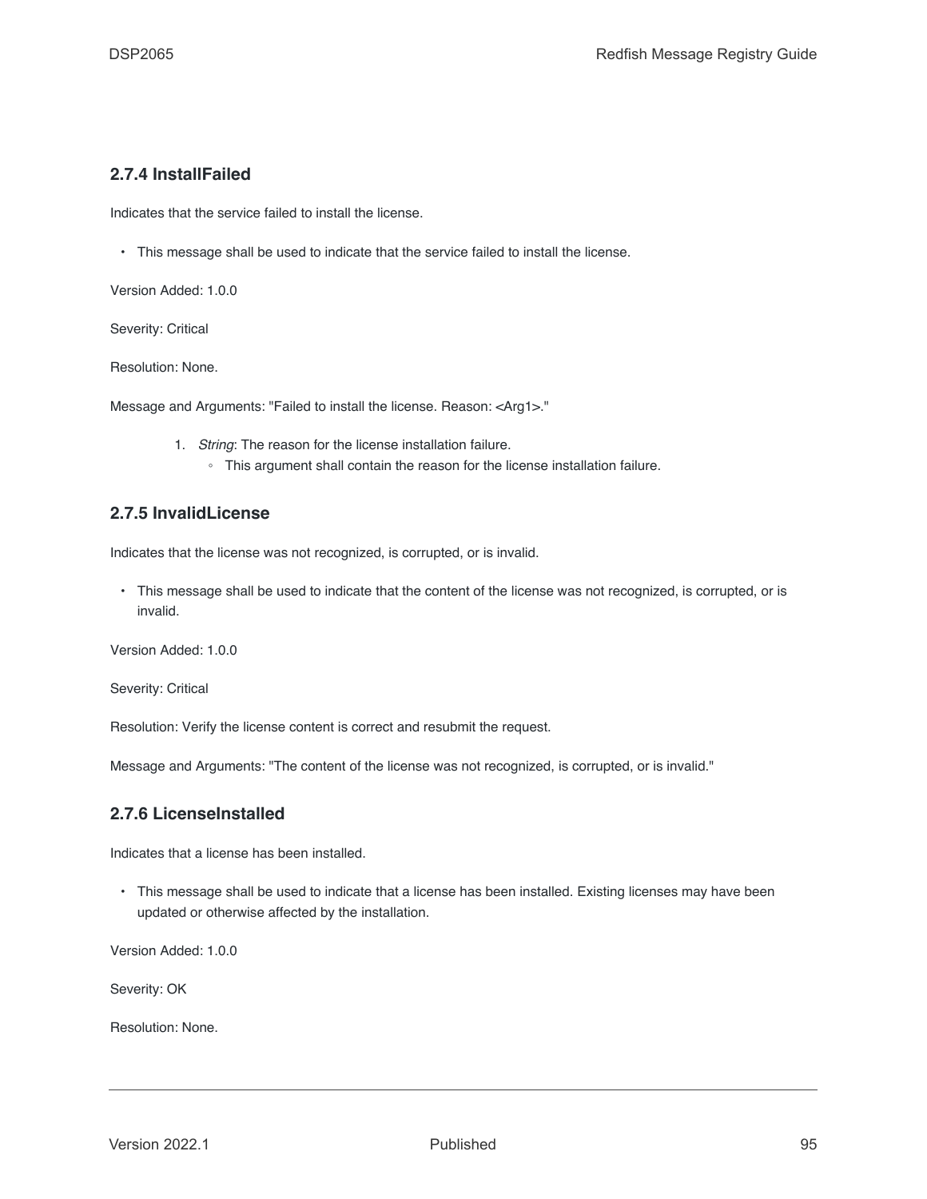### 2.7.4 InstallFailed

Indicates that the service failed to install the license.

- This message shall be used to indicate that the service failed to install the license.

Version Added: 1.0.0

Severity: Critical

Resolution: None.

Message and Arguments: "Failed to install the license. Reason: <Arg1>."

1. *String*: The reason for the license installation failure.
    - This argument shall contain the reason for the license installation failure.

### 2.7.5 InvalidLicense

Indicates that the license was not recognized, is corrupted, or is invalid.

- This message shall be used to indicate that the content of the license was not recognized, is corrupted, or is invalid.

Version Added: 1.0.0

Severity: Critical

Resolution: Verify the license content is correct and resubmit the request.

Message and Arguments: "The content of the license was not recognized, is corrupted, or is invalid."

### 2.7.6 LicenseInstalled

Indicates that a license has been installed.

- This message shall be used to indicate that a license has been installed. Existing licenses may have been updated or otherwise affected by the installation.

Version Added: 1.0.0

Severity: OK

Resolution: None.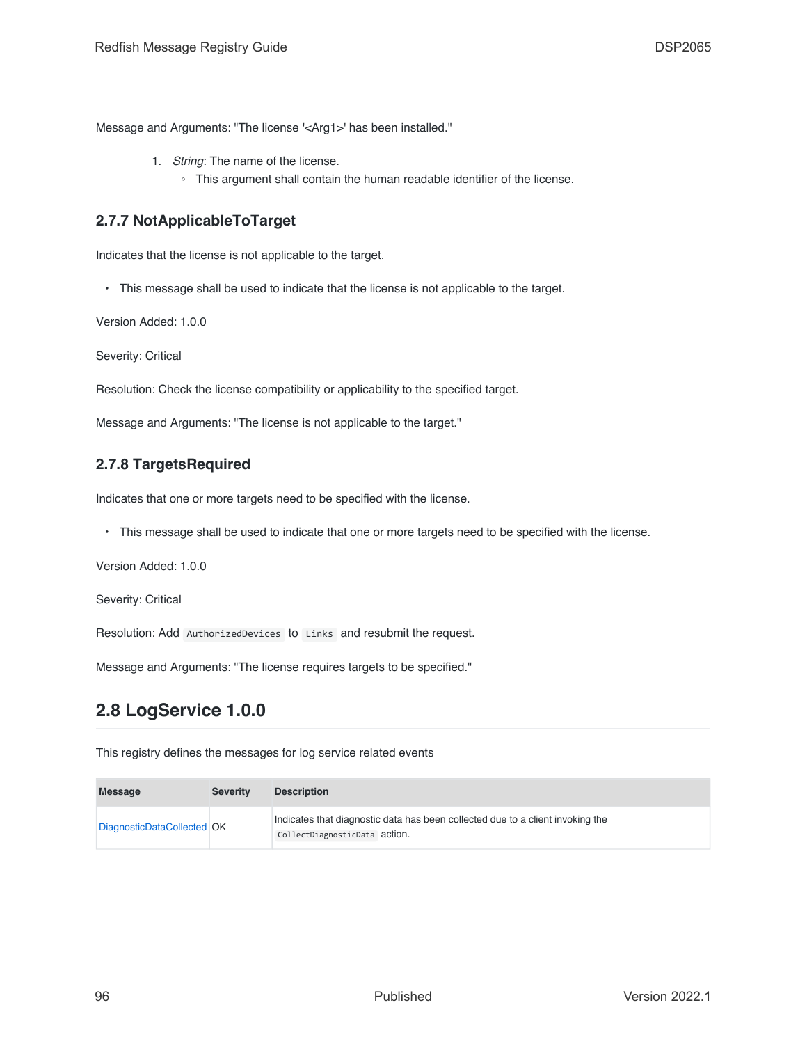Message and Arguments: "The license '<Arg1>' has been installed."

1. *String*: The name of the license.
    - This argument shall contain the human readable identifier of the license.

### 2.7.7 NotApplicableToTarget

Indicates that the license is not applicable to the target.

- This message shall be used to indicate that the license is not applicable to the target.

Version Added: 1.0.0

Severity: Critical

Resolution: Check the license compatibility or applicability to the specified target.

Message and Arguments: "The license is not applicable to the target."

### 2.7.8 TargetsRequired

Indicates that one or more targets need to be specified with the license.

- This message shall be used to indicate that one or more targets need to be specified with the license.

Version Added: 1.0.0

Severity: Critical

Resolution: Add `AuthorizedDevices` to `Links` and resubmit the request.

Message and Arguments: "The license requires targets to be specified."

## 2.8 LogService 1.0.0

This registry defines the messages for log service related events

| Message | Severity | Description |
| --- | --- | --- |
| DiagnosticDataCollected | OK | Indicates that diagnostic data has been collected due to a client invoking the `CollectDiagnosticData` action. |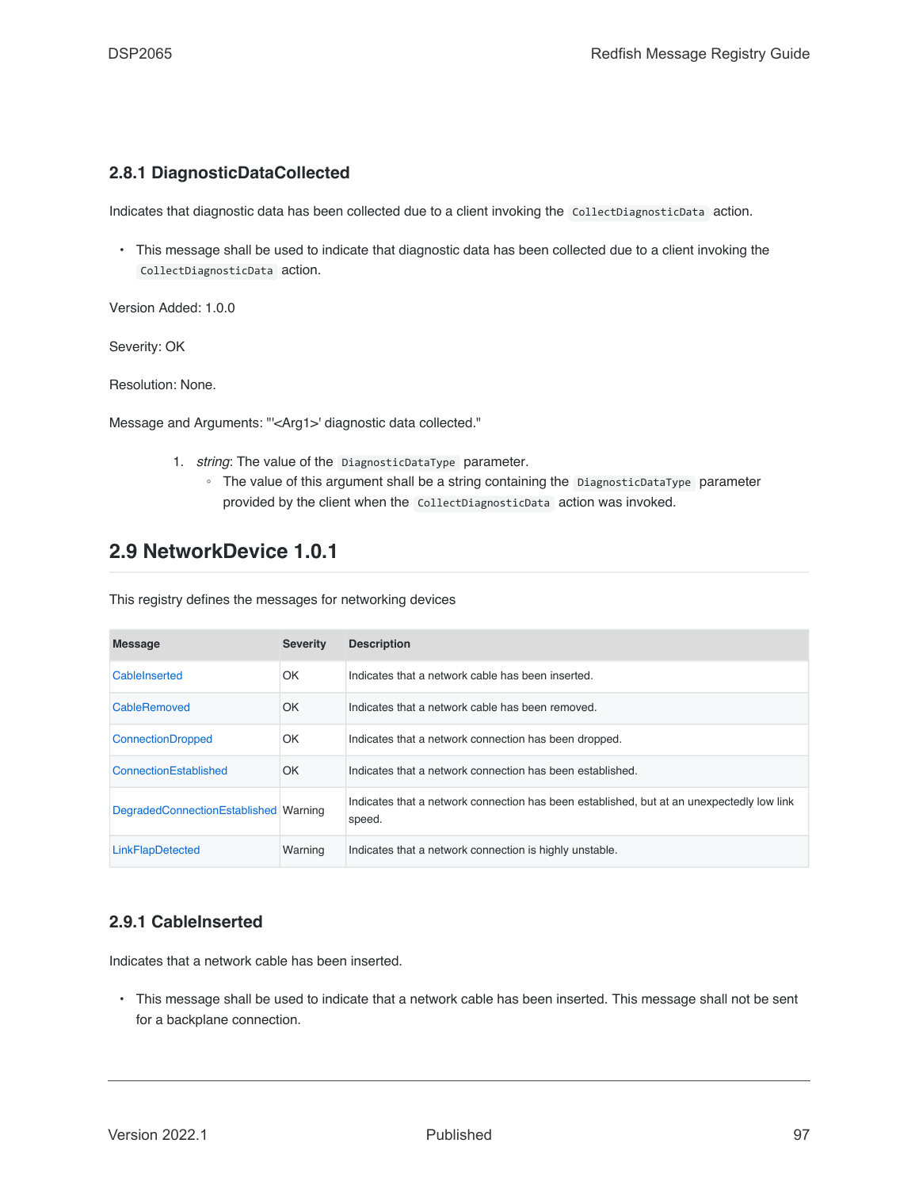### 2.8.1 DiagnosticDataCollected

Indicates that diagnostic data has been collected due to a client invoking the `CollectDiagnosticData` action.

- This message shall be used to indicate that diagnostic data has been collected due to a client invoking the `CollectDiagnosticData` action.

Version Added: 1.0.0

Severity: OK

Resolution: None.

Message and Arguments: "'<Arg1>' diagnostic data collected."

1. *string*: The value of the `DiagnosticDataType` parameter.
   - The value of this argument shall be a string containing the `DiagnosticDataType` parameter provided by the client when the `CollectDiagnosticData` action was invoked.

## 2.9 NetworkDevice 1.0.1

This registry defines the messages for networking devices

| Message | Severity | Description |
| --- | --- | --- |
| CableInserted | OK | Indicates that a network cable has been inserted. |
| CableRemoved | OK | Indicates that a network cable has been removed. |
| ConnectionDropped | OK | Indicates that a network connection has been dropped. |
| ConnectionEstablished | OK | Indicates that a network connection has been established. |
| DegradedConnectionEstablished | Warning | Indicates that a network connection has been established, but at an unexpectedly low link speed. |
| LinkFlapDetected | Warning | Indicates that a network connection is highly unstable. |

### 2.9.1 CableInserted

Indicates that a network cable has been inserted.

- This message shall be used to indicate that a network cable has been inserted. This message shall not be sent for a backplane connection.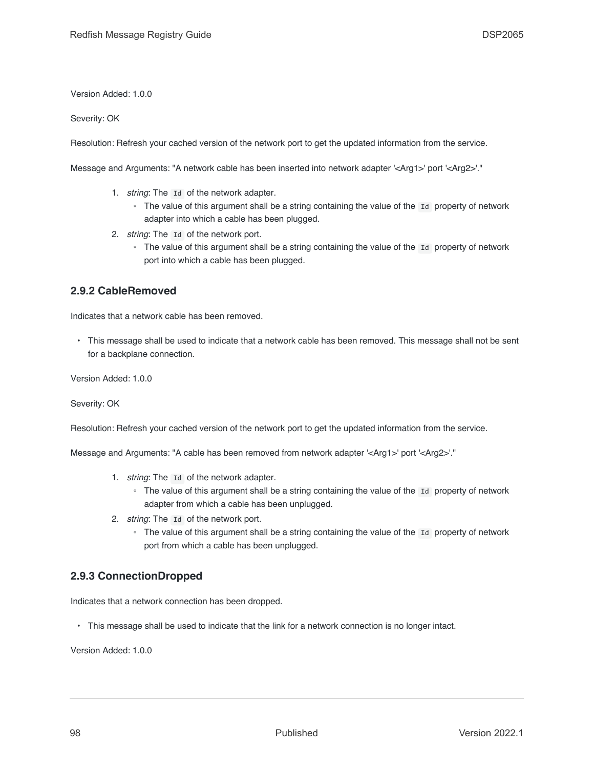Version Added: 1.0.0

Severity: OK

Resolution: Refresh your cached version of the network port to get the updated information from the service.

Message and Arguments: "A network cable has been inserted into network adapter '<Arg1>' port '<Arg2>'."

1. *string*: The `Id` of the network adapter.
    - The value of this argument shall be a string containing the value of the `Id` property of network adapter into which a cable has been plugged.
2. *string*: The `Id` of the network port.
    - The value of this argument shall be a string containing the value of the `Id` property of network port into which a cable has been plugged.

### 2.9.2 CableRemoved

Indicates that a network cable has been removed.

- This message shall be used to indicate that a network cable has been removed. This message shall not be sent for a backplane connection.

Version Added: 1.0.0

Severity: OK

Resolution: Refresh your cached version of the network port to get the updated information from the service.

Message and Arguments: "A cable has been removed from network adapter '<Arg1>' port '<Arg2>'."

1. *string*: The `Id` of the network adapter.
    - The value of this argument shall be a string containing the value of the `Id` property of network adapter from which a cable has been unplugged.
2. *string*: The `Id` of the network port.
    - The value of this argument shall be a string containing the value of the `Id` property of network port from which a cable has been unplugged.

### 2.9.3 ConnectionDropped

Indicates that a network connection has been dropped.

- This message shall be used to indicate that the link for a network connection is no longer intact.

Version Added: 1.0.0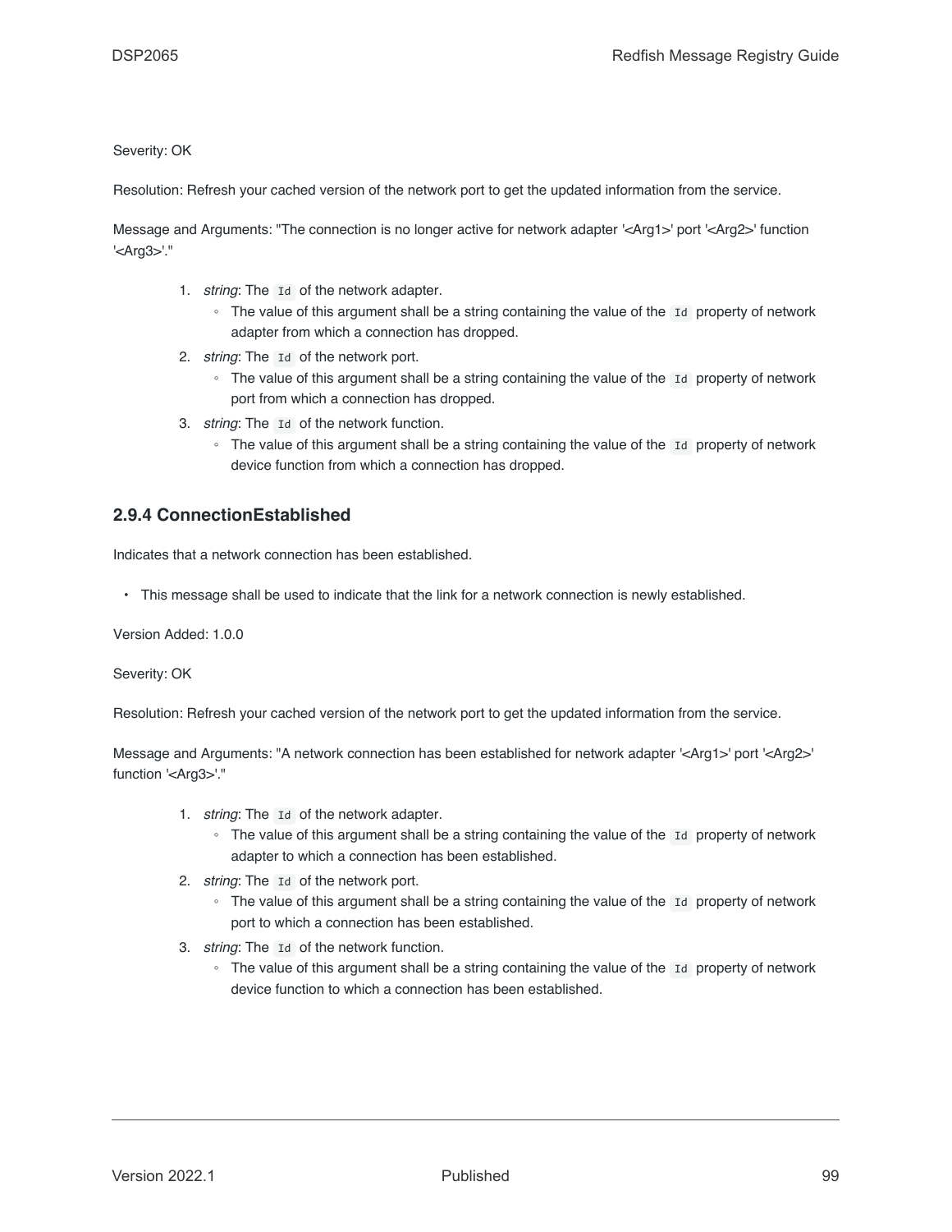Severity: OK

Resolution: Refresh your cached version of the network port to get the updated information from the service.

Message and Arguments: "The connection is no longer active for network adapter '<Arg1>' port '<Arg2>' function '<Arg3>'."

1. *string*: The `Id` of the network adapter.
   - The value of this argument shall be a string containing the value of the `Id` property of network adapter from which a connection has dropped.
2. *string*: The `Id` of the network port.
   - The value of this argument shall be a string containing the value of the `Id` property of network port from which a connection has dropped.
3. *string*: The `Id` of the network function.
   - The value of this argument shall be a string containing the value of the `Id` property of network device function from which a connection has dropped.

### 2.9.4 ConnectionEstablished

Indicates that a network connection has been established.

- This message shall be used to indicate that the link for a network connection is newly established.

Version Added: 1.0.0

Severity: OK

Resolution: Refresh your cached version of the network port to get the updated information from the service.

Message and Arguments: "A network connection has been established for network adapter '<Arg1>' port '<Arg2>' function '<Arg3>'."

1. *string*: The `Id` of the network adapter.
   - The value of this argument shall be a string containing the value of the `Id` property of network adapter to which a connection has been established.
2. *string*: The `Id` of the network port.
   - The value of this argument shall be a string containing the value of the `Id` property of network port to which a connection has been established.
3. *string*: The `Id` of the network function.
   - The value of this argument shall be a string containing the value of the `Id` property of network device function to which a connection has been established.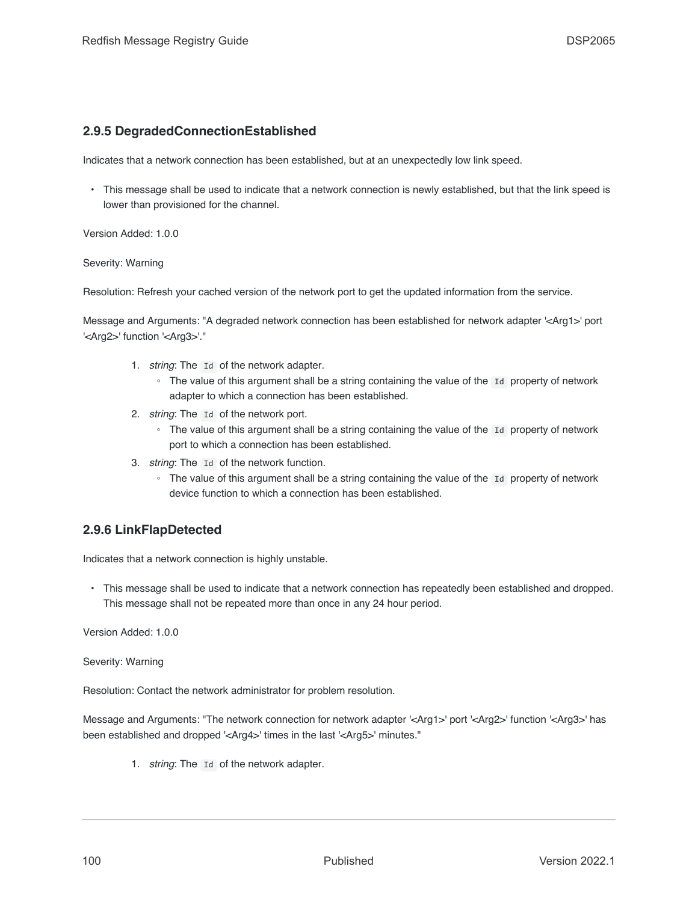### 2.9.5 DegradedConnectionEstablished

Indicates that a network connection has been established, but at an unexpectedly low link speed.

- This message shall be used to indicate that a network connection is newly established, but that the link speed is lower than provisioned for the channel.

Version Added: 1.0.0

Severity: Warning

Resolution: Refresh your cached version of the network port to get the updated information from the service.

Message and Arguments: "A degraded network connection has been established for network adapter '<Arg1>' port '<Arg2>' function '<Arg3>'."

1. *string*: The `Id` of the network adapter.
    - The value of this argument shall be a string containing the value of the `Id` property of network adapter to which a connection has been established.
2. *string*: The `Id` of the network port.
    - The value of this argument shall be a string containing the value of the `Id` property of network port to which a connection has been established.
3. *string*: The `Id` of the network function.
    - The value of this argument shall be a string containing the value of the `Id` property of network device function to which a connection has been established.

### 2.9.6 LinkFlapDetected

Indicates that a network connection is highly unstable.

- This message shall be used to indicate that a network connection has repeatedly been established and dropped. This message shall not be repeated more than once in any 24 hour period.

Version Added: 1.0.0

Severity: Warning

Resolution: Contact the network administrator for problem resolution.

Message and Arguments: "The network connection for network adapter '<Arg1>' port '<Arg2>' function '<Arg3>' has been established and dropped '<Arg4>' times in the last '<Arg5>' minutes."

1. *string*: The `Id` of the network adapter.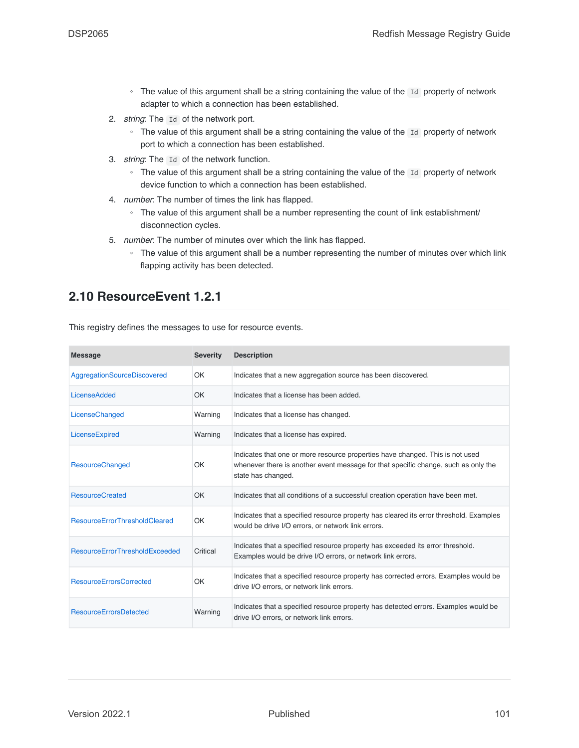- The value of this argument shall be a string containing the value of the `Id` property of network adapter to which a connection has been established.

2. *string*: The `Id` of the network port.
   - The value of this argument shall be a string containing the value of the `Id` property of network port to which a connection has been established.
3. *string*: The `Id` of the network function.
   - The value of this argument shall be a string containing the value of the `Id` property of network device function to which a connection has been established.
4. *number*: The number of times the link has flapped.
   - The value of this argument shall be a number representing the count of link establishment/disconnection cycles.
5. *number*: The number of minutes over which the link has flapped.
   - The value of this argument shall be a number representing the number of minutes over which link flapping activity has been detected.

## 2.10 ResourceEvent 1.2.1

This registry defines the messages to use for resource events.

| Message | Severity | Description |
|---|---|---|
| AggregationSourceDiscovered | OK | Indicates that a new aggregation source has been discovered. |
| LicenseAdded | OK | Indicates that a license has been added. |
| LicenseChanged | Warning | Indicates that a license has changed. |
| LicenseExpired | Warning | Indicates that a license has expired. |
| ResourceChanged | OK | Indicates that one or more resource properties have changed. This is not used whenever there is another event message for that specific change, such as only the state has changed. |
| ResourceCreated | OK | Indicates that all conditions of a successful creation operation have been met. |
| ResourceErrorThresholdCleared | OK | Indicates that a specified resource property has cleared its error threshold. Examples would be drive I/O errors, or network link errors. |
| ResourceErrorThresholdExceeded | Critical | Indicates that a specified resource property has exceeded its error threshold. Examples would be drive I/O errors, or network link errors. |
| ResourceErrorsCorrected | OK | Indicates that a specified resource property has corrected errors. Examples would be drive I/O errors, or network link errors. |
| ResourceErrorsDetected | Warning | Indicates that a specified resource property has detected errors. Examples would be drive I/O errors, or network link errors. |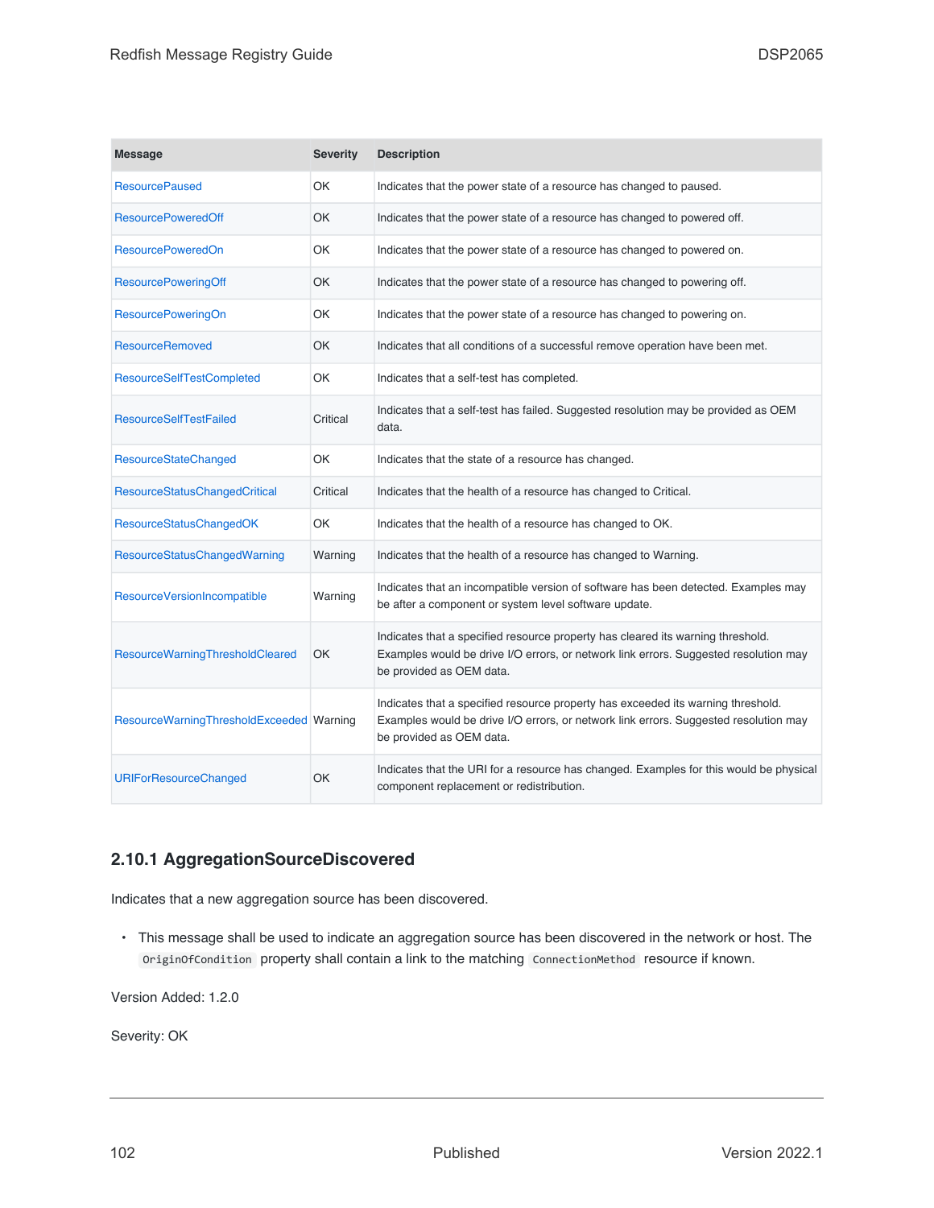| Message | Severity | Description |
|---|---|---|
| ResourcePaused | OK | Indicates that the power state of a resource has changed to paused. |
| ResourcePoweredOff | OK | Indicates that the power state of a resource has changed to powered off. |
| ResourcePoweredOn | OK | Indicates that the power state of a resource has changed to powered on. |
| ResourcePoweringOff | OK | Indicates that the power state of a resource has changed to powering off. |
| ResourcePoweringOn | OK | Indicates that the power state of a resource has changed to powering on. |
| ResourceRemoved | OK | Indicates that all conditions of a successful remove operation have been met. |
| ResourceSelfTestCompleted | OK | Indicates that a self-test has completed. |
| ResourceSelfTestFailed | Critical | Indicates that a self-test has failed. Suggested resolution may be provided as OEM data. |
| ResourceStateChanged | OK | Indicates that the state of a resource has changed. |
| ResourceStatusChangedCritical | Critical | Indicates that the health of a resource has changed to Critical. |
| ResourceStatusChangedOK | OK | Indicates that the health of a resource has changed to OK. |
| ResourceStatusChangedWarning | Warning | Indicates that the health of a resource has changed to Warning. |
| ResourceVersionIncompatible | Warning | Indicates that an incompatible version of software has been detected. Examples may be after a component or system level software update. |
| ResourceWarningThresholdCleared | OK | Indicates that a specified resource property has cleared its warning threshold. Examples would be drive I/O errors, or network link errors. Suggested resolution may be provided as OEM data. |
| ResourceWarningThresholdExceeded | Warning | Indicates that a specified resource property has exceeded its warning threshold. Examples would be drive I/O errors, or network link errors. Suggested resolution may be provided as OEM data. |
| URIForResourceChanged | OK | Indicates that the URI for a resource has changed. Examples for this would be physical component replacement or redistribution. |

### 2.10.1 AggregationSourceDiscovered

Indicates that a new aggregation source has been discovered.

- This message shall be used to indicate an aggregation source has been discovered in the network or host. The `OriginOfCondition` property shall contain a link to the matching `ConnectionMethod` resource if known.

Version Added: 1.2.0

Severity: OK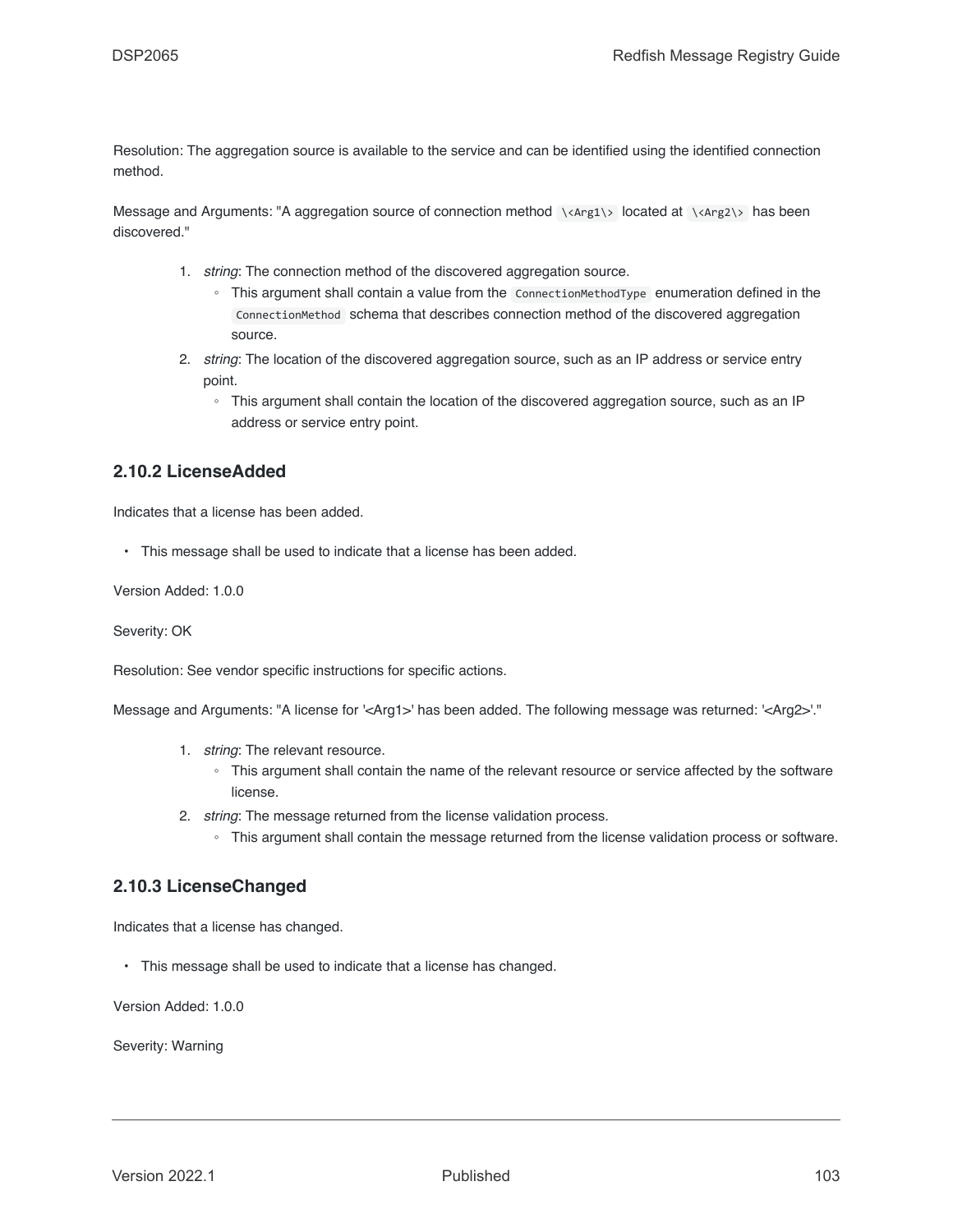Resolution: The aggregation source is available to the service and can be identified using the identified connection method.

Message and Arguments: "A aggregation source of connection method `\<Arg1\>` located at `\<Arg2\>` has been discovered."

1. *string*: The connection method of the discovered aggregation source.
   - This argument shall contain a value from the `ConnectionMethodType` enumeration defined in the `ConnectionMethod` schema that describes connection method of the discovered aggregation source.
2. *string*: The location of the discovered aggregation source, such as an IP address or service entry point.
   - This argument shall contain the location of the discovered aggregation source, such as an IP address or service entry point.

### 2.10.2 LicenseAdded

Indicates that a license has been added.

- This message shall be used to indicate that a license has been added.

Version Added: 1.0.0

Severity: OK

Resolution: See vendor specific instructions for specific actions.

Message and Arguments: "A license for '<Arg1>' has been added. The following message was returned: '<Arg2>'."

1. *string*: The relevant resource.
   - This argument shall contain the name of the relevant resource or service affected by the software license.
2. *string*: The message returned from the license validation process.
   - This argument shall contain the message returned from the license validation process or software.

### 2.10.3 LicenseChanged

Indicates that a license has changed.

- This message shall be used to indicate that a license has changed.

Version Added: 1.0.0

Severity: Warning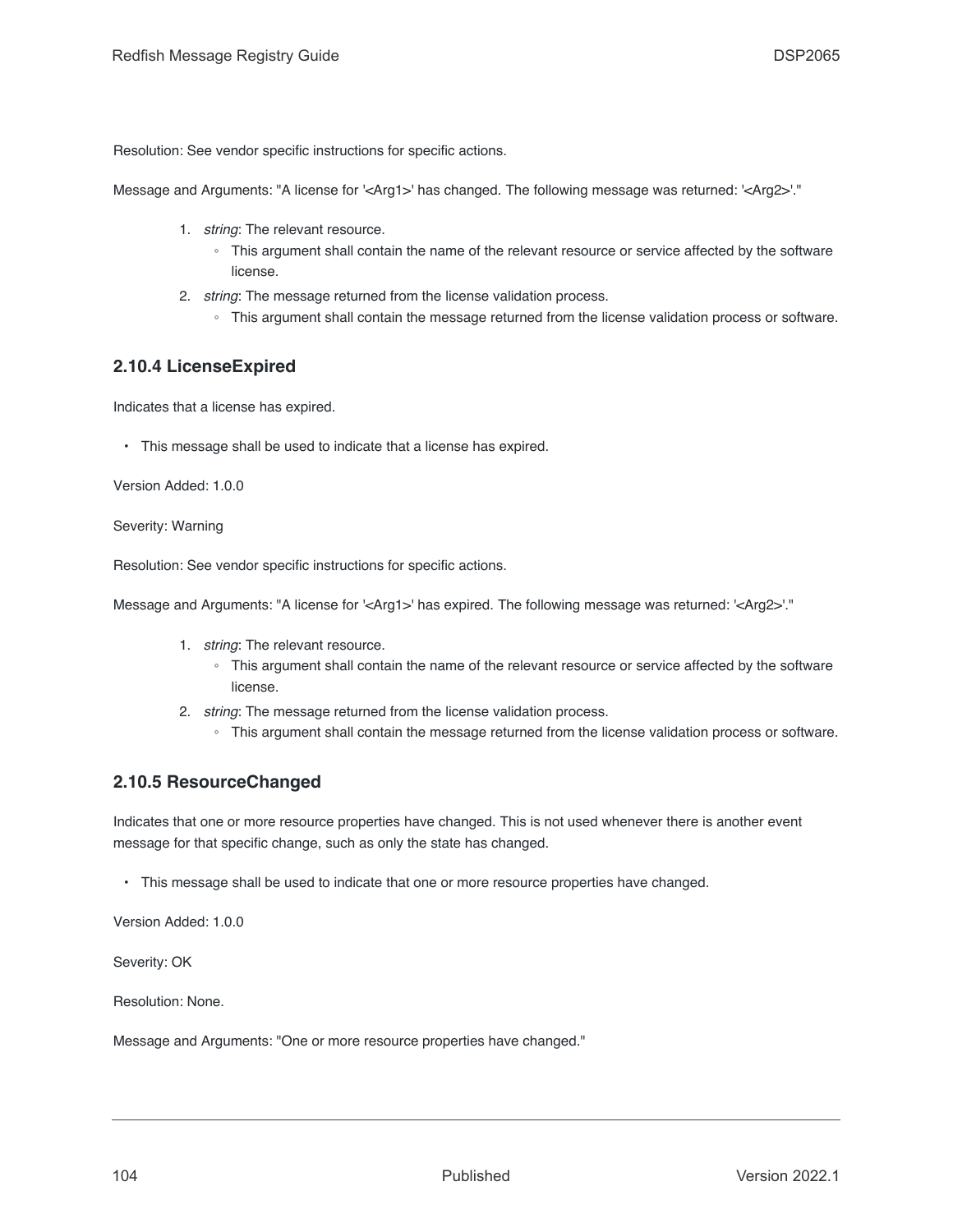Resolution: See vendor specific instructions for specific actions.

Message and Arguments: "A license for '<Arg1>' has changed. The following message was returned: '<Arg2>'."

1. *string*: The relevant resource.
   - This argument shall contain the name of the relevant resource or service affected by the software license.
2. *string*: The message returned from the license validation process.
   - This argument shall contain the message returned from the license validation process or software.

### 2.10.4 LicenseExpired

Indicates that a license has expired.

- This message shall be used to indicate that a license has expired.

Version Added: 1.0.0

Severity: Warning

Resolution: See vendor specific instructions for specific actions.

Message and Arguments: "A license for '<Arg1>' has expired. The following message was returned: '<Arg2>'."

1. *string*: The relevant resource.
   - This argument shall contain the name of the relevant resource or service affected by the software license.
2. *string*: The message returned from the license validation process.
   - This argument shall contain the message returned from the license validation process or software.

### 2.10.5 ResourceChanged

Indicates that one or more resource properties have changed. This is not used whenever there is another event message for that specific change, such as only the state has changed.

- This message shall be used to indicate that one or more resource properties have changed.

Version Added: 1.0.0

Severity: OK

Resolution: None.

Message and Arguments: "One or more resource properties have changed."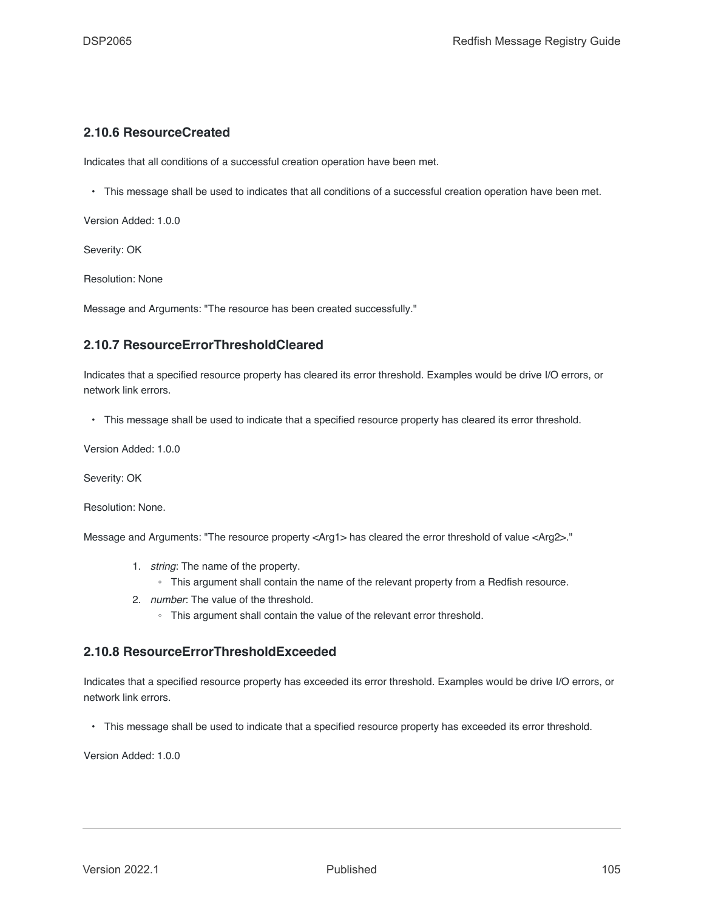### 2.10.6 ResourceCreated

Indicates that all conditions of a successful creation operation have been met.

- This message shall be used to indicates that all conditions of a successful creation operation have been met.

Version Added: 1.0.0

Severity: OK

Resolution: None

Message and Arguments: "The resource has been created successfully."

### 2.10.7 ResourceErrorThresholdCleared

Indicates that a specified resource property has cleared its error threshold. Examples would be drive I/O errors, or network link errors.

- This message shall be used to indicate that a specified resource property has cleared its error threshold.

Version Added: 1.0.0

Severity: OK

Resolution: None.

Message and Arguments: "The resource property <Arg1> has cleared the error threshold of value <Arg2>."

1. *string*: The name of the property.
    - This argument shall contain the name of the relevant property from a Redfish resource.
2. *number*: The value of the threshold.
    - This argument shall contain the value of the relevant error threshold.

### 2.10.8 ResourceErrorThresholdExceeded

Indicates that a specified resource property has exceeded its error threshold. Examples would be drive I/O errors, or network link errors.

- This message shall be used to indicate that a specified resource property has exceeded its error threshold.

Version Added: 1.0.0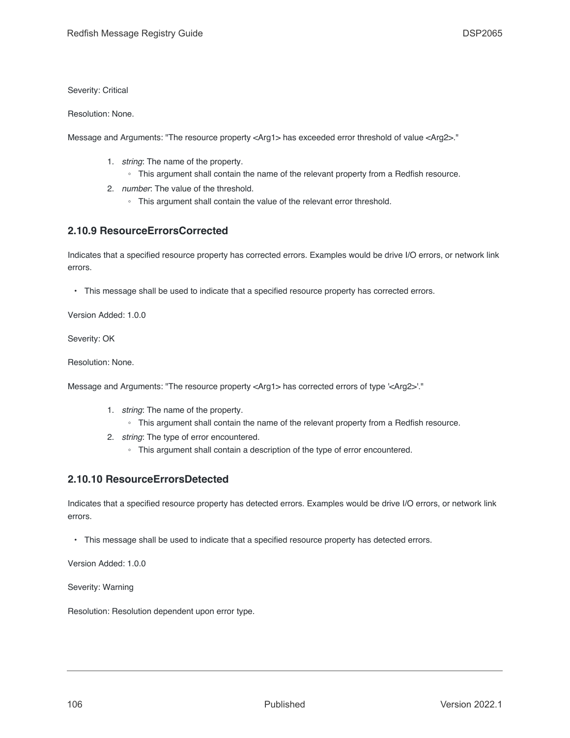Severity: Critical

Resolution: None.

Message and Arguments: "The resource property <Arg1> has exceeded error threshold of value <Arg2>."

1. *string*: The name of the property.
    - This argument shall contain the name of the relevant property from a Redfish resource.
2. *number*: The value of the threshold.
    - This argument shall contain the value of the relevant error threshold.

### 2.10.9 ResourceErrorsCorrected

Indicates that a specified resource property has corrected errors. Examples would be drive I/O errors, or network link errors.

- This message shall be used to indicate that a specified resource property has corrected errors.

Version Added: 1.0.0

Severity: OK

Resolution: None.

Message and Arguments: "The resource property <Arg1> has corrected errors of type '<Arg2>'."

1. *string*: The name of the property.
    - This argument shall contain the name of the relevant property from a Redfish resource.
2. *string*: The type of error encountered.
    - This argument shall contain a description of the type of error encountered.

### 2.10.10 ResourceErrorsDetected

Indicates that a specified resource property has detected errors. Examples would be drive I/O errors, or network link errors.

- This message shall be used to indicate that a specified resource property has detected errors.

Version Added: 1.0.0

Severity: Warning

Resolution: Resolution dependent upon error type.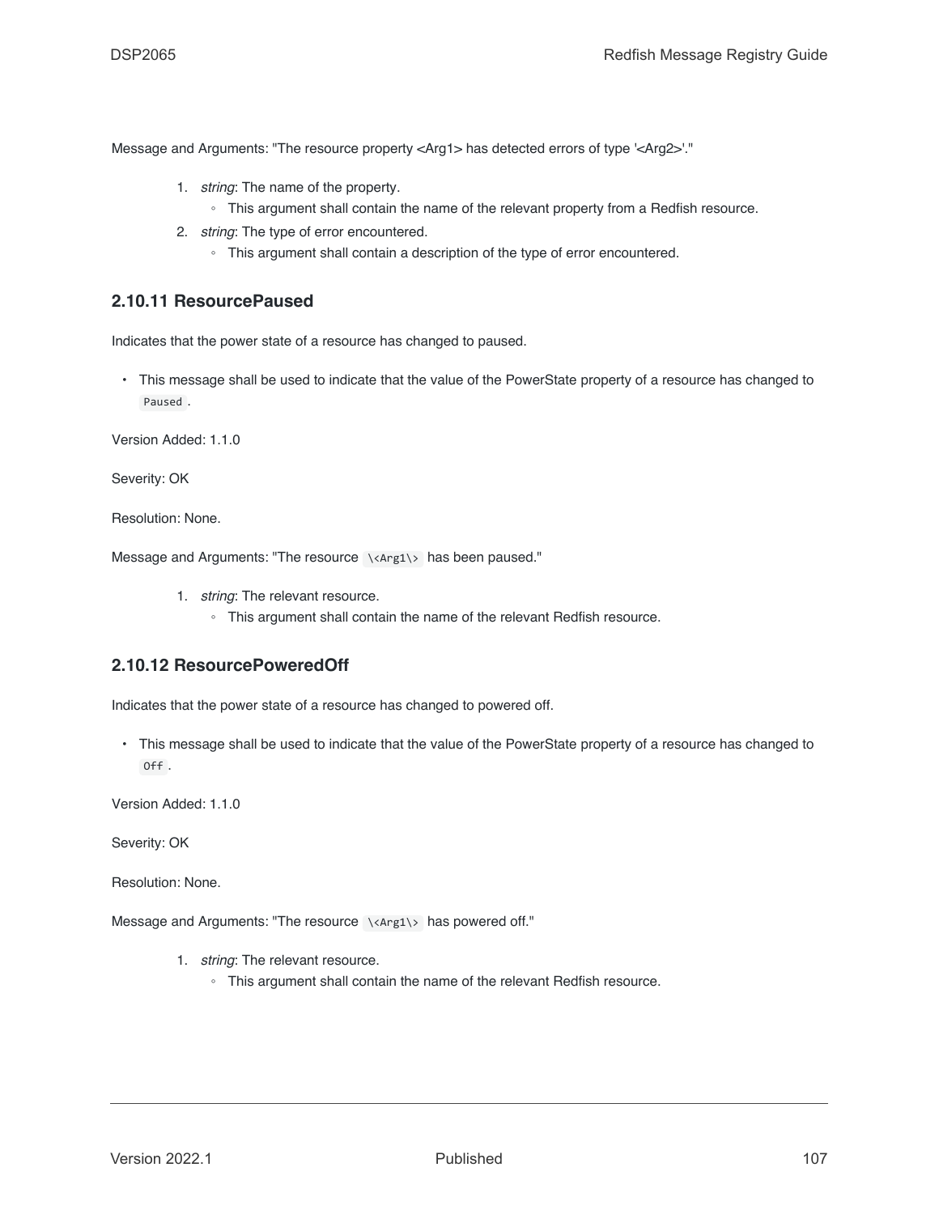Message and Arguments: "The resource property <Arg1> has detected errors of type '<Arg2>'."

1. *string*: The name of the property.
    - This argument shall contain the name of the relevant property from a Redfish resource.
2. *string*: The type of error encountered.
    - This argument shall contain a description of the type of error encountered.

### 2.10.11 ResourcePaused

Indicates that the power state of a resource has changed to paused.

- This message shall be used to indicate that the value of the PowerState property of a resource has changed to `Paused`.

Version Added: 1.1.0

Severity: OK

Resolution: None.

Message and Arguments: "The resource `\<Arg1\>` has been paused."

1. *string*: The relevant resource.
    - This argument shall contain the name of the relevant Redfish resource.

### 2.10.12 ResourcePoweredOff

Indicates that the power state of a resource has changed to powered off.

- This message shall be used to indicate that the value of the PowerState property of a resource has changed to `Off`.

Version Added: 1.1.0

Severity: OK

Resolution: None.

Message and Arguments: "The resource `\<Arg1\>` has powered off."

1. *string*: The relevant resource.
    - This argument shall contain the name of the relevant Redfish resource.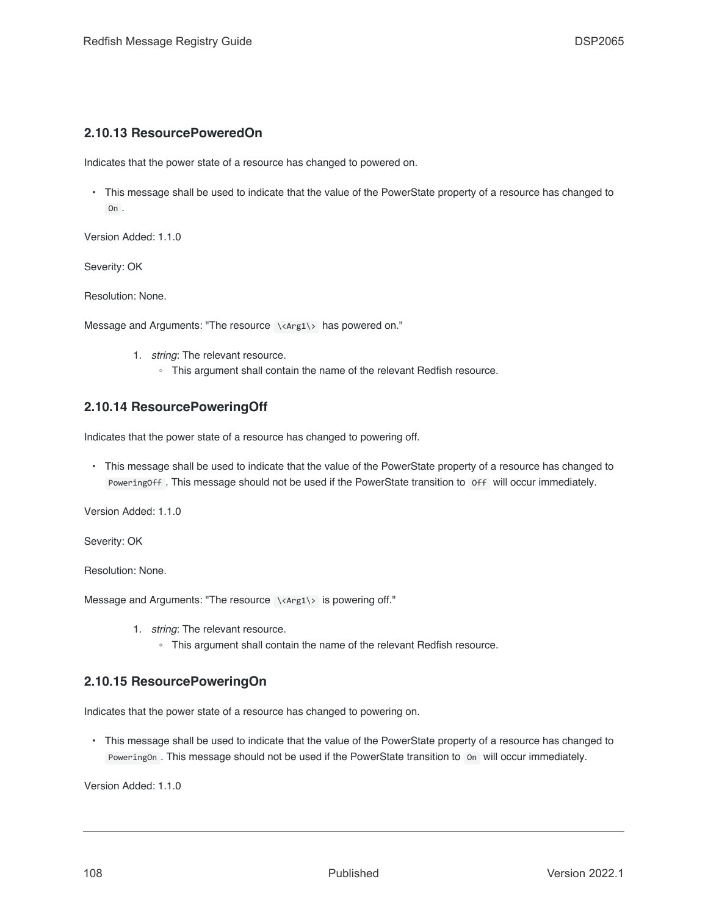### 2.10.13 ResourcePoweredOn

Indicates that the power state of a resource has changed to powered on.

- This message shall be used to indicate that the value of the PowerState property of a resource has changed to `On`.

Version Added: 1.1.0

Severity: OK

Resolution: None.

Message and Arguments: "The resource `\<Arg1\>` has powered on."

1. *string*: The relevant resource.
   - This argument shall contain the name of the relevant Redfish resource.

### 2.10.14 ResourcePoweringOff

Indicates that the power state of a resource has changed to powering off.

- This message shall be used to indicate that the value of the PowerState property of a resource has changed to `PoweringOff`. This message should not be used if the PowerState transition to `Off` will occur immediately.

Version Added: 1.1.0

Severity: OK

Resolution: None.

Message and Arguments: "The resource `\<Arg1\>` is powering off."

1. *string*: The relevant resource.
   - This argument shall contain the name of the relevant Redfish resource.

### 2.10.15 ResourcePoweringOn

Indicates that the power state of a resource has changed to powering on.

- This message shall be used to indicate that the value of the PowerState property of a resource has changed to `PoweringOn`. This message should not be used if the PowerState transition to `On` will occur immediately.

Version Added: 1.1.0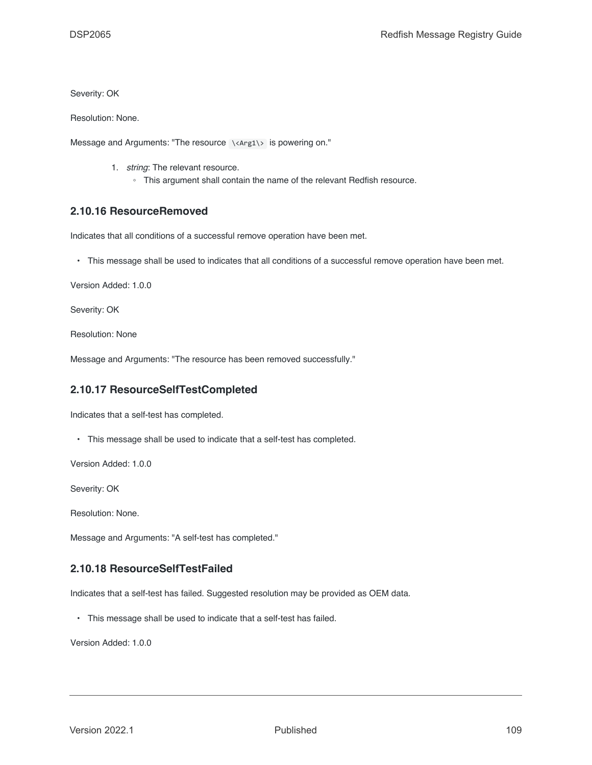Severity: OK

Resolution: None.

Message and Arguments: "The resource `\<Arg1\>` is powering on."

1. *string*: The relevant resource.
   - This argument shall contain the name of the relevant Redfish resource.

### 2.10.16 ResourceRemoved

Indicates that all conditions of a successful remove operation have been met.

- This message shall be used to indicates that all conditions of a successful remove operation have been met.

Version Added: 1.0.0

Severity: OK

Resolution: None

Message and Arguments: "The resource has been removed successfully."

### 2.10.17 ResourceSelfTestCompleted

Indicates that a self-test has completed.

- This message shall be used to indicate that a self-test has completed.

Version Added: 1.0.0

Severity: OK

Resolution: None.

Message and Arguments: "A self-test has completed."

### 2.10.18 ResourceSelfTestFailed

Indicates that a self-test has failed. Suggested resolution may be provided as OEM data.

- This message shall be used to indicate that a self-test has failed.

Version Added: 1.0.0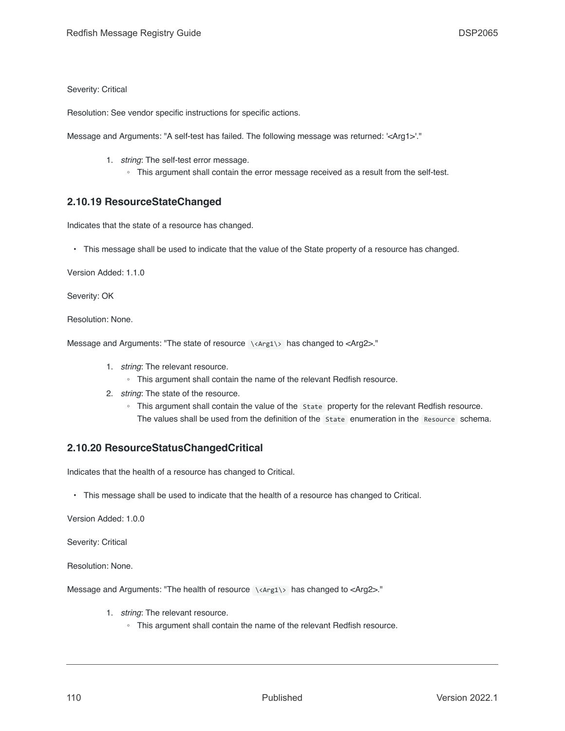Severity: Critical

Resolution: See vendor specific instructions for specific actions.

Message and Arguments: "A self-test has failed. The following message was returned: '<Arg1>'."

1. *string*: The self-test error message.
   - This argument shall contain the error message received as a result from the self-test.

### 2.10.19 ResourceStateChanged

Indicates that the state of a resource has changed.

- This message shall be used to indicate that the value of the State property of a resource has changed.

Version Added: 1.1.0

Severity: OK

Resolution: None.

Message and Arguments: "The state of resource `\<Arg1\>` has changed to <Arg2>."

1. *string*: The relevant resource.
   - This argument shall contain the name of the relevant Redfish resource.
2. *string*: The state of the resource.
   - This argument shall contain the value of the `State` property for the relevant Redfish resource. The values shall be used from the definition of the `State` enumeration in the `Resource` schema.

### 2.10.20 ResourceStatusChangedCritical

Indicates that the health of a resource has changed to Critical.

- This message shall be used to indicate that the health of a resource has changed to Critical.

Version Added: 1.0.0

Severity: Critical

Resolution: None.

Message and Arguments: "The health of resource `\<Arg1\>` has changed to <Arg2>."

1. *string*: The relevant resource.
   - This argument shall contain the name of the relevant Redfish resource.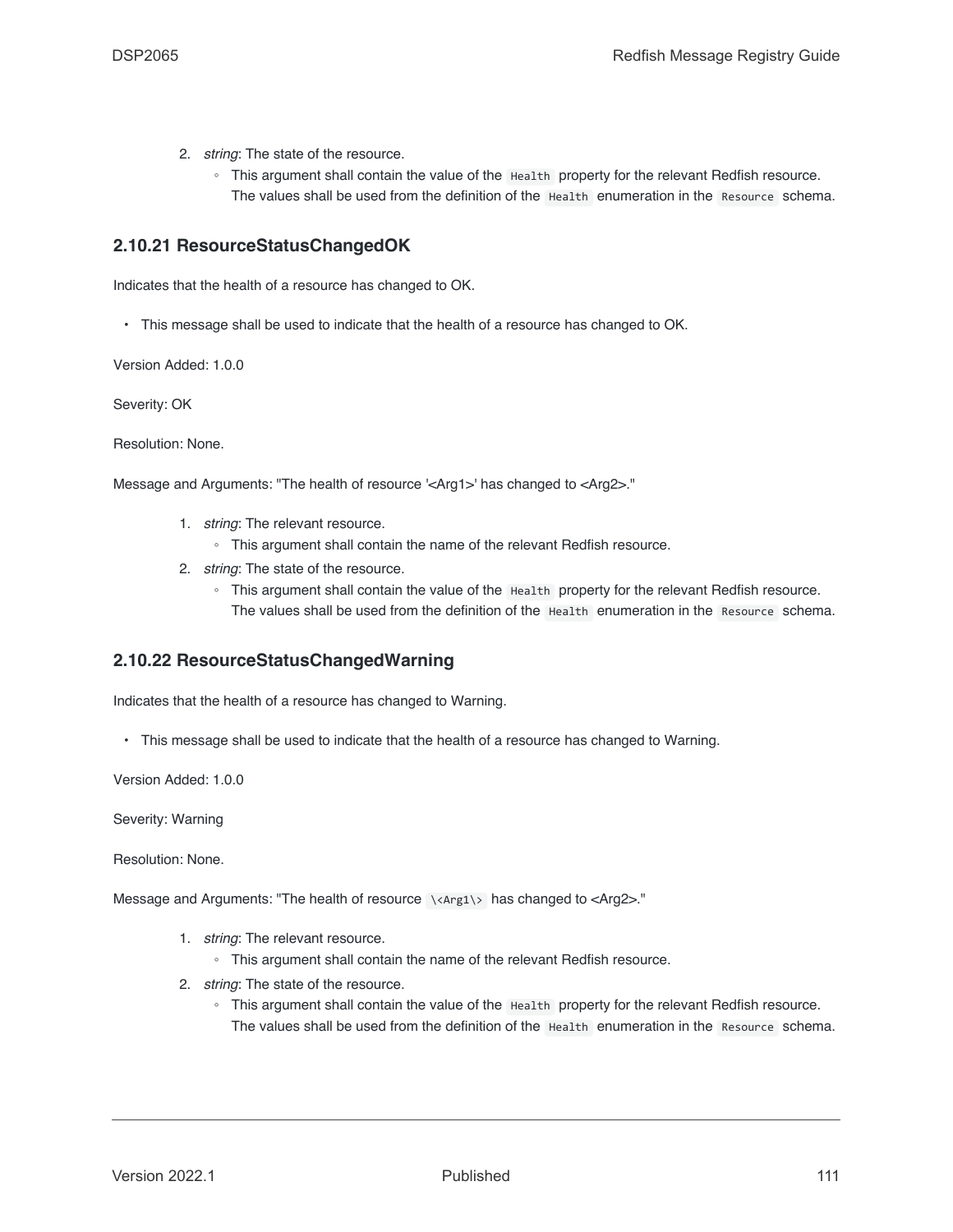2. *string*: The state of the resource.
   - This argument shall contain the value of the `Health` property for the relevant Redfish resource. The values shall be used from the definition of the `Health` enumeration in the `Resource` schema.

### 2.10.21 ResourceStatusChangedOK

Indicates that the health of a resource has changed to OK.

- This message shall be used to indicate that the health of a resource has changed to OK.

Version Added: 1.0.0

Severity: OK

Resolution: None.

Message and Arguments: "The health of resource '<Arg1>' has changed to <Arg2>."

1. *string*: The relevant resource.
   - This argument shall contain the name of the relevant Redfish resource.
2. *string*: The state of the resource.
   - This argument shall contain the value of the `Health` property for the relevant Redfish resource. The values shall be used from the definition of the `Health` enumeration in the `Resource` schema.

### 2.10.22 ResourceStatusChangedWarning

Indicates that the health of a resource has changed to Warning.

- This message shall be used to indicate that the health of a resource has changed to Warning.

Version Added: 1.0.0

Severity: Warning

Resolution: None.

Message and Arguments: "The health of resource `\<Arg1\>` has changed to <Arg2>."

1. *string*: The relevant resource.
   - This argument shall contain the name of the relevant Redfish resource.
2. *string*: The state of the resource.
   - This argument shall contain the value of the `Health` property for the relevant Redfish resource. The values shall be used from the definition of the `Health` enumeration in the `Resource` schema.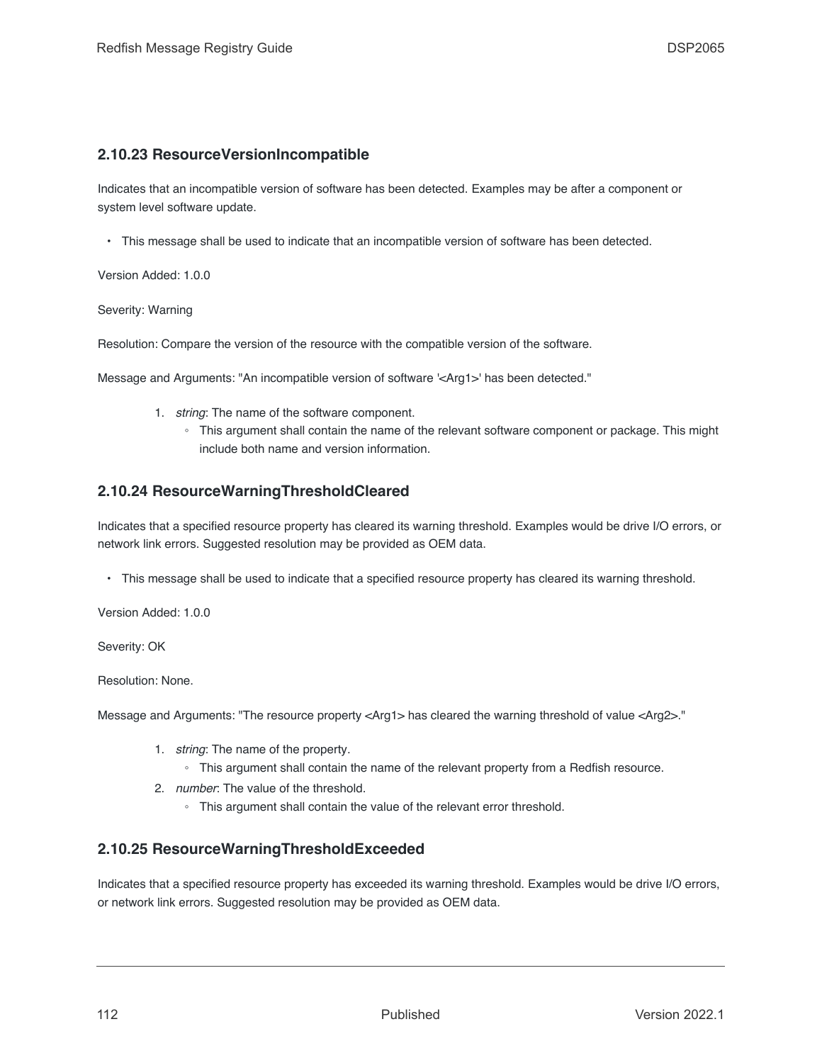### 2.10.23 ResourceVersionIncompatible

Indicates that an incompatible version of software has been detected. Examples may be after a component or system level software update.

- This message shall be used to indicate that an incompatible version of software has been detected.

Version Added: 1.0.0

Severity: Warning

Resolution: Compare the version of the resource with the compatible version of the software.

Message and Arguments: "An incompatible version of software '<Arg1>' has been detected."

1. *string*: The name of the software component.
   - This argument shall contain the name of the relevant software component or package. This might include both name and version information.

### 2.10.24 ResourceWarningThresholdCleared

Indicates that a specified resource property has cleared its warning threshold. Examples would be drive I/O errors, or network link errors. Suggested resolution may be provided as OEM data.

- This message shall be used to indicate that a specified resource property has cleared its warning threshold.

Version Added: 1.0.0

Severity: OK

Resolution: None.

Message and Arguments: "The resource property <Arg1> has cleared the warning threshold of value <Arg2>."

1. *string*: The name of the property.
   - This argument shall contain the name of the relevant property from a Redfish resource.
2. *number*: The value of the threshold.
   - This argument shall contain the value of the relevant error threshold.

### 2.10.25 ResourceWarningThresholdExceeded

Indicates that a specified resource property has exceeded its warning threshold. Examples would be drive I/O errors, or network link errors. Suggested resolution may be provided as OEM data.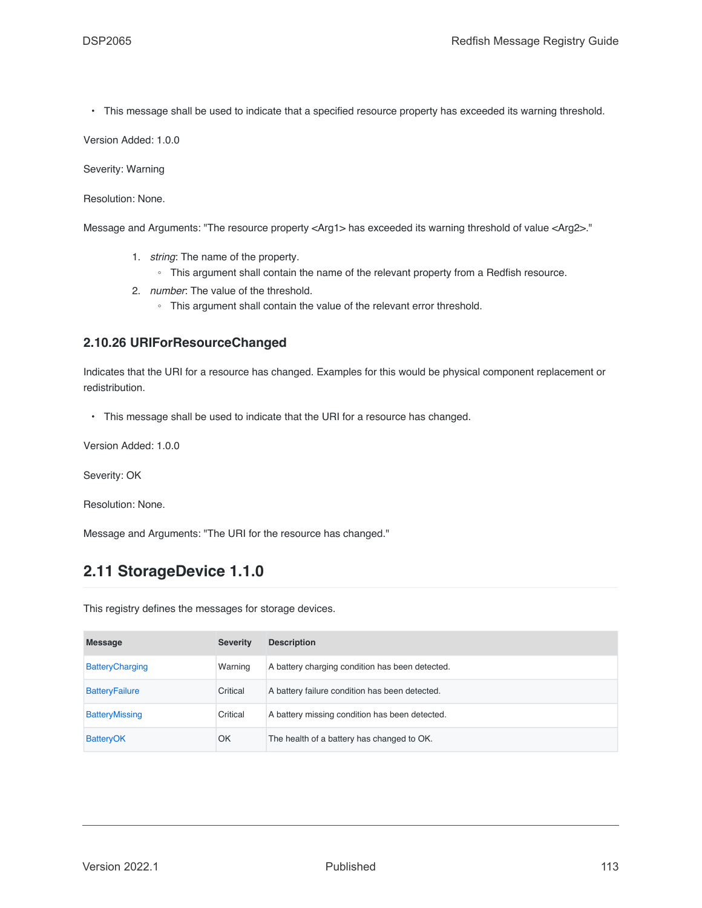- This message shall be used to indicate that a specified resource property has exceeded its warning threshold.

Version Added: 1.0.0

Severity: Warning

Resolution: None.

Message and Arguments: "The resource property <Arg1> has exceeded its warning threshold of value <Arg2>."

1. *string*: The name of the property.
    - This argument shall contain the name of the relevant property from a Redfish resource.
2. *number*: The value of the threshold.
    - This argument shall contain the value of the relevant error threshold.

### 2.10.26 URIForResourceChanged

Indicates that the URI for a resource has changed. Examples for this would be physical component replacement or redistribution.

- This message shall be used to indicate that the URI for a resource has changed.

Version Added: 1.0.0

Severity: OK

Resolution: None.

Message and Arguments: "The URI for the resource has changed."

## 2.11 StorageDevice 1.1.0

This registry defines the messages for storage devices.

| Message | Severity | Description |
|---|---|---|
| BatteryCharging | Warning | A battery charging condition has been detected. |
| BatteryFailure | Critical | A battery failure condition has been detected. |
| BatteryMissing | Critical | A battery missing condition has been detected. |
| BatteryOK | OK | The health of a battery has changed to OK. |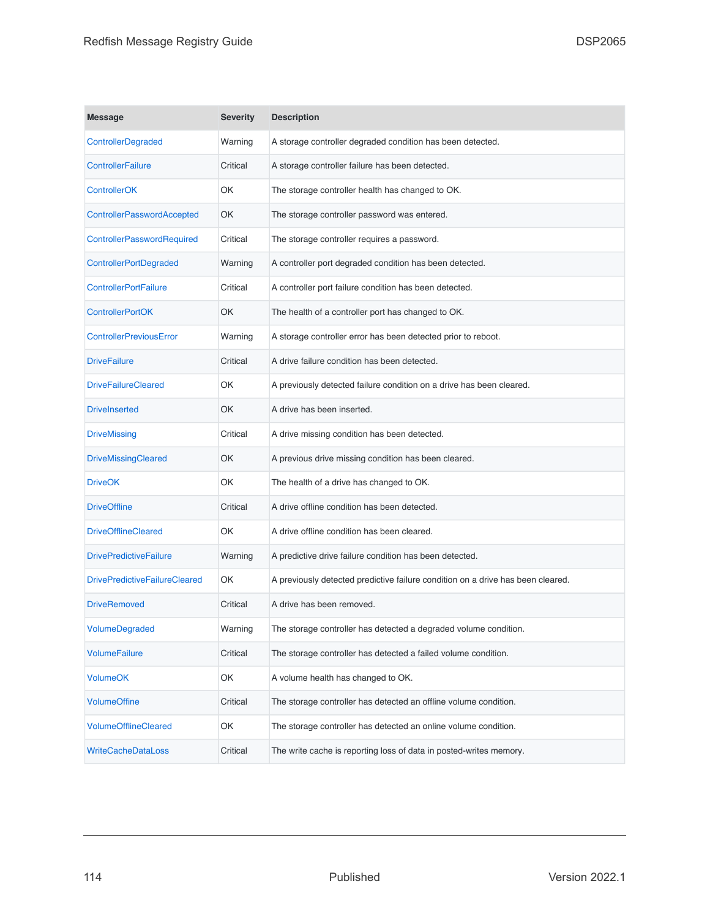| Message | Severity | Description |
| --- | --- | --- |
| ControllerDegraded | Warning | A storage controller degraded condition has been detected. |
| ControllerFailure | Critical | A storage controller failure has been detected. |
| ControllerOK | OK | The storage controller health has changed to OK. |
| ControllerPasswordAccepted | OK | The storage controller password was entered. |
| ControllerPasswordRequired | Critical | The storage controller requires a password. |
| ControllerPortDegraded | Warning | A controller port degraded condition has been detected. |
| ControllerPortFailure | Critical | A controller port failure condition has been detected. |
| ControllerPortOK | OK | The health of a controller port has changed to OK. |
| ControllerPreviousError | Warning | A storage controller error has been detected prior to reboot. |
| DriveFailure | Critical | A drive failure condition has been detected. |
| DriveFailureCleared | OK | A previously detected failure condition on a drive has been cleared. |
| DriveInserted | OK | A drive has been inserted. |
| DriveMissing | Critical | A drive missing condition has been detected. |
| DriveMissingCleared | OK | A previous drive missing condition has been cleared. |
| DriveOK | OK | The health of a drive has changed to OK. |
| DriveOffline | Critical | A drive offline condition has been detected. |
| DriveOfflineCleared | OK | A drive offline condition has been cleared. |
| DrivePredictiveFailure | Warning | A predictive drive failure condition has been detected. |
| DrivePredictiveFailureCleared | OK | A previously detected predictive failure condition on a drive has been cleared. |
| DriveRemoved | Critical | A drive has been removed. |
| VolumeDegraded | Warning | The storage controller has detected a degraded volume condition. |
| VolumeFailure | Critical | The storage controller has detected a failed volume condition. |
| VolumeOK | OK | A volume health has changed to OK. |
| VolumeOffine | Critical | The storage controller has detected an offline volume condition. |
| VolumeOfflineCleared | OK | The storage controller has detected an online volume condition. |
| WriteCacheDataLoss | Critical | The write cache is reporting loss of data in posted-writes memory. |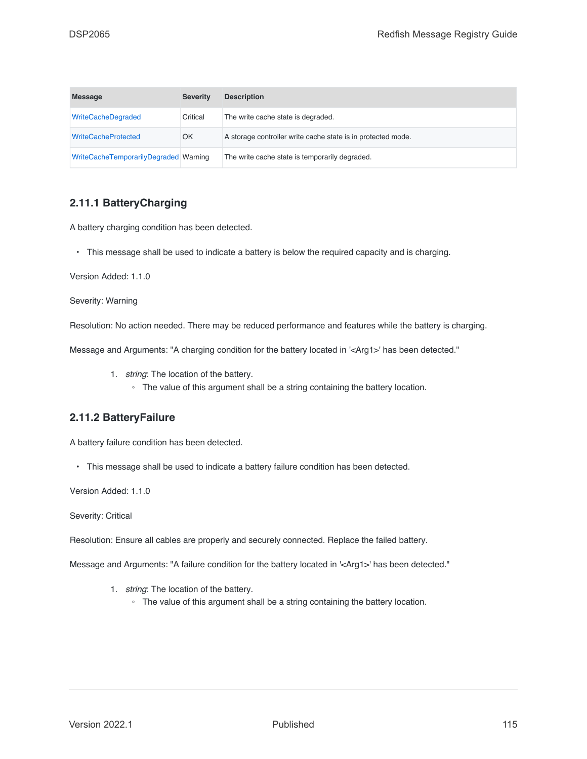| Message | Severity | Description |
|---|---|---|
| WriteCacheDegraded | Critical | The write cache state is degraded. |
| WriteCacheProtected | OK | A storage controller write cache state is in protected mode. |
| WriteCacheTemporarilyDegraded | Warning | The write cache state is temporarily degraded. |

### 2.11.1 BatteryCharging

A battery charging condition has been detected.

- This message shall be used to indicate a battery is below the required capacity and is charging.

Version Added: 1.1.0

Severity: Warning

Resolution: No action needed. There may be reduced performance and features while the battery is charging.

Message and Arguments: "A charging condition for the battery located in '<Arg1>' has been detected."

1. *string*: The location of the battery.
    - The value of this argument shall be a string containing the battery location.

### 2.11.2 BatteryFailure

A battery failure condition has been detected.

- This message shall be used to indicate a battery failure condition has been detected.

Version Added: 1.1.0

Severity: Critical

Resolution: Ensure all cables are properly and securely connected. Replace the failed battery.

Message and Arguments: "A failure condition for the battery located in '<Arg1>' has been detected."

1. *string*: The location of the battery.
    - The value of this argument shall be a string containing the battery location.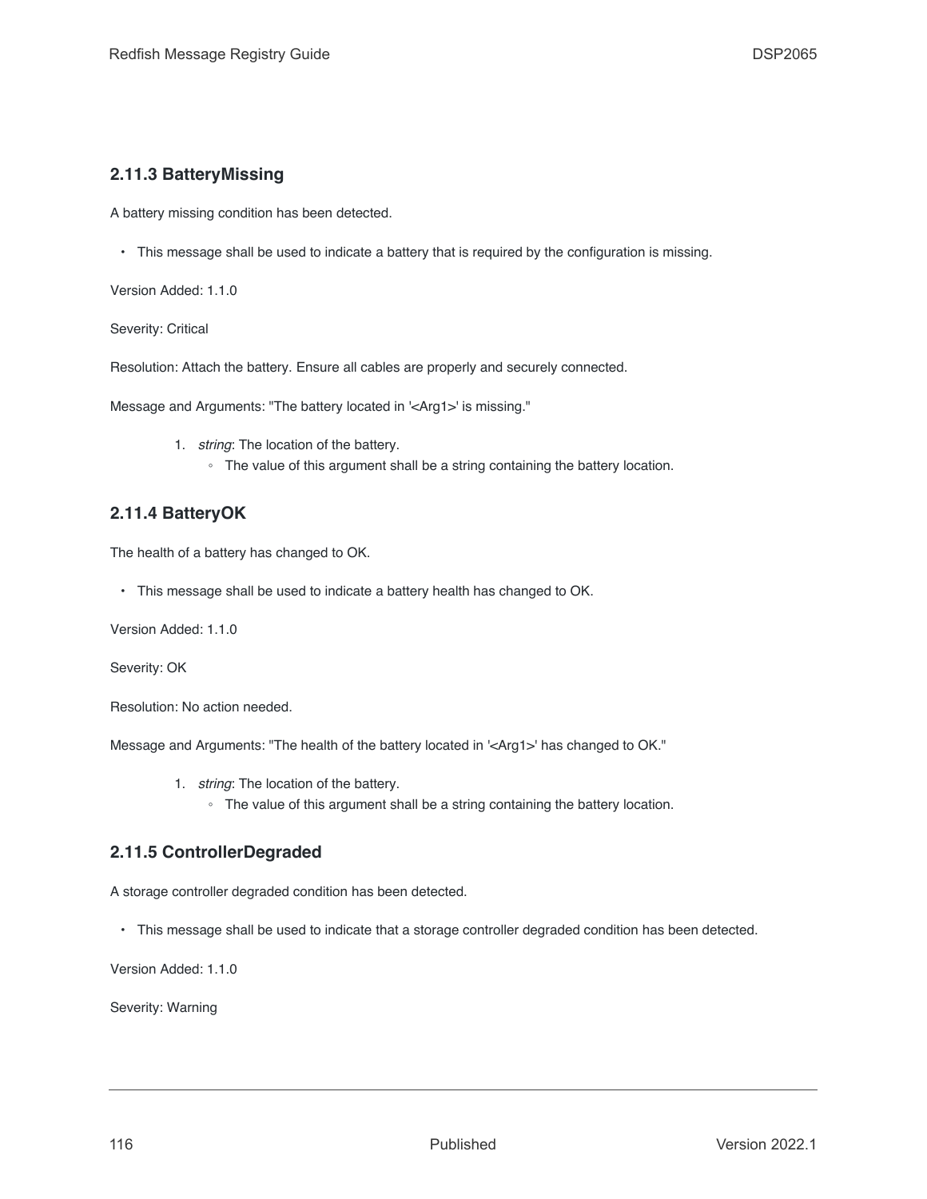### 2.11.3 BatteryMissing

A battery missing condition has been detected.

- This message shall be used to indicate a battery that is required by the configuration is missing.

Version Added: 1.1.0

Severity: Critical

Resolution: Attach the battery. Ensure all cables are properly and securely connected.

Message and Arguments: "The battery located in '<Arg1>' is missing."

1. *string*: The location of the battery.
    - The value of this argument shall be a string containing the battery location.

### 2.11.4 BatteryOK

The health of a battery has changed to OK.

- This message shall be used to indicate a battery health has changed to OK.

Version Added: 1.1.0

Severity: OK

Resolution: No action needed.

Message and Arguments: "The health of the battery located in '<Arg1>' has changed to OK."

1. *string*: The location of the battery.
    - The value of this argument shall be a string containing the battery location.

### 2.11.5 ControllerDegraded

A storage controller degraded condition has been detected.

- This message shall be used to indicate that a storage controller degraded condition has been detected.

Version Added: 1.1.0

Severity: Warning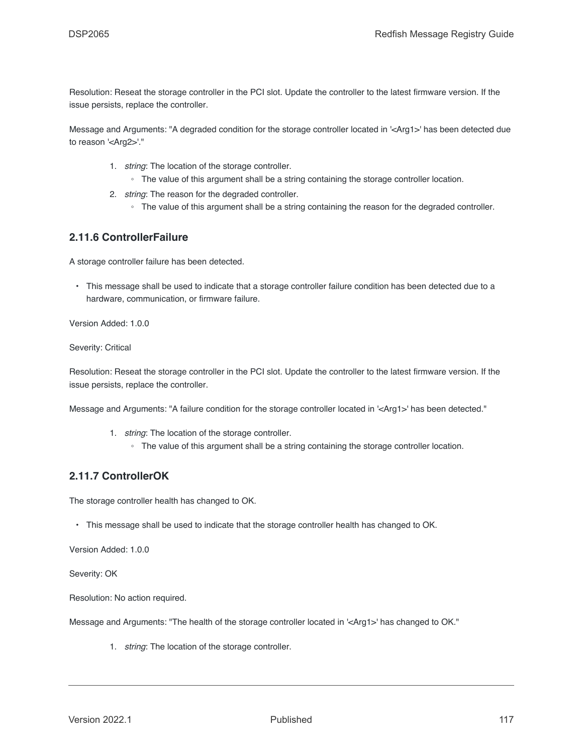Resolution: Reseat the storage controller in the PCI slot. Update the controller to the latest firmware version. If the issue persists, replace the controller.

Message and Arguments: "A degraded condition for the storage controller located in '<Arg1>' has been detected due to reason '<Arg2>'."

1. *string*: The location of the storage controller.
   - The value of this argument shall be a string containing the storage controller location.
2. *string*: The reason for the degraded controller.
   - The value of this argument shall be a string containing the reason for the degraded controller.

### 2.11.6 ControllerFailure

A storage controller failure has been detected.

- This message shall be used to indicate that a storage controller failure condition has been detected due to a hardware, communication, or firmware failure.

Version Added: 1.0.0

Severity: Critical

Resolution: Reseat the storage controller in the PCI slot. Update the controller to the latest firmware version. If the issue persists, replace the controller.

Message and Arguments: "A failure condition for the storage controller located in '<Arg1>' has been detected."

1. *string*: The location of the storage controller.
   - The value of this argument shall be a string containing the storage controller location.

### 2.11.7 ControllerOK

The storage controller health has changed to OK.

- This message shall be used to indicate that the storage controller health has changed to OK.

Version Added: 1.0.0

Severity: OK

Resolution: No action required.

Message and Arguments: "The health of the storage controller located in '<Arg1>' has changed to OK."

1. *string*: The location of the storage controller.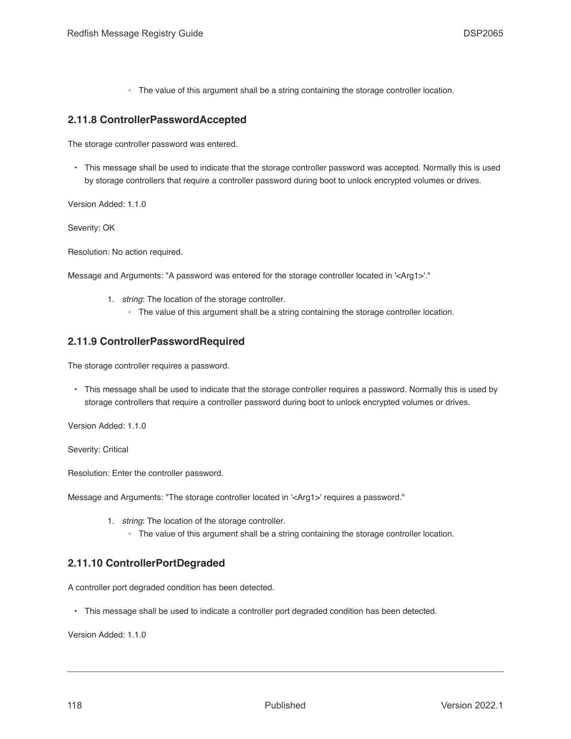- The value of this argument shall be a string containing the storage controller location.

### 2.11.8 ControllerPasswordAccepted

The storage controller password was entered.

- This message shall be used to indicate that the storage controller password was accepted. Normally this is used by storage controllers that require a controller password during boot to unlock encrypted volumes or drives.

Version Added: 1.1.0

Severity: OK

Resolution: No action required.

Message and Arguments: "A password was entered for the storage controller located in '<Arg1>'."

1. *string*: The location of the storage controller.
   - The value of this argument shall be a string containing the storage controller location.

### 2.11.9 ControllerPasswordRequired

The storage controller requires a password.

- This message shall be used to indicate that the storage controller requires a password. Normally this is used by storage controllers that require a controller password during boot to unlock encrypted volumes or drives.

Version Added: 1.1.0

Severity: Critical

Resolution: Enter the controller password.

Message and Arguments: "The storage controller located in '<Arg1>' requires a password."

1. *string*: The location of the storage controller.
   - The value of this argument shall be a string containing the storage controller location.

### 2.11.10 ControllerPortDegraded

A controller port degraded condition has been detected.

- This message shall be used to indicate a controller port degraded condition has been detected.

Version Added: 1.1.0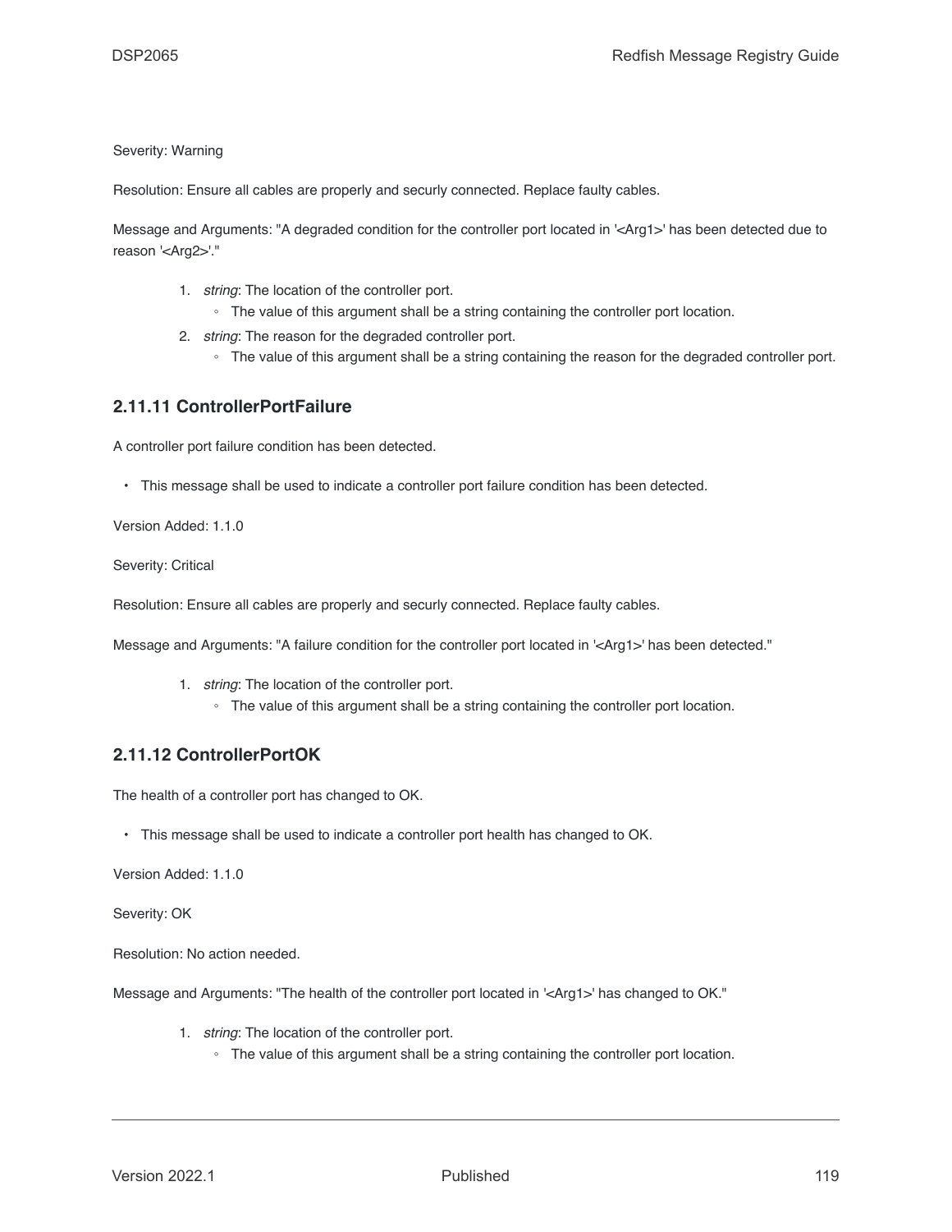Severity: Warning

Resolution: Ensure all cables are properly and securly connected. Replace faulty cables.

Message and Arguments: "A degraded condition for the controller port located in '<Arg1>' has been detected due to reason '<Arg2>'."

1. *string*: The location of the controller port.
   - The value of this argument shall be a string containing the controller port location.
2. *string*: The reason for the degraded controller port.
   - The value of this argument shall be a string containing the reason for the degraded controller port.

### 2.11.11 ControllerPortFailure

A controller port failure condition has been detected.

- This message shall be used to indicate a controller port failure condition has been detected.

Version Added: 1.1.0

Severity: Critical

Resolution: Ensure all cables are properly and securly connected. Replace faulty cables.

Message and Arguments: "A failure condition for the controller port located in '<Arg1>' has been detected."

1. *string*: The location of the controller port.
   - The value of this argument shall be a string containing the controller port location.

### 2.11.12 ControllerPortOK

The health of a controller port has changed to OK.

- This message shall be used to indicate a controller port health has changed to OK.

Version Added: 1.1.0

Severity: OK

Resolution: No action needed.

Message and Arguments: "The health of the controller port located in '<Arg1>' has changed to OK."

1. *string*: The location of the controller port.
   - The value of this argument shall be a string containing the controller port location.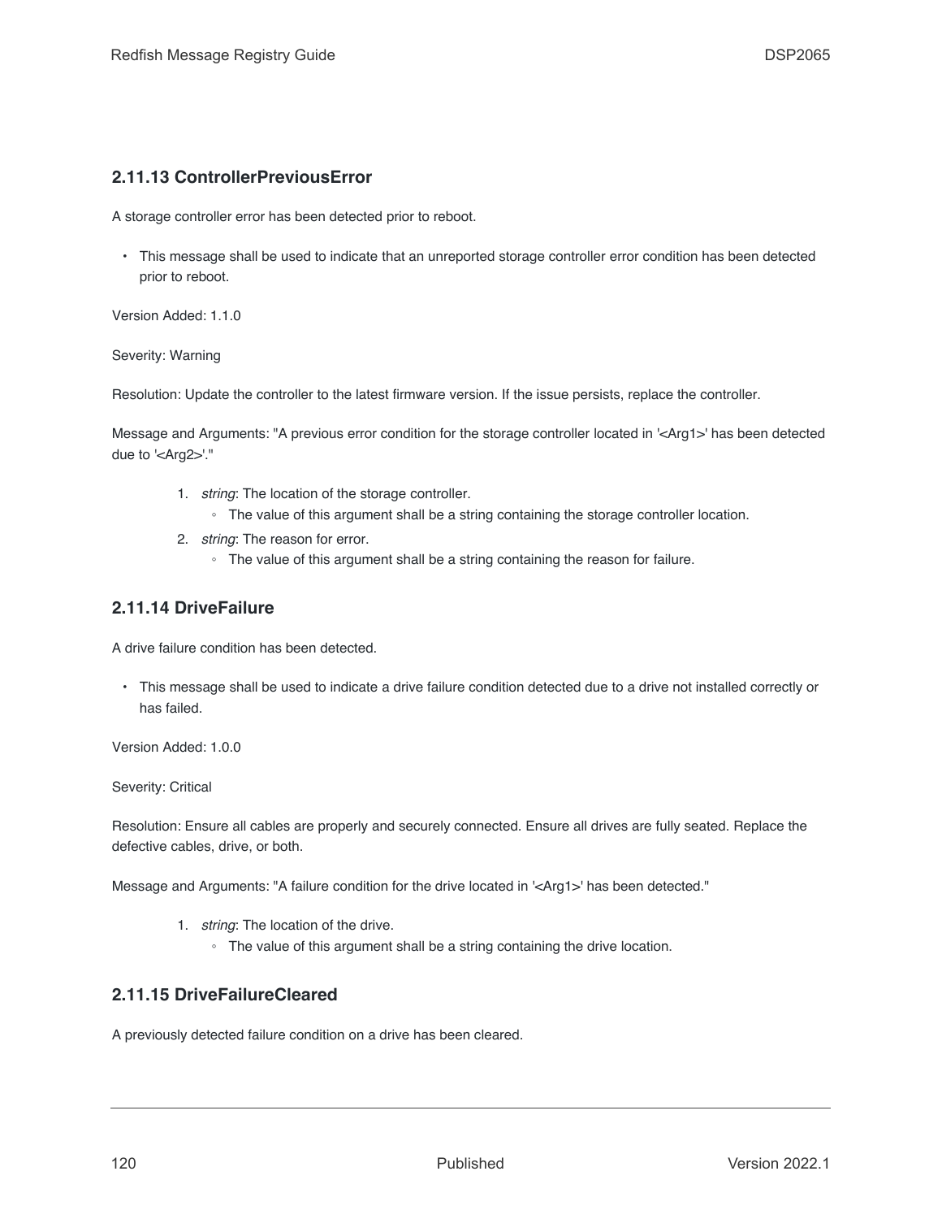### 2.11.13 ControllerPreviousError

A storage controller error has been detected prior to reboot.

- This message shall be used to indicate that an unreported storage controller error condition has been detected prior to reboot.

Version Added: 1.1.0

Severity: Warning

Resolution: Update the controller to the latest firmware version. If the issue persists, replace the controller.

Message and Arguments: "A previous error condition for the storage controller located in '<Arg1>' has been detected due to '<Arg2>'."

1. *string*: The location of the storage controller.
   - The value of this argument shall be a string containing the storage controller location.
2. *string*: The reason for error.
   - The value of this argument shall be a string containing the reason for failure.

### 2.11.14 DriveFailure

A drive failure condition has been detected.

- This message shall be used to indicate a drive failure condition detected due to a drive not installed correctly or has failed.

Version Added: 1.0.0

Severity: Critical

Resolution: Ensure all cables are properly and securely connected. Ensure all drives are fully seated. Replace the defective cables, drive, or both.

Message and Arguments: "A failure condition for the drive located in '<Arg1>' has been detected."

1. *string*: The location of the drive.
   - The value of this argument shall be a string containing the drive location.

### 2.11.15 DriveFailureCleared

A previously detected failure condition on a drive has been cleared.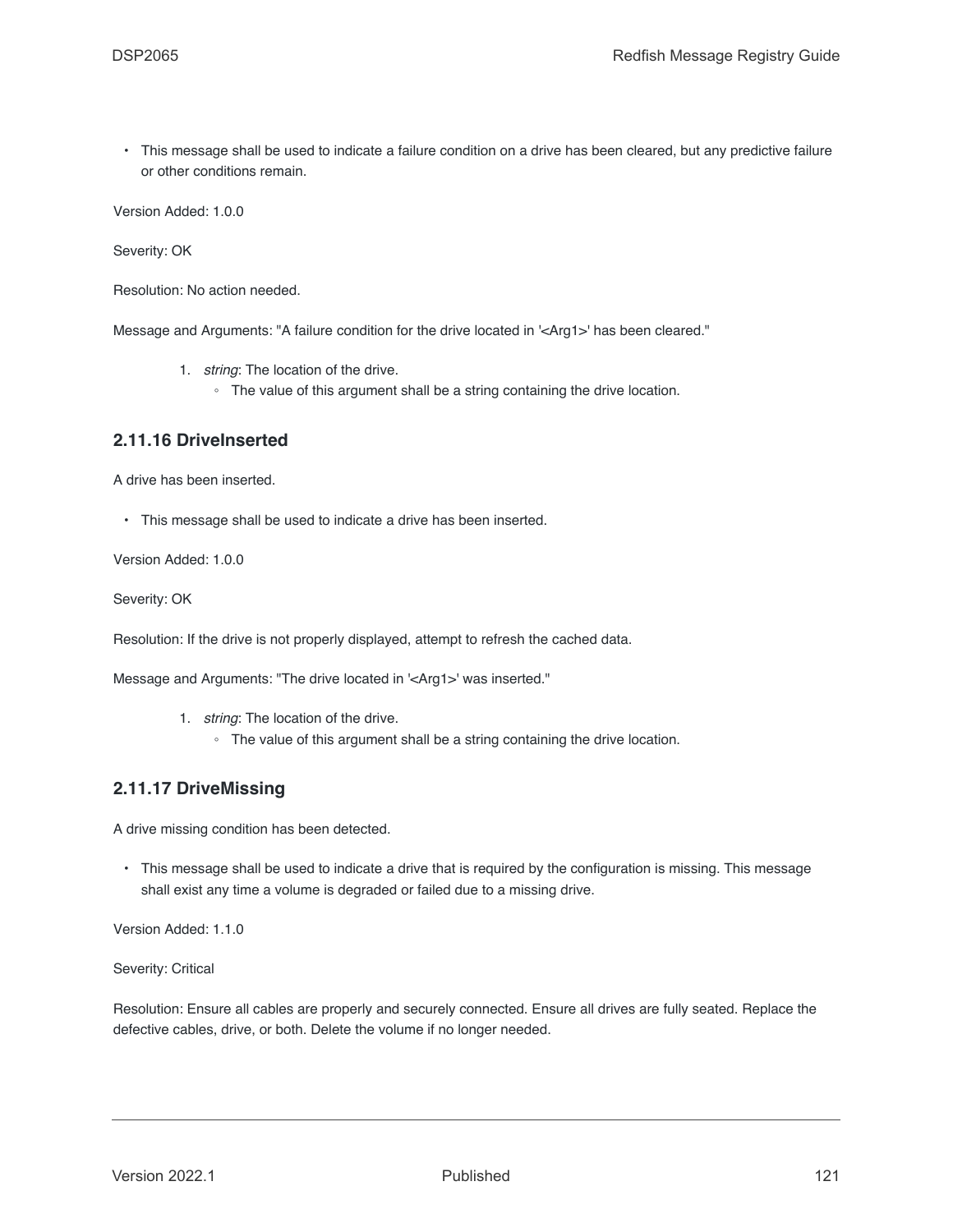- This message shall be used to indicate a failure condition on a drive has been cleared, but any predictive failure or other conditions remain.

Version Added: 1.0.0

Severity: OK

Resolution: No action needed.

Message and Arguments: "A failure condition for the drive located in '<Arg1>' has been cleared."

1. *string*: The location of the drive.
    - The value of this argument shall be a string containing the drive location.

### 2.11.16 DriveInserted

A drive has been inserted.

- This message shall be used to indicate a drive has been inserted.

Version Added: 1.0.0

Severity: OK

Resolution: If the drive is not properly displayed, attempt to refresh the cached data.

Message and Arguments: "The drive located in '<Arg1>' was inserted."

1. *string*: The location of the drive.
    - The value of this argument shall be a string containing the drive location.

### 2.11.17 DriveMissing

A drive missing condition has been detected.

- This message shall be used to indicate a drive that is required by the configuration is missing. This message shall exist any time a volume is degraded or failed due to a missing drive.

Version Added: 1.1.0

Severity: Critical

Resolution: Ensure all cables are properly and securely connected. Ensure all drives are fully seated. Replace the defective cables, drive, or both. Delete the volume if no longer needed.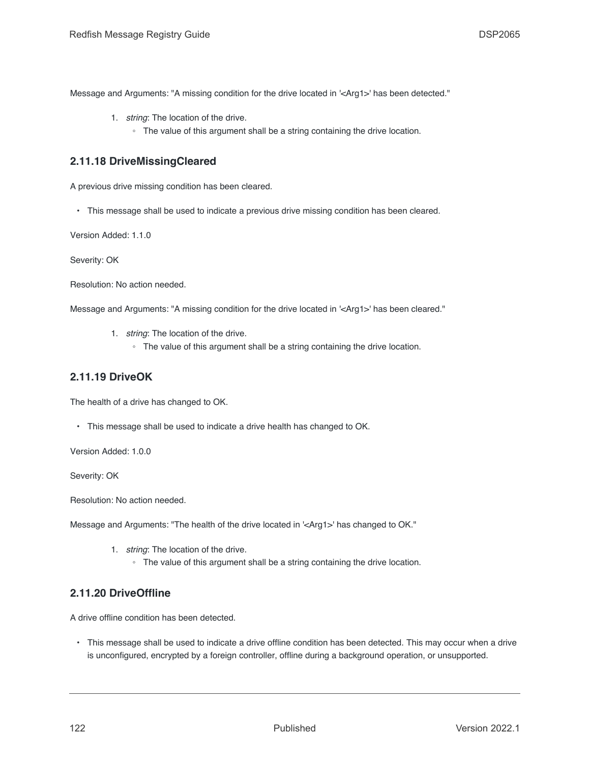Message and Arguments: "A missing condition for the drive located in '<Arg1>' has been detected."

1. *string*: The location of the drive.
    - The value of this argument shall be a string containing the drive location.

### 2.11.18 DriveMissingCleared

A previous drive missing condition has been cleared.

- This message shall be used to indicate a previous drive missing condition has been cleared.

Version Added: 1.1.0

Severity: OK

Resolution: No action needed.

Message and Arguments: "A missing condition for the drive located in '<Arg1>' has been cleared."

1. *string*: The location of the drive.
    - The value of this argument shall be a string containing the drive location.

### 2.11.19 DriveOK

The health of a drive has changed to OK.

- This message shall be used to indicate a drive health has changed to OK.

Version Added: 1.0.0

Severity: OK

Resolution: No action needed.

Message and Arguments: "The health of the drive located in '<Arg1>' has changed to OK."

1. *string*: The location of the drive.
    - The value of this argument shall be a string containing the drive location.

### 2.11.20 DriveOffline

A drive offline condition has been detected.

- This message shall be used to indicate a drive offline condition has been detected. This may occur when a drive is unconfigured, encrypted by a foreign controller, offline during a background operation, or unsupported.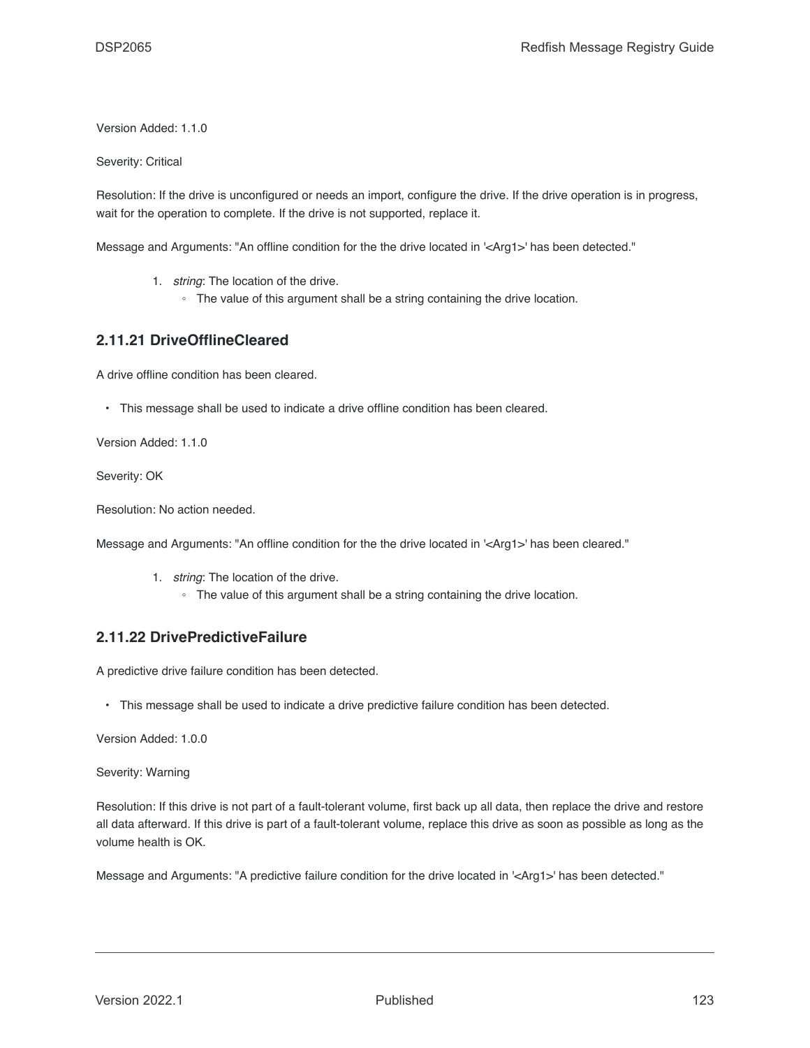Version Added: 1.1.0

Severity: Critical

Resolution: If the drive is unconfigured or needs an import, configure the drive. If the drive operation is in progress, wait for the operation to complete. If the drive is not supported, replace it.

Message and Arguments: "An offline condition for the the drive located in '<Arg1>' has been detected."

1. *string*: The location of the drive.
    - The value of this argument shall be a string containing the drive location.

### 2.11.21 DriveOfflineCleared

A drive offline condition has been cleared.

- This message shall be used to indicate a drive offline condition has been cleared.

Version Added: 1.1.0

Severity: OK

Resolution: No action needed.

Message and Arguments: "An offline condition for the the drive located in '<Arg1>' has been cleared."

1. *string*: The location of the drive.
    - The value of this argument shall be a string containing the drive location.

### 2.11.22 DrivePredictiveFailure

A predictive drive failure condition has been detected.

- This message shall be used to indicate a drive predictive failure condition has been detected.

Version Added: 1.0.0

Severity: Warning

Resolution: If this drive is not part of a fault-tolerant volume, first back up all data, then replace the drive and restore all data afterward. If this drive is part of a fault-tolerant volume, replace this drive as soon as possible as long as the volume health is OK.

Message and Arguments: "A predictive failure condition for the drive located in '<Arg1>' has been detected."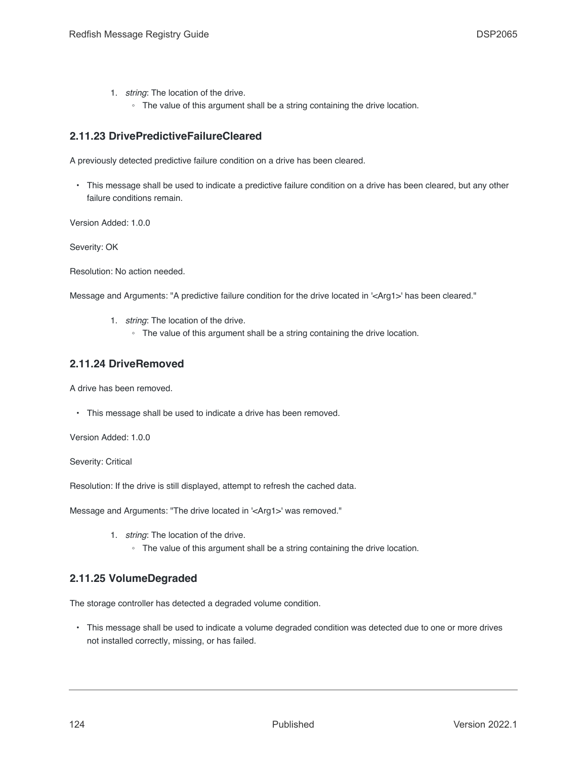1. *string*: The location of the drive.
   - The value of this argument shall be a string containing the drive location.

### 2.11.23 DrivePredictiveFailureCleared

A previously detected predictive failure condition on a drive has been cleared.

- This message shall be used to indicate a predictive failure condition on a drive has been cleared, but any other failure conditions remain.

Version Added: 1.0.0

Severity: OK

Resolution: No action needed.

Message and Arguments: "A predictive failure condition for the drive located in '<Arg1>' has been cleared."

1. *string*: The location of the drive.
   - The value of this argument shall be a string containing the drive location.

### 2.11.24 DriveRemoved

A drive has been removed.

- This message shall be used to indicate a drive has been removed.

Version Added: 1.0.0

Severity: Critical

Resolution: If the drive is still displayed, attempt to refresh the cached data.

Message and Arguments: "The drive located in '<Arg1>' was removed."

1. *string*: The location of the drive.
   - The value of this argument shall be a string containing the drive location.

### 2.11.25 VolumeDegraded

The storage controller has detected a degraded volume condition.

- This message shall be used to indicate a volume degraded condition was detected due to one or more drives not installed correctly, missing, or has failed.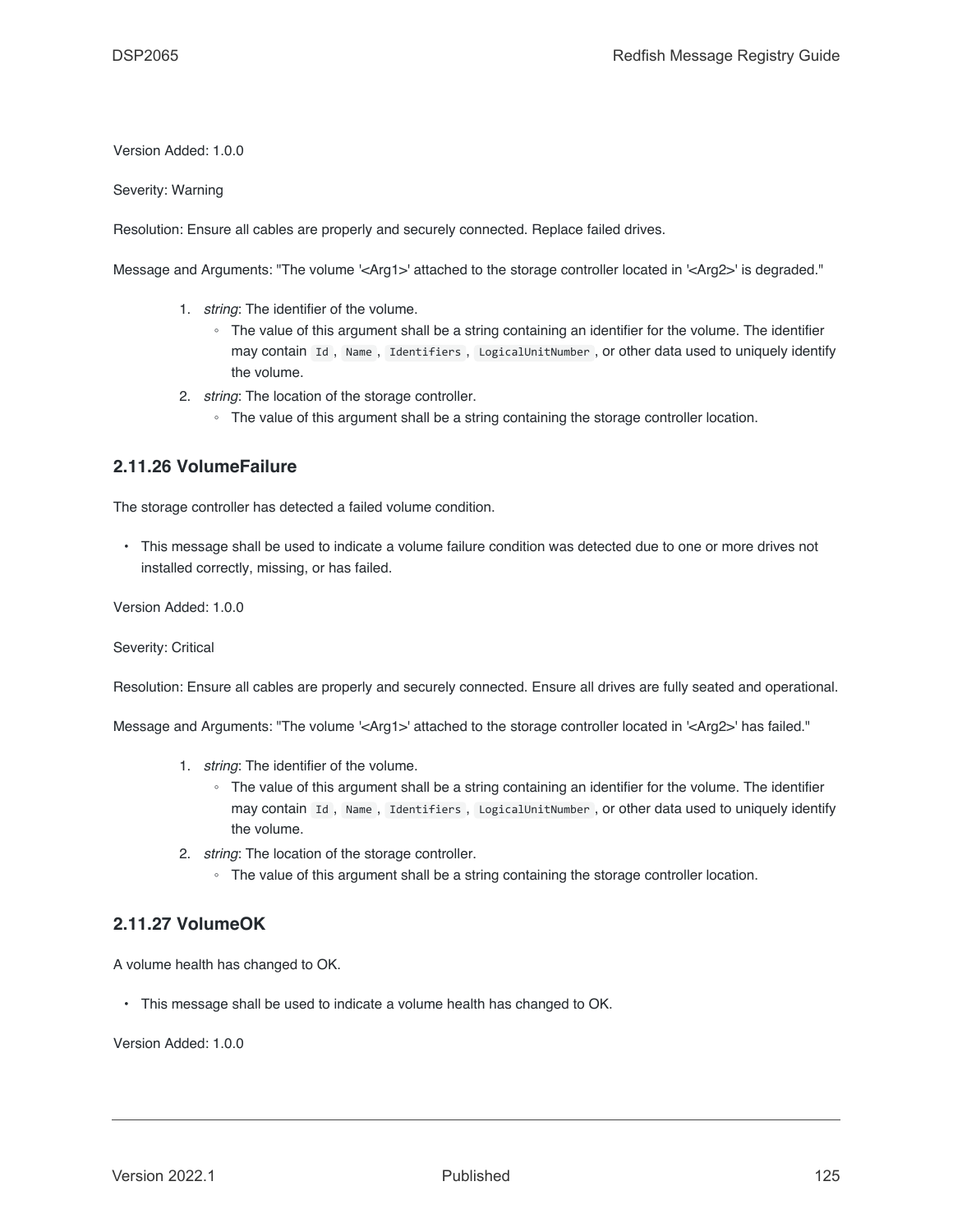Version Added: 1.0.0

Severity: Warning

Resolution: Ensure all cables are properly and securely connected. Replace failed drives.

Message and Arguments: "The volume '<Arg1>' attached to the storage controller located in '<Arg2>' is degraded."

1. *string*: The identifier of the volume.
   - The value of this argument shall be a string containing an identifier for the volume. The identifier may contain `Id`, `Name`, `Identifiers`, `LogicalUnitNumber`, or other data used to uniquely identify the volume.
2. *string*: The location of the storage controller.
   - The value of this argument shall be a string containing the storage controller location.

### 2.11.26 VolumeFailure

The storage controller has detected a failed volume condition.

- This message shall be used to indicate a volume failure condition was detected due to one or more drives not installed correctly, missing, or has failed.

Version Added: 1.0.0

Severity: Critical

Resolution: Ensure all cables are properly and securely connected. Ensure all drives are fully seated and operational.

Message and Arguments: "The volume '<Arg1>' attached to the storage controller located in '<Arg2>' has failed."

1. *string*: The identifier of the volume.
   - The value of this argument shall be a string containing an identifier for the volume. The identifier may contain `Id`, `Name`, `Identifiers`, `LogicalUnitNumber`, or other data used to uniquely identify the volume.
2. *string*: The location of the storage controller.
   - The value of this argument shall be a string containing the storage controller location.

### 2.11.27 VolumeOK

A volume health has changed to OK.

- This message shall be used to indicate a volume health has changed to OK.

Version Added: 1.0.0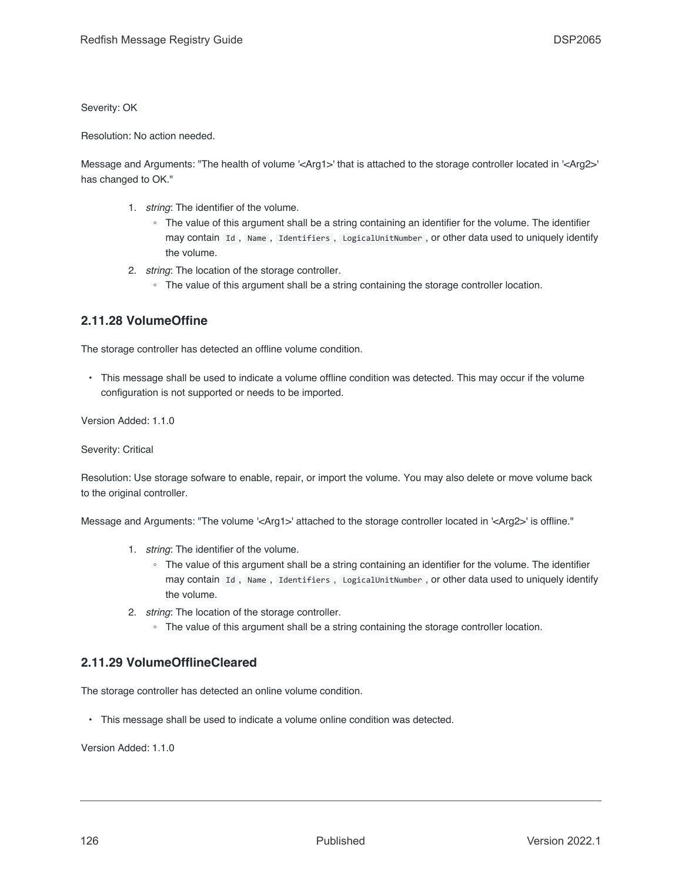Severity: OK

Resolution: No action needed.

Message and Arguments: "The health of volume '<Arg1>' that is attached to the storage controller located in '<Arg2>' has changed to OK."

1. *string*: The identifier of the volume.
   - The value of this argument shall be a string containing an identifier for the volume. The identifier may contain `Id`, `Name`, `Identifiers`, `LogicalUnitNumber`, or other data used to uniquely identify the volume.
2. *string*: The location of the storage controller.
   - The value of this argument shall be a string containing the storage controller location.

### 2.11.28 VolumeOffine

The storage controller has detected an offline volume condition.

- This message shall be used to indicate a volume offline condition was detected. This may occur if the volume configuration is not supported or needs to be imported.

Version Added: 1.1.0

Severity: Critical

Resolution: Use storage sofware to enable, repair, or import the volume. You may also delete or move volume back to the original controller.

Message and Arguments: "The volume '<Arg1>' attached to the storage controller located in '<Arg2>' is offline."

1. *string*: The identifier of the volume.
   - The value of this argument shall be a string containing an identifier for the volume. The identifier may contain `Id`, `Name`, `Identifiers`, `LogicalUnitNumber`, or other data used to uniquely identify the volume.
2. *string*: The location of the storage controller.
   - The value of this argument shall be a string containing the storage controller location.

### 2.11.29 VolumeOfflineCleared

The storage controller has detected an online volume condition.

- This message shall be used to indicate a volume online condition was detected.

Version Added: 1.1.0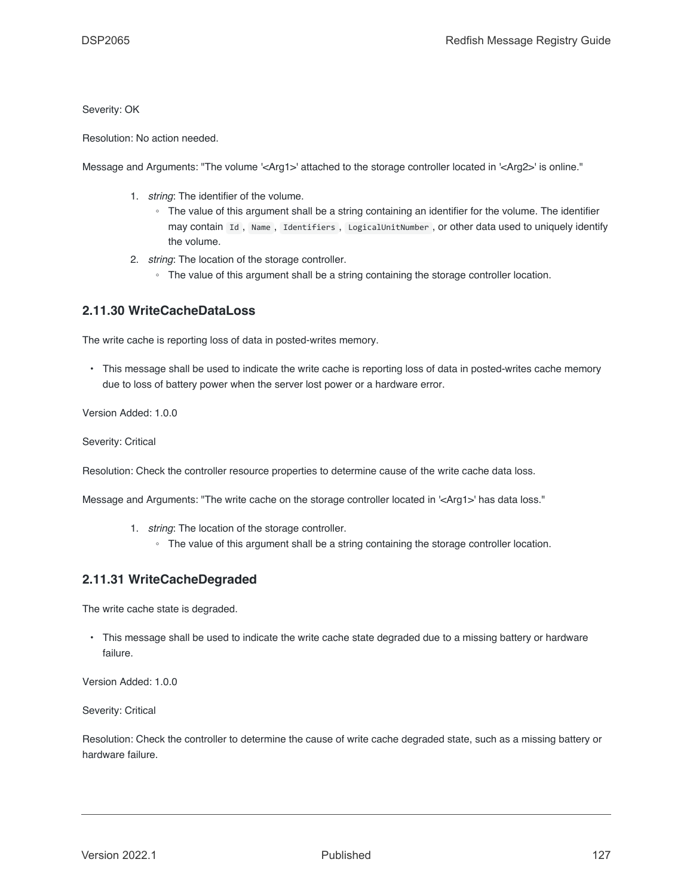Severity: OK

Resolution: No action needed.

Message and Arguments: "The volume '<Arg1>' attached to the storage controller located in '<Arg2>' is online."

1. *string*: The identifier of the volume.
    - The value of this argument shall be a string containing an identifier for the volume. The identifier may contain `Id`, `Name`, `Identifiers`, `LogicalUnitNumber`, or other data used to uniquely identify the volume.
2. *string*: The location of the storage controller.
    - The value of this argument shall be a string containing the storage controller location.

### 2.11.30 WriteCacheDataLoss

The write cache is reporting loss of data in posted-writes memory.

- This message shall be used to indicate the write cache is reporting loss of data in posted-writes cache memory due to loss of battery power when the server lost power or a hardware error.

Version Added: 1.0.0

Severity: Critical

Resolution: Check the controller resource properties to determine cause of the write cache data loss.

Message and Arguments: "The write cache on the storage controller located in '<Arg1>' has data loss."

1. *string*: The location of the storage controller.
    - The value of this argument shall be a string containing the storage controller location.

### 2.11.31 WriteCacheDegraded

The write cache state is degraded.

- This message shall be used to indicate the write cache state degraded due to a missing battery or hardware failure.

Version Added: 1.0.0

Severity: Critical

Resolution: Check the controller to determine the cause of write cache degraded state, such as a missing battery or hardware failure.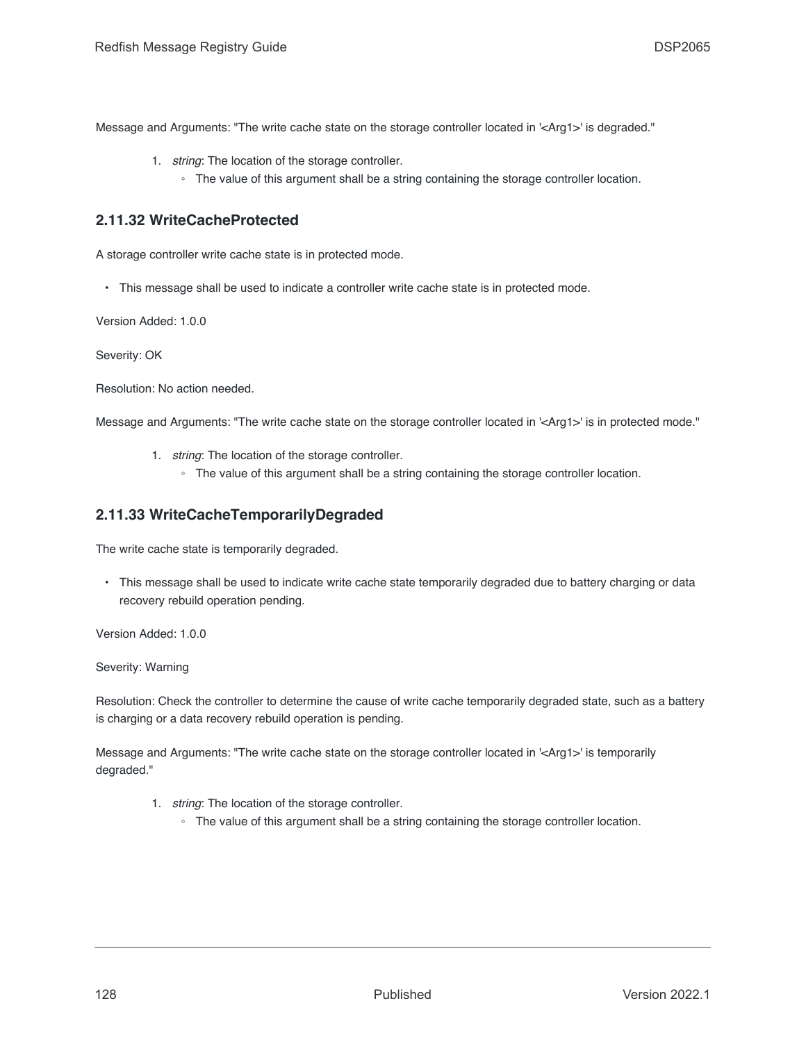Message and Arguments: "The write cache state on the storage controller located in '<Arg1>' is degraded."

1. *string*: The location of the storage controller.
   - The value of this argument shall be a string containing the storage controller location.

### 2.11.32 WriteCacheProtected

A storage controller write cache state is in protected mode.

- This message shall be used to indicate a controller write cache state is in protected mode.

Version Added: 1.0.0

Severity: OK

Resolution: No action needed.

Message and Arguments: "The write cache state on the storage controller located in '<Arg1>' is in protected mode."

1. *string*: The location of the storage controller.
   - The value of this argument shall be a string containing the storage controller location.

### 2.11.33 WriteCacheTemporarilyDegraded

The write cache state is temporarily degraded.

- This message shall be used to indicate write cache state temporarily degraded due to battery charging or data recovery rebuild operation pending.

Version Added: 1.0.0

Severity: Warning

Resolution: Check the controller to determine the cause of write cache temporarily degraded state, such as a battery is charging or a data recovery rebuild operation is pending.

Message and Arguments: "The write cache state on the storage controller located in '<Arg1>' is temporarily degraded."

1. *string*: The location of the storage controller.
   - The value of this argument shall be a string containing the storage controller location.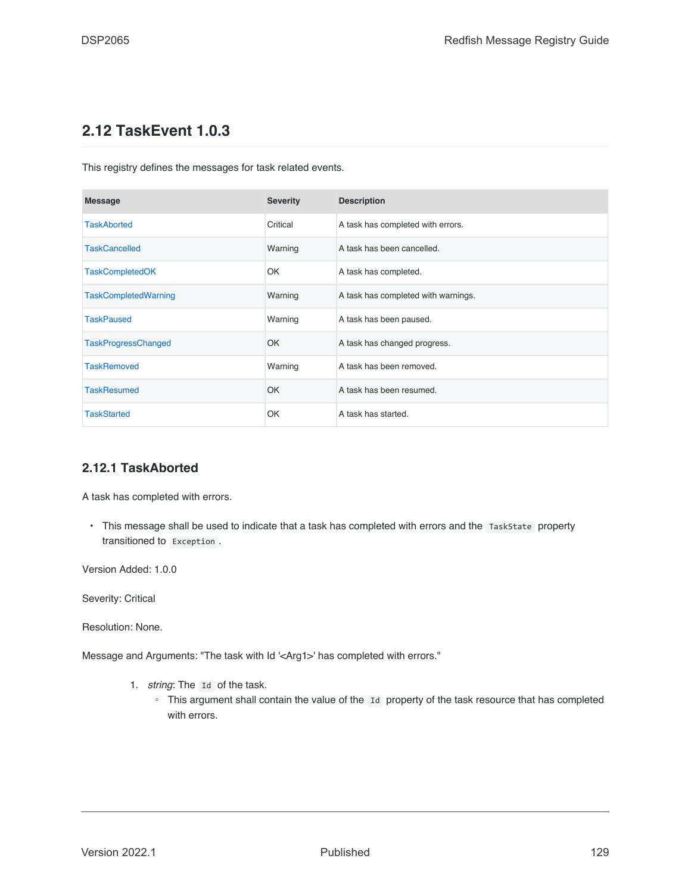## 2.12 TaskEvent 1.0.3

This registry defines the messages for task related events.

| Message | Severity | Description |
| --- | --- | --- |
| TaskAborted | Critical | A task has completed with errors. |
| TaskCancelled | Warning | A task has been cancelled. |
| TaskCompletedOK | OK | A task has completed. |
| TaskCompletedWarning | Warning | A task has completed with warnings. |
| TaskPaused | Warning | A task has been paused. |
| TaskProgressChanged | OK | A task has changed progress. |
| TaskRemoved | Warning | A task has been removed. |
| TaskResumed | OK | A task has been resumed. |
| TaskStarted | OK | A task has started. |

### 2.12.1 TaskAborted

A task has completed with errors.

- This message shall be used to indicate that a task has completed with errors and the `TaskState` property transitioned to `Exception`.

Version Added: 1.0.0

Severity: Critical

Resolution: None.

Message and Arguments: "The task with Id '<Arg1>' has completed with errors."

1. *string*: The `Id` of the task.
    - This argument shall contain the value of the `Id` property of the task resource that has completed with errors.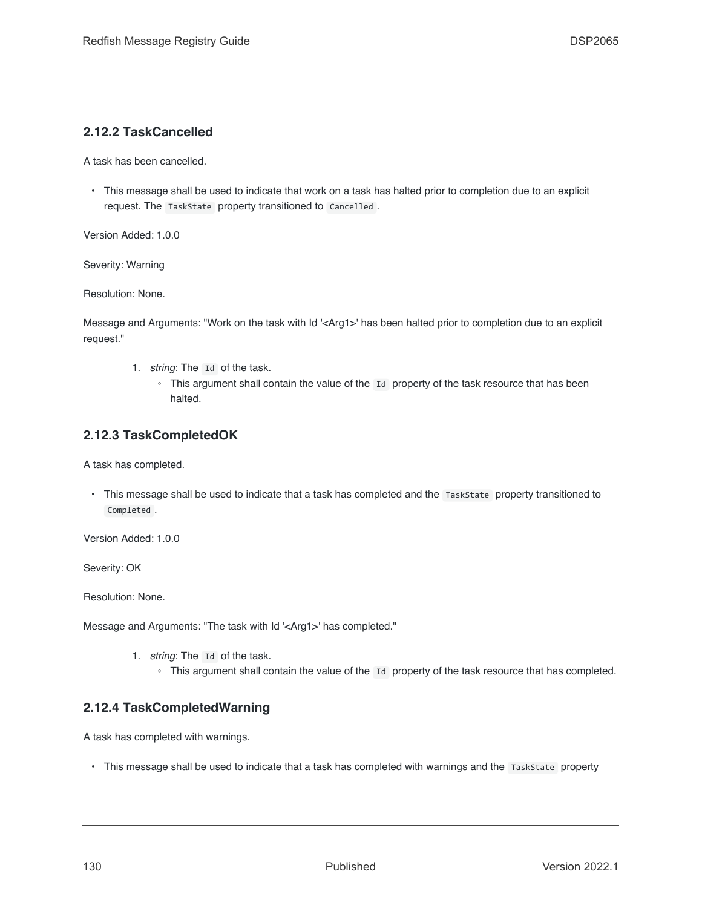### 2.12.2 TaskCancelled

A task has been cancelled.

- This message shall be used to indicate that work on a task has halted prior to completion due to an explicit request. The `TaskState` property transitioned to `Cancelled`.

Version Added: 1.0.0

Severity: Warning

Resolution: None.

Message and Arguments: "Work on the task with Id '<Arg1>' has been halted prior to completion due to an explicit request."

1. *string*: The `Id` of the task.
   - This argument shall contain the value of the `Id` property of the task resource that has been halted.

### 2.12.3 TaskCompletedOK

A task has completed.

- This message shall be used to indicate that a task has completed and the `TaskState` property transitioned to `Completed`.

Version Added: 1.0.0

Severity: OK

Resolution: None.

Message and Arguments: "The task with Id '<Arg1>' has completed."

1. *string*: The `Id` of the task.
   - This argument shall contain the value of the `Id` property of the task resource that has completed.

### 2.12.4 TaskCompletedWarning

A task has completed with warnings.

- This message shall be used to indicate that a task has completed with warnings and the `TaskState` property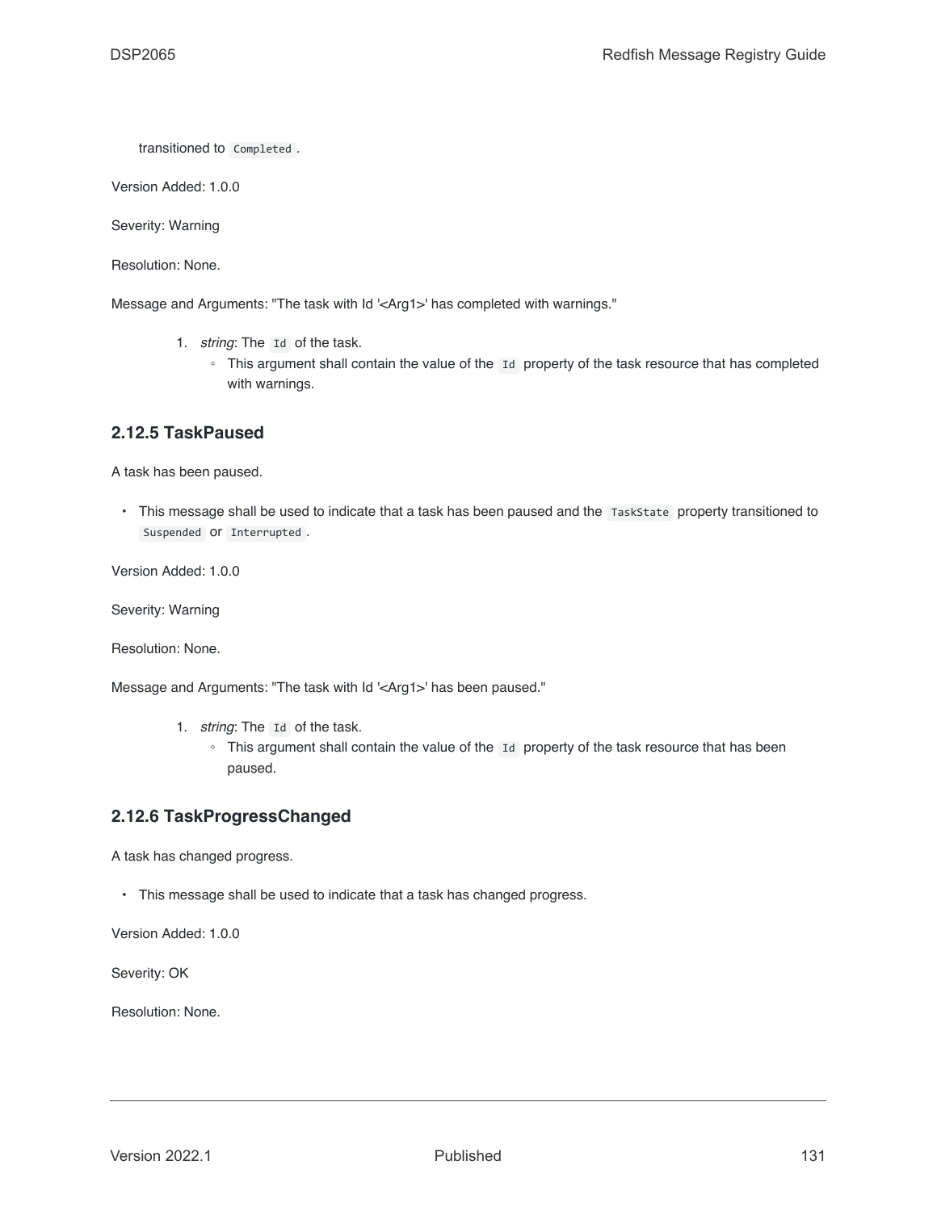transitioned to `Completed`.

Version Added: 1.0.0

Severity: Warning

Resolution: None.

Message and Arguments: "The task with Id '<Arg1>' has completed with warnings."

1. *string*: The `Id` of the task.
    - This argument shall contain the value of the `Id` property of the task resource that has completed with warnings.

### 2.12.5 TaskPaused

A task has been paused.

- This message shall be used to indicate that a task has been paused and the `TaskState` property transitioned to `Suspended` or `Interrupted`.

Version Added: 1.0.0

Severity: Warning

Resolution: None.

Message and Arguments: "The task with Id '<Arg1>' has been paused."

1. *string*: The `Id` of the task.
    - This argument shall contain the value of the `Id` property of the task resource that has been paused.

### 2.12.6 TaskProgressChanged

A task has changed progress.

- This message shall be used to indicate that a task has changed progress.

Version Added: 1.0.0

Severity: OK

Resolution: None.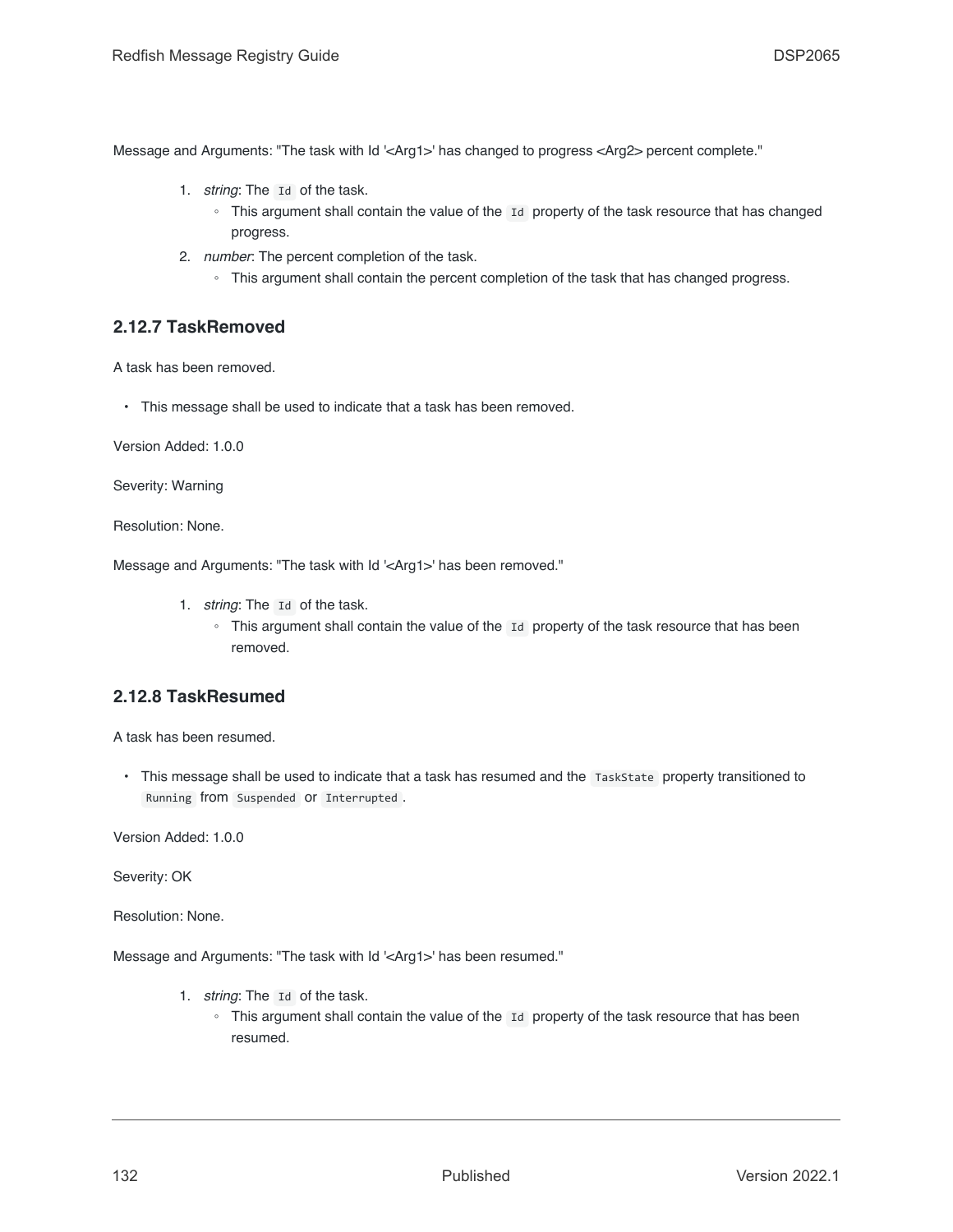Message and Arguments: "The task with Id '<Arg1>' has changed to progress <Arg2> percent complete."

1. *string*: The `Id` of the task.
   - This argument shall contain the value of the `Id` property of the task resource that has changed progress.
2. *number*: The percent completion of the task.
   - This argument shall contain the percent completion of the task that has changed progress.

### 2.12.7 TaskRemoved

A task has been removed.

- This message shall be used to indicate that a task has been removed.

Version Added: 1.0.0

Severity: Warning

Resolution: None.

Message and Arguments: "The task with Id '<Arg1>' has been removed."

1. *string*: The `Id` of the task.
   - This argument shall contain the value of the `Id` property of the task resource that has been removed.

### 2.12.8 TaskResumed

A task has been resumed.

- This message shall be used to indicate that a task has resumed and the `TaskState` property transitioned to `Running` from `Suspended` or `Interrupted`.

Version Added: 1.0.0

Severity: OK

Resolution: None.

Message and Arguments: "The task with Id '<Arg1>' has been resumed."

1. *string*: The `Id` of the task.
   - This argument shall contain the value of the `Id` property of the task resource that has been resumed.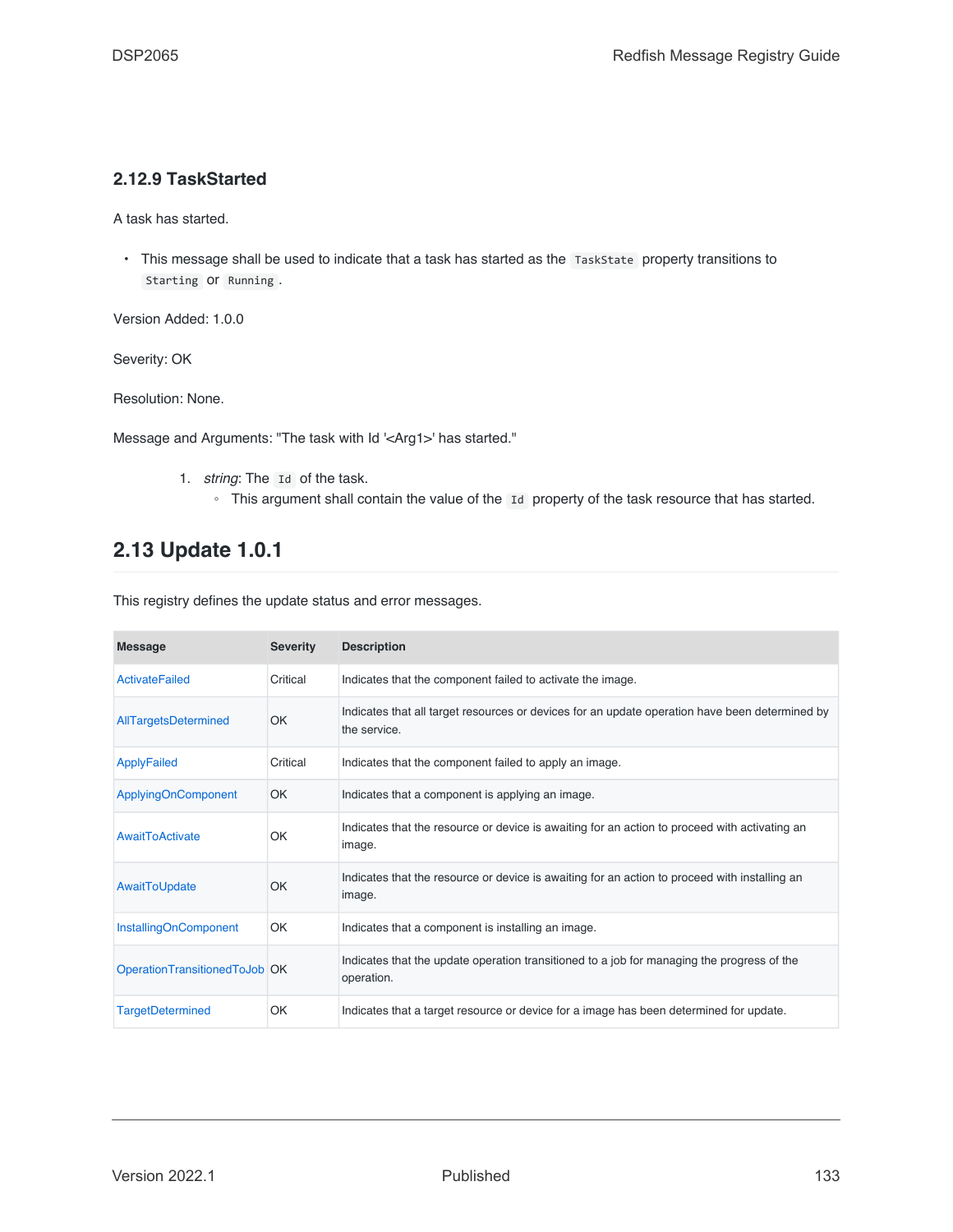### 2.12.9 TaskStarted

A task has started.

- This message shall be used to indicate that a task has started as the `TaskState` property transitions to `Starting` or `Running`.

Version Added: 1.0.0

Severity: OK

Resolution: None.

Message and Arguments: "The task with Id '<Arg1>' has started."

1. *string*: The `Id` of the task.
   - This argument shall contain the value of the `Id` property of the task resource that has started.

## 2.13 Update 1.0.1

This registry defines the update status and error messages.

| Message | Severity | Description |
| --- | --- | --- |
| ActivateFailed | Critical | Indicates that the component failed to activate the image. |
| AllTargetsDetermined | OK | Indicates that all target resources or devices for an update operation have been determined by the service. |
| ApplyFailed | Critical | Indicates that the component failed to apply an image. |
| ApplyingOnComponent | OK | Indicates that a component is applying an image. |
| AwaitToActivate | OK | Indicates that the resource or device is awaiting for an action to proceed with activating an image. |
| AwaitToUpdate | OK | Indicates that the resource or device is awaiting for an action to proceed with installing an image. |
| InstallingOnComponent | OK | Indicates that a component is installing an image. |
| OperationTransitionedToJob | OK | Indicates that the update operation transitioned to a job for managing the progress of the operation. |
| TargetDetermined | OK | Indicates that a target resource or device for a image has been determined for update. |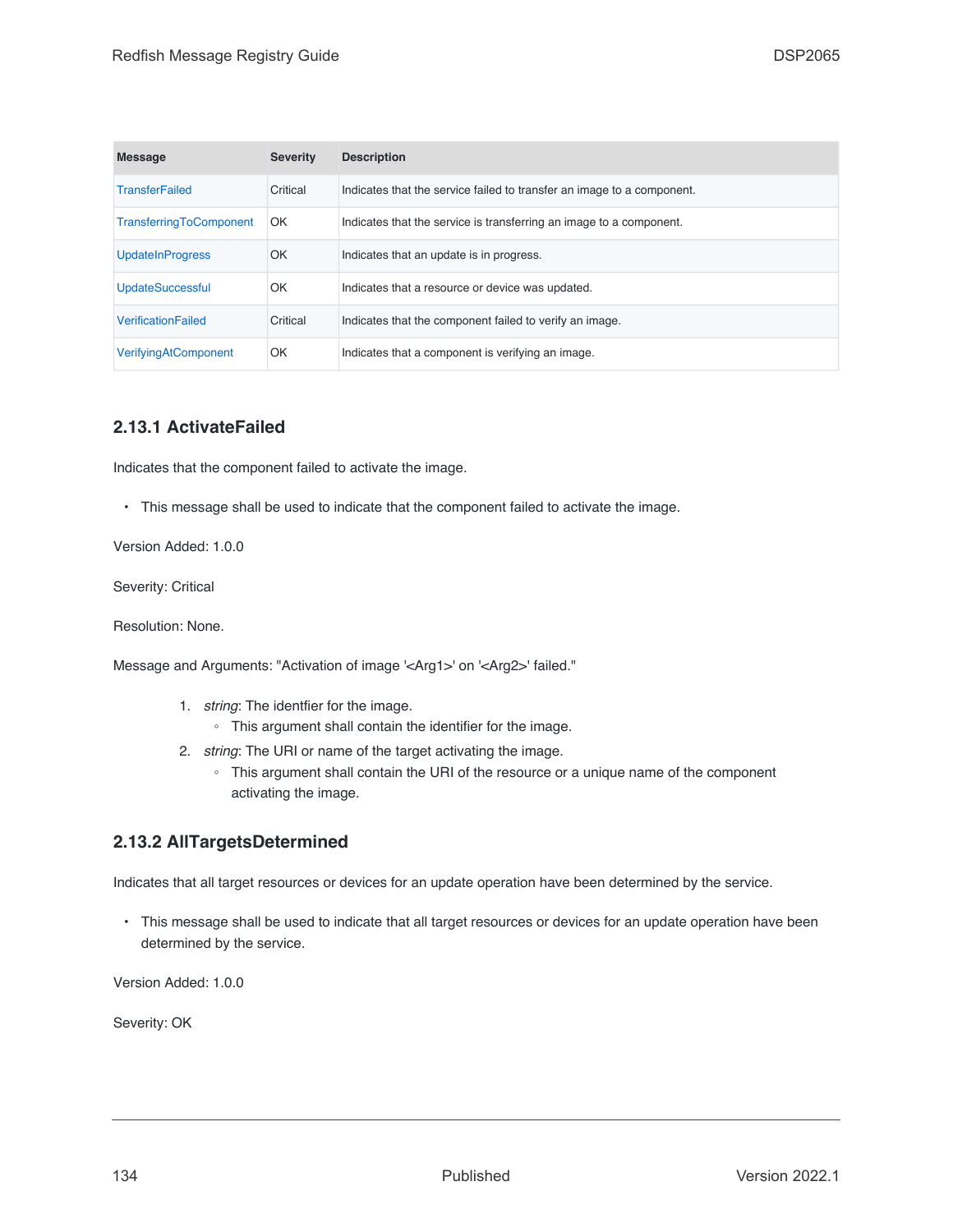| Message | Severity | Description |
| --- | --- | --- |
| TransferFailed | Critical | Indicates that the service failed to transfer an image to a component. |
| TransferringToComponent | OK | Indicates that the service is transferring an image to a component. |
| UpdateInProgress | OK | Indicates that an update is in progress. |
| UpdateSuccessful | OK | Indicates that a resource or device was updated. |
| VerificationFailed | Critical | Indicates that the component failed to verify an image. |
| VerifyingAtComponent | OK | Indicates that a component is verifying an image. |

### 2.13.1 ActivateFailed

Indicates that the component failed to activate the image.

- This message shall be used to indicate that the component failed to activate the image.

Version Added: 1.0.0

Severity: Critical

Resolution: None.

Message and Arguments: "Activation of image '<Arg1>' on '<Arg2>' failed."

1. *string*: The identfier for the image.
   - This argument shall contain the identifier for the image.
2. *string*: The URI or name of the target activating the image.
   - This argument shall contain the URI of the resource or a unique name of the component activating the image.

### 2.13.2 AllTargetsDetermined

Indicates that all target resources or devices for an update operation have been determined by the service.

- This message shall be used to indicate that all target resources or devices for an update operation have been determined by the service.

Version Added: 1.0.0

Severity: OK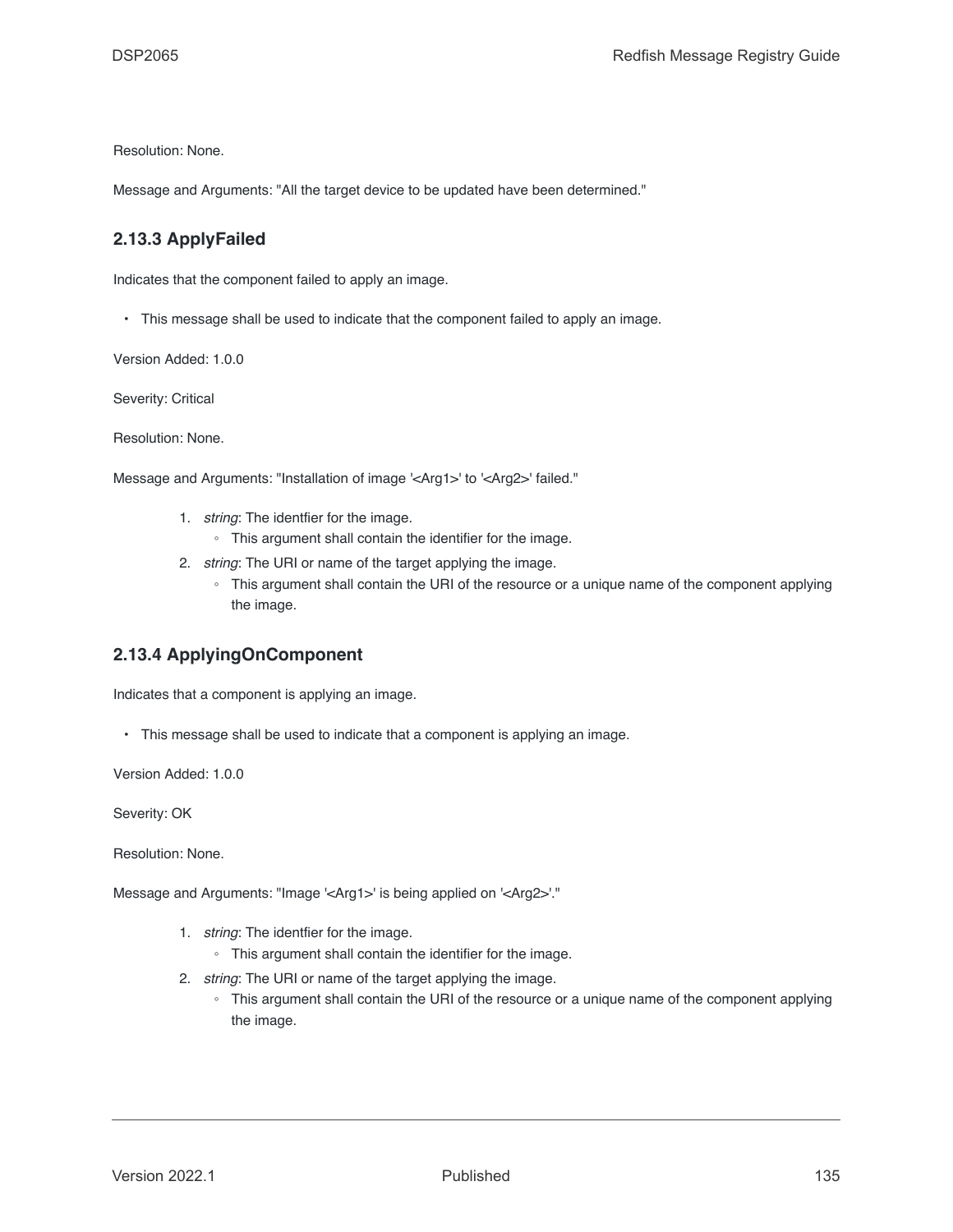Resolution: None.

Message and Arguments: "All the target device to be updated have been determined."

### 2.13.3 ApplyFailed

Indicates that the component failed to apply an image.

- This message shall be used to indicate that the component failed to apply an image.

Version Added: 1.0.0

Severity: Critical

Resolution: None.

Message and Arguments: "Installation of image '<Arg1>' to '<Arg2>' failed."

1. *string*: The identfier for the image.
    - This argument shall contain the identifier for the image.
2. *string*: The URI or name of the target applying the image.
    - This argument shall contain the URI of the resource or a unique name of the component applying the image.

### 2.13.4 ApplyingOnComponent

Indicates that a component is applying an image.

- This message shall be used to indicate that a component is applying an image.

Version Added: 1.0.0

Severity: OK

Resolution: None.

Message and Arguments: "Image '<Arg1>' is being applied on '<Arg2>'."

1. *string*: The identfier for the image.
    - This argument shall contain the identifier for the image.
2. *string*: The URI or name of the target applying the image.
    - This argument shall contain the URI of the resource or a unique name of the component applying the image.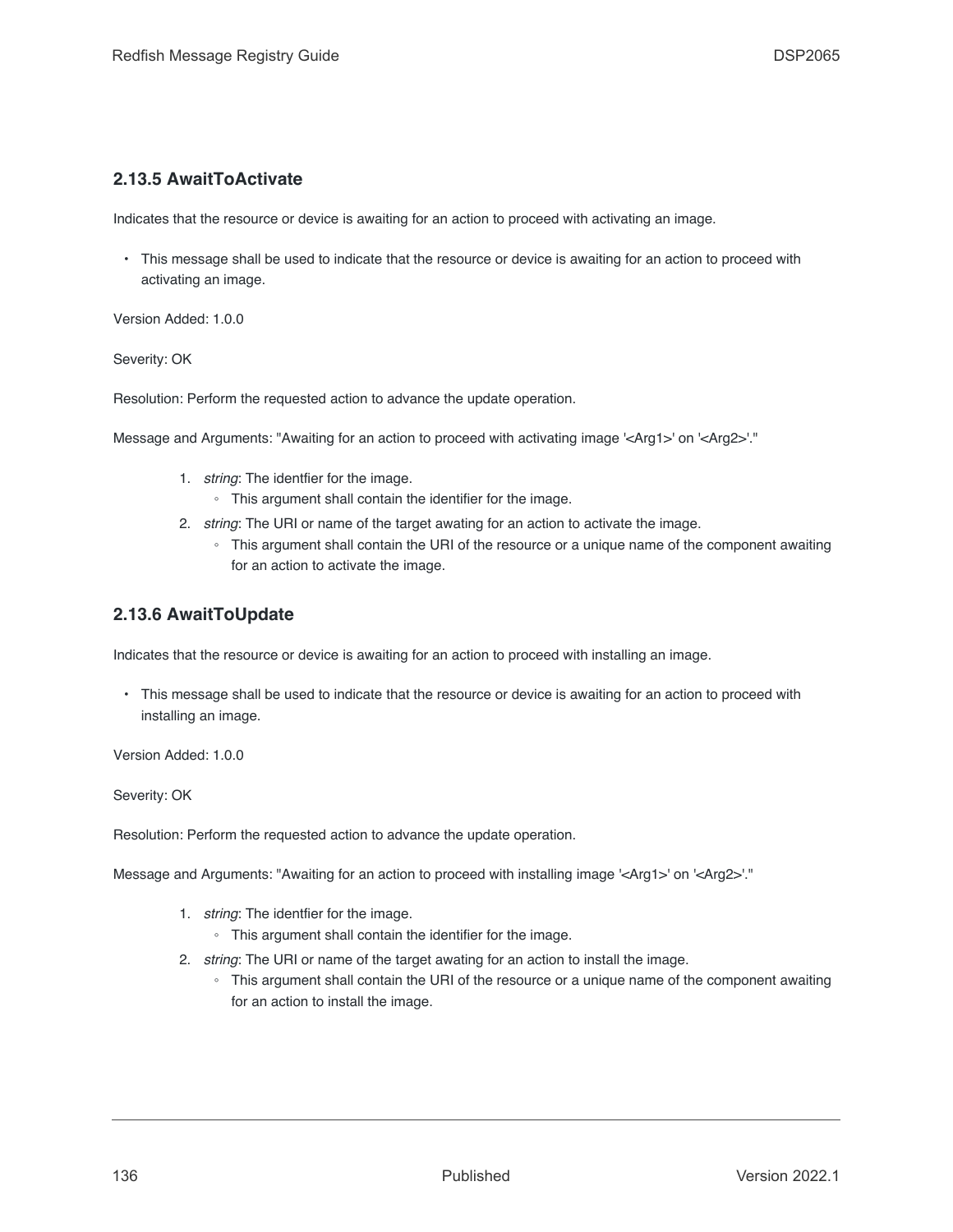### 2.13.5 AwaitToActivate

Indicates that the resource or device is awaiting for an action to proceed with activating an image.

- This message shall be used to indicate that the resource or device is awaiting for an action to proceed with activating an image.

Version Added: 1.0.0

Severity: OK

Resolution: Perform the requested action to advance the update operation.

Message and Arguments: "Awaiting for an action to proceed with activating image '<Arg1>' on '<Arg2>'."

1. *string*: The identfier for the image.
   - This argument shall contain the identifier for the image.
2. *string*: The URI or name of the target awating for an action to activate the image.
   - This argument shall contain the URI of the resource or a unique name of the component awaiting for an action to activate the image.

### 2.13.6 AwaitToUpdate

Indicates that the resource or device is awaiting for an action to proceed with installing an image.

- This message shall be used to indicate that the resource or device is awaiting for an action to proceed with installing an image.

Version Added: 1.0.0

Severity: OK

Resolution: Perform the requested action to advance the update operation.

Message and Arguments: "Awaiting for an action to proceed with installing image '<Arg1>' on '<Arg2>'."

1. *string*: The identfier for the image.
   - This argument shall contain the identifier for the image.
2. *string*: The URI or name of the target awating for an action to install the image.
   - This argument shall contain the URI of the resource or a unique name of the component awaiting for an action to install the image.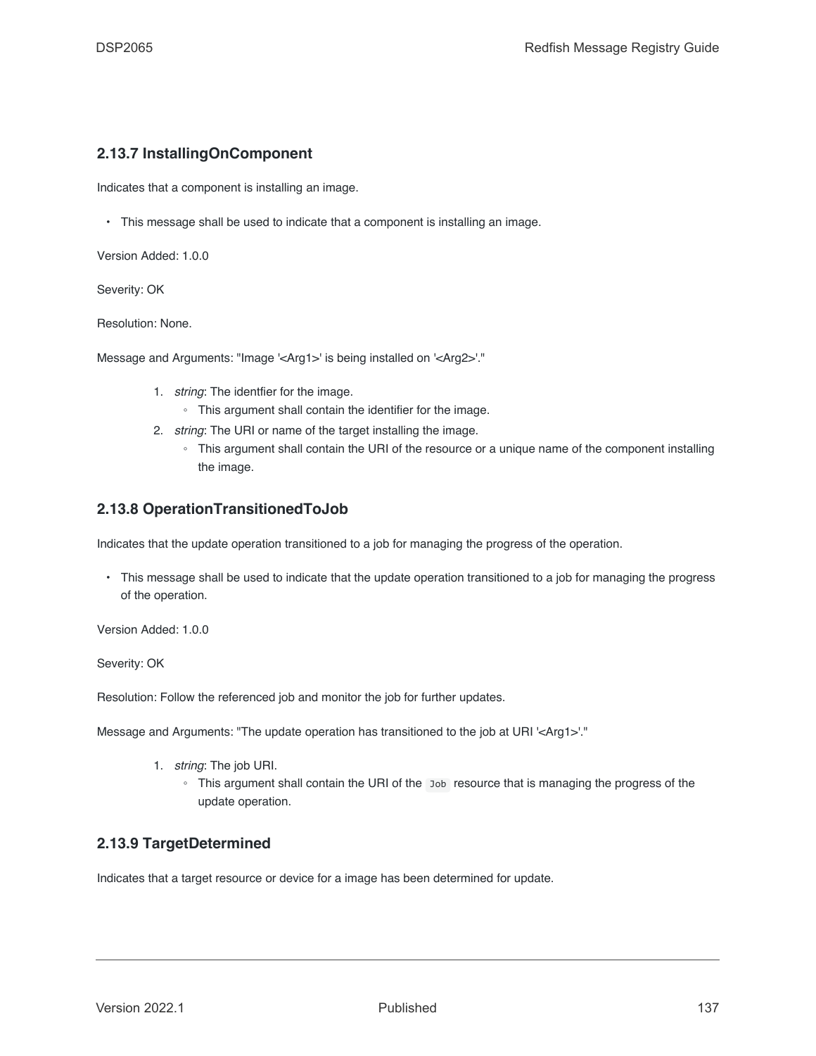### 2.13.7 InstallingOnComponent

Indicates that a component is installing an image.

- This message shall be used to indicate that a component is installing an image.

Version Added: 1.0.0

Severity: OK

Resolution: None.

Message and Arguments: "Image '<Arg1>' is being installed on '<Arg2>'."

1. *string*: The identfier for the image.
    - This argument shall contain the identifier for the image.
2. *string*: The URI or name of the target installing the image.
    - This argument shall contain the URI of the resource or a unique name of the component installing the image.

### 2.13.8 OperationTransitionedToJob

Indicates that the update operation transitioned to a job for managing the progress of the operation.

- This message shall be used to indicate that the update operation transitioned to a job for managing the progress of the operation.

Version Added: 1.0.0

Severity: OK

Resolution: Follow the referenced job and monitor the job for further updates.

Message and Arguments: "The update operation has transitioned to the job at URI '<Arg1>'."

1. *string*: The job URI.
    - This argument shall contain the URI of the `Job` resource that is managing the progress of the update operation.

### 2.13.9 TargetDetermined

Indicates that a target resource or device for a image has been determined for update.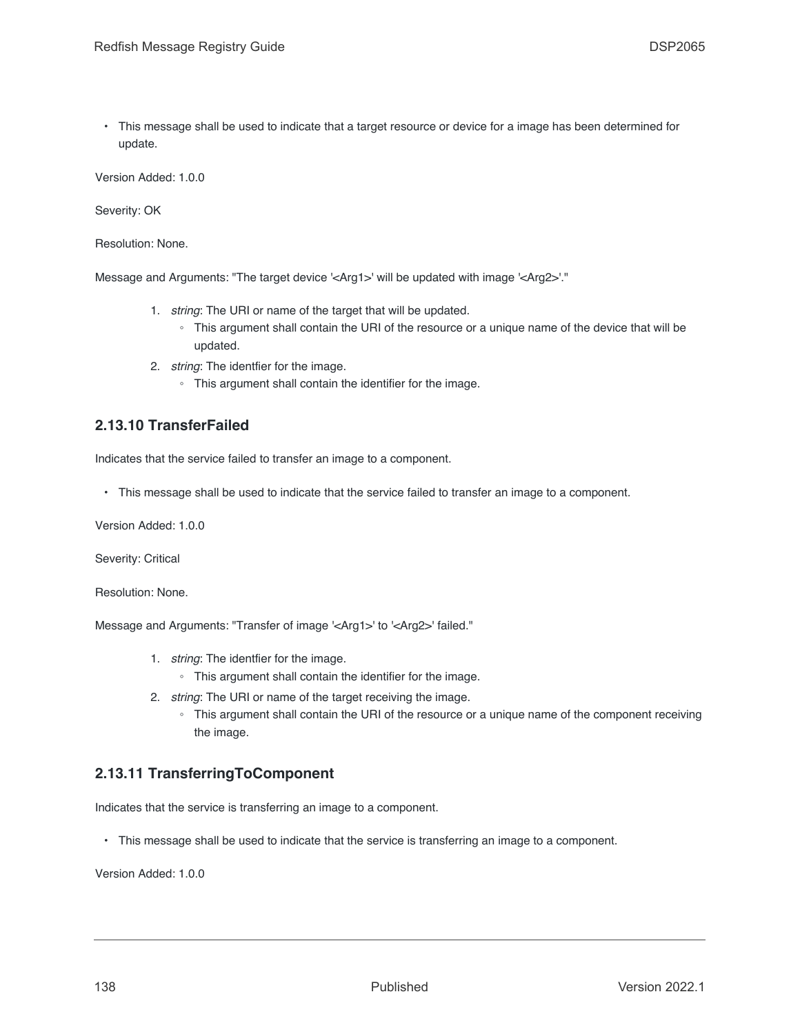- This message shall be used to indicate that a target resource or device for a image has been determined for update.

Version Added: 1.0.0

Severity: OK

Resolution: None.

Message and Arguments: "The target device '<Arg1>' will be updated with image '<Arg2>'."

1. *string*: The URI or name of the target that will be updated.
    - This argument shall contain the URI of the resource or a unique name of the device that will be updated.
2. *string*: The identfier for the image.
    - This argument shall contain the identifier for the image.

### 2.13.10 TransferFailed

Indicates that the service failed to transfer an image to a component.

- This message shall be used to indicate that the service failed to transfer an image to a component.

Version Added: 1.0.0

Severity: Critical

Resolution: None.

Message and Arguments: "Transfer of image '<Arg1>' to '<Arg2>' failed."

1. *string*: The identfier for the image.
    - This argument shall contain the identifier for the image.
2. *string*: The URI or name of the target receiving the image.
    - This argument shall contain the URI of the resource or a unique name of the component receiving the image.

### 2.13.11 TransferringToComponent

Indicates that the service is transferring an image to a component.

- This message shall be used to indicate that the service is transferring an image to a component.

Version Added: 1.0.0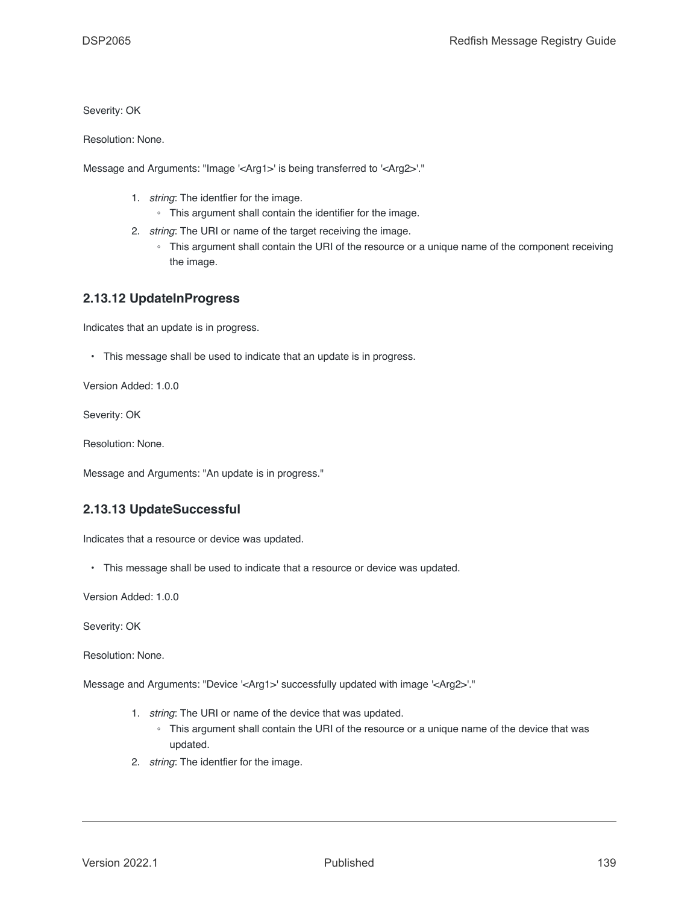Severity: OK

Resolution: None.

Message and Arguments: "Image '<Arg1>' is being transferred to '<Arg2>'."

1. *string*: The identfier for the image.
   - This argument shall contain the identifier for the image.
2. *string*: The URI or name of the target receiving the image.
   - This argument shall contain the URI of the resource or a unique name of the component receiving the image.

### 2.13.12 UpdateInProgress

Indicates that an update is in progress.

- This message shall be used to indicate that an update is in progress.

Version Added: 1.0.0

Severity: OK

Resolution: None.

Message and Arguments: "An update is in progress."

### 2.13.13 UpdateSuccessful

Indicates that a resource or device was updated.

- This message shall be used to indicate that a resource or device was updated.

Version Added: 1.0.0

Severity: OK

Resolution: None.

Message and Arguments: "Device '<Arg1>' successfully updated with image '<Arg2>'."

1. *string*: The URI or name of the device that was updated.
   - This argument shall contain the URI of the resource or a unique name of the device that was updated.
2. *string*: The identfier for the image.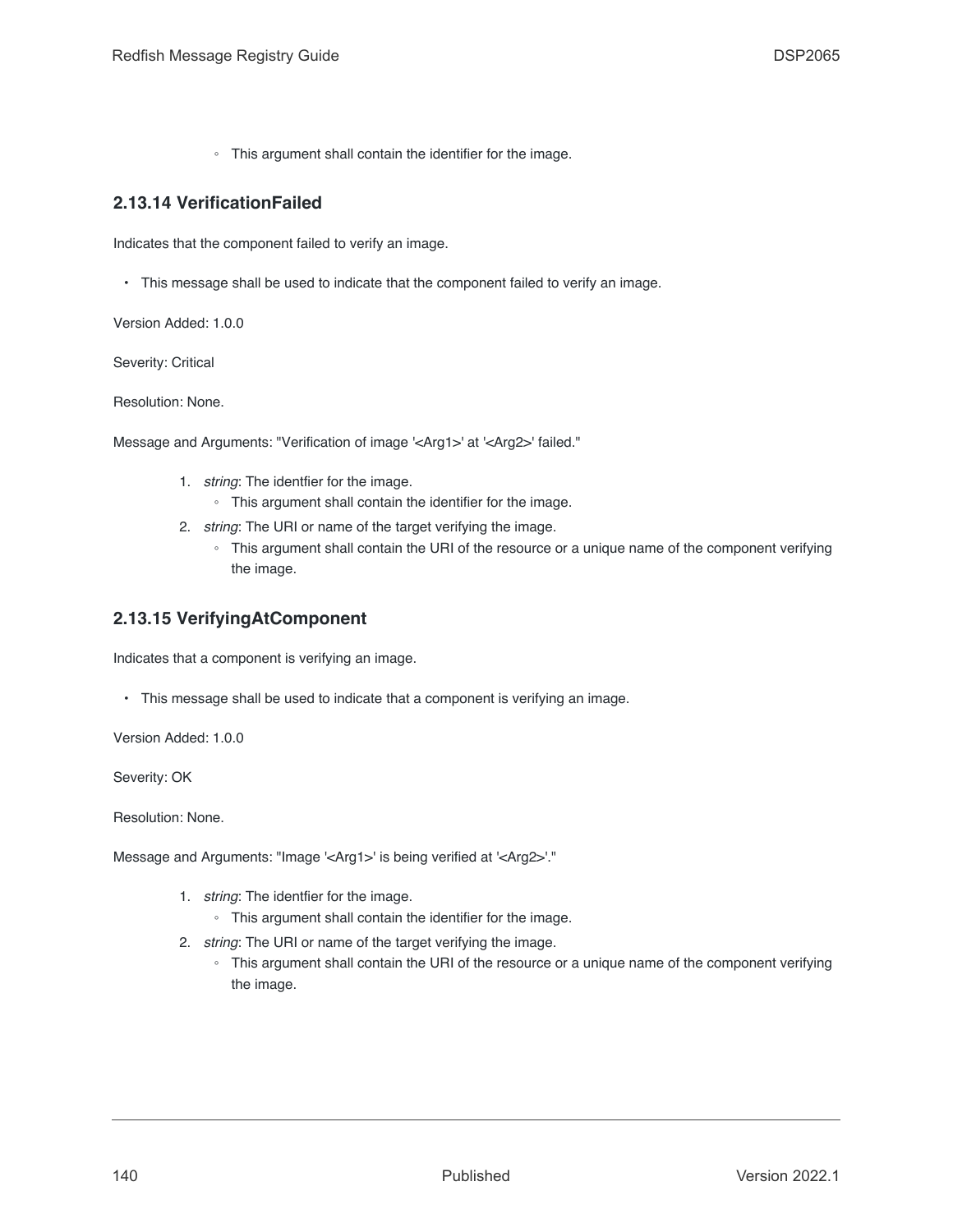- This argument shall contain the identifier for the image.

### 2.13.14 VerificationFailed

Indicates that the component failed to verify an image.

- This message shall be used to indicate that the component failed to verify an image.

Version Added: 1.0.0

Severity: Critical

Resolution: None.

Message and Arguments: "Verification of image '<Arg1>' at '<Arg2>' failed."

1. *string*: The identfier for the image.
    - This argument shall contain the identifier for the image.
2. *string*: The URI or name of the target verifying the image.
    - This argument shall contain the URI of the resource or a unique name of the component verifying the image.

### 2.13.15 VerifyingAtComponent

Indicates that a component is verifying an image.

- This message shall be used to indicate that a component is verifying an image.

Version Added: 1.0.0

Severity: OK

Resolution: None.

Message and Arguments: "Image '<Arg1>' is being verified at '<Arg2>'."

1. *string*: The identfier for the image.
    - This argument shall contain the identifier for the image.
2. *string*: The URI or name of the target verifying the image.
    - This argument shall contain the URI of the resource or a unique name of the component verifying the image.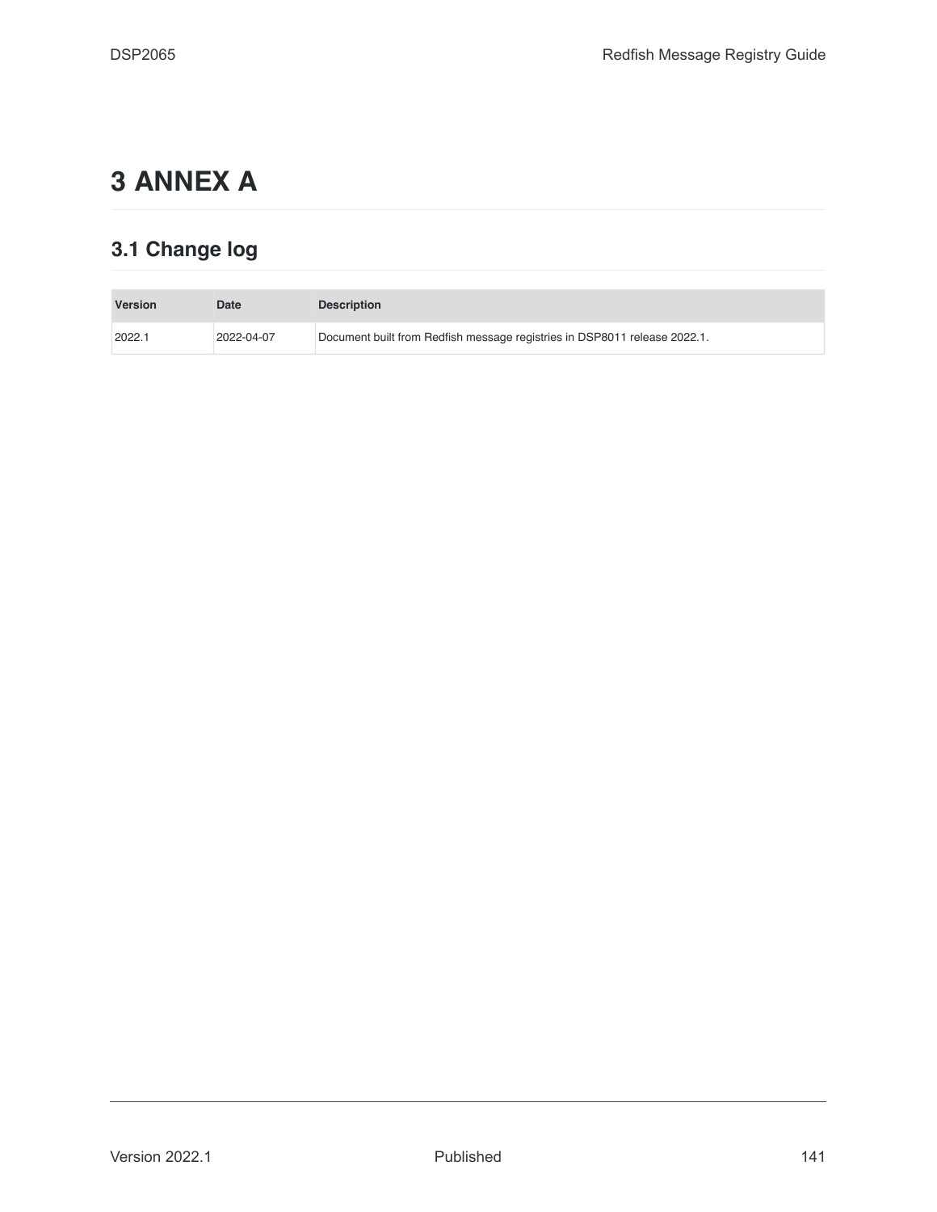# 3 ANNEX A

## 3.1 Change log

| Version | Date | Description |
|---|---|---|
| 2022.1 | 2022-04-07 | Document built from Redfish message registries in DSP8011 release 2022.1. |